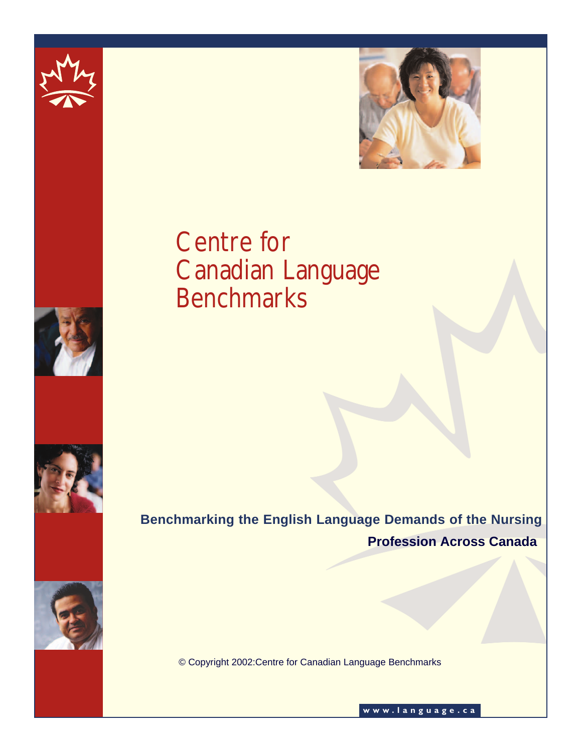# Centre for Canadian Language Benchmarks

## Benchmarking the English Language Demands of the Nursing Profession Across Canada

© Copyright 2002:Centre for Canadian Language Benchmarks

www.language.ca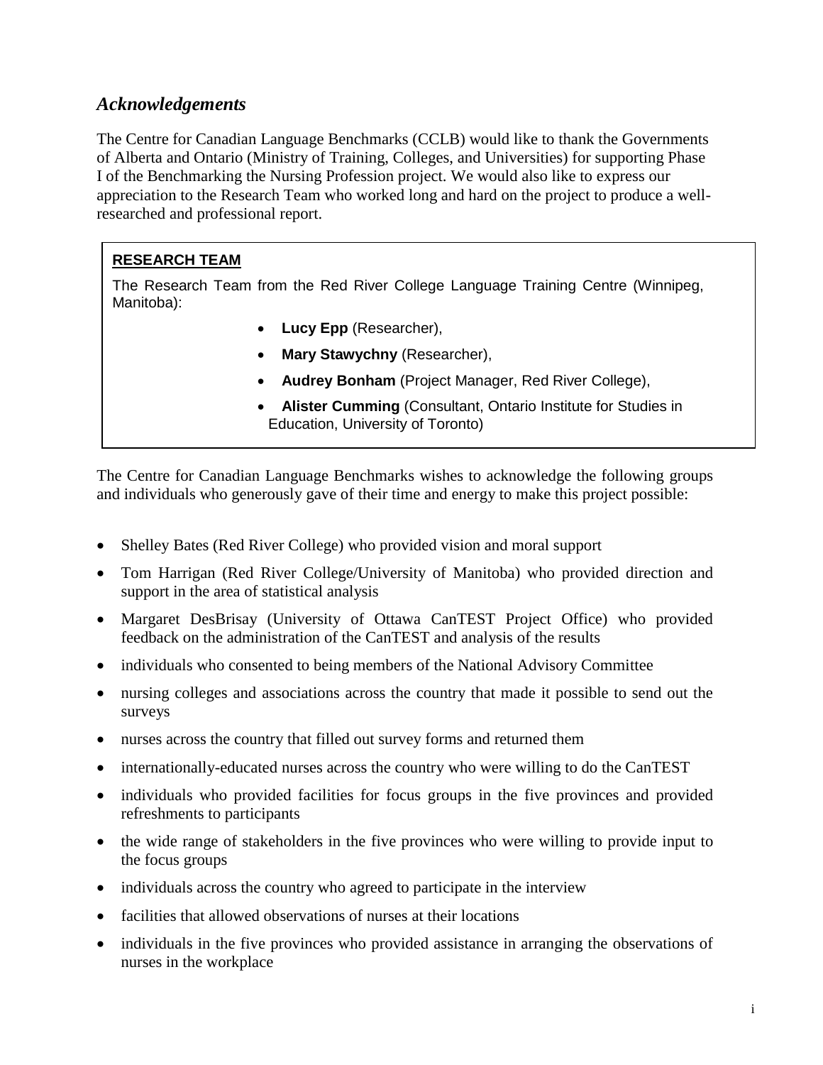## *Acknowledgements*

The Centre for Canadian Language Benchmarks (CCLB) would like to thank the Governments of Alberta and Ontario (Ministry of Training, Colleges, and Universities) for supporting Phase I of the Benchmarking the Nursing Profession project. We would also like to express our appreciation to the Research Team who worked long and hard on the project to produce a well-researched and professional report.

**RESEARCH TEAM**

The Research Team from the Red River College Language Training Centre (Winnipeg, Manitoba):

- **Lucy Epp** (Researcher),
- **Mary Stawychny** (Researcher),
- **Audrey Bonham** (Project Manager, Red River College),
- **Alister Cumming** (Consultant, Ontario Institute for Studies in Education, University of Toronto)

The Centre for Canadian Language Benchmarks wishes to acknowledge the following groups and individuals who generously gave of their time and energy to make this project possible:

- Shelley Bates (Red River College) who provided vision and moral support
- Tom Harrigan (Red River College/University of Manitoba) who provided direction and support in the area of statistical analysis
- Margaret DesBrisay (University of Ottawa CanTEST Project Office) who provided feedback on the administration of the CanTEST and analysis of the results
- individuals who consented to being members of the National Advisory Committee
- nursing colleges and associations across the country that made it possible to send out the surveys
- nurses across the country that filled out survey forms and returned them
- internationally-educated nurses across the country who were willing to do the CanTEST
- individuals who provided facilities for focus groups in the five provinces and provided refreshments to participants
- the wide range of stakeholders in the five provinces who were willing to provide input to the focus groups
- individuals across the country who agreed to participate in the interview
- facilities that allowed observations of nurses at their locations
- individuals in the five provinces who provided assistance in arranging the observations of nurses in the workplace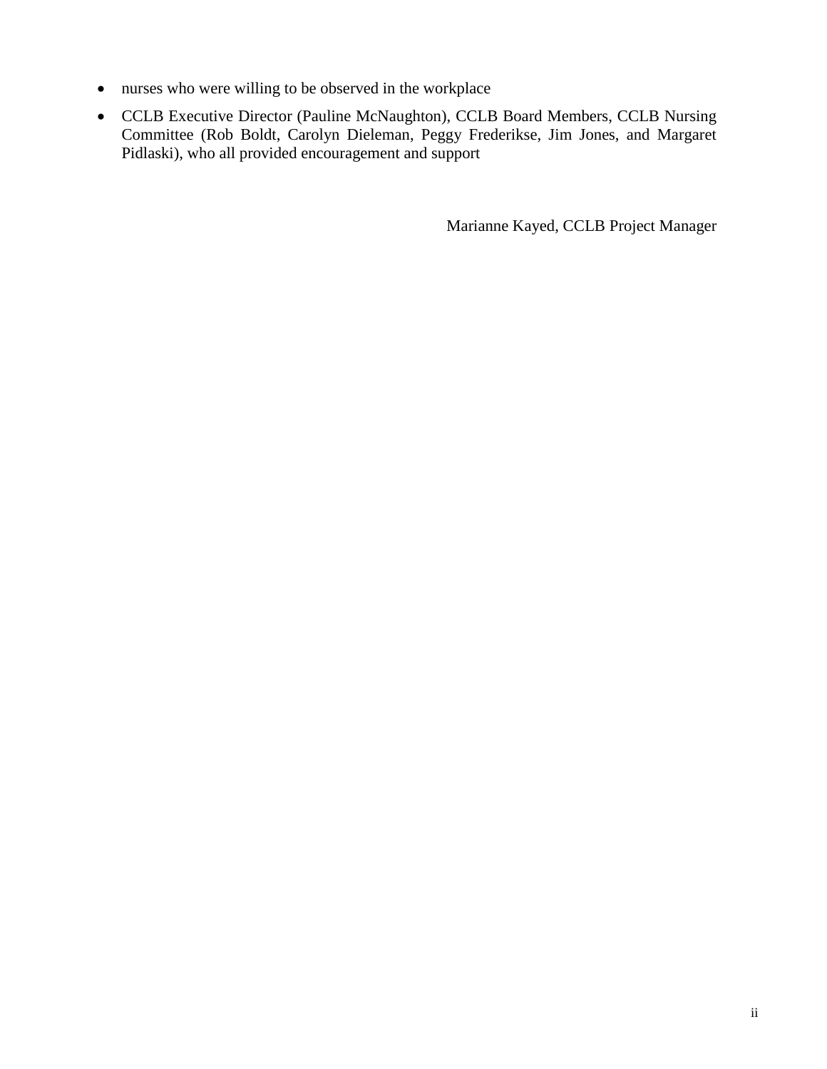- nurses who were willing to be observed in the workplace
- CCLB Executive Director (Pauline McNaughton), CCLB Board Members, CCLB Nursing Committee (Rob Boldt, Carolyn Dieleman, Peggy Frederikse, Jim Jones, and Margaret Pidlaski), who all provided encouragement and support

Marianne Kayed, CCLB Project Manager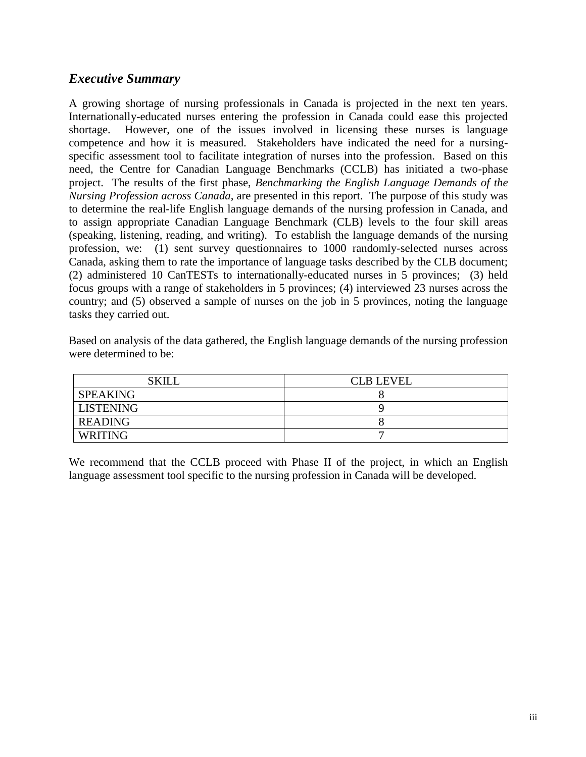## *Executive Summary*

A growing shortage of nursing professionals in Canada is projected in the next ten years. Internationally-educated nurses entering the profession in Canada could ease this projected shortage. However, one of the issues involved in licensing these nurses is language competence and how it is measured. Stakeholders have indicated the need for a nursing-specific assessment tool to facilitate integration of nurses into the profession. Based on this need, the Centre for Canadian Language Benchmarks (CCLB) has initiated a two-phase project. The results of the first phase, *Benchmarking the English Language Demands of the Nursing Profession across Canada*, are presented in this report. The purpose of this study was to determine the real-life English language demands of the nursing profession in Canada, and to assign appropriate Canadian Language Benchmark (CLB) levels to the four skill areas (speaking, listening, reading, and writing). To establish the language demands of the nursing profession, we: (1) sent survey questionnaires to 1000 randomly-selected nurses across Canada, asking them to rate the importance of language tasks described by the CLB document; (2) administered 10 CanTESTs to internationally-educated nurses in 5 provinces; (3) held focus groups with a range of stakeholders in 5 provinces; (4) interviewed 23 nurses across the country; and (5) observed a sample of nurses on the job in 5 provinces, noting the language tasks they carried out.

Based on analysis of the data gathered, the English language demands of the nursing profession were determined to be:

| SKILL | CLB LEVEL |
|---|---|
| SPEAKING | 8 |
| LISTENING | 9 |
| READING | 8 |
| WRITING | 7 |

We recommend that the CCLB proceed with Phase II of the project, in which an English language assessment tool specific to the nursing profession in Canada will be developed.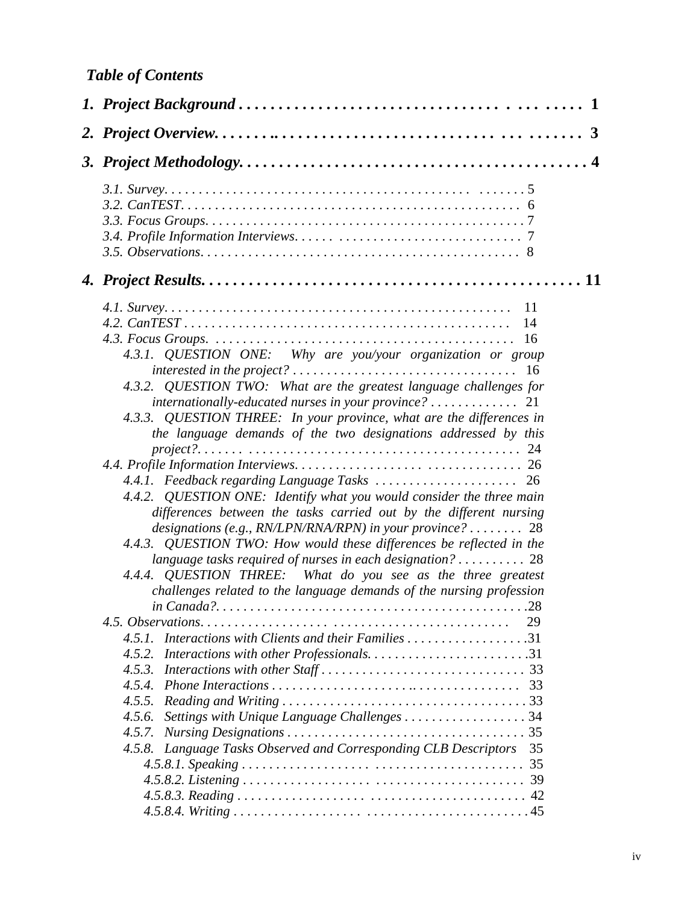***Table of Contents***

***1. Project Background . . . . . . . . . . . . . . . . . . . . . . . . . . . . . . . . . . . . . . . . . . . . . 1***

***2. Project Overview. . . . . . . . . . . . . . . . . . . . . . . . . . . . . . . . . . . . . . . . . . . . . . 3***

***3. Project Methodology. . . . . . . . . . . . . . . . . . . . . . . . . . . . . . . . . . . . . . . . . . . . 4***

*3.1. Survey. . . . . . . . . . . . . . . . . . . . . . . . . . . . . . . . . . . . . . . . . . . . . . . . 5*
*3.2. CanTEST. . . . . . . . . . . . . . . . . . . . . . . . . . . . . . . . . . . . . . . . . . . . . . . 6*
*3.3. Focus Groups. . . . . . . . . . . . . . . . . . . . . . . . . . . . . . . . . . . . . . . . . . . . 7*
*3.4. Profile Information Interviews. . . . . . . . . . . . . . . . . . . . . . . . . . . . . . . . . 7*
*3.5. Observations. . . . . . . . . . . . . . . . . . . . . . . . . . . . . . . . . . . . . . . . . . . . 8*

***4. Project Results. . . . . . . . . . . . . . . . . . . . . . . . . . . . . . . . . . . . . . . . . . . . . . 11***

*4.1. Survey. . . . . . . . . . . . . . . . . . . . . . . . . . . . . . . . . . . . . . . . . . . . . . . . 11*
*4.2. CanTEST . . . . . . . . . . . . . . . . . . . . . . . . . . . . . . . . . . . . . . . . . . . . . . 14*
*4.3. Focus Groups. . . . . . . . . . . . . . . . . . . . . . . . . . . . . . . . . . . . . . . . . . . . 16*
*4.3.1. QUESTION ONE: Why are you/your organization or group interested in the project? . . . . . . . . . . . . . . . . . . . . . . . . . . . . . . . . 16*
*4.3.2. QUESTION TWO: What are the greatest language challenges for internationally-educated nurses in your province? . . . . . . . . . . . . . 21*
*4.3.3. QUESTION THREE: In your province, what are the differences in the language demands of the two designations addressed by this project?. . . . . . . . . . . . . . . . . . . . . . . . . . . . . . . . . . . . . . . . . . . 24*
*4.4. Profile Information Interviews. . . . . . . . . . . . . . . . . . . . . . . . . . . . . . . . 26*
*4.4.1. Feedback regarding Language Tasks . . . . . . . . . . . . . . . . . . . . . 26*
*4.4.2. QUESTION ONE: Identify what you would consider the three main differences between the tasks carried out by the different nursing designations (e.g., RN/LPN/RNA/RPN) in your province? . . . . . . . . 28*
*4.4.3. QUESTION TWO: How would these differences be reflected in the language tasks required of nurses in each designation? . . . . . . . . . . 28*
*4.4.4. QUESTION THREE: What do you see as the three greatest challenges related to the language demands of the nursing profession in Canada?. . . . . . . . . . . . . . . . . . . . . . . . . . . . . . . . . . . . . . . . . . . .28*
*4.5. Observations. . . . . . . . . . . . . . . . . . . . . . . . . . . . . . . . . . . . . . . . . . . . 29*
*4.5.1. Interactions with Clients and their Families . . . . . . . . . . . . . . . . . .31*
*4.5.2. Interactions with other Professionals. . . . . . . . . . . . . . . . . . . . . . . .31*
*4.5.3. Interactions with other Staff . . . . . . . . . . . . . . . . . . . . . . . . . . . . . 33*
*4.5.4. Phone Interactions . . . . . . . . . . . . . . . . . . . . . . . . . . . . . . . . . . . 33*
*4.5.5. Reading and Writing . . . . . . . . . . . . . . . . . . . . . . . . . . . . . . . . . . 33*
*4.5.6. Settings with Unique Language Challenges . . . . . . . . . . . . . . . . . . 34*
*4.5.7. Nursing Designations . . . . . . . . . . . . . . . . . . . . . . . . . . . . . . . . . . 35*
*4.5.8. Language Tasks Observed and Corresponding CLB Descriptors 35*
*4.5.8.1. Speaking . . . . . . . . . . . . . . . . . . . . . . . . . . . . . . . . . . . . . . . . 35*
*4.5.8.2. Listening . . . . . . . . . . . . . . . . . . . . . . . . . . . . . . . . . . . . . . . 39*
*4.5.8.3. Reading . . . . . . . . . . . . . . . . . . . . . . . . . . . . . . . . . . . . . . . . 42*
*4.5.8.4. Writing . . . . . . . . . . . . . . . . . . . . . . . . . . . . . . . . . . . . . . . . .45*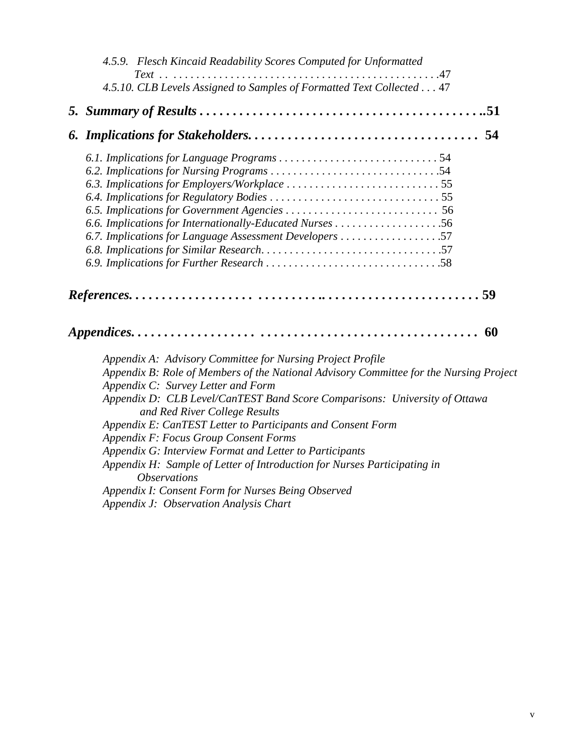*4.5.9. Flesch Kincaid Readability Scores Computed for Unformatted Text . . . . . . . . . . . . . . . . . . . . . . . . . . . . . . . . . . . . . . . . . . . . . . . . .47*
*4.5.10. CLB Levels Assigned to Samples of Formatted Text Collected . . . 47*

***5. Summary of Results . . . . . . . . . . . . . . . . . . . . . . . . . . . . . . . . . . . . . . . . . . ..51***

***6. Implications for Stakeholders. . . . . . . . . . . . . . . . . . . . . . . . . . . . . . . . . . . 54***

*6.1. Implications for Language Programs . . . . . . . . . . . . . . . . . . . . . . . . . . . . 54*
*6.2. Implications for Nursing Programs . . . . . . . . . . . . . . . . . . . . . . . . . . . . . .54*
*6.3. Implications for Employers/Workplace . . . . . . . . . . . . . . . . . . . . . . . . . . . 55*
*6.4. Implications for Regulatory Bodies . . . . . . . . . . . . . . . . . . . . . . . . . . . . . . 55*
*6.5. Implications for Government Agencies . . . . . . . . . . . . . . . . . . . . . . . . . . . 56*
*6.6. Implications for Internationally-Educated Nurses . . . . . . . . . . . . . . . . . . .56*
*6.7. Implications for Language Assessment Developers . . . . . . . . . . . . . . . . . .57*
*6.8. Implications for Similar Research. . . . . . . . . . . . . . . . . . . . . . . . . . . . . . . .57*
*6.9. Implications for Further Research . . . . . . . . . . . . . . . . . . . . . . . . . . . . . . .58*

***References. . . . . . . . . . . . . . . . . . . . . . . . . . . .. . . . . . . . . . . . . . . . . . . . . . . 59***

***Appendices. . . . . . . . . . . . . . . . . . . . . . . . . . . . . . . . . . . . . . . . . . . . . . . . . . . 60***

*Appendix A: Advisory Committee for Nursing Project Profile*
*Appendix B: Role of Members of the National Advisory Committee for the Nursing Project*
*Appendix C: Survey Letter and Form*
*Appendix D: CLB Level/CanTEST Band Score Comparisons: University of Ottawa and Red River College Results*
*Appendix E: CanTEST Letter to Participants and Consent Form*
*Appendix F: Focus Group Consent Forms*
*Appendix G: Interview Format and Letter to Participants*
*Appendix H: Sample of Letter of Introduction for Nurses Participating in Observations*
*Appendix I: Consent Form for Nurses Being Observed*
*Appendix J: Observation Analysis Chart*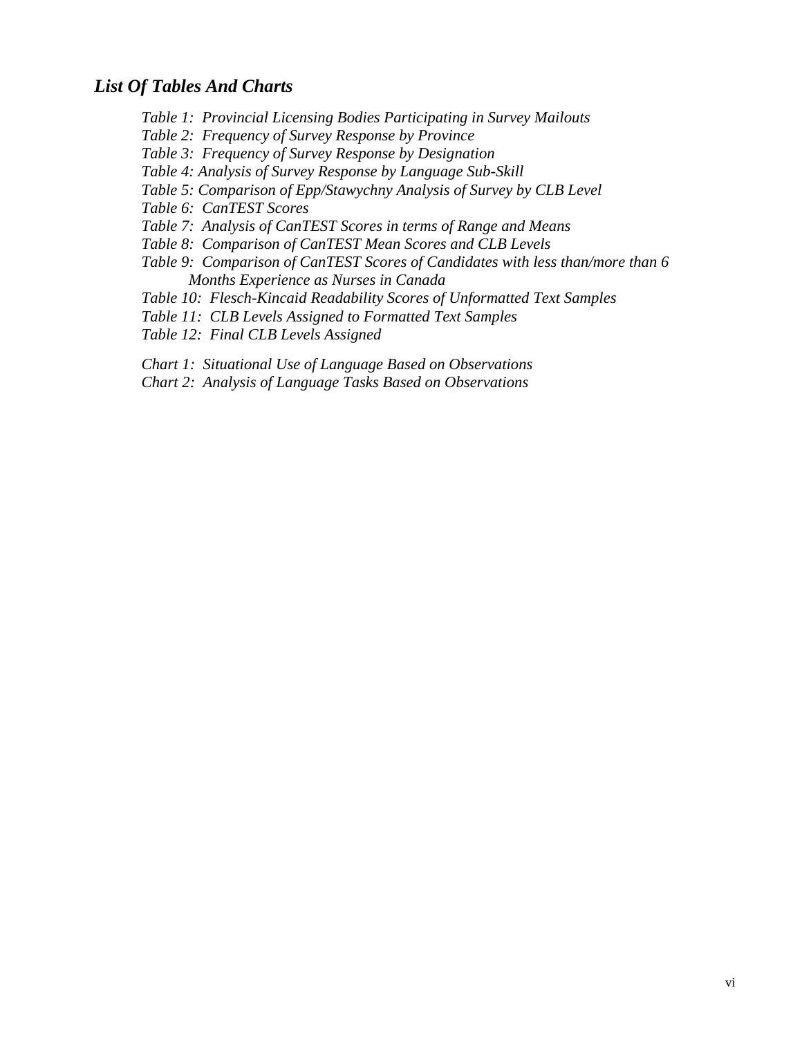## *List Of Tables And Charts*

*Table 1: Provincial Licensing Bodies Participating in Survey Mailouts*
*Table 2: Frequency of Survey Response by Province*
*Table 3: Frequency of Survey Response by Designation*
*Table 4: Analysis of Survey Response by Language Sub-Skill*
*Table 5: Comparison of Epp/Stawychny Analysis of Survey by CLB Level*
*Table 6: CanTEST Scores*
*Table 7: Analysis of CanTEST Scores in terms of Range and Means*
*Table 8: Comparison of CanTEST Mean Scores and CLB Levels*
*Table 9: Comparison of CanTEST Scores of Candidates with less than/more than 6 Months Experience as Nurses in Canada*
*Table 10: Flesch-Kincaid Readability Scores of Unformatted Text Samples*
*Table 11: CLB Levels Assigned to Formatted Text Samples*
*Table 12: Final CLB Levels Assigned*

*Chart 1: Situational Use of Language Based on Observations*
*Chart 2: Analysis of Language Tasks Based on Observations*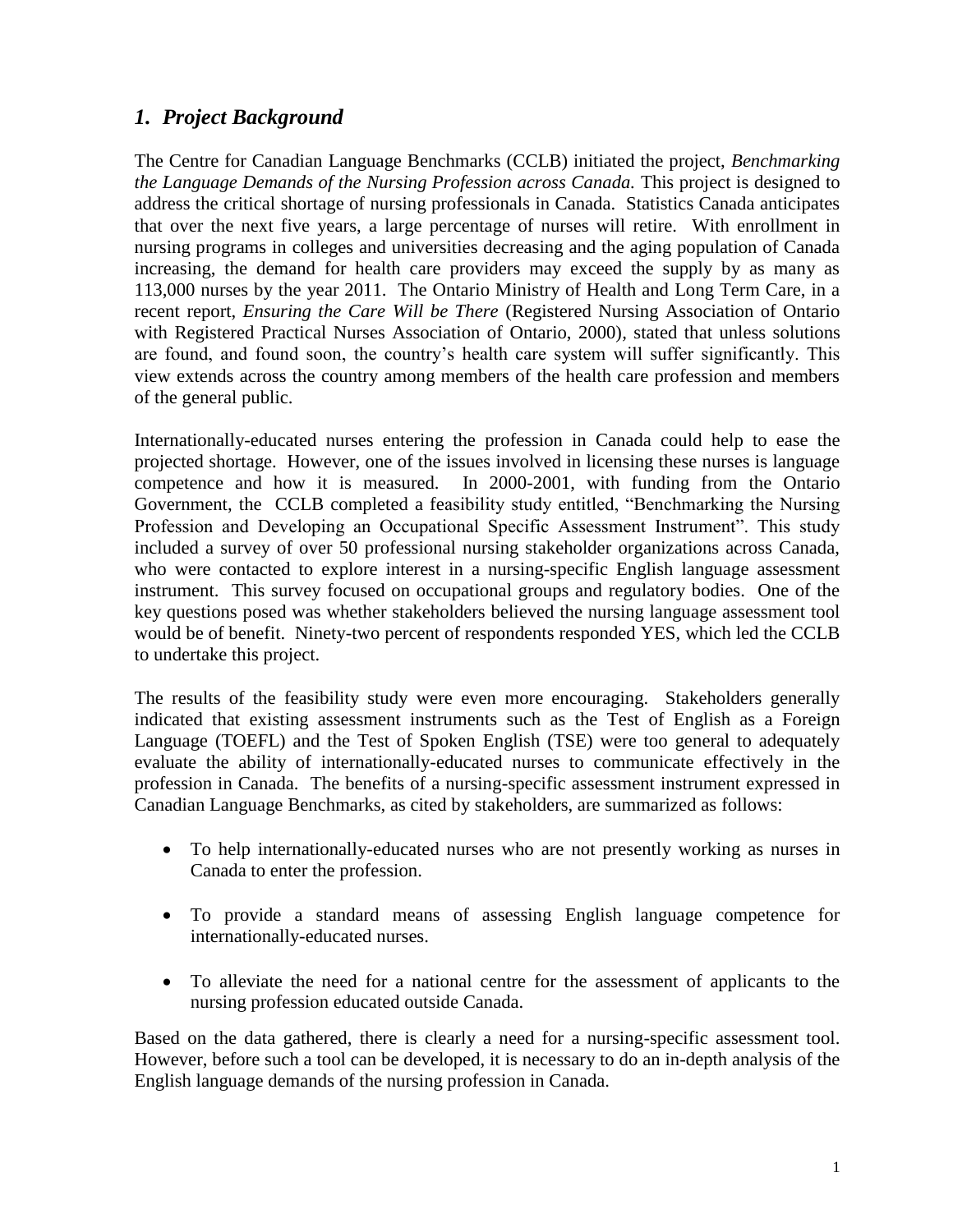## *1. Project Background*

The Centre for Canadian Language Benchmarks (CCLB) initiated the project, *Benchmarking the Language Demands of the Nursing Profession across Canada.* This project is designed to address the critical shortage of nursing professionals in Canada. Statistics Canada anticipates that over the next five years, a large percentage of nurses will retire. With enrollment in nursing programs in colleges and universities decreasing and the aging population of Canada increasing, the demand for health care providers may exceed the supply by as many as 113,000 nurses by the year 2011. The Ontario Ministry of Health and Long Term Care, in a recent report, *Ensuring the Care Will be There* (Registered Nursing Association of Ontario with Registered Practical Nurses Association of Ontario, 2000), stated that unless solutions are found, and found soon, the country's health care system will suffer significantly. This view extends across the country among members of the health care profession and members of the general public.

Internationally-educated nurses entering the profession in Canada could help to ease the projected shortage. However, one of the issues involved in licensing these nurses is language competence and how it is measured. In 2000-2001, with funding from the Ontario Government, the CCLB completed a feasibility study entitled, "Benchmarking the Nursing Profession and Developing an Occupational Specific Assessment Instrument". This study included a survey of over 50 professional nursing stakeholder organizations across Canada, who were contacted to explore interest in a nursing-specific English language assessment instrument. This survey focused on occupational groups and regulatory bodies. One of the key questions posed was whether stakeholders believed the nursing language assessment tool would be of benefit. Ninety-two percent of respondents responded YES, which led the CCLB to undertake this project.

The results of the feasibility study were even more encouraging. Stakeholders generally indicated that existing assessment instruments such as the Test of English as a Foreign Language (TOEFL) and the Test of Spoken English (TSE) were too general to adequately evaluate the ability of internationally-educated nurses to communicate effectively in the profession in Canada. The benefits of a nursing-specific assessment instrument expressed in Canadian Language Benchmarks, as cited by stakeholders, are summarized as follows:

- To help internationally-educated nurses who are not presently working as nurses in Canada to enter the profession.
- To provide a standard means of assessing English language competence for internationally-educated nurses.
- To alleviate the need for a national centre for the assessment of applicants to the nursing profession educated outside Canada.

Based on the data gathered, there is clearly a need for a nursing-specific assessment tool. However, before such a tool can be developed, it is necessary to do an in-depth analysis of the English language demands of the nursing profession in Canada.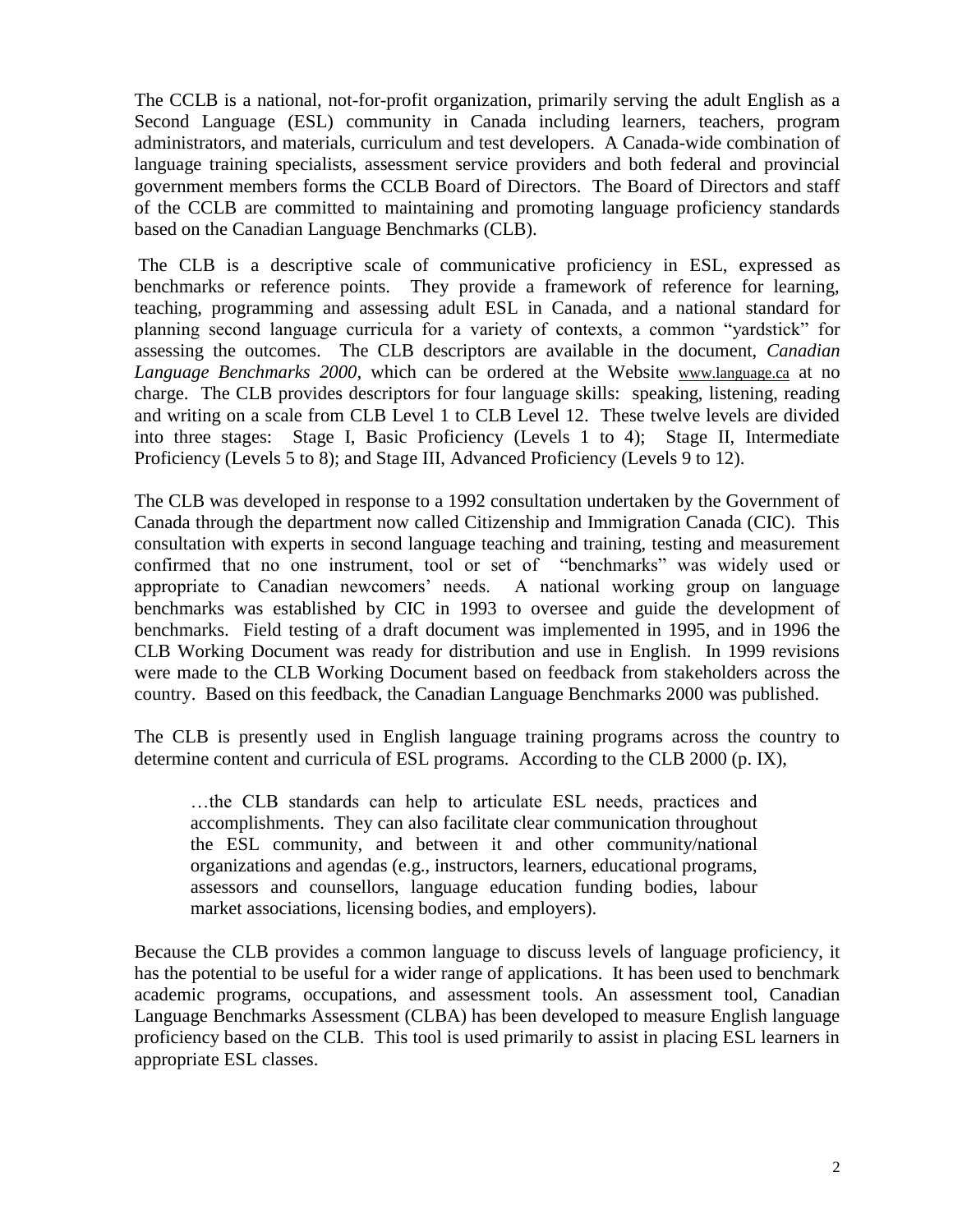The CCLB is a national, not-for-profit organization, primarily serving the adult English as a Second Language (ESL) community in Canada including learners, teachers, program administrators, and materials, curriculum and test developers. A Canada-wide combination of language training specialists, assessment service providers and both federal and provincial government members forms the CCLB Board of Directors. The Board of Directors and staff of the CCLB are committed to maintaining and promoting language proficiency standards based on the Canadian Language Benchmarks (CLB).

The CLB is a descriptive scale of communicative proficiency in ESL, expressed as benchmarks or reference points. They provide a framework of reference for learning, teaching, programming and assessing adult ESL in Canada, and a national standard for planning second language curricula for a variety of contexts, a common "yardstick" for assessing the outcomes. The CLB descriptors are available in the document, *Canadian Language Benchmarks 2000*, which can be ordered at the Website www.language.ca at no charge. The CLB provides descriptors for four language skills: speaking, listening, reading and writing on a scale from CLB Level 1 to CLB Level 12. These twelve levels are divided into three stages: Stage I, Basic Proficiency (Levels 1 to 4); Stage II, Intermediate Proficiency (Levels 5 to 8); and Stage III, Advanced Proficiency (Levels 9 to 12).

The CLB was developed in response to a 1992 consultation undertaken by the Government of Canada through the department now called Citizenship and Immigration Canada (CIC). This consultation with experts in second language teaching and training, testing and measurement confirmed that no one instrument, tool or set of "benchmarks" was widely used or appropriate to Canadian newcomers' needs. A national working group on language benchmarks was established by CIC in 1993 to oversee and guide the development of benchmarks. Field testing of a draft document was implemented in 1995, and in 1996 the CLB Working Document was ready for distribution and use in English. In 1999 revisions were made to the CLB Working Document based on feedback from stakeholders across the country. Based on this feedback, the Canadian Language Benchmarks 2000 was published.

The CLB is presently used in English language training programs across the country to determine content and curricula of ESL programs. According to the CLB 2000 (p. IX),

> …the CLB standards can help to articulate ESL needs, practices and accomplishments. They can also facilitate clear communication throughout the ESL community, and between it and other community/national organizations and agendas (e.g., instructors, learners, educational programs, assessors and counsellors, language education funding bodies, labour market associations, licensing bodies, and employers).

Because the CLB provides a common language to discuss levels of language proficiency, it has the potential to be useful for a wider range of applications. It has been used to benchmark academic programs, occupations, and assessment tools. An assessment tool, Canadian Language Benchmarks Assessment (CLBA) has been developed to measure English language proficiency based on the CLB. This tool is used primarily to assist in placing ESL learners in appropriate ESL classes.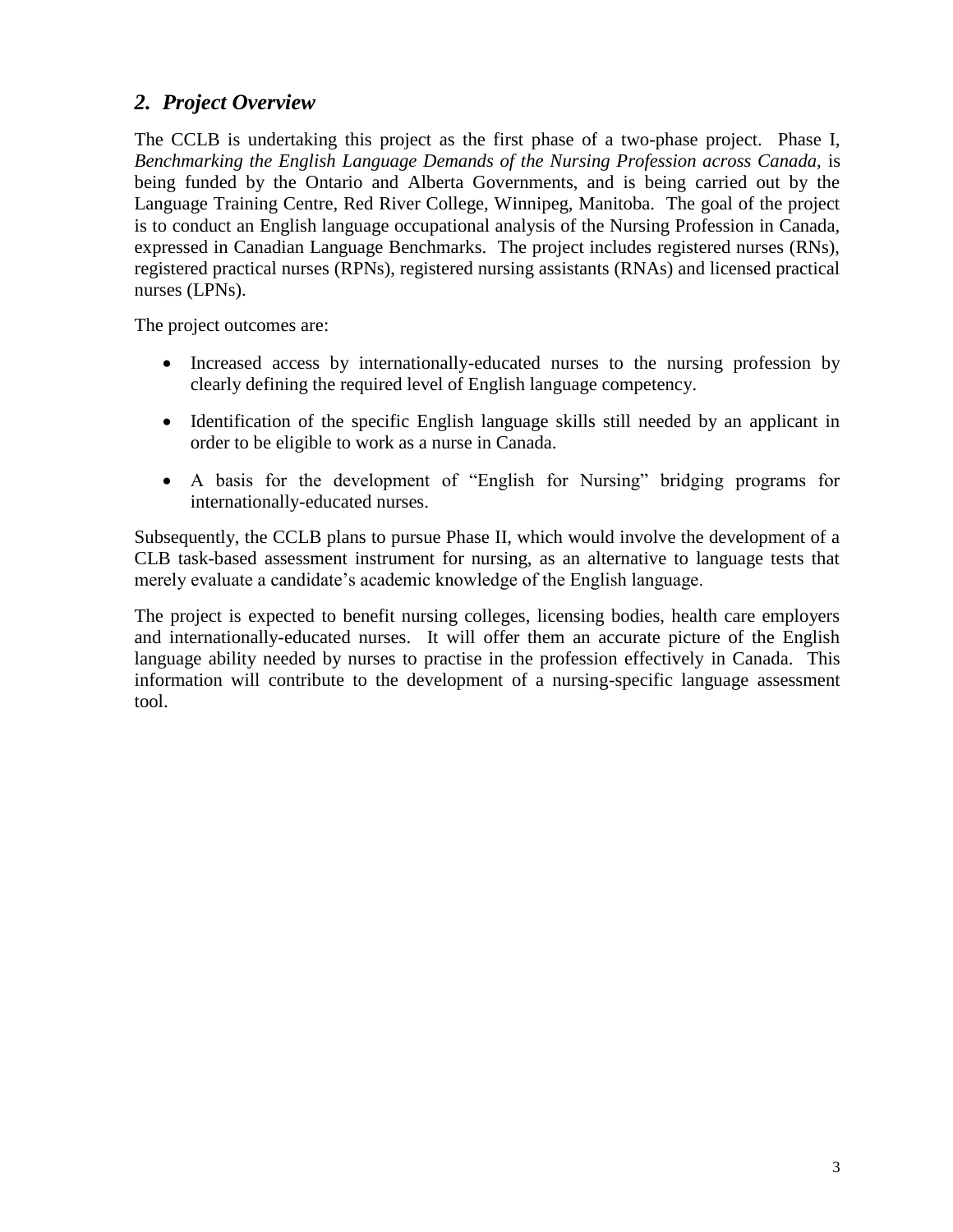## *2. Project Overview*

The CCLB is undertaking this project as the first phase of a two-phase project. Phase I, *Benchmarking the English Language Demands of the Nursing Profession across Canada,* is being funded by the Ontario and Alberta Governments, and is being carried out by the Language Training Centre, Red River College, Winnipeg, Manitoba. The goal of the project is to conduct an English language occupational analysis of the Nursing Profession in Canada, expressed in Canadian Language Benchmarks. The project includes registered nurses (RNs), registered practical nurses (RPNs), registered nursing assistants (RNAs) and licensed practical nurses (LPNs).

The project outcomes are:

- Increased access by internationally-educated nurses to the nursing profession by clearly defining the required level of English language competency.
- Identification of the specific English language skills still needed by an applicant in order to be eligible to work as a nurse in Canada.
- A basis for the development of "English for Nursing" bridging programs for internationally-educated nurses.

Subsequently, the CCLB plans to pursue Phase II, which would involve the development of a CLB task-based assessment instrument for nursing, as an alternative to language tests that merely evaluate a candidate's academic knowledge of the English language.

The project is expected to benefit nursing colleges, licensing bodies, health care employers and internationally-educated nurses. It will offer them an accurate picture of the English language ability needed by nurses to practise in the profession effectively in Canada. This information will contribute to the development of a nursing-specific language assessment tool.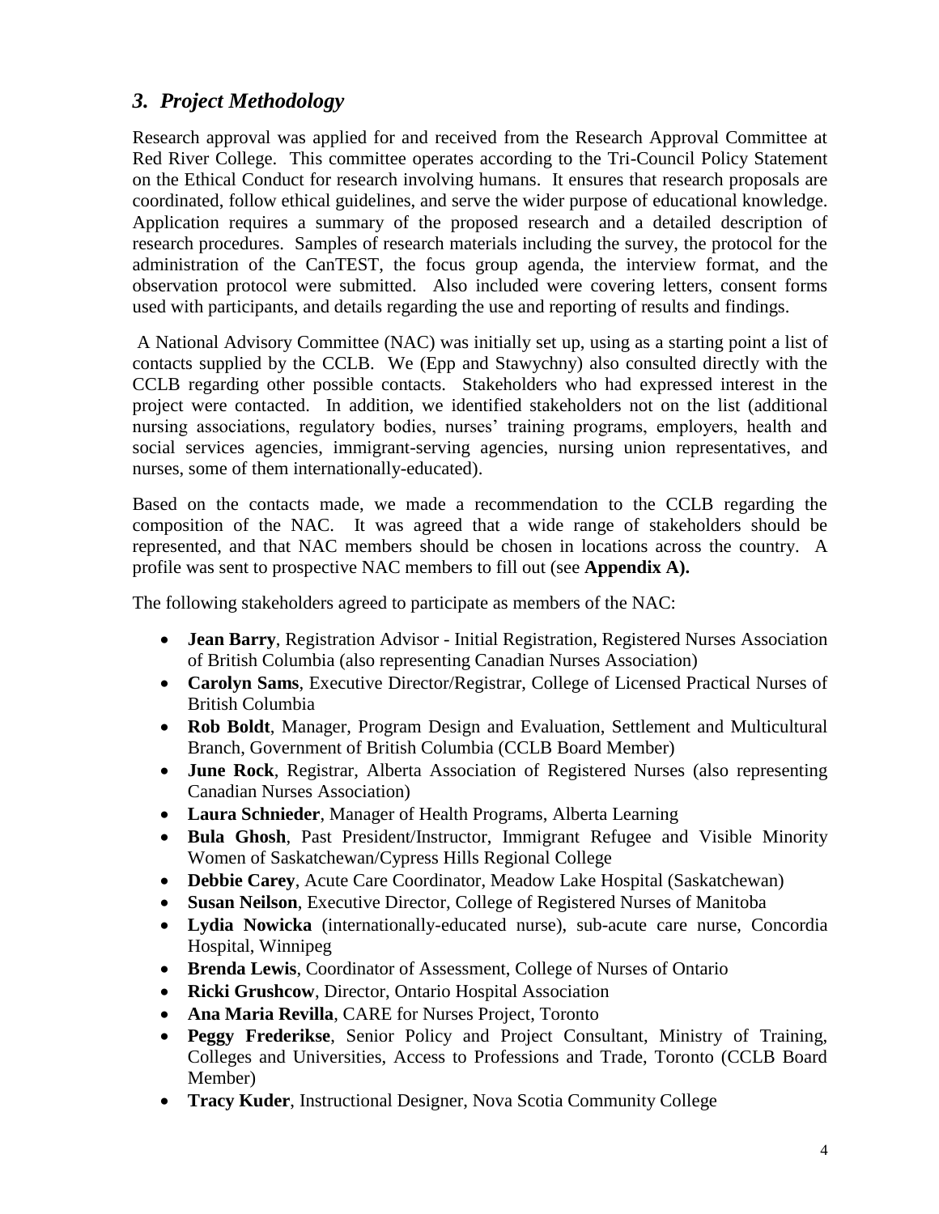## *3. Project Methodology*

Research approval was applied for and received from the Research Approval Committee at Red River College. This committee operates according to the Tri-Council Policy Statement on the Ethical Conduct for research involving humans. It ensures that research proposals are coordinated, follow ethical guidelines, and serve the wider purpose of educational knowledge. Application requires a summary of the proposed research and a detailed description of research procedures. Samples of research materials including the survey, the protocol for the administration of the CanTEST, the focus group agenda, the interview format, and the observation protocol were submitted. Also included were covering letters, consent forms used with participants, and details regarding the use and reporting of results and findings.

A National Advisory Committee (NAC) was initially set up, using as a starting point a list of contacts supplied by the CCLB. We (Epp and Stawychny) also consulted directly with the CCLB regarding other possible contacts. Stakeholders who had expressed interest in the project were contacted. In addition, we identified stakeholders not on the list (additional nursing associations, regulatory bodies, nurses' training programs, employers, health and social services agencies, immigrant-serving agencies, nursing union representatives, and nurses, some of them internationally-educated).

Based on the contacts made, we made a recommendation to the CCLB regarding the composition of the NAC. It was agreed that a wide range of stakeholders should be represented, and that NAC members should be chosen in locations across the country. A profile was sent to prospective NAC members to fill out (see **Appendix A).**

The following stakeholders agreed to participate as members of the NAC:

- **Jean Barry**, Registration Advisor - Initial Registration, Registered Nurses Association of British Columbia (also representing Canadian Nurses Association)
- **Carolyn Sams**, Executive Director/Registrar, College of Licensed Practical Nurses of British Columbia
- **Rob Boldt**, Manager, Program Design and Evaluation, Settlement and Multicultural Branch, Government of British Columbia (CCLB Board Member)
- **June Rock**, Registrar, Alberta Association of Registered Nurses (also representing Canadian Nurses Association)
- **Laura Schnieder**, Manager of Health Programs, Alberta Learning
- **Bula Ghosh**, Past President/Instructor, Immigrant Refugee and Visible Minority Women of Saskatchewan/Cypress Hills Regional College
- **Debbie Carey**, Acute Care Coordinator, Meadow Lake Hospital (Saskatchewan)
- **Susan Neilson**, Executive Director, College of Registered Nurses of Manitoba
- **Lydia Nowicka** (internationally-educated nurse), sub-acute care nurse, Concordia Hospital, Winnipeg
- **Brenda Lewis**, Coordinator of Assessment, College of Nurses of Ontario
- **Ricki Grushcow**, Director, Ontario Hospital Association
- **Ana Maria Revilla**, CARE for Nurses Project, Toronto
- **Peggy Frederikse**, Senior Policy and Project Consultant, Ministry of Training, Colleges and Universities, Access to Professions and Trade, Toronto (CCLB Board Member)
- **Tracy Kuder**, Instructional Designer, Nova Scotia Community College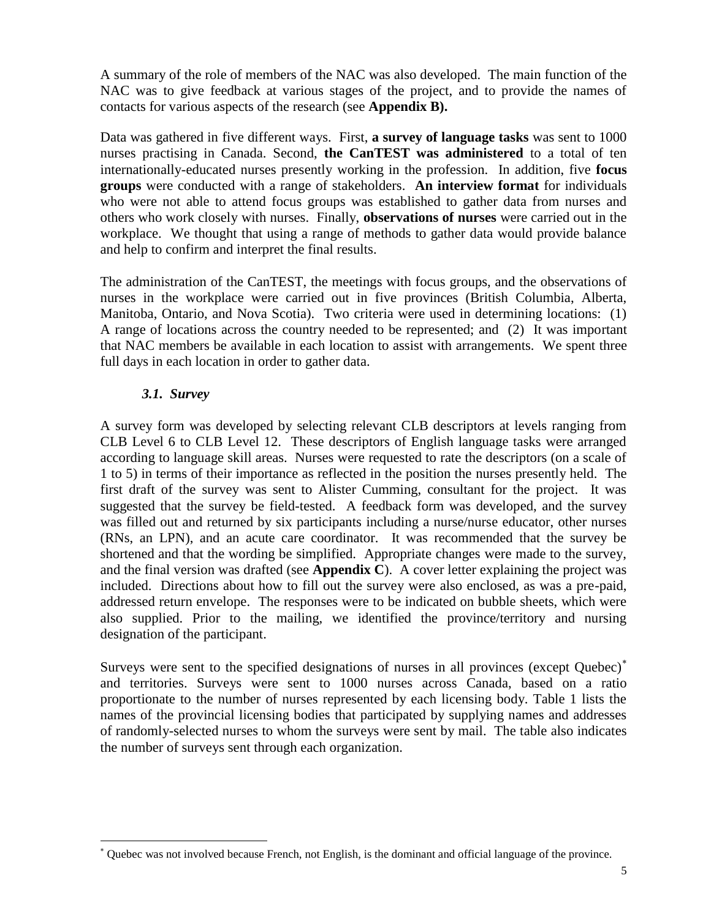A summary of the role of members of the NAC was also developed. The main function of the NAC was to give feedback at various stages of the project, and to provide the names of contacts for various aspects of the research (see **Appendix B).**

Data was gathered in five different ways. First, **a survey of language tasks** was sent to 1000 nurses practising in Canada. Second, **the CanTEST was administered** to a total of ten internationally-educated nurses presently working in the profession. In addition, five **focus groups** were conducted with a range of stakeholders. **An interview format** for individuals who were not able to attend focus groups was established to gather data from nurses and others who work closely with nurses. Finally, **observations of nurses** were carried out in the workplace. We thought that using a range of methods to gather data would provide balance and help to confirm and interpret the final results.

The administration of the CanTEST, the meetings with focus groups, and the observations of nurses in the workplace were carried out in five provinces (British Columbia, Alberta, Manitoba, Ontario, and Nova Scotia). Two criteria were used in determining locations: (1) A range of locations across the country needed to be represented; and (2) It was important that NAC members be available in each location to assist with arrangements. We spent three full days in each location in order to gather data.

### *3.1. Survey*

A survey form was developed by selecting relevant CLB descriptors at levels ranging from CLB Level 6 to CLB Level 12. These descriptors of English language tasks were arranged according to language skill areas. Nurses were requested to rate the descriptors (on a scale of 1 to 5) in terms of their importance as reflected in the position the nurses presently held. The first draft of the survey was sent to Alister Cumming, consultant for the project. It was suggested that the survey be field-tested. A feedback form was developed, and the survey was filled out and returned by six participants including a nurse/nurse educator, other nurses (RNs, an LPN), and an acute care coordinator. It was recommended that the survey be shortened and that the wording be simplified. Appropriate changes were made to the survey, and the final version was drafted (see **Appendix C**). A cover letter explaining the project was included. Directions about how to fill out the survey were also enclosed, as was a pre-paid, addressed return envelope. The responses were to be indicated on bubble sheets, which were also supplied. Prior to the mailing, we identified the province/territory and nursing designation of the participant.

Surveys were sent to the specified designations of nurses in all provinces (except Quebec)[*] and territories. Surveys were sent to 1000 nurses across Canada, based on a ratio proportionate to the number of nurses represented by each licensing body. Table 1 lists the names of the provincial licensing bodies that participated by supplying names and addresses of randomly-selected nurses to whom the surveys were sent by mail. The table also indicates the number of surveys sent through each organization.

[*] Quebec was not involved because French, not English, is the dominant and official language of the province.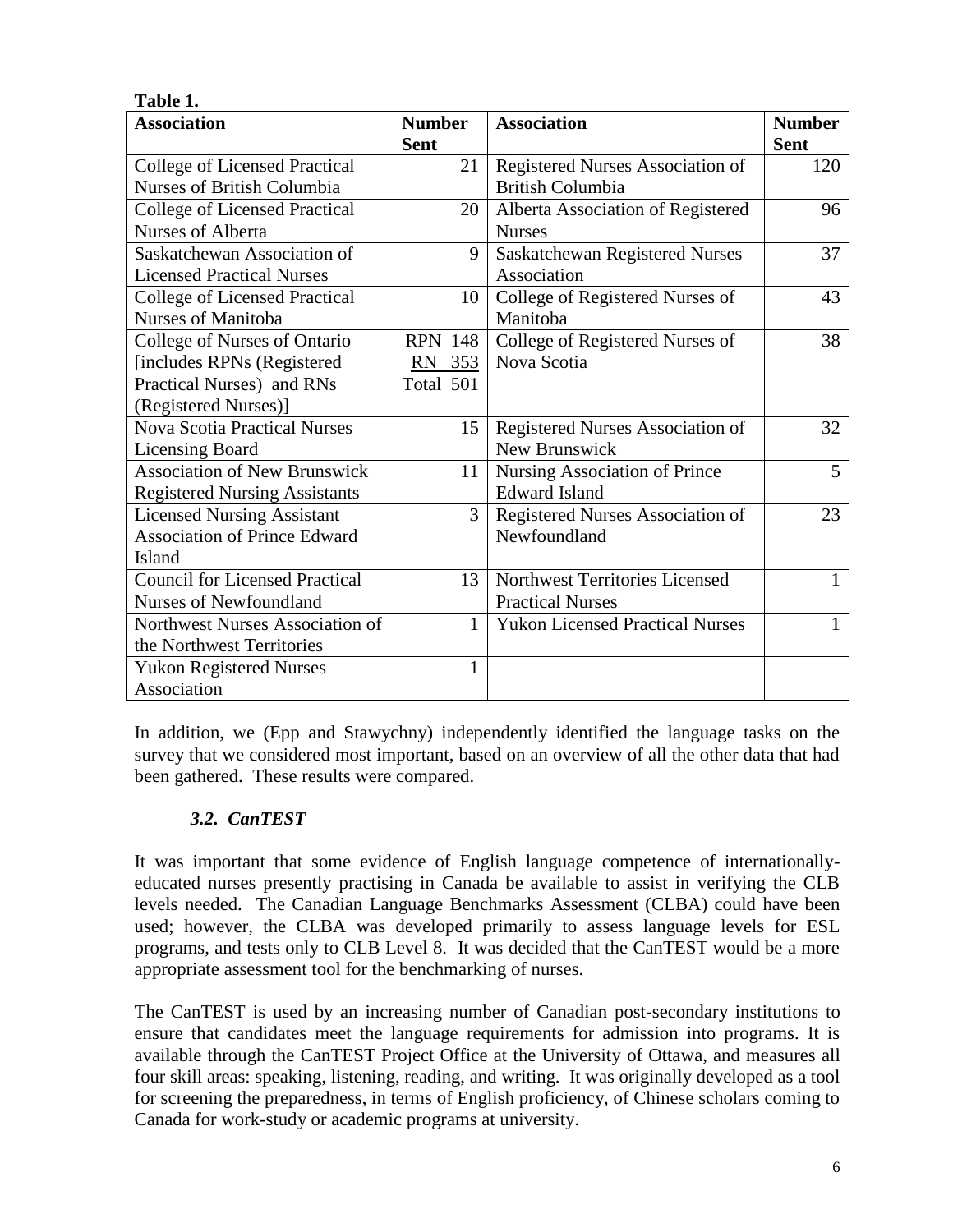**Table 1.**

| Association | Number Sent | Association | Number Sent |
|---|---|---|---|
| College of Licensed Practical Nurses of British Columbia | 21 | Registered Nurses Association of British Columbia | 120 |
| College of Licensed Practical Nurses of Alberta | 20 | Alberta Association of Registered Nurses | 96 |
| Saskatchewan Association of Licensed Practical Nurses | 9 | Saskatchewan Registered Nurses Association | 37 |
| College of Licensed Practical Nurses of Manitoba | 10 | College of Registered Nurses of Manitoba | 43 |
| College of Nurses of Ontario [includes RPNs (Registered Practical Nurses) and RNs (Registered Nurses)] | RPN 148<br>RN 353<br>Total 501 | College of Registered Nurses of Nova Scotia | 38 |
| Nova Scotia Practical Nurses Licensing Board | 15 | Registered Nurses Association of New Brunswick | 32 |
| Association of New Brunswick Registered Nursing Assistants | 11 | Nursing Association of Prince Edward Island | 5 |
| Licensed Nursing Assistant Association of Prince Edward Island | 3 | Registered Nurses Association of Newfoundland | 23 |
| Council for Licensed Practical Nurses of Newfoundland | 13 | Northwest Territories Licensed Practical Nurses | 1 |
| Northwest Nurses Association of the Northwest Territories | 1 | Yukon Licensed Practical Nurses | 1 |
| Yukon Registered Nurses Association | 1 | | |

In addition, we (Epp and Stawychny) independently identified the language tasks on the survey that we considered most important, based on an overview of all the other data that had been gathered. These results were compared.

### *3.2. CanTEST*

It was important that some evidence of English language competence of internationally-educated nurses presently practising in Canada be available to assist in verifying the CLB levels needed. The Canadian Language Benchmarks Assessment (CLBA) could have been used; however, the CLBA was developed primarily to assess language levels for ESL programs, and tests only to CLB Level 8. It was decided that the CanTEST would be a more appropriate assessment tool for the benchmarking of nurses.

The CanTEST is used by an increasing number of Canadian post-secondary institutions to ensure that candidates meet the language requirements for admission into programs. It is available through the CanTEST Project Office at the University of Ottawa, and measures all four skill areas: speaking, listening, reading, and writing. It was originally developed as a tool for screening the preparedness, in terms of English proficiency, of Chinese scholars coming to Canada for work-study or academic programs at university.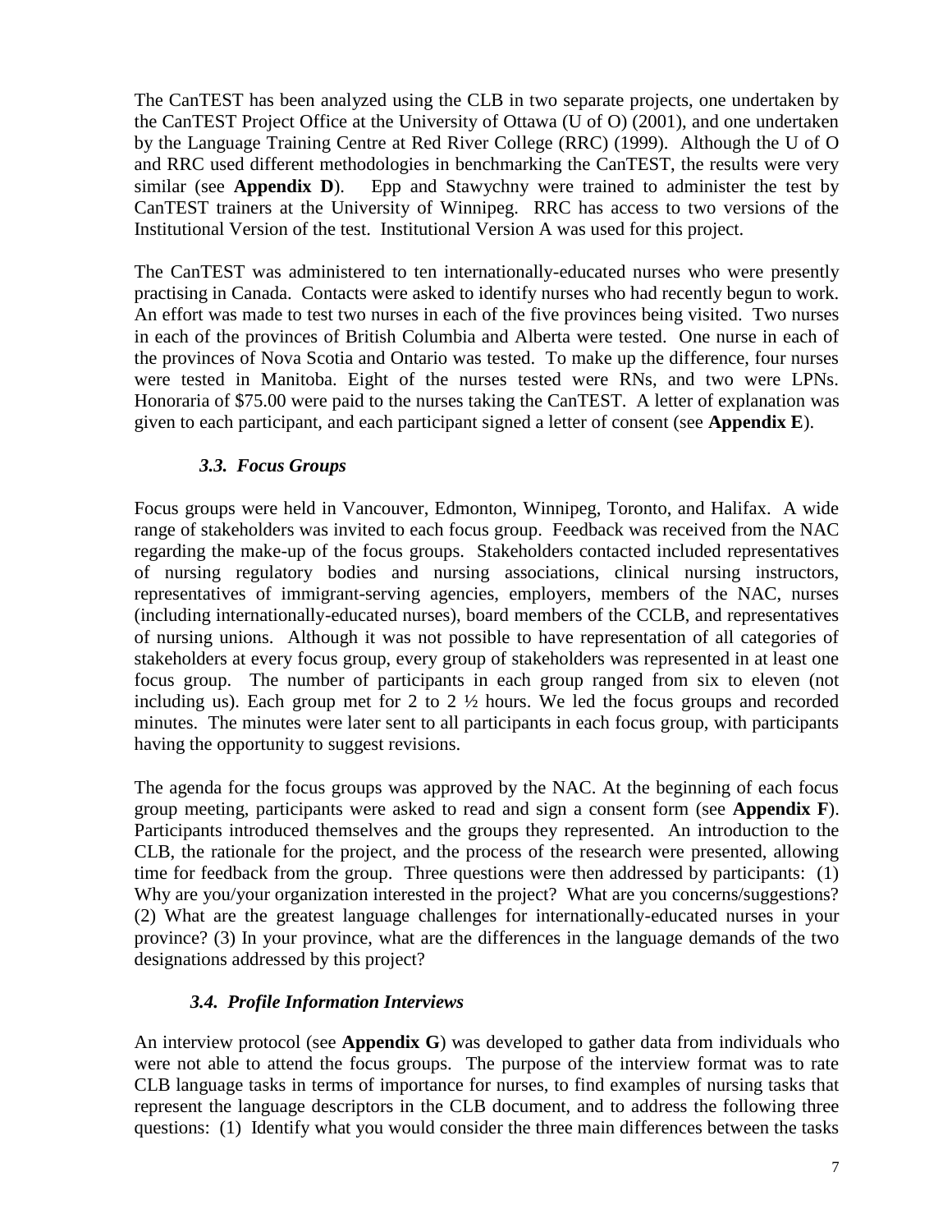The CanTEST has been analyzed using the CLB in two separate projects, one undertaken by the CanTEST Project Office at the University of Ottawa (U of O) (2001), and one undertaken by the Language Training Centre at Red River College (RRC) (1999). Although the U of O and RRC used different methodologies in benchmarking the CanTEST, the results were very similar (see **Appendix D**). Epp and Stawychny were trained to administer the test by CanTEST trainers at the University of Winnipeg. RRC has access to two versions of the Institutional Version of the test. Institutional Version A was used for this project.

The CanTEST was administered to ten internationally-educated nurses who were presently practising in Canada. Contacts were asked to identify nurses who had recently begun to work. An effort was made to test two nurses in each of the five provinces being visited. Two nurses in each of the provinces of British Columbia and Alberta were tested. One nurse in each of the provinces of Nova Scotia and Ontario was tested. To make up the difference, four nurses were tested in Manitoba. Eight of the nurses tested were RNs, and two were LPNs. Honoraria of $75.00 were paid to the nurses taking the CanTEST. A letter of explanation was given to each participant, and each participant signed a letter of consent (see **Appendix E**).

### *3.3. Focus Groups*

Focus groups were held in Vancouver, Edmonton, Winnipeg, Toronto, and Halifax. A wide range of stakeholders was invited to each focus group. Feedback was received from the NAC regarding the make-up of the focus groups. Stakeholders contacted included representatives of nursing regulatory bodies and nursing associations, clinical nursing instructors, representatives of immigrant-serving agencies, employers, members of the NAC, nurses (including internationally-educated nurses), board members of the CCLB, and representatives of nursing unions. Although it was not possible to have representation of all categories of stakeholders at every focus group, every group of stakeholders was represented in at least one focus group. The number of participants in each group ranged from six to eleven (not including us). Each group met for 2 to 2 ½ hours. We led the focus groups and recorded minutes. The minutes were later sent to all participants in each focus group, with participants having the opportunity to suggest revisions.

The agenda for the focus groups was approved by the NAC. At the beginning of each focus group meeting, participants were asked to read and sign a consent form (see **Appendix F**). Participants introduced themselves and the groups they represented. An introduction to the CLB, the rationale for the project, and the process of the research were presented, allowing time for feedback from the group. Three questions were then addressed by participants: (1) Why are you/your organization interested in the project? What are you concerns/suggestions? (2) What are the greatest language challenges for internationally-educated nurses in your province? (3) In your province, what are the differences in the language demands of the two designations addressed by this project?

### *3.4. Profile Information Interviews*

An interview protocol (see **Appendix G**) was developed to gather data from individuals who were not able to attend the focus groups. The purpose of the interview format was to rate CLB language tasks in terms of importance for nurses, to find examples of nursing tasks that represent the language descriptors in the CLB document, and to address the following three questions: (1) Identify what you would consider the three main differences between the tasks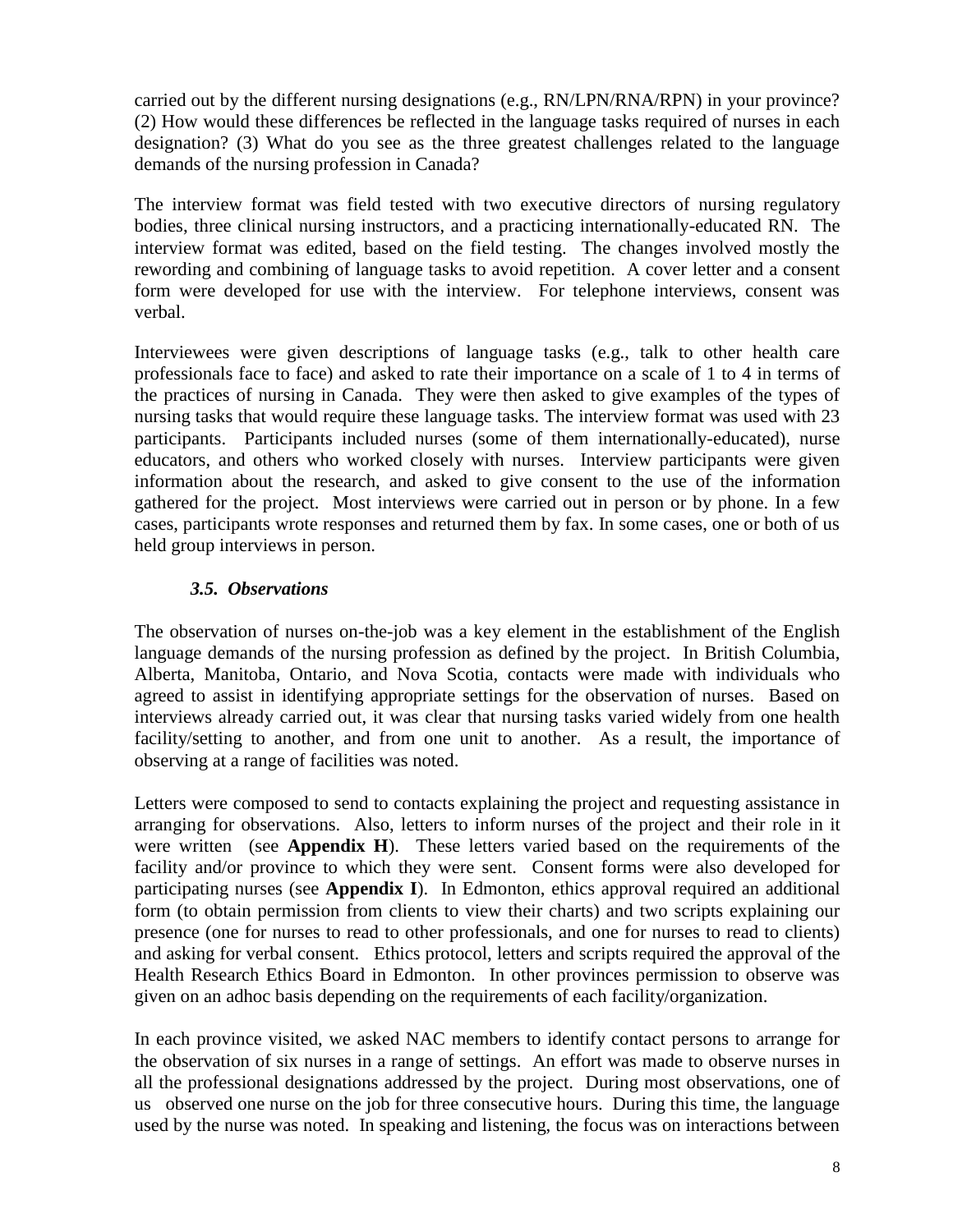carried out by the different nursing designations (e.g., RN/LPN/RNA/RPN) in your province? (2) How would these differences be reflected in the language tasks required of nurses in each designation? (3) What do you see as the three greatest challenges related to the language demands of the nursing profession in Canada?

The interview format was field tested with two executive directors of nursing regulatory bodies, three clinical nursing instructors, and a practicing internationally-educated RN. The interview format was edited, based on the field testing. The changes involved mostly the rewording and combining of language tasks to avoid repetition. A cover letter and a consent form were developed for use with the interview. For telephone interviews, consent was verbal.

Interviewees were given descriptions of language tasks (e.g., talk to other health care professionals face to face) and asked to rate their importance on a scale of 1 to 4 in terms of the practices of nursing in Canada. They were then asked to give examples of the types of nursing tasks that would require these language tasks. The interview format was used with 23 participants. Participants included nurses (some of them internationally-educated), nurse educators, and others who worked closely with nurses. Interview participants were given information about the research, and asked to give consent to the use of the information gathered for the project. Most interviews were carried out in person or by phone. In a few cases, participants wrote responses and returned them by fax. In some cases, one or both of us held group interviews in person.

### *3.5. Observations*

The observation of nurses on-the-job was a key element in the establishment of the English language demands of the nursing profession as defined by the project. In British Columbia, Alberta, Manitoba, Ontario, and Nova Scotia, contacts were made with individuals who agreed to assist in identifying appropriate settings for the observation of nurses. Based on interviews already carried out, it was clear that nursing tasks varied widely from one health facility/setting to another, and from one unit to another. As a result, the importance of observing at a range of facilities was noted.

Letters were composed to send to contacts explaining the project and requesting assistance in arranging for observations. Also, letters to inform nurses of the project and their role in it were written (see **Appendix H**). These letters varied based on the requirements of the facility and/or province to which they were sent. Consent forms were also developed for participating nurses (see **Appendix I**). In Edmonton, ethics approval required an additional form (to obtain permission from clients to view their charts) and two scripts explaining our presence (one for nurses to read to other professionals, and one for nurses to read to clients) and asking for verbal consent. Ethics protocol, letters and scripts required the approval of the Health Research Ethics Board in Edmonton. In other provinces permission to observe was given on an adhoc basis depending on the requirements of each facility/organization.

In each province visited, we asked NAC members to identify contact persons to arrange for the observation of six nurses in a range of settings. An effort was made to observe nurses in all the professional designations addressed by the project. During most observations, one of us observed one nurse on the job for three consecutive hours. During this time, the language used by the nurse was noted. In speaking and listening, the focus was on interactions between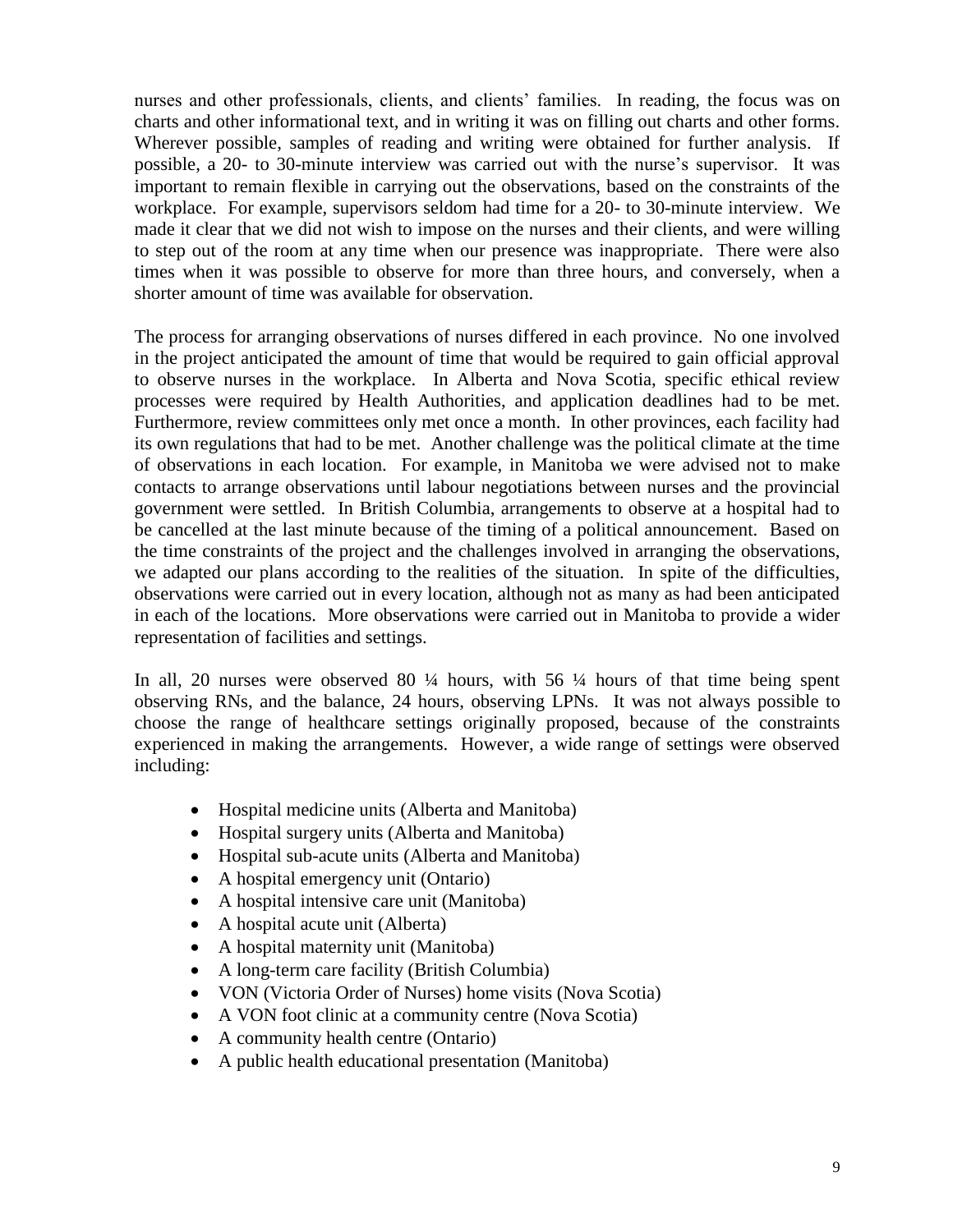nurses and other professionals, clients, and clients' families. In reading, the focus was on charts and other informational text, and in writing it was on filling out charts and other forms. Wherever possible, samples of reading and writing were obtained for further analysis. If possible, a 20- to 30-minute interview was carried out with the nurse's supervisor. It was important to remain flexible in carrying out the observations, based on the constraints of the workplace. For example, supervisors seldom had time for a 20- to 30-minute interview. We made it clear that we did not wish to impose on the nurses and their clients, and were willing to step out of the room at any time when our presence was inappropriate. There were also times when it was possible to observe for more than three hours, and conversely, when a shorter amount of time was available for observation.

The process for arranging observations of nurses differed in each province. No one involved in the project anticipated the amount of time that would be required to gain official approval to observe nurses in the workplace. In Alberta and Nova Scotia, specific ethical review processes were required by Health Authorities, and application deadlines had to be met. Furthermore, review committees only met once a month. In other provinces, each facility had its own regulations that had to be met. Another challenge was the political climate at the time of observations in each location. For example, in Manitoba we were advised not to make contacts to arrange observations until labour negotiations between nurses and the provincial government were settled. In British Columbia, arrangements to observe at a hospital had to be cancelled at the last minute because of the timing of a political announcement. Based on the time constraints of the project and the challenges involved in arranging the observations, we adapted our plans according to the realities of the situation. In spite of the difficulties, observations were carried out in every location, although not as many as had been anticipated in each of the locations. More observations were carried out in Manitoba to provide a wider representation of facilities and settings.

In all, 20 nurses were observed 80 ¼ hours, with 56 ¼ hours of that time being spent observing RNs, and the balance, 24 hours, observing LPNs. It was not always possible to choose the range of healthcare settings originally proposed, because of the constraints experienced in making the arrangements. However, a wide range of settings were observed including:

- Hospital medicine units (Alberta and Manitoba)
- Hospital surgery units (Alberta and Manitoba)
- Hospital sub-acute units (Alberta and Manitoba)
- A hospital emergency unit (Ontario)
- A hospital intensive care unit (Manitoba)
- A hospital acute unit (Alberta)
- A hospital maternity unit (Manitoba)
- A long-term care facility (British Columbia)
- VON (Victoria Order of Nurses) home visits (Nova Scotia)
- A VON foot clinic at a community centre (Nova Scotia)
- A community health centre (Ontario)
- A public health educational presentation (Manitoba)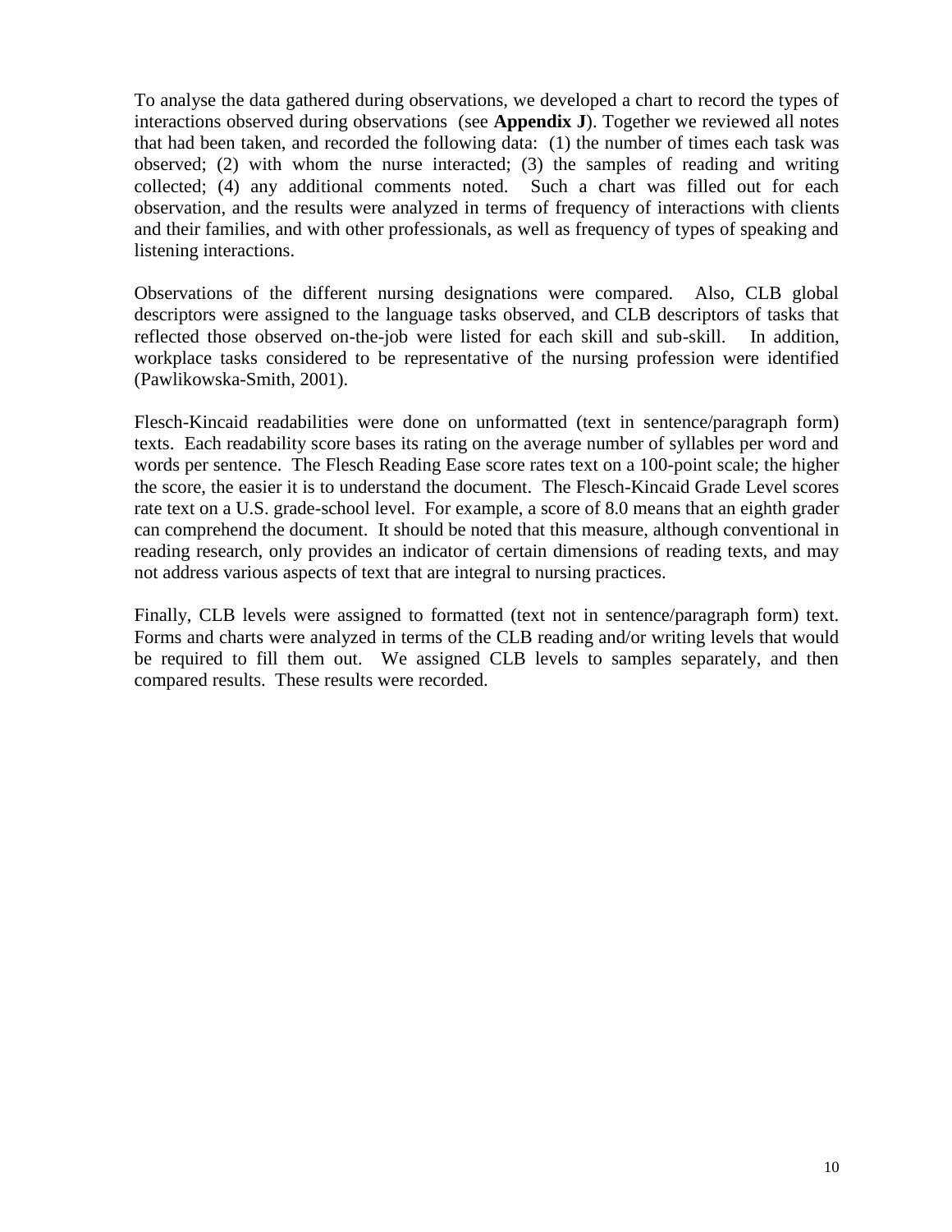To analyse the data gathered during observations, we developed a chart to record the types of interactions observed during observations (see **Appendix J**). Together we reviewed all notes that had been taken, and recorded the following data: (1) the number of times each task was observed; (2) with whom the nurse interacted; (3) the samples of reading and writing collected; (4) any additional comments noted. Such a chart was filled out for each observation, and the results were analyzed in terms of frequency of interactions with clients and their families, and with other professionals, as well as frequency of types of speaking and listening interactions.

Observations of the different nursing designations were compared. Also, CLB global descriptors were assigned to the language tasks observed, and CLB descriptors of tasks that reflected those observed on-the-job were listed for each skill and sub-skill. In addition, workplace tasks considered to be representative of the nursing profession were identified (Pawlikowska-Smith, 2001).

Flesch-Kincaid readabilities were done on unformatted (text in sentence/paragraph form) texts. Each readability score bases its rating on the average number of syllables per word and words per sentence. The Flesch Reading Ease score rates text on a 100-point scale; the higher the score, the easier it is to understand the document. The Flesch-Kincaid Grade Level scores rate text on a U.S. grade-school level. For example, a score of 8.0 means that an eighth grader can comprehend the document. It should be noted that this measure, although conventional in reading research, only provides an indicator of certain dimensions of reading texts, and may not address various aspects of text that are integral to nursing practices.

Finally, CLB levels were assigned to formatted (text not in sentence/paragraph form) text. Forms and charts were analyzed in terms of the CLB reading and/or writing levels that would be required to fill them out. We assigned CLB levels to samples separately, and then compared results. These results were recorded.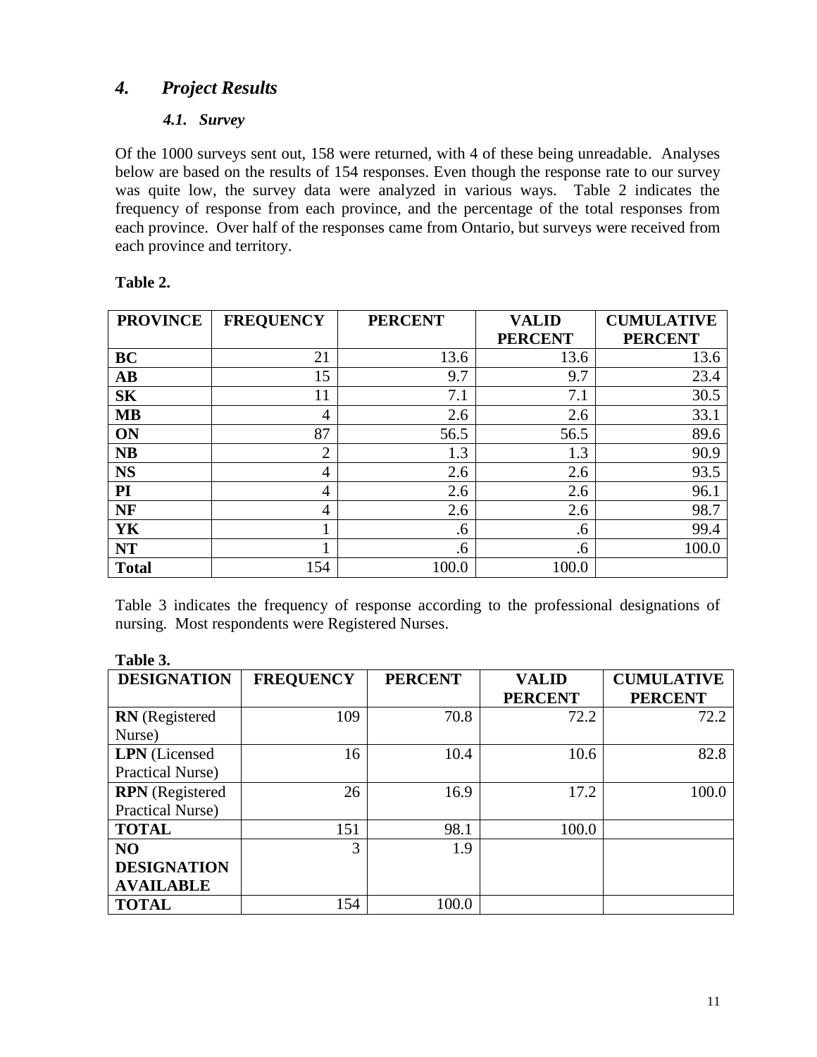## 4. *Project Results*

### *4.1. Survey*

Of the 1000 surveys sent out, 158 were returned, with 4 of these being unreadable. Analyses below are based on the results of 154 responses. Even though the response rate to our survey was quite low, the survey data were analyzed in various ways. Table 2 indicates the frequency of response from each province, and the percentage of the total responses from each province. Over half of the responses came from Ontario, but surveys were received from each province and territory.

**Table 2.**

| PROVINCE | FREQUENCY | PERCENT | VALID PERCENT | CUMULATIVE PERCENT |
|---|---|---|---|---|
| **BC** | 21 | 13.6 | 13.6 | 13.6 |
| **AB** | 15 | 9.7 | 9.7 | 23.4 |
| **SK** | 11 | 7.1 | 7.1 | 30.5 |
| **MB** | 4 | 2.6 | 2.6 | 33.1 |
| **ON** | 87 | 56.5 | 56.5 | 89.6 |
| **NB** | 2 | 1.3 | 1.3 | 90.9 |
| **NS** | 4 | 2.6 | 2.6 | 93.5 |
| **PI** | 4 | 2.6 | 2.6 | 96.1 |
| **NF** | 4 | 2.6 | 2.6 | 98.7 |
| **YK** | 1 | .6 | .6 | 99.4 |
| **NT** | 1 | .6 | .6 | 100.0 |
| **Total** | 154 | 100.0 | 100.0 | |

Table 3 indicates the frequency of response according to the professional designations of nursing. Most respondents were Registered Nurses.

**Table 3.**

| DESIGNATION | FREQUENCY | PERCENT | VALID PERCENT | CUMULATIVE PERCENT |
|---|---|---|---|---|
| **RN** (Registered Nurse) | 109 | 70.8 | 72.2 | 72.2 |
| **LPN** (Licensed Practical Nurse) | 16 | 10.4 | 10.6 | 82.8 |
| **RPN** (Registered Practical Nurse) | 26 | 16.9 | 17.2 | 100.0 |
| **TOTAL** | 151 | 98.1 | 100.0 | |
| **NO DESIGNATION AVAILABLE** | 3 | 1.9 | | |
| **TOTAL** | 154 | 100.0 | | |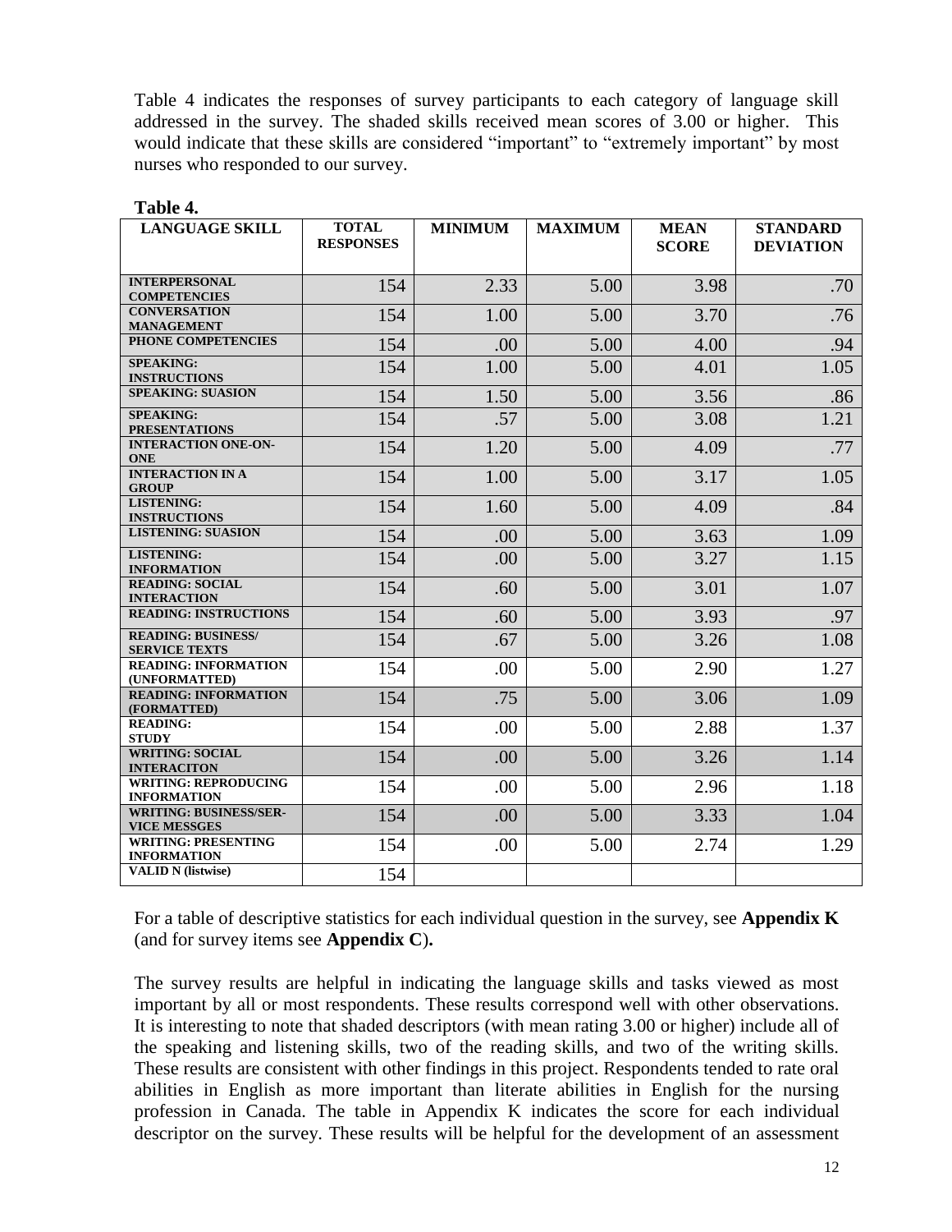Table 4 indicates the responses of survey participants to each category of language skill addressed in the survey. The shaded skills received mean scores of 3.00 or higher. This would indicate that these skills are considered "important" to "extremely important" by most nurses who responded to our survey.

**Table 4.**

| LANGUAGE SKILL | TOTAL RESPONSES | MINIMUM | MAXIMUM | MEAN SCORE | STANDARD DEVIATION |
|---|---|---|---|---|---|
| INTERPERSONAL COMPETENCIES | 154 | 2.33 | 5.00 | 3.98 | .70 |
| CONVERSATION MANAGEMENT | 154 | 1.00 | 5.00 | 3.70 | .76 |
| PHONE COMPETENCIES | 154 | .00 | 5.00 | 4.00 | .94 |
| SPEAKING: INSTRUCTIONS | 154 | 1.00 | 5.00 | 4.01 | 1.05 |
| SPEAKING: SUASION | 154 | 1.50 | 5.00 | 3.56 | .86 |
| SPEAKING: PRESENTATIONS | 154 | .57 | 5.00 | 3.08 | 1.21 |
| INTERACTION ONE-ON-ONE | 154 | 1.20 | 5.00 | 4.09 | .77 |
| INTERACTION IN A GROUP | 154 | 1.00 | 5.00 | 3.17 | 1.05 |
| LISTENING: INSTRUCTIONS | 154 | 1.60 | 5.00 | 4.09 | .84 |
| LISTENING: SUASION | 154 | .00 | 5.00 | 3.63 | 1.09 |
| LISTENING: INFORMATION | 154 | .00 | 5.00 | 3.27 | 1.15 |
| READING: SOCIAL INTERACTION | 154 | .60 | 5.00 | 3.01 | 1.07 |
| READING: INSTRUCTIONS | 154 | .60 | 5.00 | 3.93 | .97 |
| READING: BUSINESS/ SERVICE TEXTS | 154 | .67 | 5.00 | 3.26 | 1.08 |
| READING: INFORMATION (UNFORMATTED) | 154 | .00 | 5.00 | 2.90 | 1.27 |
| READING: INFORMATION (FORMATTED) | 154 | .75 | 5.00 | 3.06 | 1.09 |
| READING: STUDY | 154 | .00 | 5.00 | 2.88 | 1.37 |
| WRITING: SOCIAL INTERACITON | 154 | .00 | 5.00 | 3.26 | 1.14 |
| WRITING: REPRODUCING INFORMATION | 154 | .00 | 5.00 | 2.96 | 1.18 |
| WRITING: BUSINESS/SER-VICE MESSGES | 154 | .00 | 5.00 | 3.33 | 1.04 |
| WRITING: PRESENTING INFORMATION | 154 | .00 | 5.00 | 2.74 | 1.29 |
| VALID N (listwise) | 154 | | | | |

For a table of descriptive statistics for each individual question in the survey, see **Appendix K** (and for survey items see **Appendix C**)**.**

The survey results are helpful in indicating the language skills and tasks viewed as most important by all or most respondents. These results correspond well with other observations. It is interesting to note that shaded descriptors (with mean rating 3.00 or higher) include all of the speaking and listening skills, two of the reading skills, and two of the writing skills. These results are consistent with other findings in this project. Respondents tended to rate oral abilities in English as more important than literate abilities in English for the nursing profession in Canada. The table in Appendix K indicates the score for each individual descriptor on the survey. These results will be helpful for the development of an assessment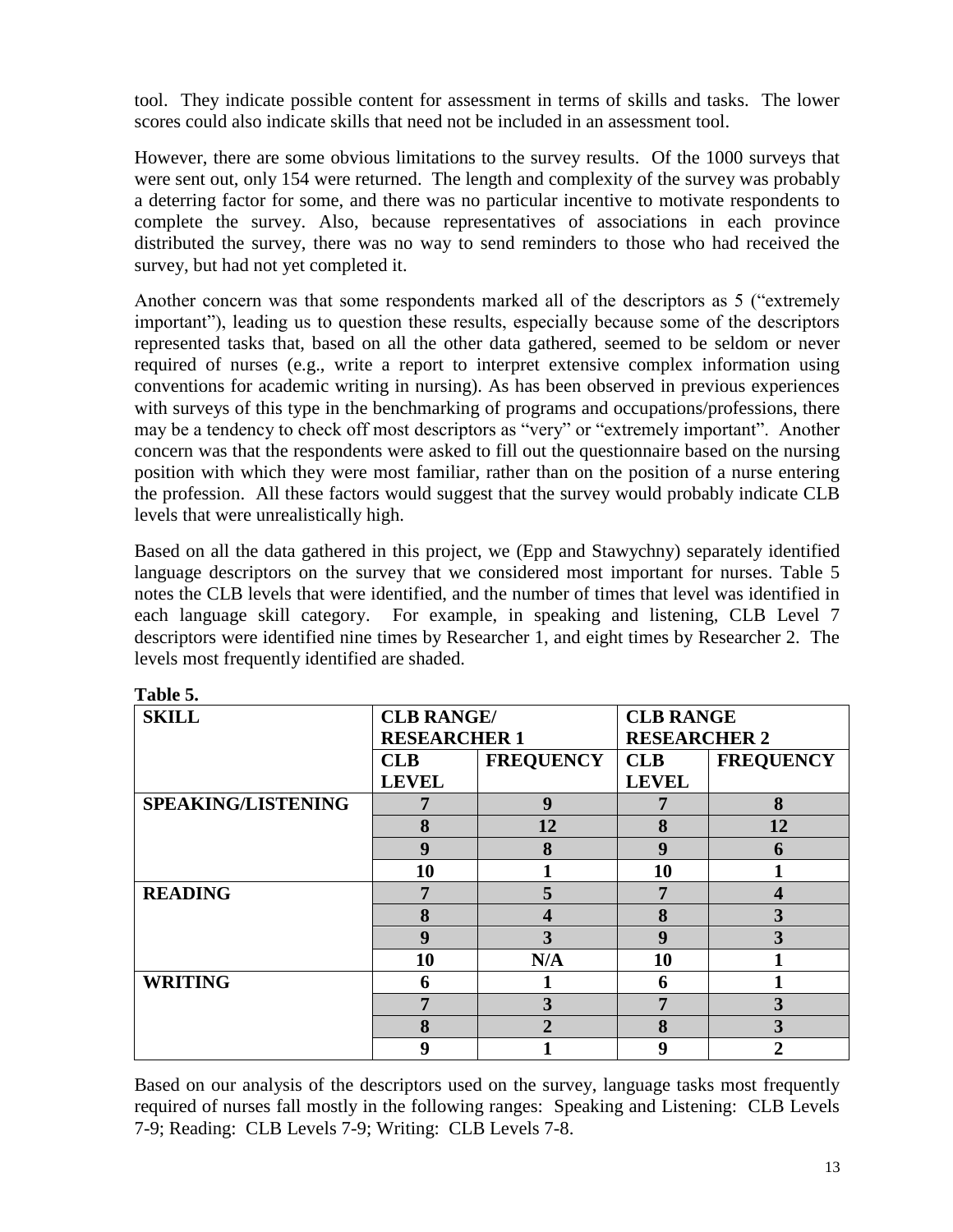tool. They indicate possible content for assessment in terms of skills and tasks. The lower scores could also indicate skills that need not be included in an assessment tool.

However, there are some obvious limitations to the survey results. Of the 1000 surveys that were sent out, only 154 were returned. The length and complexity of the survey was probably a deterring factor for some, and there was no particular incentive to motivate respondents to complete the survey. Also, because representatives of associations in each province distributed the survey, there was no way to send reminders to those who had received the survey, but had not yet completed it.

Another concern was that some respondents marked all of the descriptors as 5 ("extremely important"), leading us to question these results, especially because some of the descriptors represented tasks that, based on all the other data gathered, seemed to be seldom or never required of nurses (e.g., write a report to interpret extensive complex information using conventions for academic writing in nursing). As has been observed in previous experiences with surveys of this type in the benchmarking of programs and occupations/professions, there may be a tendency to check off most descriptors as "very" or "extremely important". Another concern was that the respondents were asked to fill out the questionnaire based on the nursing position with which they were most familiar, rather than on the position of a nurse entering the profession. All these factors would suggest that the survey would probably indicate CLB levels that were unrealistically high.

Based on all the data gathered in this project, we (Epp and Stawychny) separately identified language descriptors on the survey that we considered most important for nurses. Table 5 notes the CLB levels that were identified, and the number of times that level was identified in each language skill category. For example, in speaking and listening, CLB Level 7 descriptors were identified nine times by Researcher 1, and eight times by Researcher 2. The levels most frequently identified are shaded.

**Table 5.**

| SKILL | CLB RANGE/ RESEARCHER 1 | | CLB RANGE RESEARCHER 2 | |
|---|---|---|---|---|
| | CLB LEVEL | FREQUENCY | CLB LEVEL | FREQUENCY |
| SPEAKING/LISTENING | 7 | 9 | 7 | 8 |
| | 8 | 12 | 8 | 12 |
| | 9 | 8 | 9 | 6 |
| | 10 | 1 | 10 | 1 |
| READING | 7 | 5 | 7 | 4 |
| | 8 | 4 | 8 | 3 |
| | 9 | 3 | 9 | 3 |
| | 10 | N/A | 10 | 1 |
| WRITING | 6 | 1 | 6 | 1 |
| | 7 | 3 | 7 | 3 |
| | 8 | 2 | 8 | 3 |
| | 9 | 1 | 9 | 2 |

Based on our analysis of the descriptors used on the survey, language tasks most frequently required of nurses fall mostly in the following ranges: Speaking and Listening: CLB Levels 7-9; Reading: CLB Levels 7-9; Writing: CLB Levels 7-8.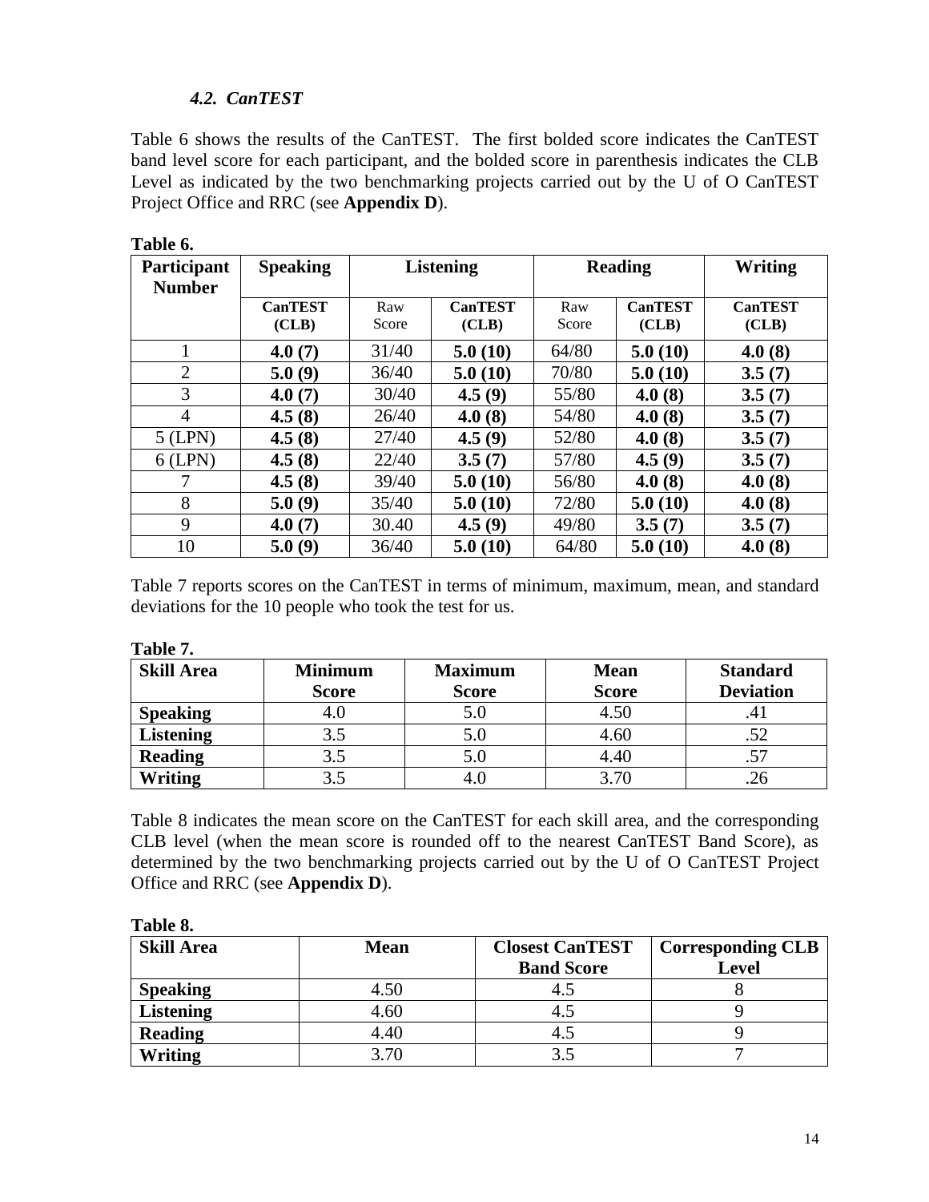### *4.2. CanTEST*

Table 6 shows the results of the CanTEST. The first bolded score indicates the CanTEST band level score for each participant, and the bolded score in parenthesis indicates the CLB Level as indicated by the two benchmarking projects carried out by the U of O CanTEST Project Office and RRC (see **Appendix D**).

**Table 6.**

| Participant Number | Speaking | Listening | | Reading | | Writing |
|---|---|---|---|---|---|---|
| | **CanTEST (CLB)** | Raw Score | **CanTEST (CLB)** | Raw Score | **CanTEST (CLB)** | **CanTEST (CLB)** |
| 1 | **4.0 (7)** | 31/40 | **5.0 (10)** | 64/80 | **5.0 (10)** | **4.0 (8)** |
| 2 | **5.0 (9)** | 36/40 | **5.0 (10)** | 70/80 | **5.0 (10)** | **3.5 (7)** |
| 3 | **4.0 (7)** | 30/40 | **4.5 (9)** | 55/80 | **4.0 (8)** | **3.5 (7)** |
| 4 | **4.5 (8)** | 26/40 | **4.0 (8)** | 54/80 | **4.0 (8)** | **3.5 (7)** |
| 5 (LPN) | **4.5 (8)** | 27/40 | **4.5 (9)** | 52/80 | **4.0 (8)** | **3.5 (7)** |
| 6 (LPN) | **4.5 (8)** | 22/40 | **3.5 (7)** | 57/80 | **4.5 (9)** | **3.5 (7)** |
| 7 | **4.5 (8)** | 39/40 | **5.0 (10)** | 56/80 | **4.0 (8)** | **4.0 (8)** |
| 8 | **5.0 (9)** | 35/40 | **5.0 (10)** | 72/80 | **5.0 (10)** | **4.0 (8)** |
| 9 | **4.0 (7)** | 30.40 | **4.5 (9)** | 49/80 | **3.5 (7)** | **3.5 (7)** |
| 10 | **5.0 (9)** | 36/40 | **5.0 (10)** | 64/80 | **5.0 (10)** | **4.0 (8)** |

Table 7 reports scores on the CanTEST in terms of minimum, maximum, mean, and standard deviations for the 10 people who took the test for us.

**Table 7.**

| Skill Area | Minimum Score | Maximum Score | Mean Score | Standard Deviation |
|---|---|---|---|---|
| **Speaking** | 4.0 | 5.0 | 4.50 | .41 |
| **Listening** | 3.5 | 5.0 | 4.60 | .52 |
| **Reading** | 3.5 | 5.0 | 4.40 | .57 |
| **Writing** | 3.5 | 4.0 | 3.70 | .26 |

Table 8 indicates the mean score on the CanTEST for each skill area, and the corresponding CLB level (when the mean score is rounded off to the nearest CanTEST Band Score), as determined by the two benchmarking projects carried out by the U of O CanTEST Project Office and RRC (see **Appendix D**).

**Table 8.**

| Skill Area | Mean | Closest CanTEST Band Score | Corresponding CLB Level |
|---|---|---|---|
| **Speaking** | 4.50 | 4.5 | 8 |
| **Listening** | 4.60 | 4.5 | 9 |
| **Reading** | 4.40 | 4.5 | 9 |
| **Writing** | 3.70 | 3.5 | 7 |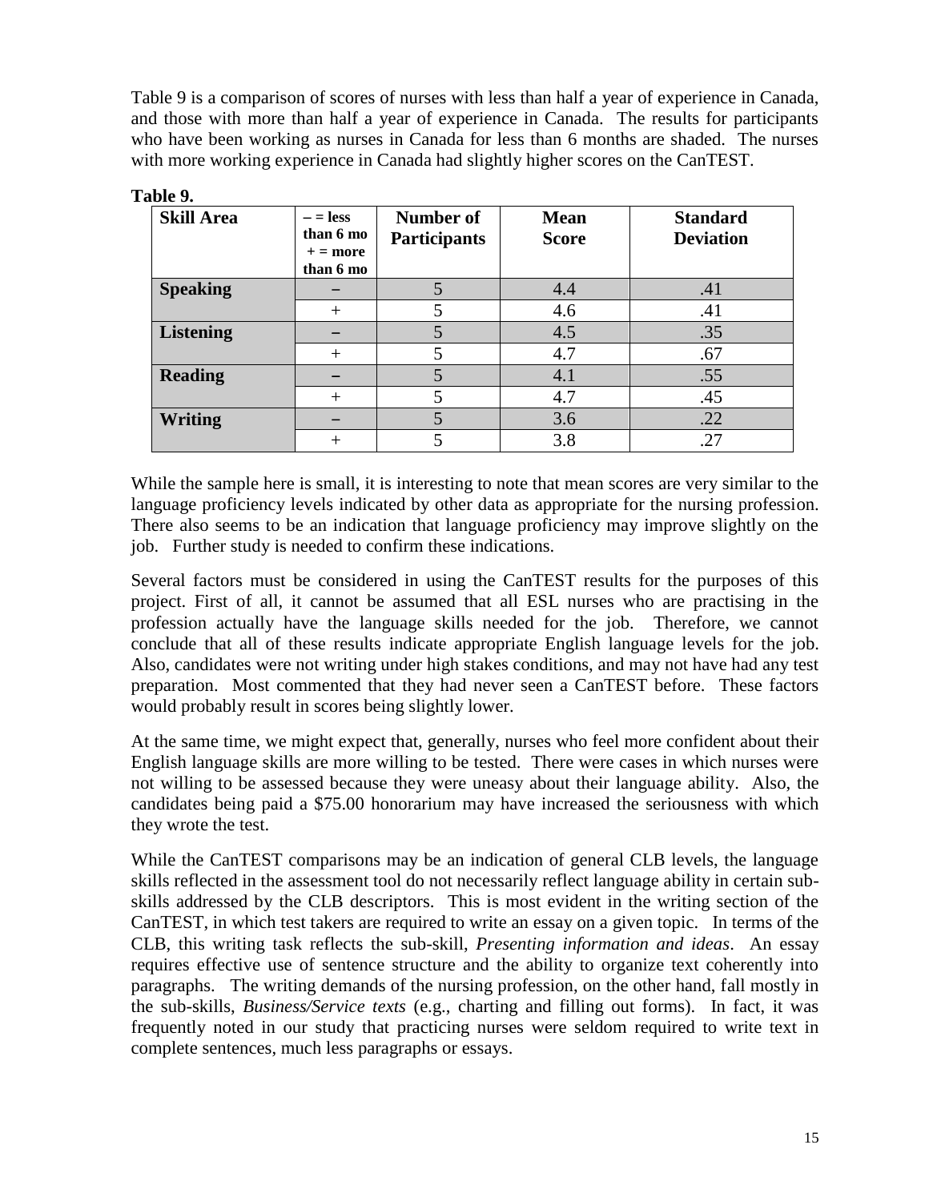Table 9 is a comparison of scores of nurses with less than half a year of experience in Canada, and those with more than half a year of experience in Canada. The results for participants who have been working as nurses in Canada for less than 6 months are shaded. The nurses with more working experience in Canada had slightly higher scores on the CanTEST.

**Table 9.**

| Skill Area | – = less than 6 mo + = more than 6 mo | Number of Participants | Mean Score | Standard Deviation |
|---|---|---|---|---|
| **Speaking** | – | 5 | 4.4 | .41 |
| | + | 5 | 4.6 | .41 |
| **Listening** | – | 5 | 4.5 | .35 |
| | + | 5 | 4.7 | .67 |
| **Reading** | – | 5 | 4.1 | .55 |
| | + | 5 | 4.7 | .45 |
| **Writing** | – | 5 | 3.6 | .22 |
| | + | 5 | 3.8 | .27 |

While the sample here is small, it is interesting to note that mean scores are very similar to the language proficiency levels indicated by other data as appropriate for the nursing profession. There also seems to be an indication that language proficiency may improve slightly on the job. Further study is needed to confirm these indications.

Several factors must be considered in using the CanTEST results for the purposes of this project. First of all, it cannot be assumed that all ESL nurses who are practising in the profession actually have the language skills needed for the job. Therefore, we cannot conclude that all of these results indicate appropriate English language levels for the job. Also, candidates were not writing under high stakes conditions, and may not have had any test preparation. Most commented that they had never seen a CanTEST before. These factors would probably result in scores being slightly lower.

At the same time, we might expect that, generally, nurses who feel more confident about their English language skills are more willing to be tested. There were cases in which nurses were not willing to be assessed because they were uneasy about their language ability. Also, the candidates being paid a $75.00 honorarium may have increased the seriousness with which they wrote the test.

While the CanTEST comparisons may be an indication of general CLB levels, the language skills reflected in the assessment tool do not necessarily reflect language ability in certain sub-skills addressed by the CLB descriptors. This is most evident in the writing section of the CanTEST, in which test takers are required to write an essay on a given topic. In terms of the CLB, this writing task reflects the sub-skill, *Presenting information and ideas*. An essay requires effective use of sentence structure and the ability to organize text coherently into paragraphs. The writing demands of the nursing profession, on the other hand, fall mostly in the sub-skills, *Business/Service texts* (e.g., charting and filling out forms). In fact, it was frequently noted in our study that practicing nurses were seldom required to write text in complete sentences, much less paragraphs or essays.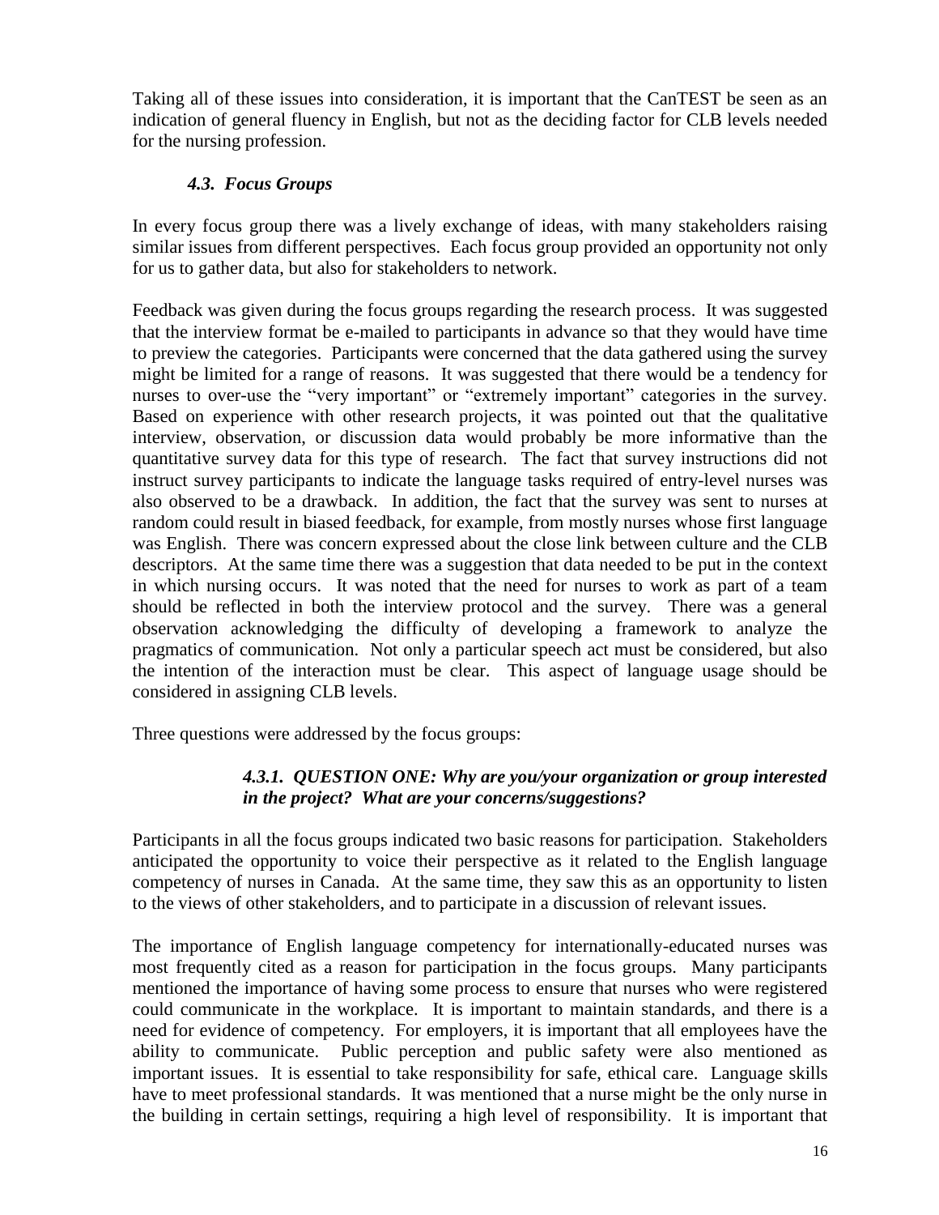Taking all of these issues into consideration, it is important that the CanTEST be seen as an indication of general fluency in English, but not as the deciding factor for CLB levels needed for the nursing profession.

### *4.3. Focus Groups*

In every focus group there was a lively exchange of ideas, with many stakeholders raising similar issues from different perspectives. Each focus group provided an opportunity not only for us to gather data, but also for stakeholders to network.

Feedback was given during the focus groups regarding the research process. It was suggested that the interview format be e-mailed to participants in advance so that they would have time to preview the categories. Participants were concerned that the data gathered using the survey might be limited for a range of reasons. It was suggested that there would be a tendency for nurses to over-use the "very important" or "extremely important" categories in the survey. Based on experience with other research projects, it was pointed out that the qualitative interview, observation, or discussion data would probably be more informative than the quantitative survey data for this type of research. The fact that survey instructions did not instruct survey participants to indicate the language tasks required of entry-level nurses was also observed to be a drawback. In addition, the fact that the survey was sent to nurses at random could result in biased feedback, for example, from mostly nurses whose first language was English. There was concern expressed about the close link between culture and the CLB descriptors. At the same time there was a suggestion that data needed to be put in the context in which nursing occurs. It was noted that the need for nurses to work as part of a team should be reflected in both the interview protocol and the survey. There was a general observation acknowledging the difficulty of developing a framework to analyze the pragmatics of communication. Not only a particular speech act must be considered, but also the intention of the interaction must be clear. This aspect of language usage should be considered in assigning CLB levels.

Three questions were addressed by the focus groups:

#### *4.3.1. QUESTION ONE: Why are you/your organization or group interested in the project? What are your concerns/suggestions?*

Participants in all the focus groups indicated two basic reasons for participation. Stakeholders anticipated the opportunity to voice their perspective as it related to the English language competency of nurses in Canada. At the same time, they saw this as an opportunity to listen to the views of other stakeholders, and to participate in a discussion of relevant issues.

The importance of English language competency for internationally-educated nurses was most frequently cited as a reason for participation in the focus groups. Many participants mentioned the importance of having some process to ensure that nurses who were registered could communicate in the workplace. It is important to maintain standards, and there is a need for evidence of competency. For employers, it is important that all employees have the ability to communicate. Public perception and public safety were also mentioned as important issues. It is essential to take responsibility for safe, ethical care. Language skills have to meet professional standards. It was mentioned that a nurse might be the only nurse in the building in certain settings, requiring a high level of responsibility. It is important that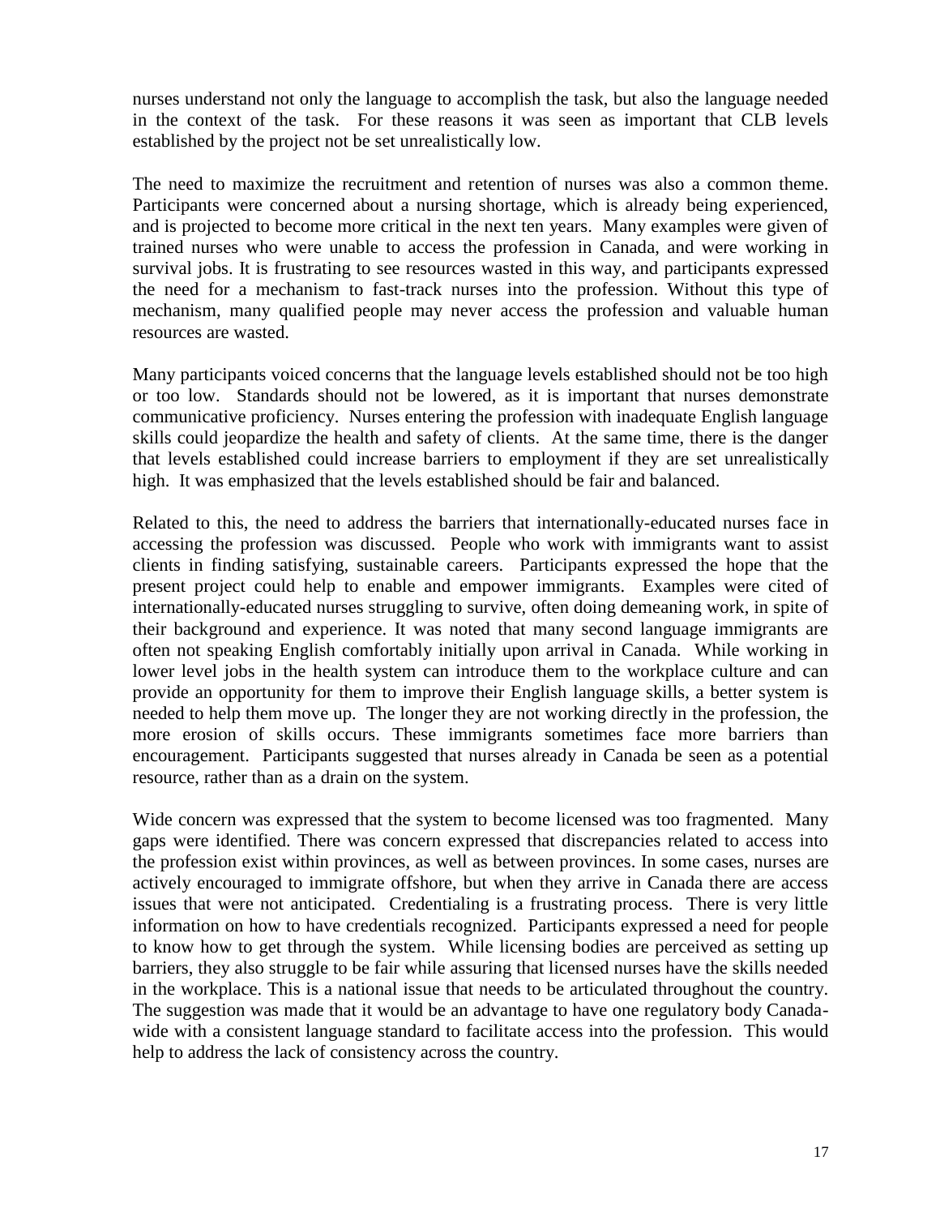nurses understand not only the language to accomplish the task, but also the language needed in the context of the task. For these reasons it was seen as important that CLB levels established by the project not be set unrealistically low.

The need to maximize the recruitment and retention of nurses was also a common theme. Participants were concerned about a nursing shortage, which is already being experienced, and is projected to become more critical in the next ten years. Many examples were given of trained nurses who were unable to access the profession in Canada, and were working in survival jobs. It is frustrating to see resources wasted in this way, and participants expressed the need for a mechanism to fast-track nurses into the profession. Without this type of mechanism, many qualified people may never access the profession and valuable human resources are wasted.

Many participants voiced concerns that the language levels established should not be too high or too low. Standards should not be lowered, as it is important that nurses demonstrate communicative proficiency. Nurses entering the profession with inadequate English language skills could jeopardize the health and safety of clients. At the same time, there is the danger that levels established could increase barriers to employment if they are set unrealistically high. It was emphasized that the levels established should be fair and balanced.

Related to this, the need to address the barriers that internationally-educated nurses face in accessing the profession was discussed. People who work with immigrants want to assist clients in finding satisfying, sustainable careers. Participants expressed the hope that the present project could help to enable and empower immigrants. Examples were cited of internationally-educated nurses struggling to survive, often doing demeaning work, in spite of their background and experience. It was noted that many second language immigrants are often not speaking English comfortably initially upon arrival in Canada. While working in lower level jobs in the health system can introduce them to the workplace culture and can provide an opportunity for them to improve their English language skills, a better system is needed to help them move up. The longer they are not working directly in the profession, the more erosion of skills occurs. These immigrants sometimes face more barriers than encouragement. Participants suggested that nurses already in Canada be seen as a potential resource, rather than as a drain on the system.

Wide concern was expressed that the system to become licensed was too fragmented. Many gaps were identified. There was concern expressed that discrepancies related to access into the profession exist within provinces, as well as between provinces. In some cases, nurses are actively encouraged to immigrate offshore, but when they arrive in Canada there are access issues that were not anticipated. Credentialing is a frustrating process. There is very little information on how to have credentials recognized. Participants expressed a need for people to know how to get through the system. While licensing bodies are perceived as setting up barriers, they also struggle to be fair while assuring that licensed nurses have the skills needed in the workplace. This is a national issue that needs to be articulated throughout the country. The suggestion was made that it would be an advantage to have one regulatory body Canada-wide with a consistent language standard to facilitate access into the profession. This would help to address the lack of consistency across the country.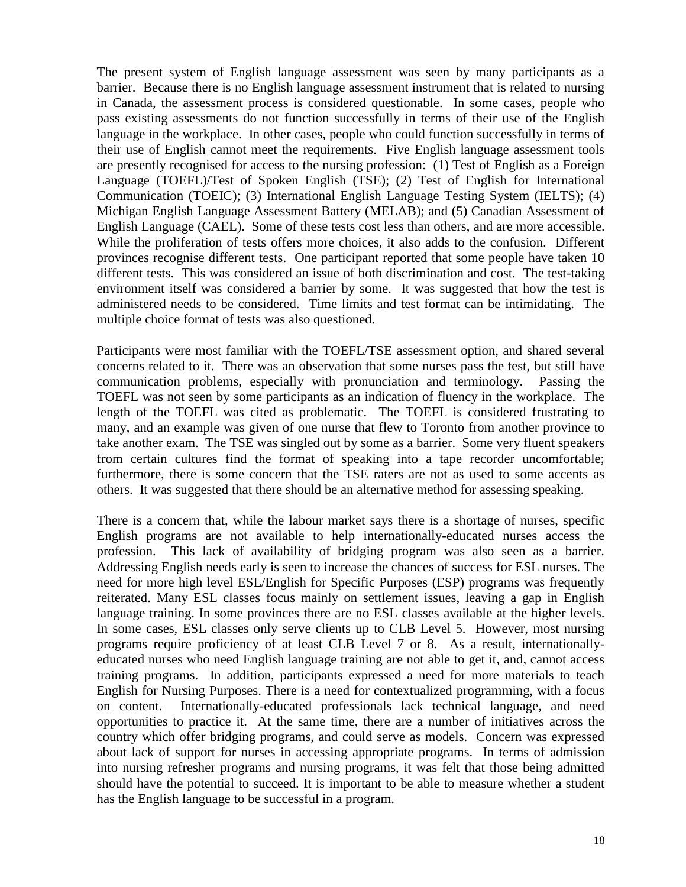The present system of English language assessment was seen by many participants as a barrier. Because there is no English language assessment instrument that is related to nursing in Canada, the assessment process is considered questionable. In some cases, people who pass existing assessments do not function successfully in terms of their use of the English language in the workplace. In other cases, people who could function successfully in terms of their use of English cannot meet the requirements. Five English language assessment tools are presently recognised for access to the nursing profession: (1) Test of English as a Foreign Language (TOEFL)/Test of Spoken English (TSE); (2) Test of English for International Communication (TOEIC); (3) International English Language Testing System (IELTS); (4) Michigan English Language Assessment Battery (MELAB); and (5) Canadian Assessment of English Language (CAEL). Some of these tests cost less than others, and are more accessible. While the proliferation of tests offers more choices, it also adds to the confusion. Different provinces recognise different tests. One participant reported that some people have taken 10 different tests. This was considered an issue of both discrimination and cost. The test-taking environment itself was considered a barrier by some. It was suggested that how the test is administered needs to be considered. Time limits and test format can be intimidating. The multiple choice format of tests was also questioned.

Participants were most familiar with the TOEFL/TSE assessment option, and shared several concerns related to it. There was an observation that some nurses pass the test, but still have communication problems, especially with pronunciation and terminology. Passing the TOEFL was not seen by some participants as an indication of fluency in the workplace. The length of the TOEFL was cited as problematic. The TOEFL is considered frustrating to many, and an example was given of one nurse that flew to Toronto from another province to take another exam. The TSE was singled out by some as a barrier. Some very fluent speakers from certain cultures find the format of speaking into a tape recorder uncomfortable; furthermore, there is some concern that the TSE raters are not as used to some accents as others. It was suggested that there should be an alternative method for assessing speaking.

There is a concern that, while the labour market says there is a shortage of nurses, specific English programs are not available to help internationally-educated nurses access the profession. This lack of availability of bridging program was also seen as a barrier. Addressing English needs early is seen to increase the chances of success for ESL nurses. The need for more high level ESL/English for Specific Purposes (ESP) programs was frequently reiterated. Many ESL classes focus mainly on settlement issues, leaving a gap in English language training. In some provinces there are no ESL classes available at the higher levels. In some cases, ESL classes only serve clients up to CLB Level 5. However, most nursing programs require proficiency of at least CLB Level 7 or 8. As a result, internationally-educated nurses who need English language training are not able to get it, and, cannot access training programs. In addition, participants expressed a need for more materials to teach English for Nursing Purposes. There is a need for contextualized programming, with a focus on content. Internationally-educated professionals lack technical language, and need opportunities to practice it. At the same time, there are a number of initiatives across the country which offer bridging programs, and could serve as models. Concern was expressed about lack of support for nurses in accessing appropriate programs. In terms of admission into nursing refresher programs and nursing programs, it was felt that those being admitted should have the potential to succeed. It is important to be able to measure whether a student has the English language to be successful in a program.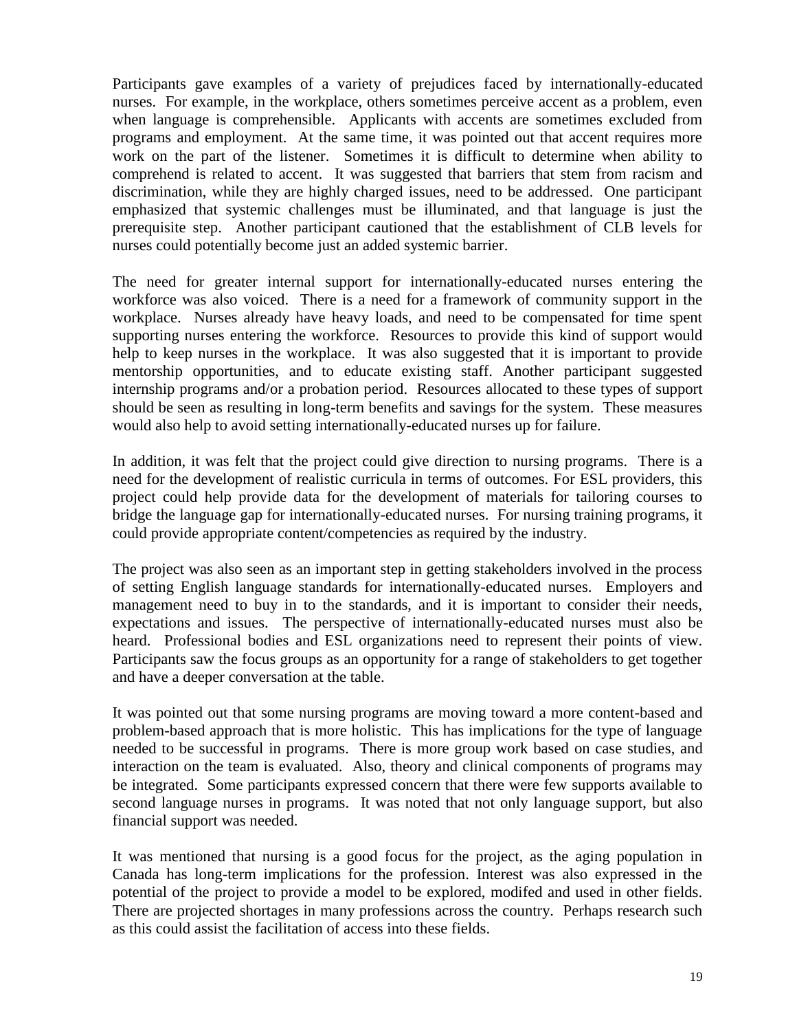Participants gave examples of a variety of prejudices faced by internationally-educated nurses. For example, in the workplace, others sometimes perceive accent as a problem, even when language is comprehensible. Applicants with accents are sometimes excluded from programs and employment. At the same time, it was pointed out that accent requires more work on the part of the listener. Sometimes it is difficult to determine when ability to comprehend is related to accent. It was suggested that barriers that stem from racism and discrimination, while they are highly charged issues, need to be addressed. One participant emphasized that systemic challenges must be illuminated, and that language is just the prerequisite step. Another participant cautioned that the establishment of CLB levels for nurses could potentially become just an added systemic barrier.

The need for greater internal support for internationally-educated nurses entering the workforce was also voiced. There is a need for a framework of community support in the workplace. Nurses already have heavy loads, and need to be compensated for time spent supporting nurses entering the workforce. Resources to provide this kind of support would help to keep nurses in the workplace. It was also suggested that it is important to provide mentorship opportunities, and to educate existing staff. Another participant suggested internship programs and/or a probation period. Resources allocated to these types of support should be seen as resulting in long-term benefits and savings for the system. These measures would also help to avoid setting internationally-educated nurses up for failure.

In addition, it was felt that the project could give direction to nursing programs. There is a need for the development of realistic curricula in terms of outcomes. For ESL providers, this project could help provide data for the development of materials for tailoring courses to bridge the language gap for internationally-educated nurses. For nursing training programs, it could provide appropriate content/competencies as required by the industry.

The project was also seen as an important step in getting stakeholders involved in the process of setting English language standards for internationally-educated nurses. Employers and management need to buy in to the standards, and it is important to consider their needs, expectations and issues. The perspective of internationally-educated nurses must also be heard. Professional bodies and ESL organizations need to represent their points of view. Participants saw the focus groups as an opportunity for a range of stakeholders to get together and have a deeper conversation at the table.

It was pointed out that some nursing programs are moving toward a more content-based and problem-based approach that is more holistic. This has implications for the type of language needed to be successful in programs. There is more group work based on case studies, and interaction on the team is evaluated. Also, theory and clinical components of programs may be integrated. Some participants expressed concern that there were few supports available to second language nurses in programs. It was noted that not only language support, but also financial support was needed.

It was mentioned that nursing is a good focus for the project, as the aging population in Canada has long-term implications for the profession. Interest was also expressed in the potential of the project to provide a model to be explored, modifed and used in other fields. There are projected shortages in many professions across the country. Perhaps research such as this could assist the facilitation of access into these fields.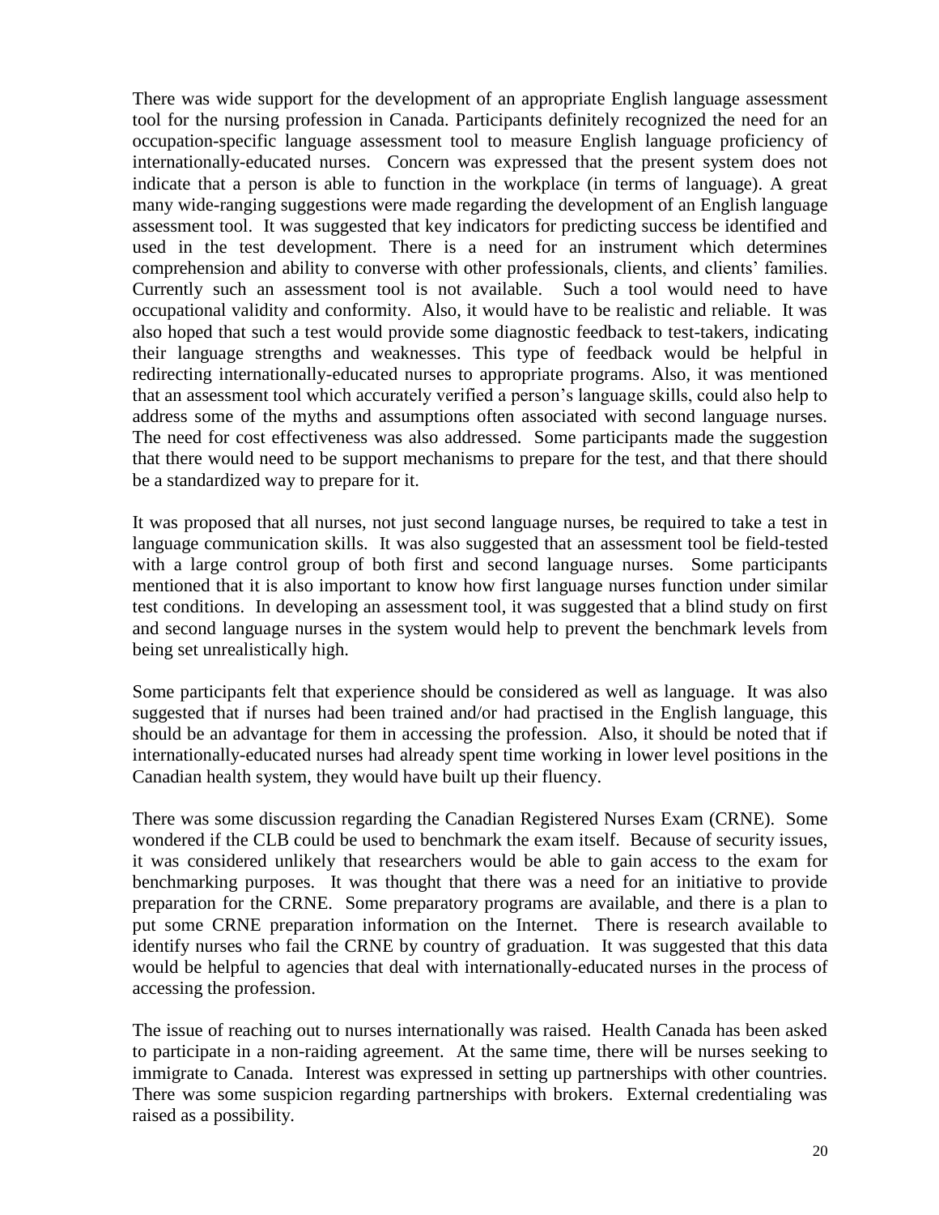There was wide support for the development of an appropriate English language assessment tool for the nursing profession in Canada. Participants definitely recognized the need for an occupation-specific language assessment tool to measure English language proficiency of internationally-educated nurses. Concern was expressed that the present system does not indicate that a person is able to function in the workplace (in terms of language). A great many wide-ranging suggestions were made regarding the development of an English language assessment tool. It was suggested that key indicators for predicting success be identified and used in the test development. There is a need for an instrument which determines comprehension and ability to converse with other professionals, clients, and clients' families. Currently such an assessment tool is not available. Such a tool would need to have occupational validity and conformity. Also, it would have to be realistic and reliable. It was also hoped that such a test would provide some diagnostic feedback to test-takers, indicating their language strengths and weaknesses. This type of feedback would be helpful in redirecting internationally-educated nurses to appropriate programs. Also, it was mentioned that an assessment tool which accurately verified a person's language skills, could also help to address some of the myths and assumptions often associated with second language nurses. The need for cost effectiveness was also addressed. Some participants made the suggestion that there would need to be support mechanisms to prepare for the test, and that there should be a standardized way to prepare for it.

It was proposed that all nurses, not just second language nurses, be required to take a test in language communication skills. It was also suggested that an assessment tool be field-tested with a large control group of both first and second language nurses. Some participants mentioned that it is also important to know how first language nurses function under similar test conditions. In developing an assessment tool, it was suggested that a blind study on first and second language nurses in the system would help to prevent the benchmark levels from being set unrealistically high.

Some participants felt that experience should be considered as well as language. It was also suggested that if nurses had been trained and/or had practised in the English language, this should be an advantage for them in accessing the profession. Also, it should be noted that if internationally-educated nurses had already spent time working in lower level positions in the Canadian health system, they would have built up their fluency.

There was some discussion regarding the Canadian Registered Nurses Exam (CRNE). Some wondered if the CLB could be used to benchmark the exam itself. Because of security issues, it was considered unlikely that researchers would be able to gain access to the exam for benchmarking purposes. It was thought that there was a need for an initiative to provide preparation for the CRNE. Some preparatory programs are available, and there is a plan to put some CRNE preparation information on the Internet. There is research available to identify nurses who fail the CRNE by country of graduation. It was suggested that this data would be helpful to agencies that deal with internationally-educated nurses in the process of accessing the profession.

The issue of reaching out to nurses internationally was raised. Health Canada has been asked to participate in a non-raiding agreement. At the same time, there will be nurses seeking to immigrate to Canada. Interest was expressed in setting up partnerships with other countries. There was some suspicion regarding partnerships with brokers. External credentialing was raised as a possibility.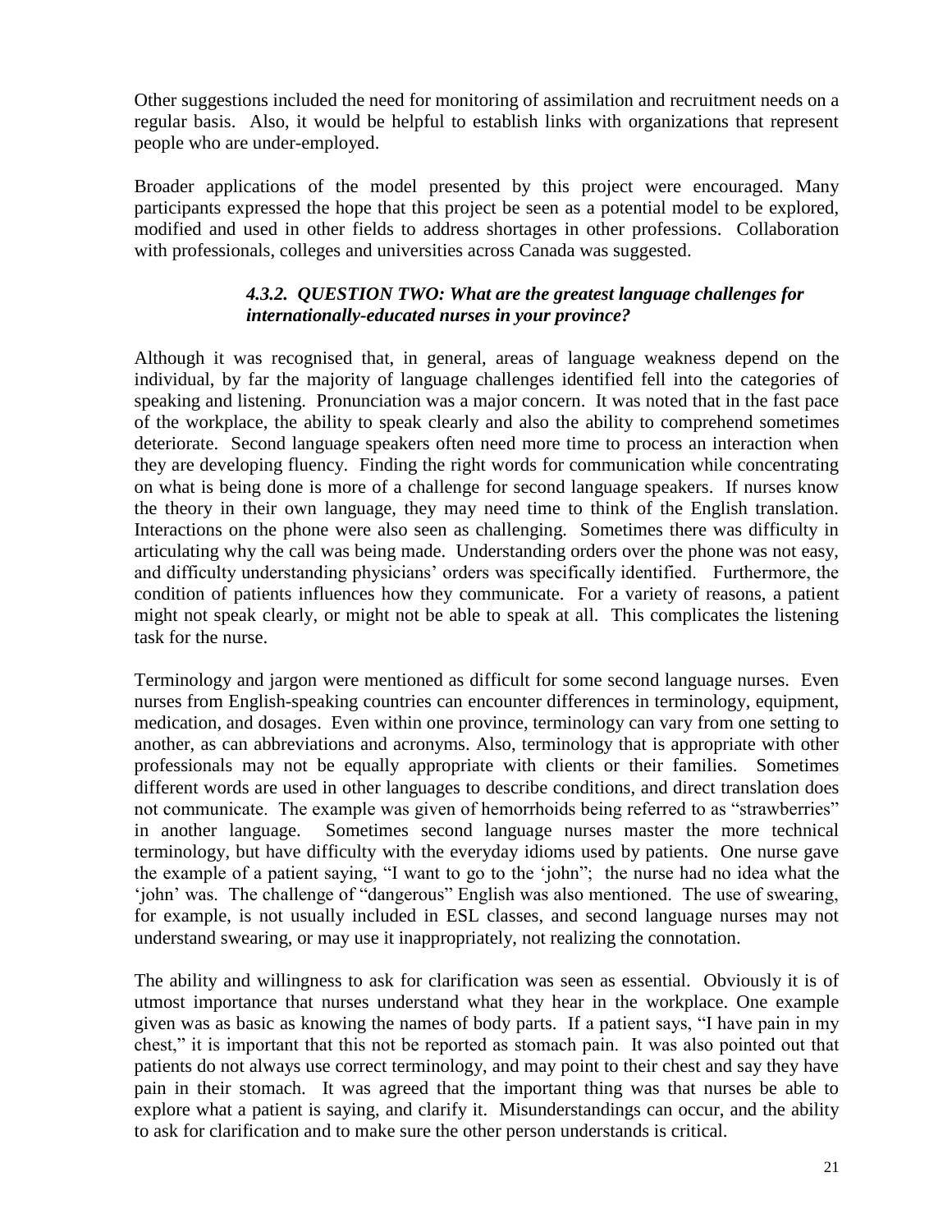Other suggestions included the need for monitoring of assimilation and recruitment needs on a regular basis. Also, it would be helpful to establish links with organizations that represent people who are under-employed.

Broader applications of the model presented by this project were encouraged. Many participants expressed the hope that this project be seen as a potential model to be explored, modified and used in other fields to address shortages in other professions. Collaboration with professionals, colleges and universities across Canada was suggested.

#### *4.3.2. QUESTION TWO: What are the greatest language challenges for internationally-educated nurses in your province?*

Although it was recognised that, in general, areas of language weakness depend on the individual, by far the majority of language challenges identified fell into the categories of speaking and listening. Pronunciation was a major concern. It was noted that in the fast pace of the workplace, the ability to speak clearly and also the ability to comprehend sometimes deteriorate. Second language speakers often need more time to process an interaction when they are developing fluency. Finding the right words for communication while concentrating on what is being done is more of a challenge for second language speakers. If nurses know the theory in their own language, they may need time to think of the English translation. Interactions on the phone were also seen as challenging. Sometimes there was difficulty in articulating why the call was being made. Understanding orders over the phone was not easy, and difficulty understanding physicians' orders was specifically identified. Furthermore, the condition of patients influences how they communicate. For a variety of reasons, a patient might not speak clearly, or might not be able to speak at all. This complicates the listening task for the nurse.

Terminology and jargon were mentioned as difficult for some second language nurses. Even nurses from English-speaking countries can encounter differences in terminology, equipment, medication, and dosages. Even within one province, terminology can vary from one setting to another, as can abbreviations and acronyms. Also, terminology that is appropriate with other professionals may not be equally appropriate with clients or their families. Sometimes different words are used in other languages to describe conditions, and direct translation does not communicate. The example was given of hemorrhoids being referred to as "strawberries" in another language. Sometimes second language nurses master the more technical terminology, but have difficulty with the everyday idioms used by patients. One nurse gave the example of a patient saying, "I want to go to the 'john"; the nurse had no idea what the 'john' was. The challenge of "dangerous" English was also mentioned. The use of swearing, for example, is not usually included in ESL classes, and second language nurses may not understand swearing, or may use it inappropriately, not realizing the connotation.

The ability and willingness to ask for clarification was seen as essential. Obviously it is of utmost importance that nurses understand what they hear in the workplace. One example given was as basic as knowing the names of body parts. If a patient says, "I have pain in my chest," it is important that this not be reported as stomach pain. It was also pointed out that patients do not always use correct terminology, and may point to their chest and say they have pain in their stomach. It was agreed that the important thing was that nurses be able to explore what a patient is saying, and clarify it. Misunderstandings can occur, and the ability to ask for clarification and to make sure the other person understands is critical.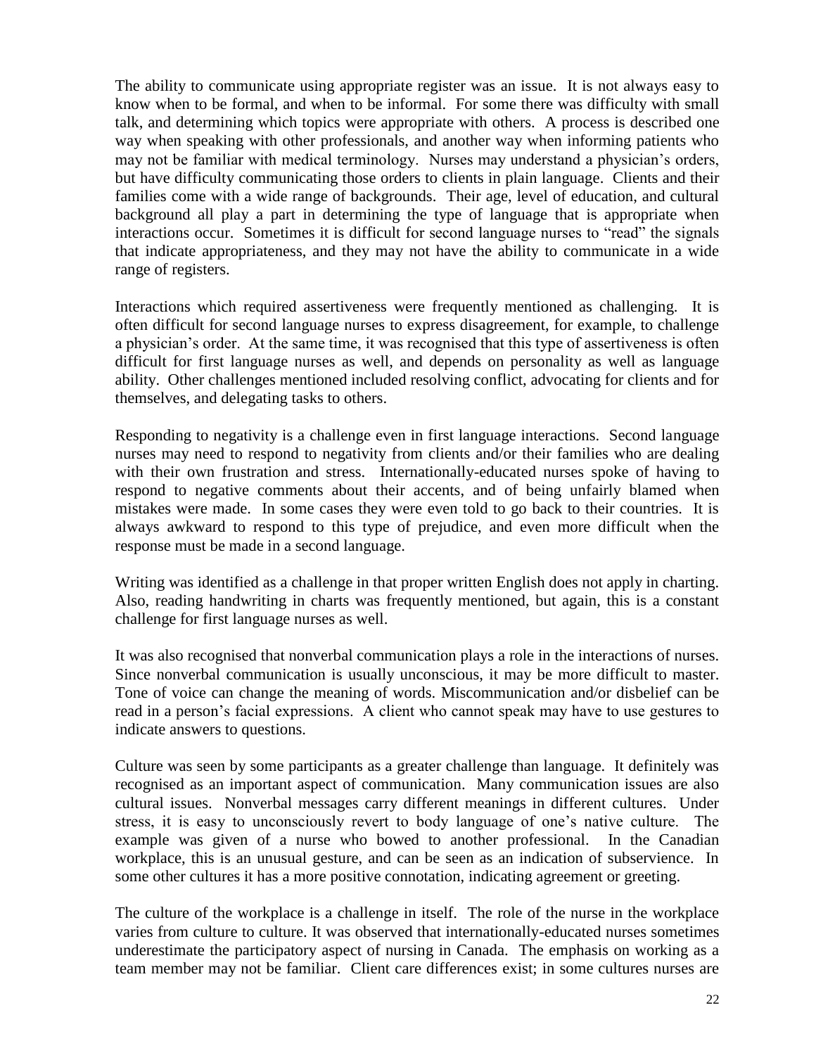The ability to communicate using appropriate register was an issue. It is not always easy to know when to be formal, and when to be informal. For some there was difficulty with small talk, and determining which topics were appropriate with others. A process is described one way when speaking with other professionals, and another way when informing patients who may not be familiar with medical terminology. Nurses may understand a physician's orders, but have difficulty communicating those orders to clients in plain language. Clients and their families come with a wide range of backgrounds. Their age, level of education, and cultural background all play a part in determining the type of language that is appropriate when interactions occur. Sometimes it is difficult for second language nurses to "read" the signals that indicate appropriateness, and they may not have the ability to communicate in a wide range of registers.

Interactions which required assertiveness were frequently mentioned as challenging. It is often difficult for second language nurses to express disagreement, for example, to challenge a physician's order. At the same time, it was recognised that this type of assertiveness is often difficult for first language nurses as well, and depends on personality as well as language ability. Other challenges mentioned included resolving conflict, advocating for clients and for themselves, and delegating tasks to others.

Responding to negativity is a challenge even in first language interactions. Second language nurses may need to respond to negativity from clients and/or their families who are dealing with their own frustration and stress. Internationally-educated nurses spoke of having to respond to negative comments about their accents, and of being unfairly blamed when mistakes were made. In some cases they were even told to go back to their countries. It is always awkward to respond to this type of prejudice, and even more difficult when the response must be made in a second language.

Writing was identified as a challenge in that proper written English does not apply in charting. Also, reading handwriting in charts was frequently mentioned, but again, this is a constant challenge for first language nurses as well.

It was also recognised that nonverbal communication plays a role in the interactions of nurses. Since nonverbal communication is usually unconscious, it may be more difficult to master. Tone of voice can change the meaning of words. Miscommunication and/or disbelief can be read in a person's facial expressions. A client who cannot speak may have to use gestures to indicate answers to questions.

Culture was seen by some participants as a greater challenge than language. It definitely was recognised as an important aspect of communication. Many communication issues are also cultural issues. Nonverbal messages carry different meanings in different cultures. Under stress, it is easy to unconsciously revert to body language of one's native culture. The example was given of a nurse who bowed to another professional. In the Canadian workplace, this is an unusual gesture, and can be seen as an indication of subservience. In some other cultures it has a more positive connotation, indicating agreement or greeting.

The culture of the workplace is a challenge in itself. The role of the nurse in the workplace varies from culture to culture. It was observed that internationally-educated nurses sometimes underestimate the participatory aspect of nursing in Canada. The emphasis on working as a team member may not be familiar. Client care differences exist; in some cultures nurses are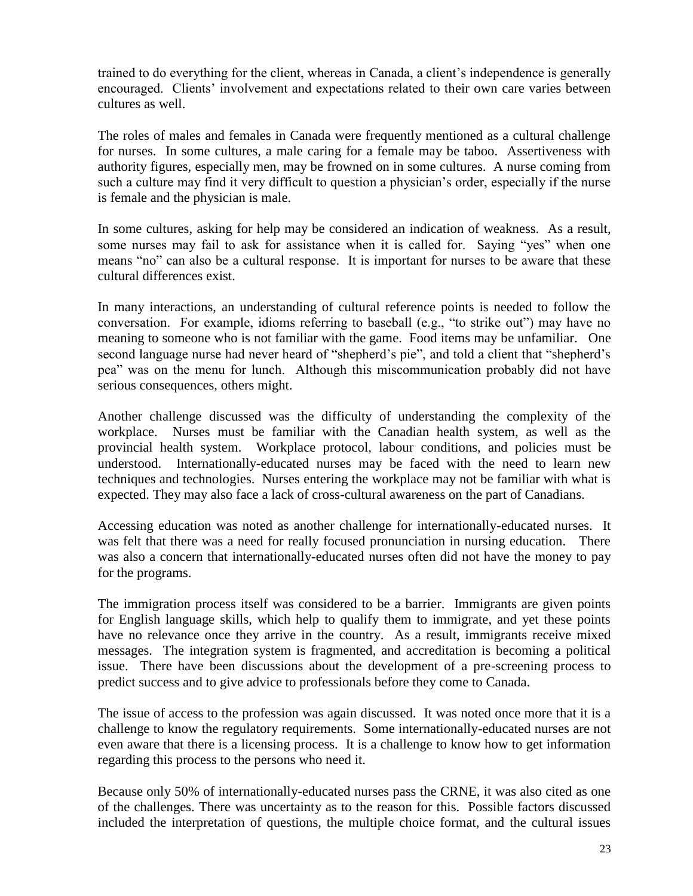trained to do everything for the client, whereas in Canada, a client's independence is generally encouraged. Clients' involvement and expectations related to their own care varies between cultures as well.

The roles of males and females in Canada were frequently mentioned as a cultural challenge for nurses. In some cultures, a male caring for a female may be taboo. Assertiveness with authority figures, especially men, may be frowned on in some cultures. A nurse coming from such a culture may find it very difficult to question a physician's order, especially if the nurse is female and the physician is male.

In some cultures, asking for help may be considered an indication of weakness. As a result, some nurses may fail to ask for assistance when it is called for. Saying "yes" when one means "no" can also be a cultural response. It is important for nurses to be aware that these cultural differences exist.

In many interactions, an understanding of cultural reference points is needed to follow the conversation. For example, idioms referring to baseball (e.g., "to strike out") may have no meaning to someone who is not familiar with the game. Food items may be unfamiliar. One second language nurse had never heard of "shepherd's pie", and told a client that "shepherd's pea" was on the menu for lunch. Although this miscommunication probably did not have serious consequences, others might.

Another challenge discussed was the difficulty of understanding the complexity of the workplace. Nurses must be familiar with the Canadian health system, as well as the provincial health system. Workplace protocol, labour conditions, and policies must be understood. Internationally-educated nurses may be faced with the need to learn new techniques and technologies. Nurses entering the workplace may not be familiar with what is expected. They may also face a lack of cross-cultural awareness on the part of Canadians.

Accessing education was noted as another challenge for internationally-educated nurses. It was felt that there was a need for really focused pronunciation in nursing education. There was also a concern that internationally-educated nurses often did not have the money to pay for the programs.

The immigration process itself was considered to be a barrier. Immigrants are given points for English language skills, which help to qualify them to immigrate, and yet these points have no relevance once they arrive in the country. As a result, immigrants receive mixed messages. The integration system is fragmented, and accreditation is becoming a political issue. There have been discussions about the development of a pre-screening process to predict success and to give advice to professionals before they come to Canada.

The issue of access to the profession was again discussed. It was noted once more that it is a challenge to know the regulatory requirements. Some internationally-educated nurses are not even aware that there is a licensing process. It is a challenge to know how to get information regarding this process to the persons who need it.

Because only 50% of internationally-educated nurses pass the CRNE, it was also cited as one of the challenges. There was uncertainty as to the reason for this. Possible factors discussed included the interpretation of questions, the multiple choice format, and the cultural issues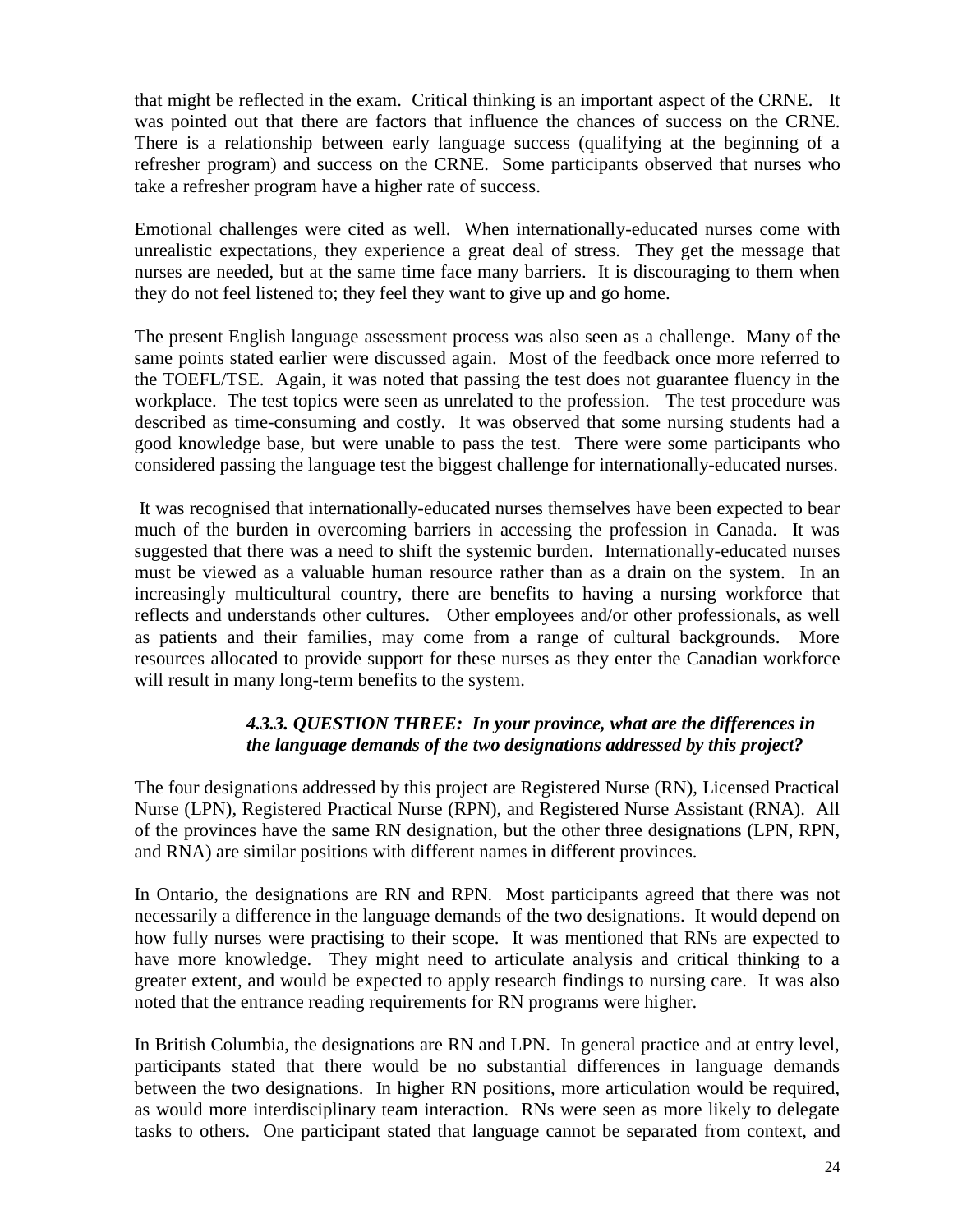that might be reflected in the exam. Critical thinking is an important aspect of the CRNE. It was pointed out that there are factors that influence the chances of success on the CRNE. There is a relationship between early language success (qualifying at the beginning of a refresher program) and success on the CRNE. Some participants observed that nurses who take a refresher program have a higher rate of success.

Emotional challenges were cited as well. When internationally-educated nurses come with unrealistic expectations, they experience a great deal of stress. They get the message that nurses are needed, but at the same time face many barriers. It is discouraging to them when they do not feel listened to; they feel they want to give up and go home.

The present English language assessment process was also seen as a challenge. Many of the same points stated earlier were discussed again. Most of the feedback once more referred to the TOEFL/TSE. Again, it was noted that passing the test does not guarantee fluency in the workplace. The test topics were seen as unrelated to the profession. The test procedure was described as time-consuming and costly. It was observed that some nursing students had a good knowledge base, but were unable to pass the test. There were some participants who considered passing the language test the biggest challenge for internationally-educated nurses.

It was recognised that internationally-educated nurses themselves have been expected to bear much of the burden in overcoming barriers in accessing the profession in Canada. It was suggested that there was a need to shift the systemic burden. Internationally-educated nurses must be viewed as a valuable human resource rather than as a drain on the system. In an increasingly multicultural country, there are benefits to having a nursing workforce that reflects and understands other cultures. Other employees and/or other professionals, as well as patients and their families, may come from a range of cultural backgrounds. More resources allocated to provide support for these nurses as they enter the Canadian workforce will result in many long-term benefits to the system.

#### *4.3.3. QUESTION THREE: In your province, what are the differences in the language demands of the two designations addressed by this project?*

The four designations addressed by this project are Registered Nurse (RN), Licensed Practical Nurse (LPN), Registered Practical Nurse (RPN), and Registered Nurse Assistant (RNA). All of the provinces have the same RN designation, but the other three designations (LPN, RPN, and RNA) are similar positions with different names in different provinces.

In Ontario, the designations are RN and RPN. Most participants agreed that there was not necessarily a difference in the language demands of the two designations. It would depend on how fully nurses were practising to their scope. It was mentioned that RNs are expected to have more knowledge. They might need to articulate analysis and critical thinking to a greater extent, and would be expected to apply research findings to nursing care. It was also noted that the entrance reading requirements for RN programs were higher.

In British Columbia, the designations are RN and LPN. In general practice and at entry level, participants stated that there would be no substantial differences in language demands between the two designations. In higher RN positions, more articulation would be required, as would more interdisciplinary team interaction. RNs were seen as more likely to delegate tasks to others. One participant stated that language cannot be separated from context, and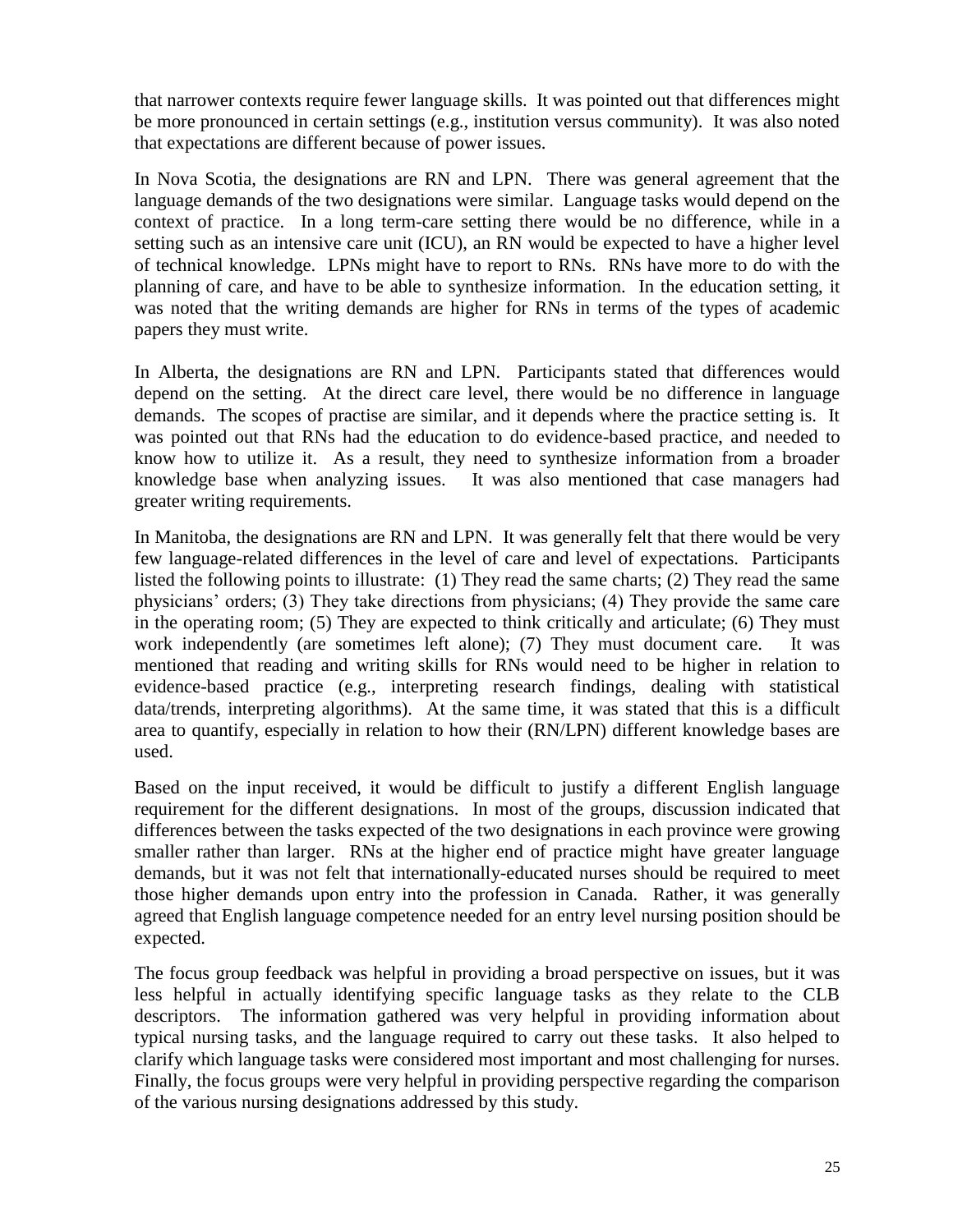that narrower contexts require fewer language skills. It was pointed out that differences might be more pronounced in certain settings (e.g., institution versus community). It was also noted that expectations are different because of power issues.

In Nova Scotia, the designations are RN and LPN. There was general agreement that the language demands of the two designations were similar. Language tasks would depend on the context of practice. In a long term-care setting there would be no difference, while in a setting such as an intensive care unit (ICU), an RN would be expected to have a higher level of technical knowledge. LPNs might have to report to RNs. RNs have more to do with the planning of care, and have to be able to synthesize information. In the education setting, it was noted that the writing demands are higher for RNs in terms of the types of academic papers they must write.

In Alberta, the designations are RN and LPN. Participants stated that differences would depend on the setting. At the direct care level, there would be no difference in language demands. The scopes of practise are similar, and it depends where the practice setting is. It was pointed out that RNs had the education to do evidence-based practice, and needed to know how to utilize it. As a result, they need to synthesize information from a broader knowledge base when analyzing issues. It was also mentioned that case managers had greater writing requirements.

In Manitoba, the designations are RN and LPN. It was generally felt that there would be very few language-related differences in the level of care and level of expectations. Participants listed the following points to illustrate: (1) They read the same charts; (2) They read the same physicians' orders; (3) They take directions from physicians; (4) They provide the same care in the operating room; (5) They are expected to think critically and articulate; (6) They must work independently (are sometimes left alone); (7) They must document care. It was mentioned that reading and writing skills for RNs would need to be higher in relation to evidence-based practice (e.g., interpreting research findings, dealing with statistical data/trends, interpreting algorithms). At the same time, it was stated that this is a difficult area to quantify, especially in relation to how their (RN/LPN) different knowledge bases are used.

Based on the input received, it would be difficult to justify a different English language requirement for the different designations. In most of the groups, discussion indicated that differences between the tasks expected of the two designations in each province were growing smaller rather than larger. RNs at the higher end of practice might have greater language demands, but it was not felt that internationally-educated nurses should be required to meet those higher demands upon entry into the profession in Canada. Rather, it was generally agreed that English language competence needed for an entry level nursing position should be expected.

The focus group feedback was helpful in providing a broad perspective on issues, but it was less helpful in actually identifying specific language tasks as they relate to the CLB descriptors. The information gathered was very helpful in providing information about typical nursing tasks, and the language required to carry out these tasks. It also helped to clarify which language tasks were considered most important and most challenging for nurses. Finally, the focus groups were very helpful in providing perspective regarding the comparison of the various nursing designations addressed by this study.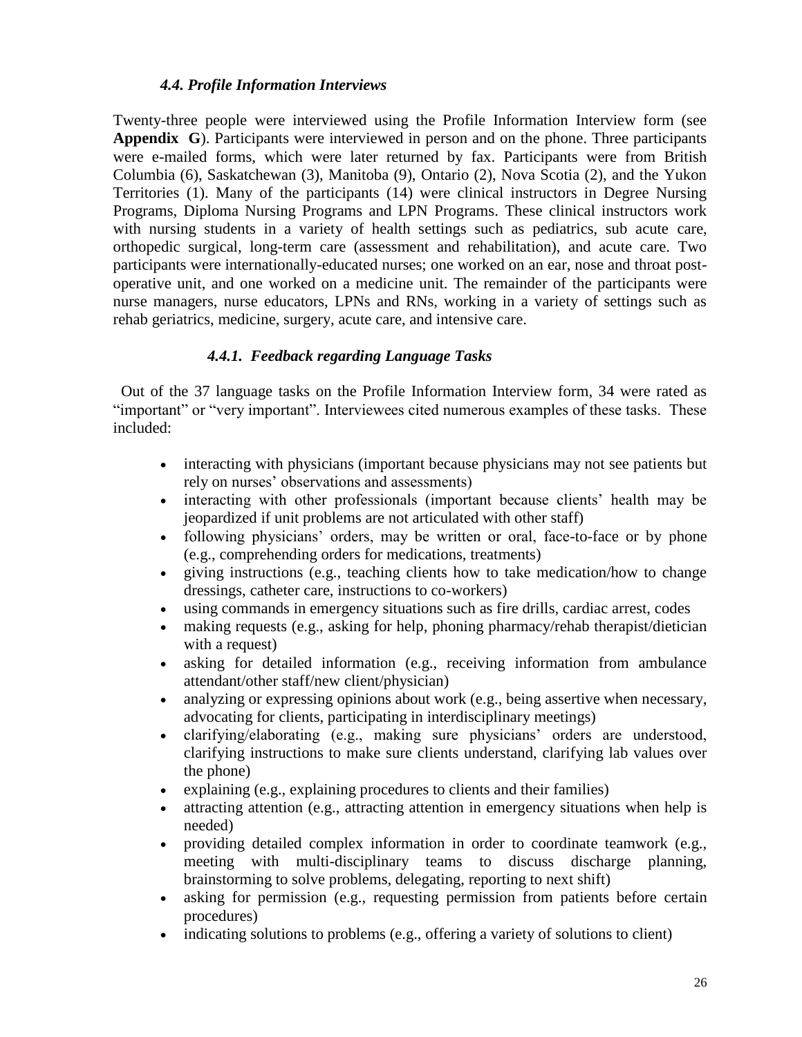### *4.4. Profile Information Interviews*

Twenty-three people were interviewed using the Profile Information Interview form (see **Appendix G**). Participants were interviewed in person and on the phone. Three participants were e-mailed forms, which were later returned by fax. Participants were from British Columbia (6), Saskatchewan (3), Manitoba (9), Ontario (2), Nova Scotia (2), and the Yukon Territories (1). Many of the participants (14) were clinical instructors in Degree Nursing Programs, Diploma Nursing Programs and LPN Programs. These clinical instructors work with nursing students in a variety of health settings such as pediatrics, sub acute care, orthopedic surgical, long-term care (assessment and rehabilitation), and acute care. Two participants were internationally-educated nurses; one worked on an ear, nose and throat post-operative unit, and one worked on a medicine unit. The remainder of the participants were nurse managers, nurse educators, LPNs and RNs, working in a variety of settings such as rehab geriatrics, medicine, surgery, acute care, and intensive care.

#### *4.4.1. Feedback regarding Language Tasks*

Out of the 37 language tasks on the Profile Information Interview form, 34 were rated as "important" or "very important". Interviewees cited numerous examples of these tasks. These included:

- interacting with physicians (important because physicians may not see patients but rely on nurses' observations and assessments)
- interacting with other professionals (important because clients' health may be jeopardized if unit problems are not articulated with other staff)
- following physicians' orders, may be written or oral, face-to-face or by phone (e.g., comprehending orders for medications, treatments)
- giving instructions (e.g., teaching clients how to take medication/how to change dressings, catheter care, instructions to co-workers)
- using commands in emergency situations such as fire drills, cardiac arrest, codes
- making requests (e.g., asking for help, phoning pharmacy/rehab therapist/dietician with a request)
- asking for detailed information (e.g., receiving information from ambulance attendant/other staff/new client/physician)
- analyzing or expressing opinions about work (e.g., being assertive when necessary, advocating for clients, participating in interdisciplinary meetings)
- clarifying/elaborating (e.g., making sure physicians' orders are understood, clarifying instructions to make sure clients understand, clarifying lab values over the phone)
- explaining (e.g., explaining procedures to clients and their families)
- attracting attention (e.g., attracting attention in emergency situations when help is needed)
- providing detailed complex information in order to coordinate teamwork (e.g., meeting with multi-disciplinary teams to discuss discharge planning, brainstorming to solve problems, delegating, reporting to next shift)
- asking for permission (e.g., requesting permission from patients before certain procedures)
- indicating solutions to problems (e.g., offering a variety of solutions to client)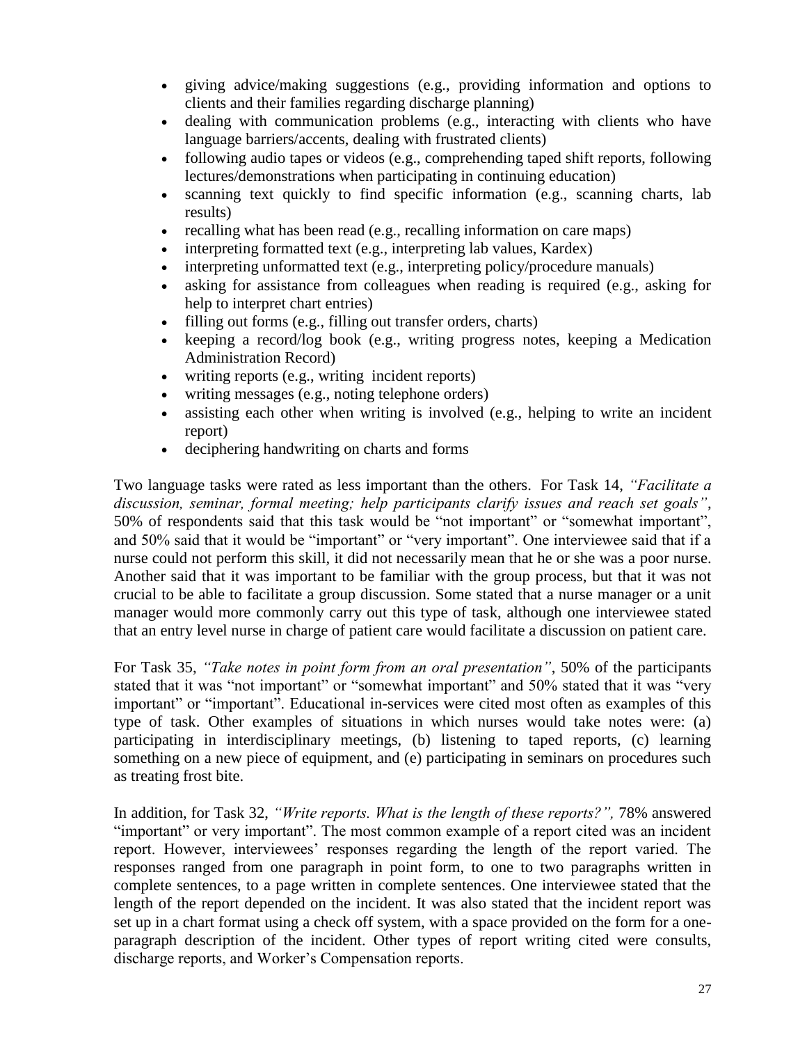- giving advice/making suggestions (e.g., providing information and options to clients and their families regarding discharge planning)
- dealing with communication problems (e.g., interacting with clients who have language barriers/accents, dealing with frustrated clients)
- following audio tapes or videos (e.g., comprehending taped shift reports, following lectures/demonstrations when participating in continuing education)
- scanning text quickly to find specific information (e.g., scanning charts, lab results)
- recalling what has been read (e.g., recalling information on care maps)
- interpreting formatted text (e.g., interpreting lab values, Kardex)
- interpreting unformatted text (e.g., interpreting policy/procedure manuals)
- asking for assistance from colleagues when reading is required (e.g., asking for help to interpret chart entries)
- filling out forms (e.g., filling out transfer orders, charts)
- keeping a record/log book (e.g., writing progress notes, keeping a Medication Administration Record)
- writing reports (e.g., writing incident reports)
- writing messages (e.g., noting telephone orders)
- assisting each other when writing is involved (e.g., helping to write an incident report)
- deciphering handwriting on charts and forms

Two language tasks were rated as less important than the others. For Task 14, *"Facilitate a discussion, seminar, formal meeting; help participants clarify issues and reach set goals"*, 50% of respondents said that this task would be "not important" or "somewhat important", and 50% said that it would be "important" or "very important". One interviewee said that if a nurse could not perform this skill, it did not necessarily mean that he or she was a poor nurse. Another said that it was important to be familiar with the group process, but that it was not crucial to be able to facilitate a group discussion. Some stated that a nurse manager or a unit manager would more commonly carry out this type of task, although one interviewee stated that an entry level nurse in charge of patient care would facilitate a discussion on patient care.

For Task 35, *"Take notes in point form from an oral presentation"*, 50% of the participants stated that it was "not important" or "somewhat important" and 50% stated that it was "very important" or "important". Educational in-services were cited most often as examples of this type of task. Other examples of situations in which nurses would take notes were: (a) participating in interdisciplinary meetings, (b) listening to taped reports, (c) learning something on a new piece of equipment, and (e) participating in seminars on procedures such as treating frost bite.

In addition, for Task 32, *"Write reports. What is the length of these reports?",* 78% answered "important" or very important". The most common example of a report cited was an incident report. However, interviewees' responses regarding the length of the report varied. The responses ranged from one paragraph in point form, to one to two paragraphs written in complete sentences, to a page written in complete sentences. One interviewee stated that the length of the report depended on the incident. It was also stated that the incident report was set up in a chart format using a check off system, with a space provided on the form for a one-paragraph description of the incident. Other types of report writing cited were consults, discharge reports, and Worker's Compensation reports.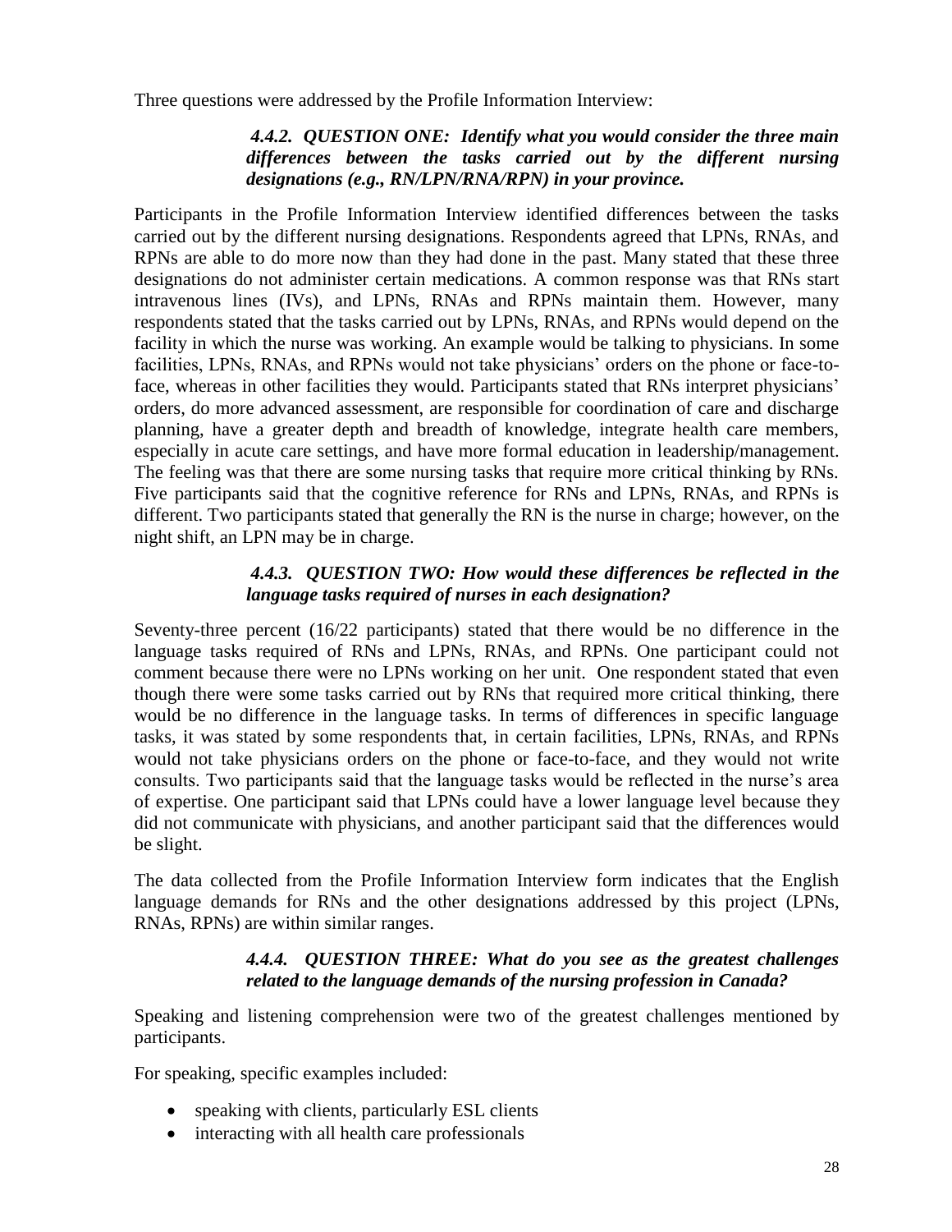Three questions were addressed by the Profile Information Interview:

#### *4.4.2. QUESTION ONE: Identify what you would consider the three main differences between the tasks carried out by the different nursing designations (e.g., RN/LPN/RNA/RPN) in your province.*

Participants in the Profile Information Interview identified differences between the tasks carried out by the different nursing designations. Respondents agreed that LPNs, RNAs, and RPNs are able to do more now than they had done in the past. Many stated that these three designations do not administer certain medications. A common response was that RNs start intravenous lines (IVs), and LPNs, RNAs and RPNs maintain them. However, many respondents stated that the tasks carried out by LPNs, RNAs, and RPNs would depend on the facility in which the nurse was working. An example would be talking to physicians. In some facilities, LPNs, RNAs, and RPNs would not take physicians' orders on the phone or face-to-face, whereas in other facilities they would. Participants stated that RNs interpret physicians' orders, do more advanced assessment, are responsible for coordination of care and discharge planning, have a greater depth and breadth of knowledge, integrate health care members, especially in acute care settings, and have more formal education in leadership/management. The feeling was that there are some nursing tasks that require more critical thinking by RNs. Five participants said that the cognitive reference for RNs and LPNs, RNAs, and RPNs is different. Two participants stated that generally the RN is the nurse in charge; however, on the night shift, an LPN may be in charge.

#### *4.4.3. QUESTION TWO: How would these differences be reflected in the language tasks required of nurses in each designation?*

Seventy-three percent (16/22 participants) stated that there would be no difference in the language tasks required of RNs and LPNs, RNAs, and RPNs. One participant could not comment because there were no LPNs working on her unit. One respondent stated that even though there were some tasks carried out by RNs that required more critical thinking, there would be no difference in the language tasks. In terms of differences in specific language tasks, it was stated by some respondents that, in certain facilities, LPNs, RNAs, and RPNs would not take physicians orders on the phone or face-to-face, and they would not write consults. Two participants said that the language tasks would be reflected in the nurse's area of expertise. One participant said that LPNs could have a lower language level because they did not communicate with physicians, and another participant said that the differences would be slight.

The data collected from the Profile Information Interview form indicates that the English language demands for RNs and the other designations addressed by this project (LPNs, RNAs, RPNs) are within similar ranges.

#### *4.4.4. QUESTION THREE: What do you see as the greatest challenges related to the language demands of the nursing profession in Canada?*

Speaking and listening comprehension were two of the greatest challenges mentioned by participants.

For speaking, specific examples included:

- speaking with clients, particularly ESL clients
- interacting with all health care professionals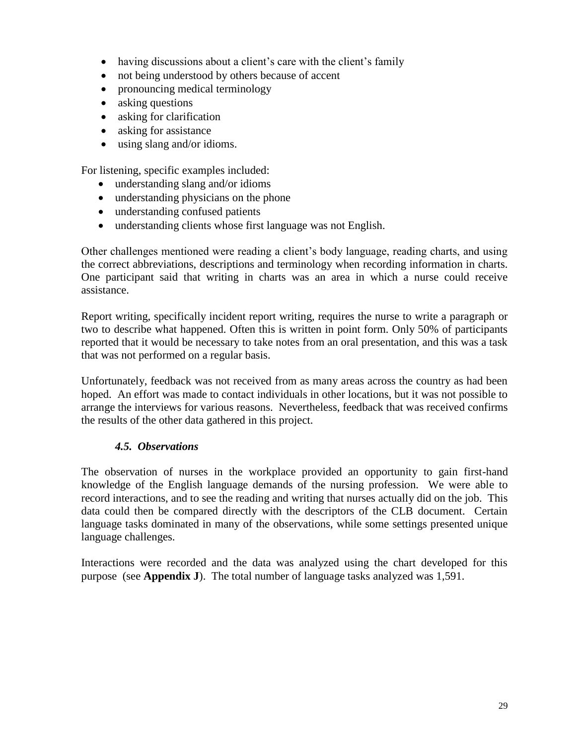- having discussions about a client's care with the client's family
- not being understood by others because of accent
- pronouncing medical terminology
- asking questions
- asking for clarification
- asking for assistance
- using slang and/or idioms.

For listening, specific examples included:

- understanding slang and/or idioms
- understanding physicians on the phone
- understanding confused patients
- understanding clients whose first language was not English.

Other challenges mentioned were reading a client's body language, reading charts, and using the correct abbreviations, descriptions and terminology when recording information in charts. One participant said that writing in charts was an area in which a nurse could receive assistance.

Report writing, specifically incident report writing, requires the nurse to write a paragraph or two to describe what happened. Often this is written in point form. Only 50% of participants reported that it would be necessary to take notes from an oral presentation, and this was a task that was not performed on a regular basis.

Unfortunately, feedback was not received from as many areas across the country as had been hoped. An effort was made to contact individuals in other locations, but it was not possible to arrange the interviews for various reasons. Nevertheless, feedback that was received confirms the results of the other data gathered in this project.

### *4.5. Observations*

The observation of nurses in the workplace provided an opportunity to gain first-hand knowledge of the English language demands of the nursing profession. We were able to record interactions, and to see the reading and writing that nurses actually did on the job. This data could then be compared directly with the descriptors of the CLB document. Certain language tasks dominated in many of the observations, while some settings presented unique language challenges.

Interactions were recorded and the data was analyzed using the chart developed for this purpose (see **Appendix J**). The total number of language tasks analyzed was 1,591.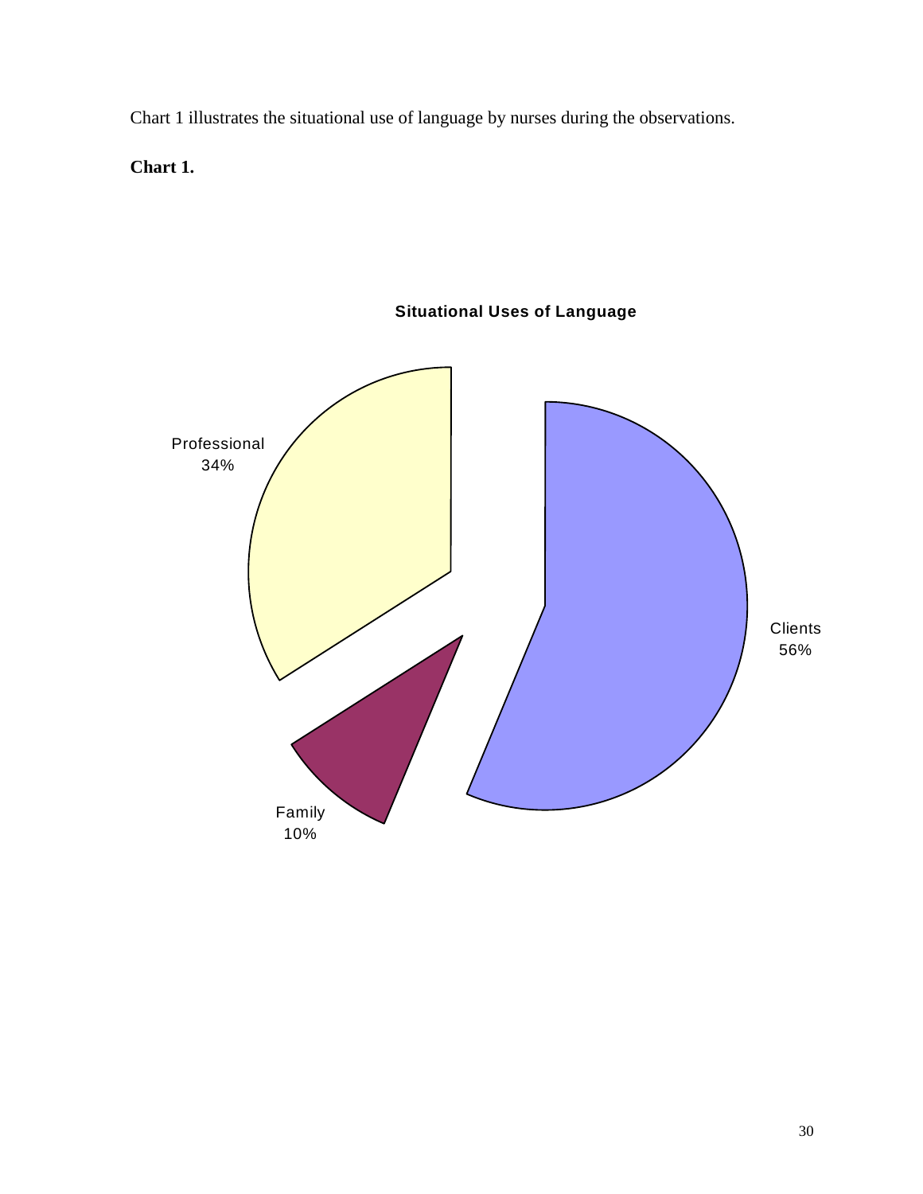Chart 1 illustrates the situational use of language by nurses during the observations.

**Chart 1.**

**Situational Uses of Language**

Professional 34%

Clients 56%

Family 10%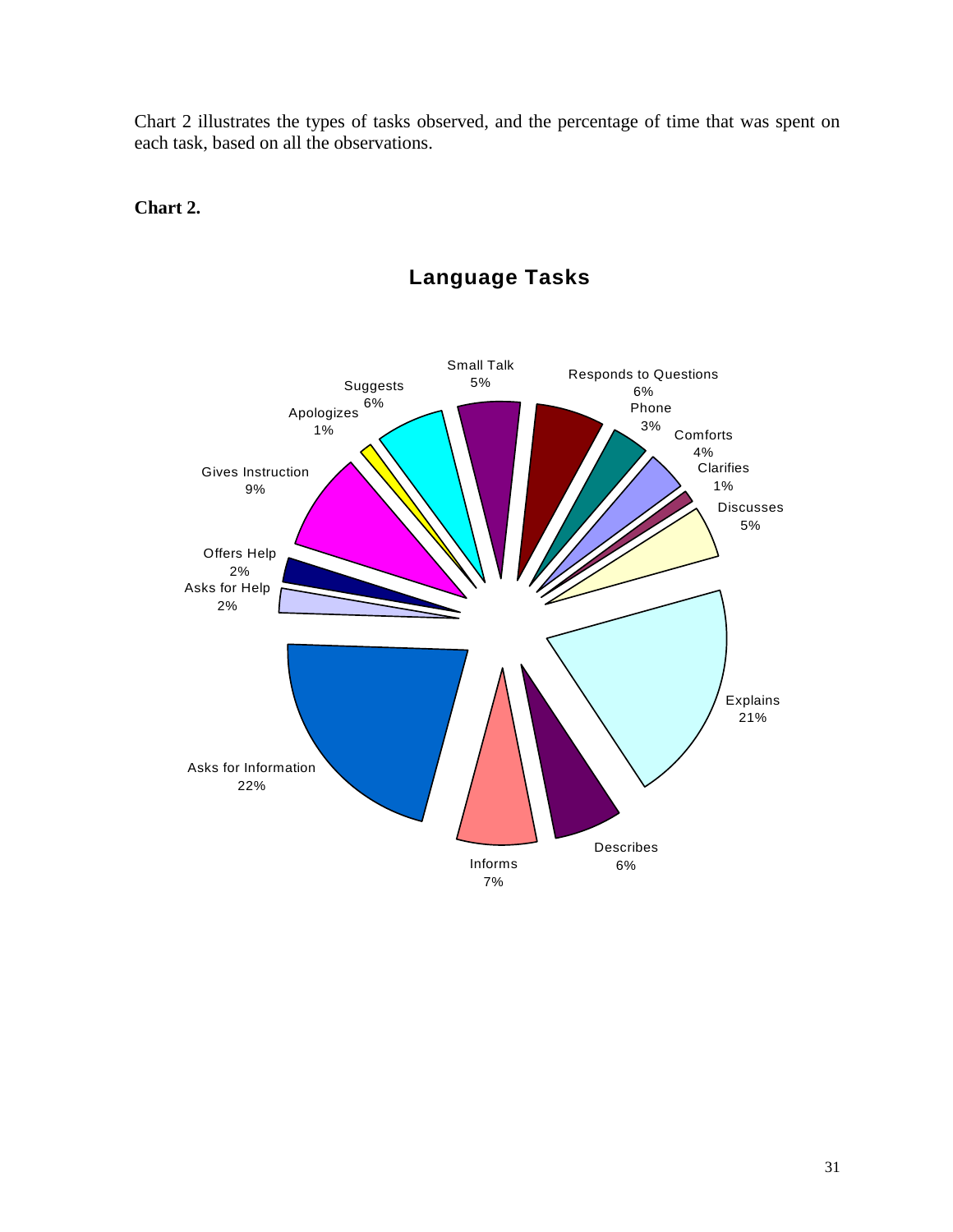Chart 2 illustrates the types of tasks observed, and the percentage of time that was spent on each task, based on all the observations.

**Chart 2.**

**Language Tasks**

| Task | Percentage |
| --- | --- |
| Small Talk | 5% |
| Responds to Questions | 6% |
| Phone | 3% |
| Comforts | 4% |
| Clarifies | 1% |
| Discusses | 5% |
| Explains | 21% |
| Describes | 6% |
| Informs | 7% |
| Asks for Information | 22% |
| Asks for Help | 2% |
| Offers Help | 2% |
| Gives Instruction | 9% |
| Apologizes | 1% |
| Suggests | 6% |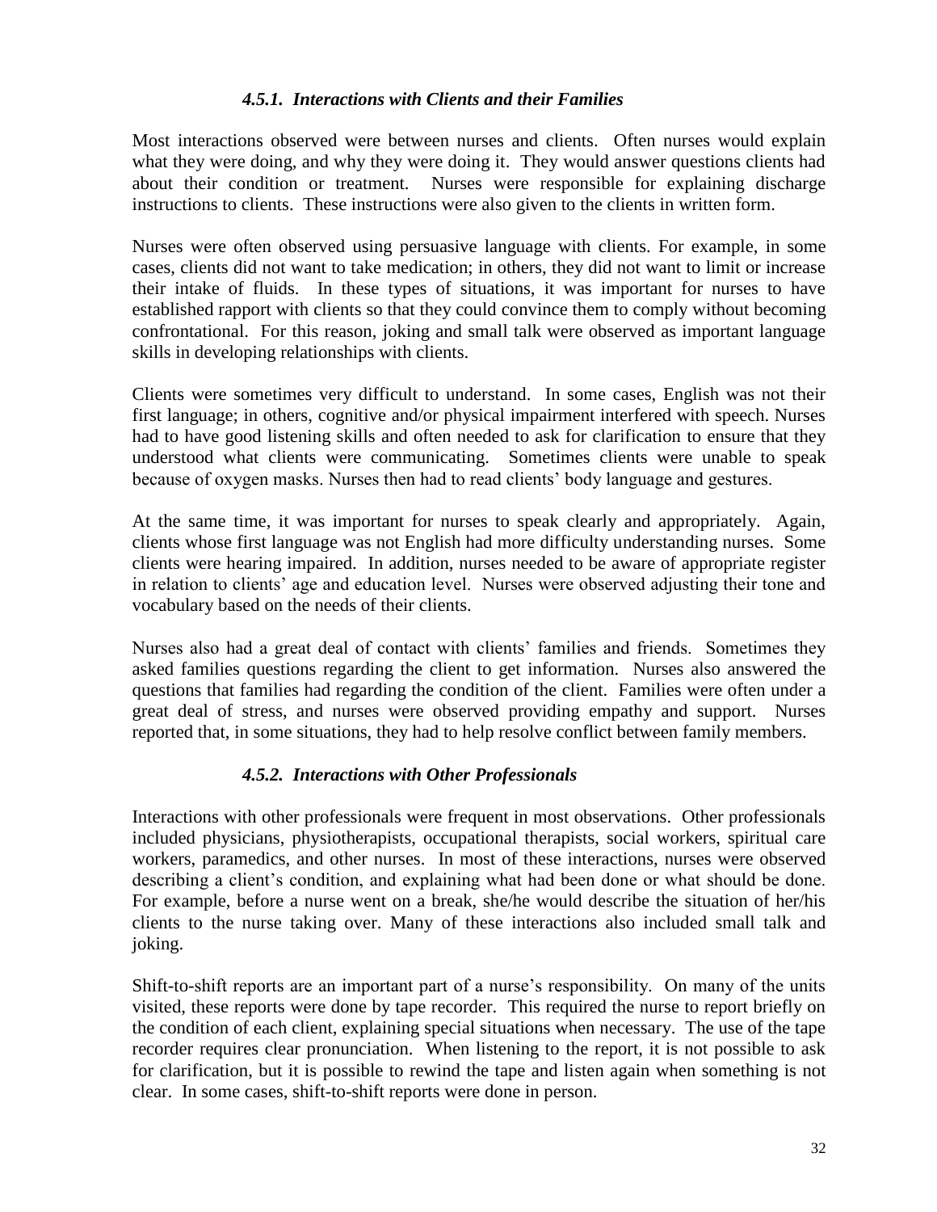### *4.5.1. Interactions with Clients and their Families*

Most interactions observed were between nurses and clients. Often nurses would explain what they were doing, and why they were doing it. They would answer questions clients had about their condition or treatment. Nurses were responsible for explaining discharge instructions to clients. These instructions were also given to the clients in written form.

Nurses were often observed using persuasive language with clients. For example, in some cases, clients did not want to take medication; in others, they did not want to limit or increase their intake of fluids. In these types of situations, it was important for nurses to have established rapport with clients so that they could convince them to comply without becoming confrontational. For this reason, joking and small talk were observed as important language skills in developing relationships with clients.

Clients were sometimes very difficult to understand. In some cases, English was not their first language; in others, cognitive and/or physical impairment interfered with speech. Nurses had to have good listening skills and often needed to ask for clarification to ensure that they understood what clients were communicating. Sometimes clients were unable to speak because of oxygen masks. Nurses then had to read clients' body language and gestures.

At the same time, it was important for nurses to speak clearly and appropriately. Again, clients whose first language was not English had more difficulty understanding nurses. Some clients were hearing impaired. In addition, nurses needed to be aware of appropriate register in relation to clients' age and education level. Nurses were observed adjusting their tone and vocabulary based on the needs of their clients.

Nurses also had a great deal of contact with clients' families and friends. Sometimes they asked families questions regarding the client to get information. Nurses also answered the questions that families had regarding the condition of the client. Families were often under a great deal of stress, and nurses were observed providing empathy and support. Nurses reported that, in some situations, they had to help resolve conflict between family members.

### *4.5.2. Interactions with Other Professionals*

Interactions with other professionals were frequent in most observations. Other professionals included physicians, physiotherapists, occupational therapists, social workers, spiritual care workers, paramedics, and other nurses. In most of these interactions, nurses were observed describing a client's condition, and explaining what had been done or what should be done. For example, before a nurse went on a break, she/he would describe the situation of her/his clients to the nurse taking over. Many of these interactions also included small talk and joking.

Shift-to-shift reports are an important part of a nurse's responsibility. On many of the units visited, these reports were done by tape recorder. This required the nurse to report briefly on the condition of each client, explaining special situations when necessary. The use of the tape recorder requires clear pronunciation. When listening to the report, it is not possible to ask for clarification, but it is possible to rewind the tape and listen again when something is not clear. In some cases, shift-to-shift reports were done in person.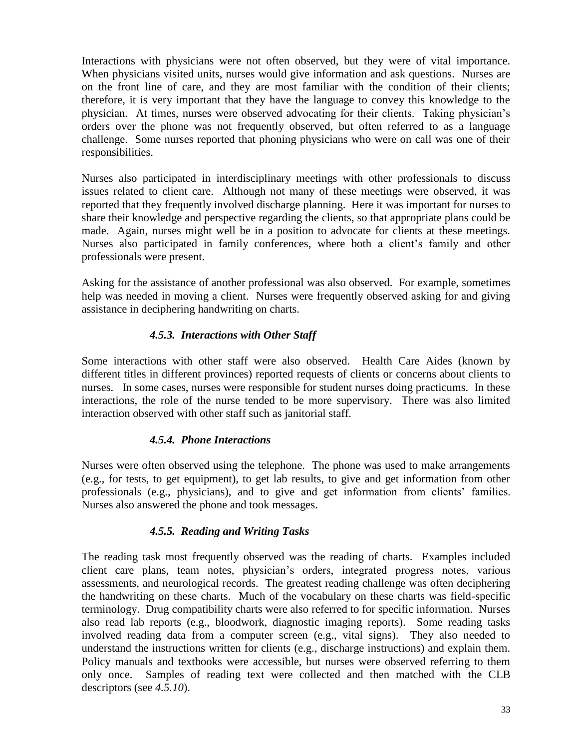Interactions with physicians were not often observed, but they were of vital importance. When physicians visited units, nurses would give information and ask questions. Nurses are on the front line of care, and they are most familiar with the condition of their clients; therefore, it is very important that they have the language to convey this knowledge to the physician. At times, nurses were observed advocating for their clients. Taking physician's orders over the phone was not frequently observed, but often referred to as a language challenge. Some nurses reported that phoning physicians who were on call was one of their responsibilities.

Nurses also participated in interdisciplinary meetings with other professionals to discuss issues related to client care. Although not many of these meetings were observed, it was reported that they frequently involved discharge planning. Here it was important for nurses to share their knowledge and perspective regarding the clients, so that appropriate plans could be made. Again, nurses might well be in a position to advocate for clients at these meetings. Nurses also participated in family conferences, where both a client's family and other professionals were present.

Asking for the assistance of another professional was also observed. For example, sometimes help was needed in moving a client. Nurses were frequently observed asking for and giving assistance in deciphering handwriting on charts.

#### *4.5.3. Interactions with Other Staff*

Some interactions with other staff were also observed. Health Care Aides (known by different titles in different provinces) reported requests of clients or concerns about clients to nurses. In some cases, nurses were responsible for student nurses doing practicums. In these interactions, the role of the nurse tended to be more supervisory. There was also limited interaction observed with other staff such as janitorial staff.

#### *4.5.4. Phone Interactions*

Nurses were often observed using the telephone. The phone was used to make arrangements (e.g., for tests, to get equipment), to get lab results, to give and get information from other professionals (e.g., physicians), and to give and get information from clients' families. Nurses also answered the phone and took messages.

#### *4.5.5. Reading and Writing Tasks*

The reading task most frequently observed was the reading of charts. Examples included client care plans, team notes, physician's orders, integrated progress notes, various assessments, and neurological records. The greatest reading challenge was often deciphering the handwriting on these charts. Much of the vocabulary on these charts was field-specific terminology. Drug compatibility charts were also referred to for specific information. Nurses also read lab reports (e.g., bloodwork, diagnostic imaging reports). Some reading tasks involved reading data from a computer screen (e.g., vital signs). They also needed to understand the instructions written for clients (e.g., discharge instructions) and explain them. Policy manuals and textbooks were accessible, but nurses were observed referring to them only once. Samples of reading text were collected and then matched with the CLB descriptors (see *4.5.10*).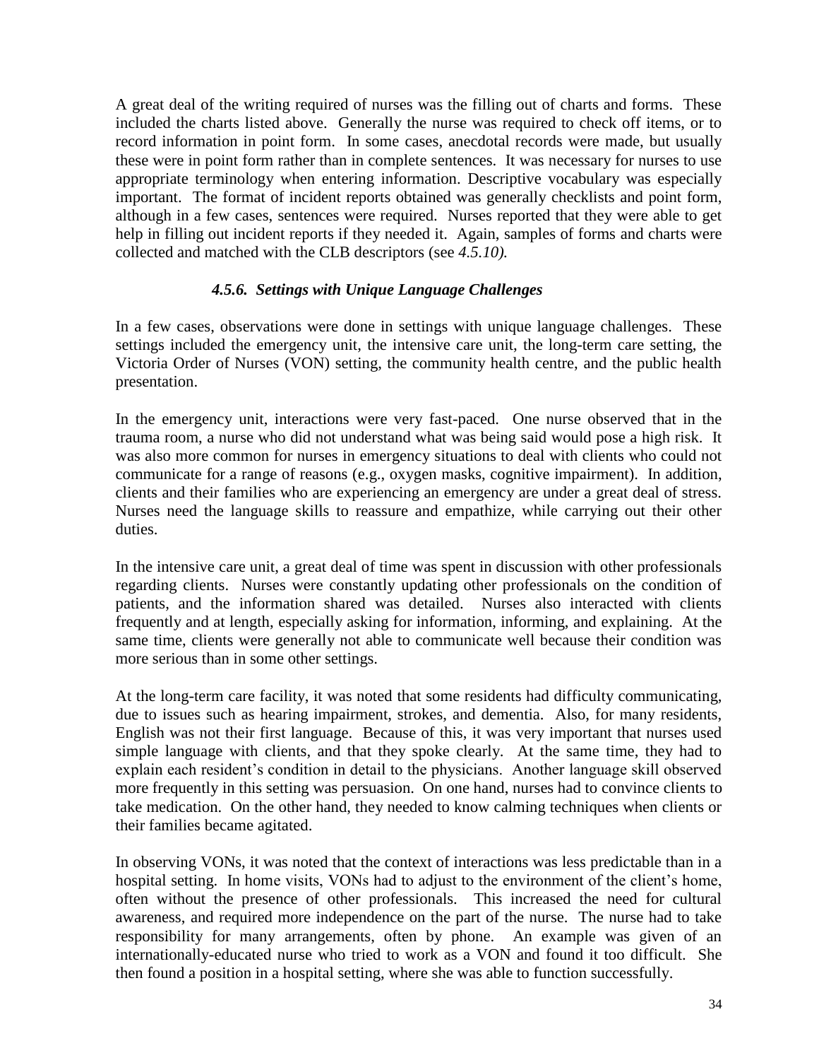A great deal of the writing required of nurses was the filling out of charts and forms. These included the charts listed above. Generally the nurse was required to check off items, or to record information in point form. In some cases, anecdotal records were made, but usually these were in point form rather than in complete sentences. It was necessary for nurses to use appropriate terminology when entering information. Descriptive vocabulary was especially important. The format of incident reports obtained was generally checklists and point form, although in a few cases, sentences were required. Nurses reported that they were able to get help in filling out incident reports if they needed it. Again, samples of forms and charts were collected and matched with the CLB descriptors (see *4.5.10).*

#### *4.5.6. Settings with Unique Language Challenges*

In a few cases, observations were done in settings with unique language challenges. These settings included the emergency unit, the intensive care unit, the long-term care setting, the Victoria Order of Nurses (VON) setting, the community health centre, and the public health presentation.

In the emergency unit, interactions were very fast-paced. One nurse observed that in the trauma room, a nurse who did not understand what was being said would pose a high risk. It was also more common for nurses in emergency situations to deal with clients who could not communicate for a range of reasons (e.g., oxygen masks, cognitive impairment). In addition, clients and their families who are experiencing an emergency are under a great deal of stress. Nurses need the language skills to reassure and empathize, while carrying out their other duties.

In the intensive care unit, a great deal of time was spent in discussion with other professionals regarding clients. Nurses were constantly updating other professionals on the condition of patients, and the information shared was detailed. Nurses also interacted with clients frequently and at length, especially asking for information, informing, and explaining. At the same time, clients were generally not able to communicate well because their condition was more serious than in some other settings.

At the long-term care facility, it was noted that some residents had difficulty communicating, due to issues such as hearing impairment, strokes, and dementia. Also, for many residents, English was not their first language. Because of this, it was very important that nurses used simple language with clients, and that they spoke clearly. At the same time, they had to explain each resident's condition in detail to the physicians. Another language skill observed more frequently in this setting was persuasion. On one hand, nurses had to convince clients to take medication. On the other hand, they needed to know calming techniques when clients or their families became agitated.

In observing VONs, it was noted that the context of interactions was less predictable than in a hospital setting. In home visits, VONs had to adjust to the environment of the client's home, often without the presence of other professionals. This increased the need for cultural awareness, and required more independence on the part of the nurse. The nurse had to take responsibility for many arrangements, often by phone. An example was given of an internationally-educated nurse who tried to work as a VON and found it too difficult. She then found a position in a hospital setting, where she was able to function successfully.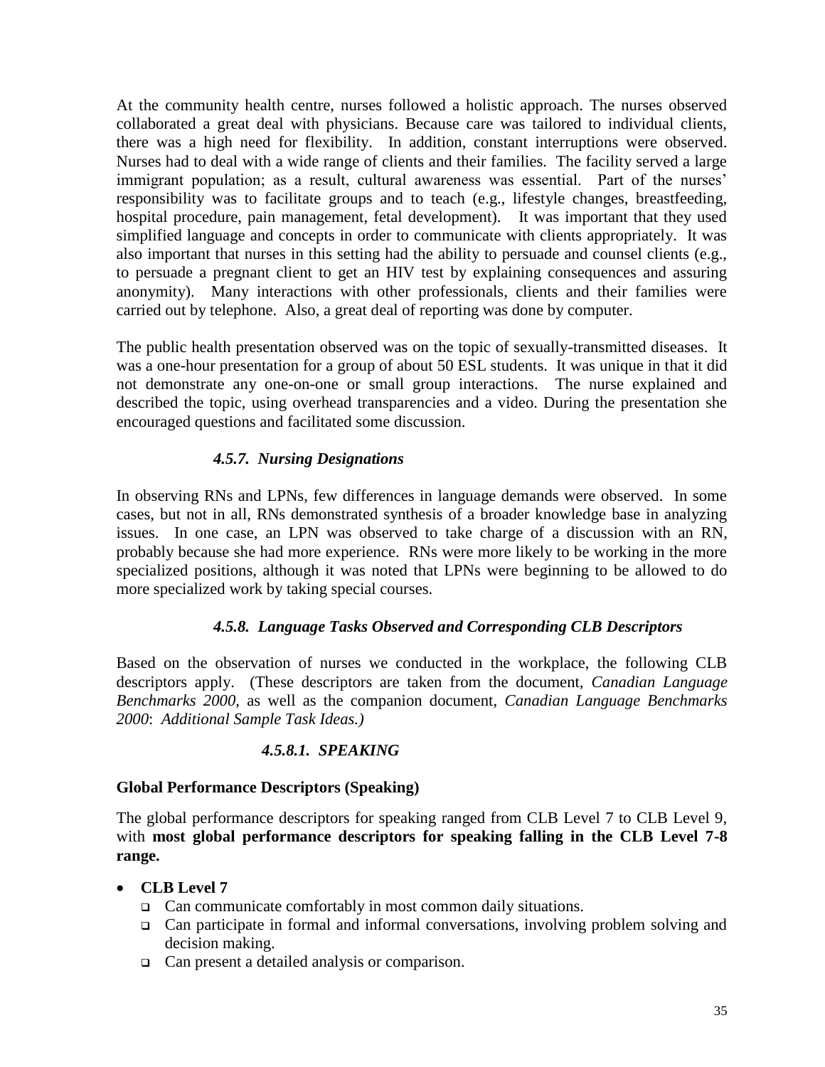At the community health centre, nurses followed a holistic approach. The nurses observed collaborated a great deal with physicians. Because care was tailored to individual clients, there was a high need for flexibility. In addition, constant interruptions were observed. Nurses had to deal with a wide range of clients and their families. The facility served a large immigrant population; as a result, cultural awareness was essential. Part of the nurses' responsibility was to facilitate groups and to teach (e.g., lifestyle changes, breastfeeding, hospital procedure, pain management, fetal development). It was important that they used simplified language and concepts in order to communicate with clients appropriately. It was also important that nurses in this setting had the ability to persuade and counsel clients (e.g., to persuade a pregnant client to get an HIV test by explaining consequences and assuring anonymity). Many interactions with other professionals, clients and their families were carried out by telephone. Also, a great deal of reporting was done by computer.

The public health presentation observed was on the topic of sexually-transmitted diseases. It was a one-hour presentation for a group of about 50 ESL students. It was unique in that it did not demonstrate any one-on-one or small group interactions. The nurse explained and described the topic, using overhead transparencies and a video. During the presentation she encouraged questions and facilitated some discussion.

### *4.5.7. Nursing Designations*

In observing RNs and LPNs, few differences in language demands were observed. In some cases, but not in all, RNs demonstrated synthesis of a broader knowledge base in analyzing issues. In one case, an LPN was observed to take charge of a discussion with an RN, probably because she had more experience. RNs were more likely to be working in the more specialized positions, although it was noted that LPNs were beginning to be allowed to do more specialized work by taking special courses.

### *4.5.8. Language Tasks Observed and Corresponding CLB Descriptors*

Based on the observation of nurses we conducted in the workplace, the following CLB descriptors apply. (These descriptors are taken from the document, *Canadian Language Benchmarks 2000*, as well as the companion document, *Canadian Language Benchmarks 2000*: *Additional Sample Task Ideas.)*

#### *4.5.8.1. SPEAKING*

**Global Performance Descriptors (Speaking)**

The global performance descriptors for speaking ranged from CLB Level 7 to CLB Level 9, with **most global performance descriptors for speaking falling in the CLB Level 7-8 range.**

- **CLB Level 7**
  - Can communicate comfortably in most common daily situations.
  - Can participate in formal and informal conversations, involving problem solving and decision making.
  - Can present a detailed analysis or comparison.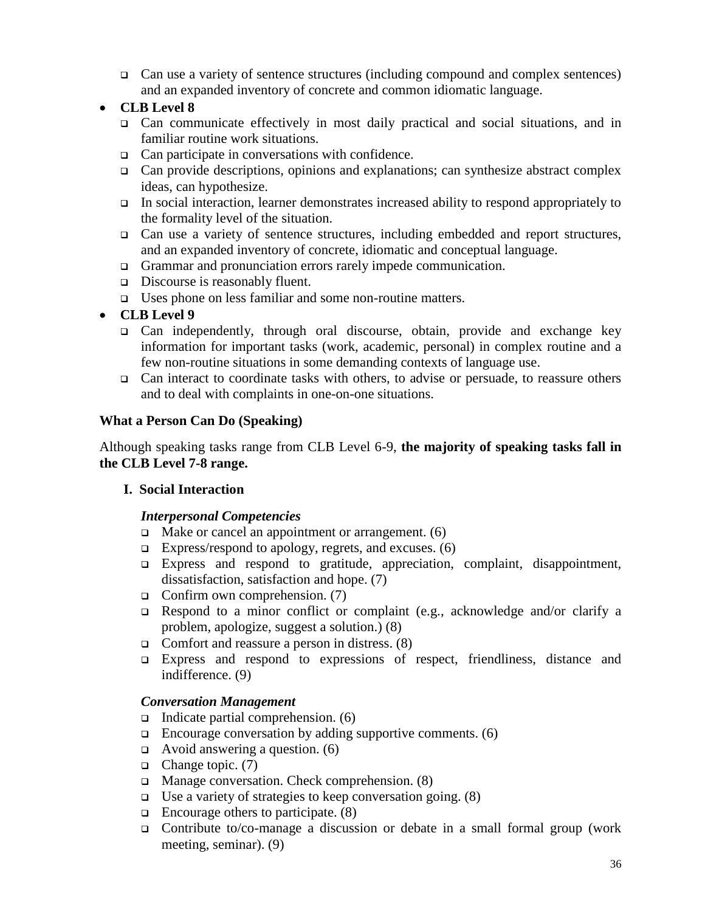- Can use a variety of sentence structures (including compound and complex sentences) and an expanded inventory of concrete and common idiomatic language.

- **CLB Level 8**
  - Can communicate effectively in most daily practical and social situations, and in familiar routine work situations.
  - Can participate in conversations with confidence.
  - Can provide descriptions, opinions and explanations; can synthesize abstract complex ideas, can hypothesize.
  - In social interaction, learner demonstrates increased ability to respond appropriately to the formality level of the situation.
  - Can use a variety of sentence structures, including embedded and report structures, and an expanded inventory of concrete, idiomatic and conceptual language.
  - Grammar and pronunciation errors rarely impede communication.
  - Discourse is reasonably fluent.
  - Uses phone on less familiar and some non-routine matters.
- **CLB Level 9**
  - Can independently, through oral discourse, obtain, provide and exchange key information for important tasks (work, academic, personal) in complex routine and a few non-routine situations in some demanding contexts of language use.
  - Can interact to coordinate tasks with others, to advise or persuade, to reassure others and to deal with complaints in one-on-one situations.

**What a Person Can Do (Speaking)**

Although speaking tasks range from CLB Level 6-9, **the majority of speaking tasks fall in the CLB Level 7-8 range.**

**I. Social Interaction**

***Interpersonal Competencies***

- Make or cancel an appointment or arrangement. (6)
- Express/respond to apology, regrets, and excuses. (6)
- Express and respond to gratitude, appreciation, complaint, disappointment, dissatisfaction, satisfaction and hope. (7)
- Confirm own comprehension. (7)
- Respond to a minor conflict or complaint (e.g., acknowledge and/or clarify a problem, apologize, suggest a solution.) (8)
- Comfort and reassure a person in distress. (8)
- Express and respond to expressions of respect, friendliness, distance and indifference. (9)

***Conversation Management***

- Indicate partial comprehension. (6)
- Encourage conversation by adding supportive comments. (6)
- Avoid answering a question. (6)
- Change topic. (7)
- Manage conversation. Check comprehension. (8)
- Use a variety of strategies to keep conversation going. (8)
- Encourage others to participate. (8)
- Contribute to/co-manage a discussion or debate in a small formal group (work meeting, seminar). (9)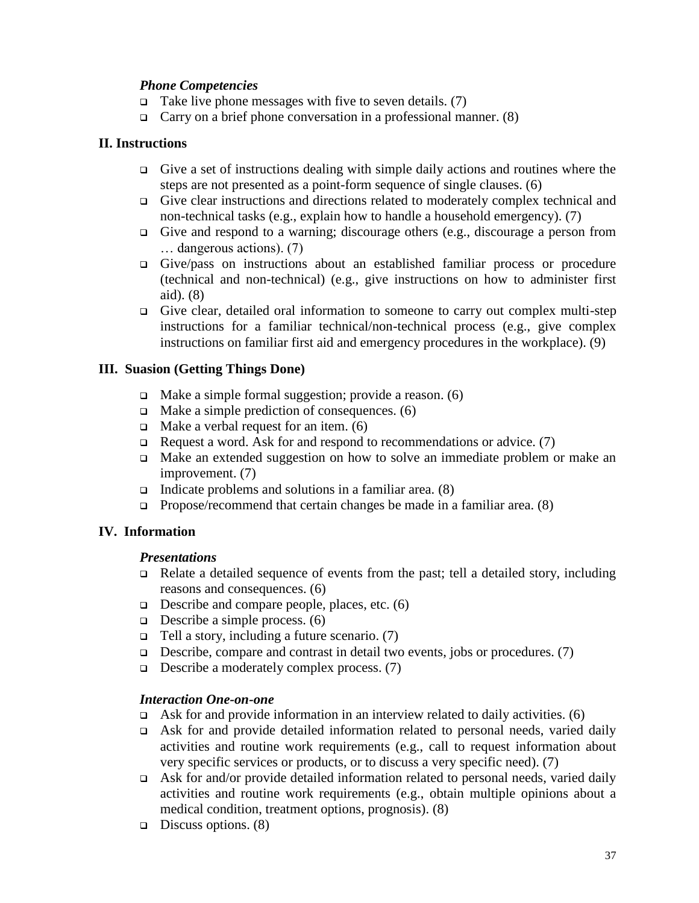*Phone Competencies*

- Take live phone messages with five to seven details. (7)
- Carry on a brief phone conversation in a professional manner. (8)

## II. Instructions

- Give a set of instructions dealing with simple daily actions and routines where the steps are not presented as a point-form sequence of single clauses. (6)
- Give clear instructions and directions related to moderately complex technical and non-technical tasks (e.g., explain how to handle a household emergency). (7)
- Give and respond to a warning; discourage others (e.g., discourage a person from … dangerous actions). (7)
- Give/pass on instructions about an established familiar process or procedure (technical and non-technical) (e.g., give instructions on how to administer first aid). (8)
- Give clear, detailed oral information to someone to carry out complex multi-step instructions for a familiar technical/non-technical process (e.g., give complex instructions on familiar first aid and emergency procedures in the workplace). (9)

## III. Suasion (Getting Things Done)

- Make a simple formal suggestion; provide a reason. (6)
- Make a simple prediction of consequences. (6)
- Make a verbal request for an item. (6)
- Request a word. Ask for and respond to recommendations or advice. (7)
- Make an extended suggestion on how to solve an immediate problem or make an improvement. (7)
- Indicate problems and solutions in a familiar area. (8)
- Propose/recommend that certain changes be made in a familiar area. (8)

## IV. Information

*Presentations*

- Relate a detailed sequence of events from the past; tell a detailed story, including reasons and consequences. (6)
- Describe and compare people, places, etc. (6)
- Describe a simple process. (6)
- Tell a story, including a future scenario. (7)
- Describe, compare and contrast in detail two events, jobs or procedures. (7)
- Describe a moderately complex process. (7)

*Interaction One-on-one*

- Ask for and provide information in an interview related to daily activities. (6)
- Ask for and provide detailed information related to personal needs, varied daily activities and routine work requirements (e.g., call to request information about very specific services or products, or to discuss a very specific need). (7)
- Ask for and/or provide detailed information related to personal needs, varied daily activities and routine work requirements (e.g., obtain multiple opinions about a medical condition, treatment options, prognosis). (8)
- Discuss options. (8)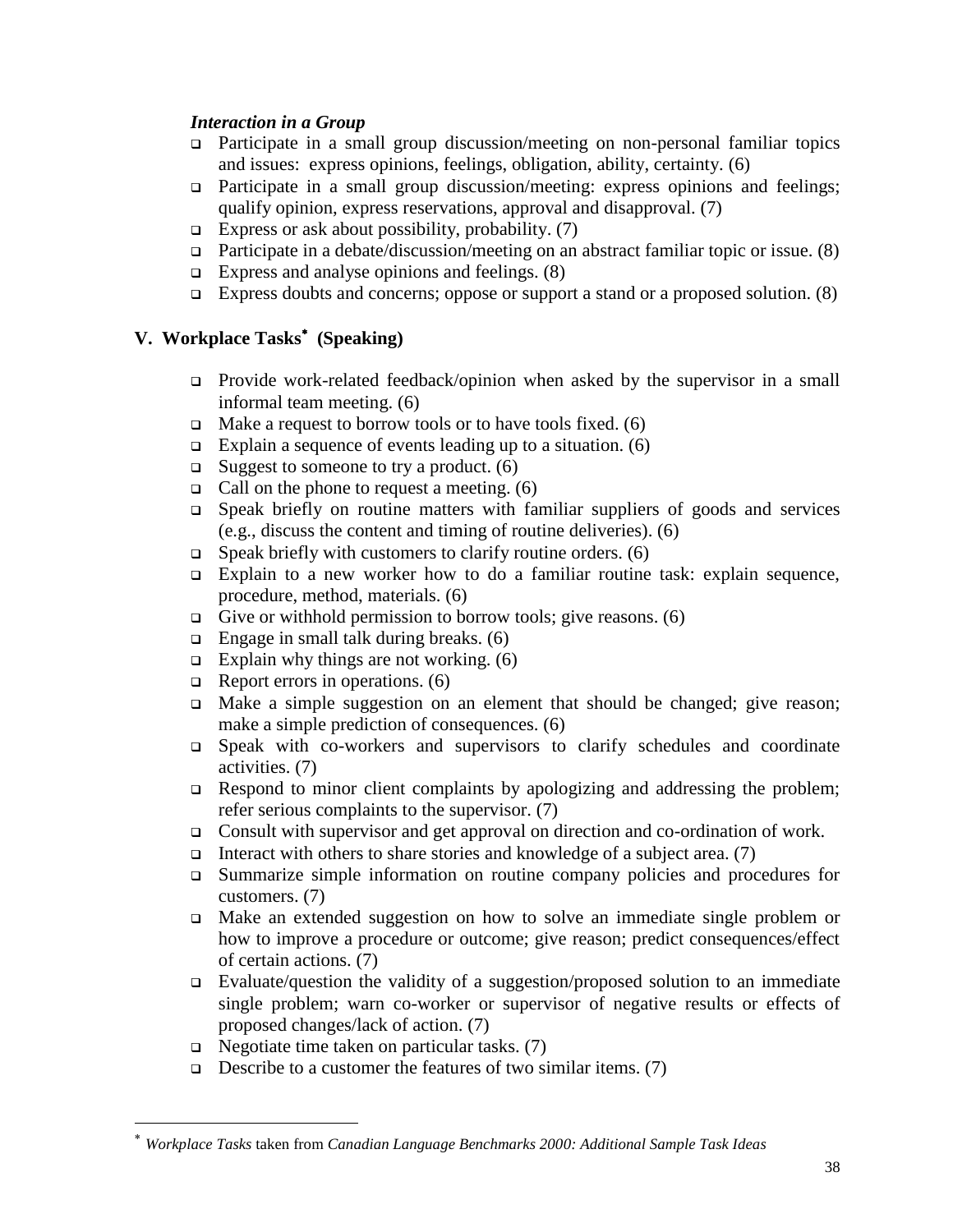***Interaction in a Group***

- Participate in a small group discussion/meeting on non-personal familiar topics and issues: express opinions, feelings, obligation, ability, certainty. (6)
- Participate in a small group discussion/meeting: express opinions and feelings; qualify opinion, express reservations, approval and disapproval. (7)
- Express or ask about possibility, probability. (7)
- Participate in a debate/discussion/meeting on an abstract familiar topic or issue. (8)
- Express and analyse opinions and feelings. (8)
- Express doubts and concerns; oppose or support a stand or a proposed solution. (8)

## V. Workplace Tasks* (Speaking)

- Provide work-related feedback/opinion when asked by the supervisor in a small informal team meeting. (6)
- Make a request to borrow tools or to have tools fixed. (6)
- Explain a sequence of events leading up to a situation. (6)
- Suggest to someone to try a product. (6)
- Call on the phone to request a meeting. (6)
- Speak briefly on routine matters with familiar suppliers of goods and services (e.g., discuss the content and timing of routine deliveries). (6)
- Speak briefly with customers to clarify routine orders. (6)
- Explain to a new worker how to do a familiar routine task: explain sequence, procedure, method, materials. (6)
- Give or withhold permission to borrow tools; give reasons. (6)
- Engage in small talk during breaks. (6)
- Explain why things are not working. (6)
- Report errors in operations. (6)
- Make a simple suggestion on an element that should be changed; give reason; make a simple prediction of consequences. (6)
- Speak with co-workers and supervisors to clarify schedules and coordinate activities. (7)
- Respond to minor client complaints by apologizing and addressing the problem; refer serious complaints to the supervisor. (7)
- Consult with supervisor and get approval on direction and co-ordination of work.
- Interact with others to share stories and knowledge of a subject area. (7)
- Summarize simple information on routine company policies and procedures for customers. (7)
- Make an extended suggestion on how to solve an immediate single problem or how to improve a procedure or outcome; give reason; predict consequences/effect of certain actions. (7)
- Evaluate/question the validity of a suggestion/proposed solution to an immediate single problem; warn co-worker or supervisor of negative results or effects of proposed changes/lack of action. (7)
- Negotiate time taken on particular tasks. (7)
- Describe to a customer the features of two similar items. (7)

---

\* *Workplace Tasks* taken from *Canadian Language Benchmarks 2000: Additional Sample Task Ideas*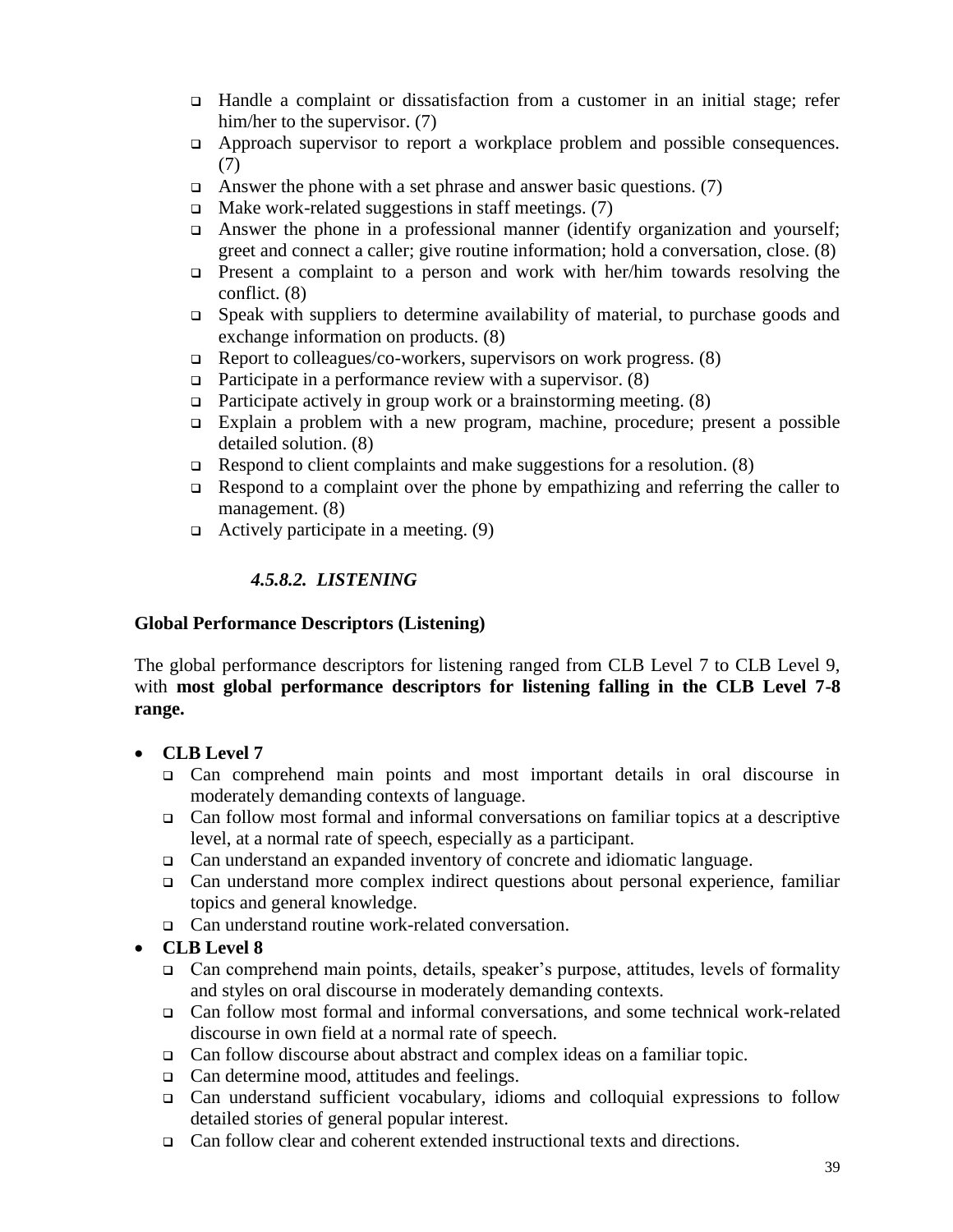- Handle a complaint or dissatisfaction from a customer in an initial stage; refer him/her to the supervisor. (7)
- Approach supervisor to report a workplace problem and possible consequences. (7)
- Answer the phone with a set phrase and answer basic questions. (7)
- Make work-related suggestions in staff meetings. (7)
- Answer the phone in a professional manner (identify organization and yourself; greet and connect a caller; give routine information; hold a conversation, close. (8)
- Present a complaint to a person and work with her/him towards resolving the conflict. (8)
- Speak with suppliers to determine availability of material, to purchase goods and exchange information on products. (8)
- Report to colleagues/co-workers, supervisors on work progress. (8)
- Participate in a performance review with a supervisor. (8)
- Participate actively in group work or a brainstorming meeting. (8)
- Explain a problem with a new program, machine, procedure; present a possible detailed solution. (8)
- Respond to client complaints and make suggestions for a resolution. (8)
- Respond to a complaint over the phone by empathizing and referring the caller to management. (8)
- Actively participate in a meeting. (9)

#### *4.5.8.2. LISTENING*

**Global Performance Descriptors (Listening)**

The global performance descriptors for listening ranged from CLB Level 7 to CLB Level 9, with **most global performance descriptors for listening falling in the CLB Level 7-8 range.**

- **CLB Level 7**
  - Can comprehend main points and most important details in oral discourse in moderately demanding contexts of language.
  - Can follow most formal and informal conversations on familiar topics at a descriptive level, at a normal rate of speech, especially as a participant.
  - Can understand an expanded inventory of concrete and idiomatic language.
  - Can understand more complex indirect questions about personal experience, familiar topics and general knowledge.
  - Can understand routine work-related conversation.
- **CLB Level 8**
  - Can comprehend main points, details, speaker's purpose, attitudes, levels of formality and styles on oral discourse in moderately demanding contexts.
  - Can follow most formal and informal conversations, and some technical work-related discourse in own field at a normal rate of speech.
  - Can follow discourse about abstract and complex ideas on a familiar topic.
  - Can determine mood, attitudes and feelings.
  - Can understand sufficient vocabulary, idioms and colloquial expressions to follow detailed stories of general popular interest.
  - Can follow clear and coherent extended instructional texts and directions.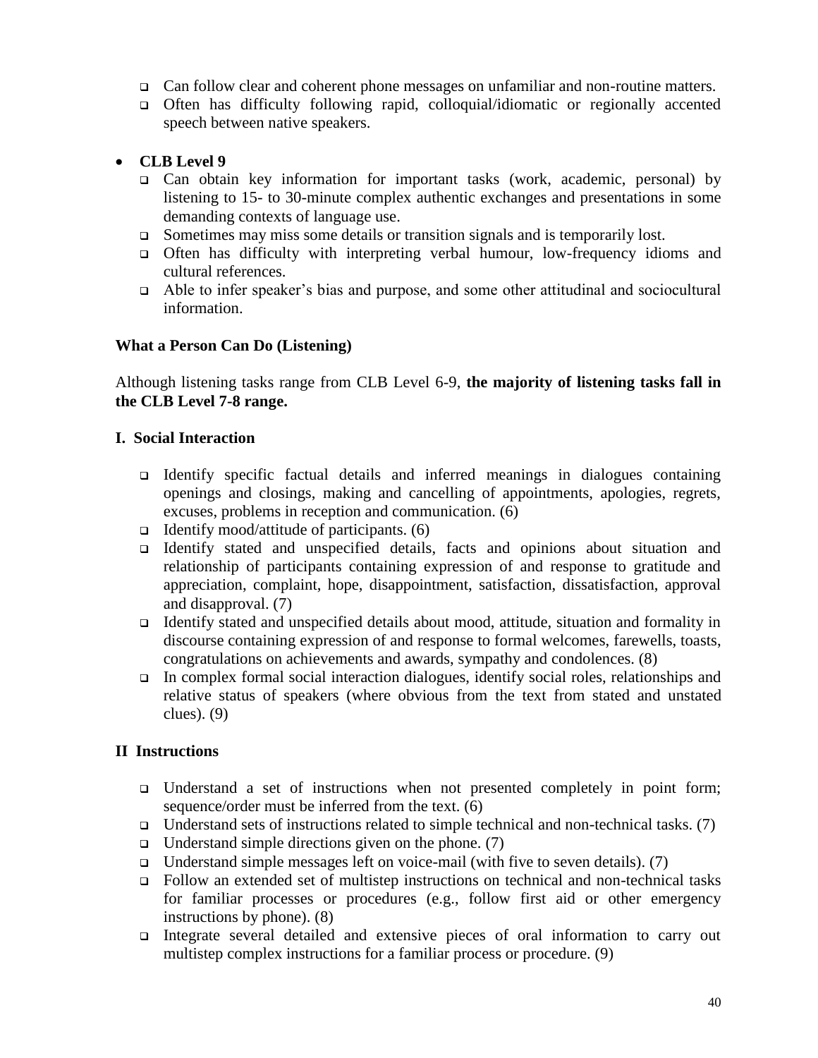- Can follow clear and coherent phone messages on unfamiliar and non-routine matters.
- Often has difficulty following rapid, colloquial/idiomatic or regionally accented speech between native speakers.

- **CLB Level 9**
  - Can obtain key information for important tasks (work, academic, personal) by listening to 15- to 30-minute complex authentic exchanges and presentations in some demanding contexts of language use.
  - Sometimes may miss some details or transition signals and is temporarily lost.
  - Often has difficulty with interpreting verbal humour, low-frequency idioms and cultural references.
  - Able to infer speaker's bias and purpose, and some other attitudinal and sociocultural information.

**What a Person Can Do (Listening)**

Although listening tasks range from CLB Level 6-9, **the majority of listening tasks fall in the CLB Level 7-8 range.**

**I. Social Interaction**

- Identify specific factual details and inferred meanings in dialogues containing openings and closings, making and cancelling of appointments, apologies, regrets, excuses, problems in reception and communication. (6)
- Identify mood/attitude of participants. (6)
- Identify stated and unspecified details, facts and opinions about situation and relationship of participants containing expression of and response to gratitude and appreciation, complaint, hope, disappointment, satisfaction, dissatisfaction, approval and disapproval. (7)
- Identify stated and unspecified details about mood, attitude, situation and formality in discourse containing expression of and response to formal welcomes, farewells, toasts, congratulations on achievements and awards, sympathy and condolences. (8)
- In complex formal social interaction dialogues, identify social roles, relationships and relative status of speakers (where obvious from the text from stated and unstated clues). (9)

**II Instructions**

- Understand a set of instructions when not presented completely in point form; sequence/order must be inferred from the text. (6)
- Understand sets of instructions related to simple technical and non-technical tasks. (7)
- Understand simple directions given on the phone. (7)
- Understand simple messages left on voice-mail (with five to seven details). (7)
- Follow an extended set of multistep instructions on technical and non-technical tasks for familiar processes or procedures (e.g., follow first aid or other emergency instructions by phone). (8)
- Integrate several detailed and extensive pieces of oral information to carry out multistep complex instructions for a familiar process or procedure. (9)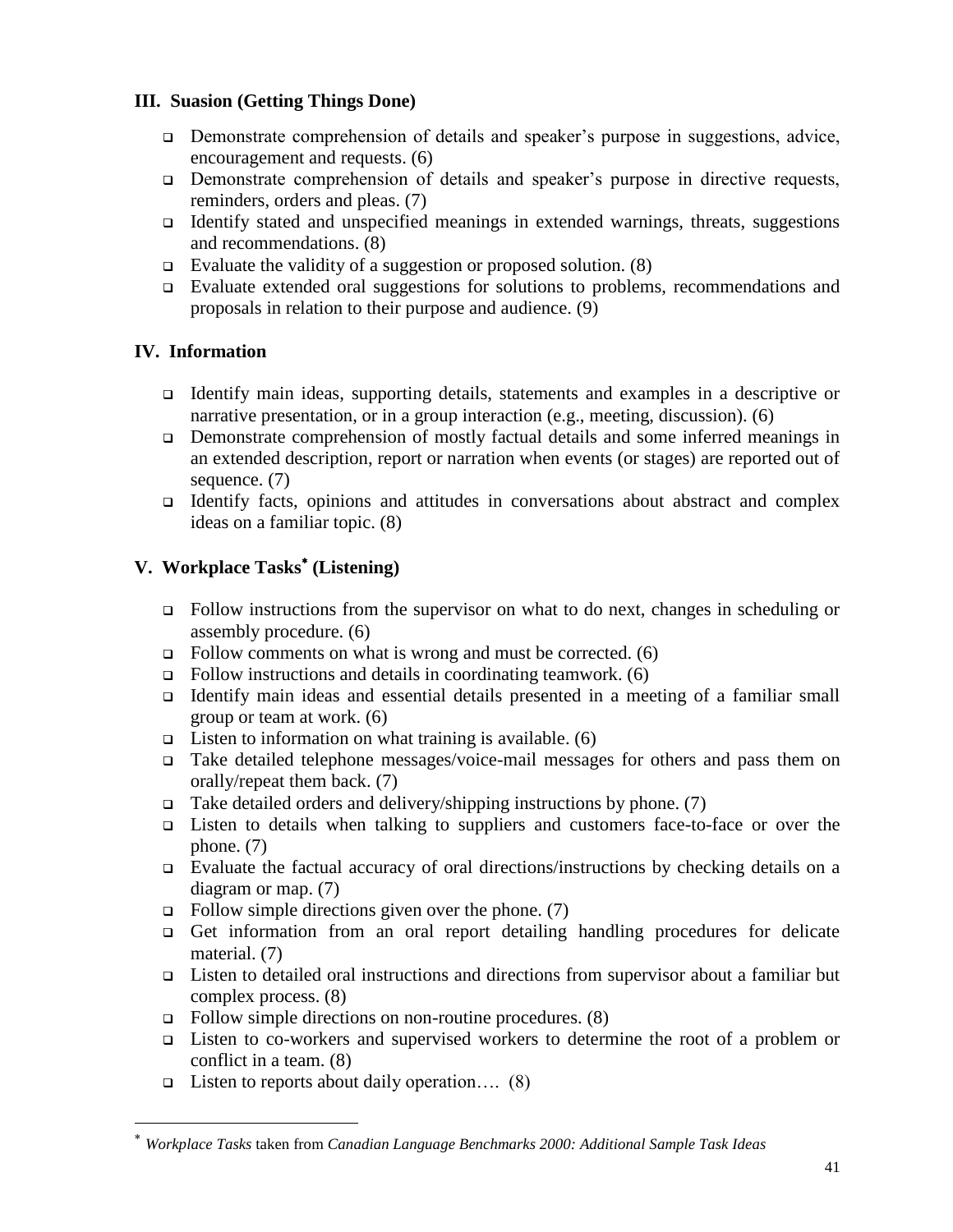### III. Suasion (Getting Things Done)

- Demonstrate comprehension of details and speaker's purpose in suggestions, advice, encouragement and requests. (6)
- Demonstrate comprehension of details and speaker's purpose in directive requests, reminders, orders and pleas. (7)
- Identify stated and unspecified meanings in extended warnings, threats, suggestions and recommendations. (8)
- Evaluate the validity of a suggestion or proposed solution. (8)
- Evaluate extended oral suggestions for solutions to problems, recommendations and proposals in relation to their purpose and audience. (9)

### IV. Information

- Identify main ideas, supporting details, statements and examples in a descriptive or narrative presentation, or in a group interaction (e.g., meeting, discussion). (6)
- Demonstrate comprehension of mostly factual details and some inferred meanings in an extended description, report or narration when events (or stages) are reported out of sequence. (7)
- Identify facts, opinions and attitudes in conversations about abstract and complex ideas on a familiar topic. (8)

### V. Workplace Tasks[*] (Listening)

- Follow instructions from the supervisor on what to do next, changes in scheduling or assembly procedure. (6)
- Follow comments on what is wrong and must be corrected. (6)
- Follow instructions and details in coordinating teamwork. (6)
- Identify main ideas and essential details presented in a meeting of a familiar small group or team at work. (6)
- Listen to information on what training is available. (6)
- Take detailed telephone messages/voice-mail messages for others and pass them on orally/repeat them back. (7)
- Take detailed orders and delivery/shipping instructions by phone. (7)
- Listen to details when talking to suppliers and customers face-to-face or over the phone. (7)
- Evaluate the factual accuracy of oral directions/instructions by checking details on a diagram or map. (7)
- Follow simple directions given over the phone. (7)
- Get information from an oral report detailing handling procedures for delicate material. (7)
- Listen to detailed oral instructions and directions from supervisor about a familiar but complex process. (8)
- Follow simple directions on non-routine procedures. (8)
- Listen to co-workers and supervised workers to determine the root of a problem or conflict in a team. (8)
- Listen to reports about daily operation…. (8)

[*] *Workplace Tasks* taken from *Canadian Language Benchmarks 2000: Additional Sample Task Ideas*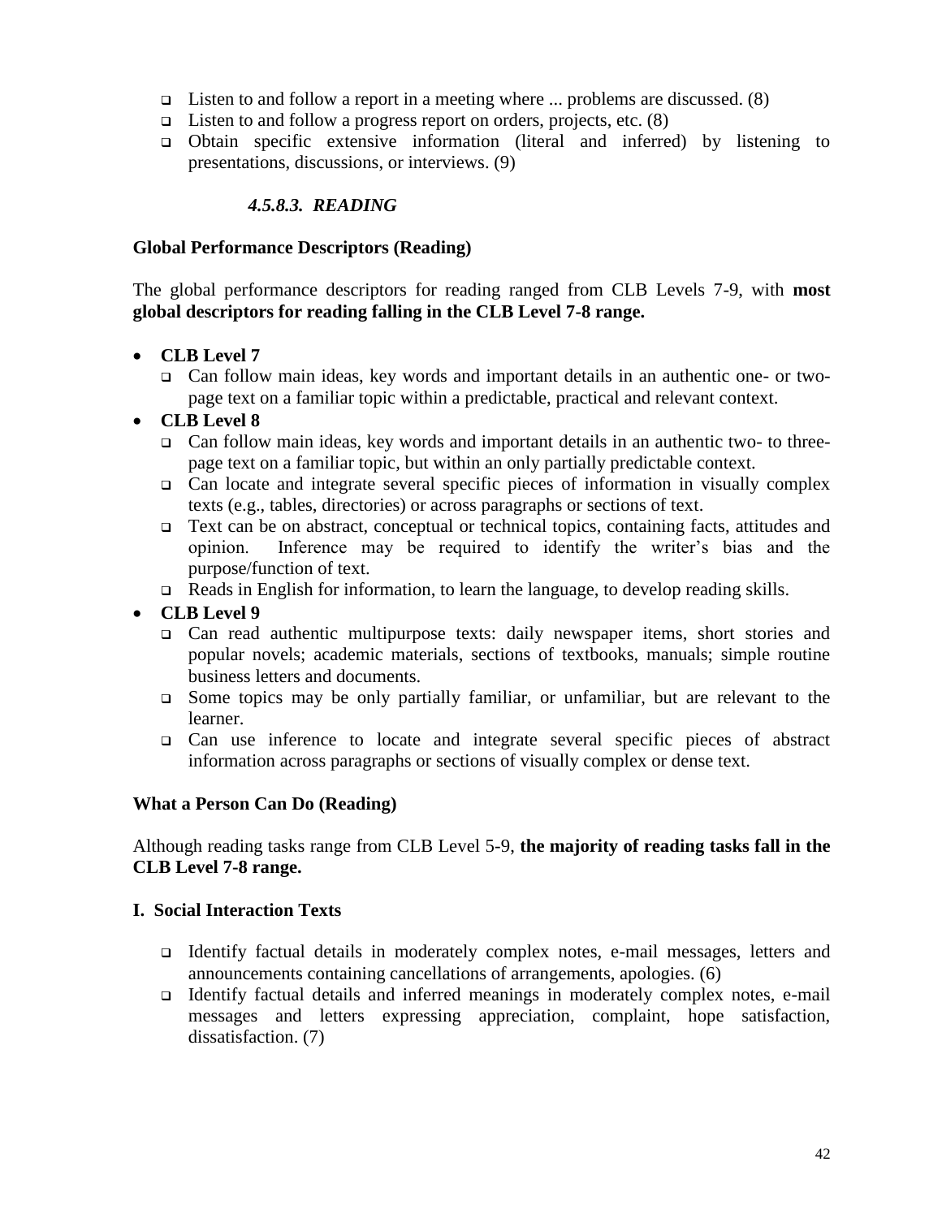- Listen to and follow a report in a meeting where ... problems are discussed. (8)
- Listen to and follow a progress report on orders, projects, etc. (8)
- Obtain specific extensive information (literal and inferred) by listening to presentations, discussions, or interviews. (9)

#### *4.5.8.3. READING*

**Global Performance Descriptors (Reading)**

The global performance descriptors for reading ranged from CLB Levels 7-9, with **most global descriptors for reading falling in the CLB Level 7-8 range.**

- **CLB Level 7**
  - Can follow main ideas, key words and important details in an authentic one- or two-page text on a familiar topic within a predictable, practical and relevant context.
- **CLB Level 8**
  - Can follow main ideas, key words and important details in an authentic two- to three-page text on a familiar topic, but within an only partially predictable context.
  - Can locate and integrate several specific pieces of information in visually complex texts (e.g., tables, directories) or across paragraphs or sections of text.
  - Text can be on abstract, conceptual or technical topics, containing facts, attitudes and opinion. Inference may be required to identify the writer's bias and the purpose/function of text.
  - Reads in English for information, to learn the language, to develop reading skills.
- **CLB Level 9**
  - Can read authentic multipurpose texts: daily newspaper items, short stories and popular novels; academic materials, sections of textbooks, manuals; simple routine business letters and documents.
  - Some topics may be only partially familiar, or unfamiliar, but are relevant to the learner.
  - Can use inference to locate and integrate several specific pieces of abstract information across paragraphs or sections of visually complex or dense text.

**What a Person Can Do (Reading)**

Although reading tasks range from CLB Level 5-9, **the majority of reading tasks fall in the CLB Level 7-8 range.**

**I. Social Interaction Texts**

- Identify factual details in moderately complex notes, e-mail messages, letters and announcements containing cancellations of arrangements, apologies. (6)
- Identify factual details and inferred meanings in moderately complex notes, e-mail messages and letters expressing appreciation, complaint, hope satisfaction, dissatisfaction. (7)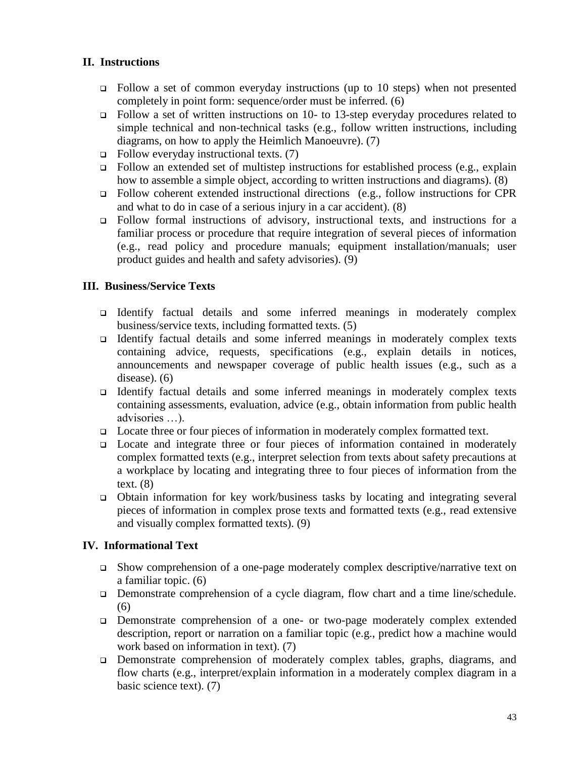## II. Instructions

- Follow a set of common everyday instructions (up to 10 steps) when not presented completely in point form: sequence/order must be inferred. (6)
- Follow a set of written instructions on 10- to 13-step everyday procedures related to simple technical and non-technical tasks (e.g., follow written instructions, including diagrams, on how to apply the Heimlich Manoeuvre). (7)
- Follow everyday instructional texts. (7)
- Follow an extended set of multistep instructions for established process (e.g., explain how to assemble a simple object, according to written instructions and diagrams). (8)
- Follow coherent extended instructional directions (e.g., follow instructions for CPR and what to do in case of a serious injury in a car accident). (8)
- Follow formal instructions of advisory, instructional texts, and instructions for a familiar process or procedure that require integration of several pieces of information (e.g., read policy and procedure manuals; equipment installation/manuals; user product guides and health and safety advisories). (9)

## III. Business/Service Texts

- Identify factual details and some inferred meanings in moderately complex business/service texts, including formatted texts. (5)
- Identify factual details and some inferred meanings in moderately complex texts containing advice, requests, specifications (e.g., explain details in notices, announcements and newspaper coverage of public health issues (e.g., such as a disease). (6)
- Identify factual details and some inferred meanings in moderately complex texts containing assessments, evaluation, advice (e.g., obtain information from public health advisories …).
- Locate three or four pieces of information in moderately complex formatted text.
- Locate and integrate three or four pieces of information contained in moderately complex formatted texts (e.g., interpret selection from texts about safety precautions at a workplace by locating and integrating three to four pieces of information from the text. (8)
- Obtain information for key work/business tasks by locating and integrating several pieces of information in complex prose texts and formatted texts (e.g., read extensive and visually complex formatted texts). (9)

## IV. Informational Text

- Show comprehension of a one-page moderately complex descriptive/narrative text on a familiar topic. (6)
- Demonstrate comprehension of a cycle diagram, flow chart and a time line/schedule. (6)
- Demonstrate comprehension of a one- or two-page moderately complex extended description, report or narration on a familiar topic (e.g., predict how a machine would work based on information in text). (7)
- Demonstrate comprehension of moderately complex tables, graphs, diagrams, and flow charts (e.g., interpret/explain information in a moderately complex diagram in a basic science text). (7)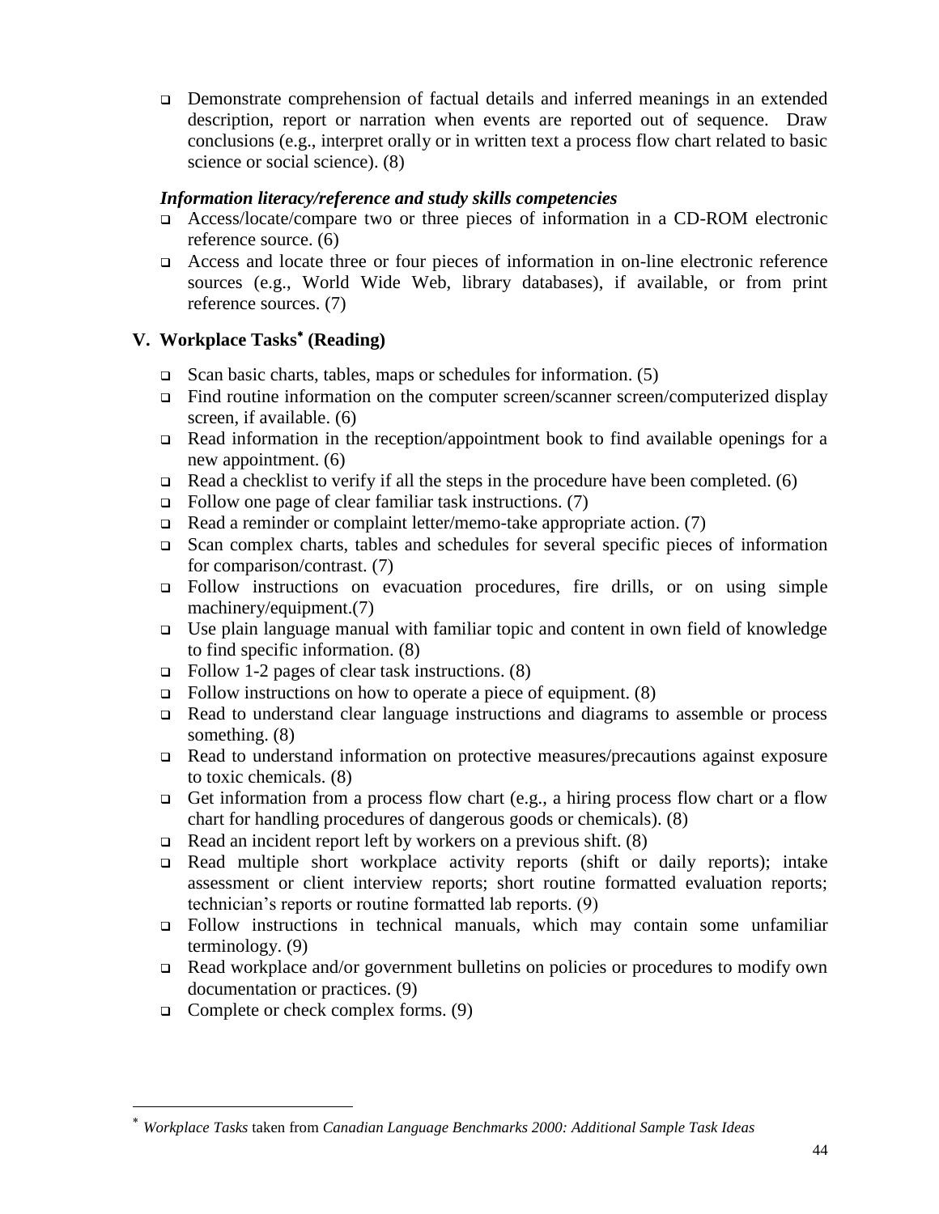- Demonstrate comprehension of factual details and inferred meanings in an extended description, report or narration when events are reported out of sequence. Draw conclusions (e.g., interpret orally or in written text a process flow chart related to basic science or social science). (8)

***Information literacy/reference and study skills competencies***

- Access/locate/compare two or three pieces of information in a CD-ROM electronic reference source. (6)
- Access and locate three or four pieces of information in on-line electronic reference sources (e.g., World Wide Web, library databases), if available, or from print reference sources. (7)

## V. Workplace Tasks[*] (Reading)

- Scan basic charts, tables, maps or schedules for information. (5)
- Find routine information on the computer screen/scanner screen/computerized display screen, if available. (6)
- Read information in the reception/appointment book to find available openings for a new appointment. (6)
- Read a checklist to verify if all the steps in the procedure have been completed. (6)
- Follow one page of clear familiar task instructions. (7)
- Read a reminder or complaint letter/memo-take appropriate action. (7)
- Scan complex charts, tables and schedules for several specific pieces of information for comparison/contrast. (7)
- Follow instructions on evacuation procedures, fire drills, or on using simple machinery/equipment.(7)
- Use plain language manual with familiar topic and content in own field of knowledge to find specific information. (8)
- Follow 1-2 pages of clear task instructions. (8)
- Follow instructions on how to operate a piece of equipment. (8)
- Read to understand clear language instructions and diagrams to assemble or process something. (8)
- Read to understand information on protective measures/precautions against exposure to toxic chemicals. (8)
- Get information from a process flow chart (e.g., a hiring process flow chart or a flow chart for handling procedures of dangerous goods or chemicals). (8)
- Read an incident report left by workers on a previous shift. (8)
- Read multiple short workplace activity reports (shift or daily reports); intake assessment or client interview reports; short routine formatted evaluation reports; technician's reports or routine formatted lab reports. (9)
- Follow instructions in technical manuals, which may contain some unfamiliar terminology. (9)
- Read workplace and/or government bulletins on policies or procedures to modify own documentation or practices. (9)
- Complete or check complex forms. (9)

[*] *Workplace Tasks* taken from *Canadian Language Benchmarks 2000: Additional Sample Task Ideas*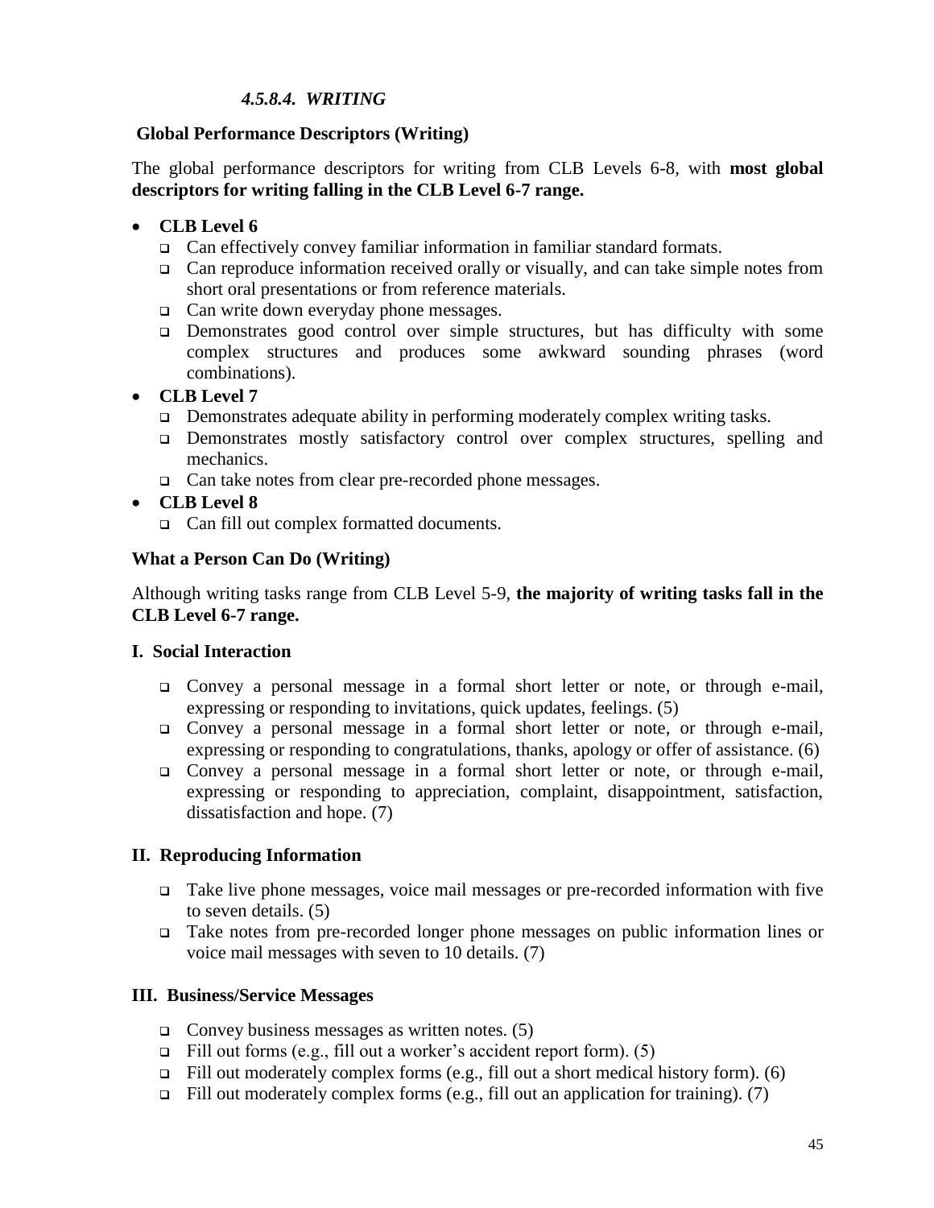#### *4.5.8.4. WRITING*

**Global Performance Descriptors (Writing)**

The global performance descriptors for writing from CLB Levels 6-8, with **most global descriptors for writing falling in the CLB Level 6-7 range.**

- **CLB Level 6**
  - Can effectively convey familiar information in familiar standard formats.
  - Can reproduce information received orally or visually, and can take simple notes from short oral presentations or from reference materials.
  - Can write down everyday phone messages.
  - Demonstrates good control over simple structures, but has difficulty with some complex structures and produces some awkward sounding phrases (word combinations).
- **CLB Level 7**
  - Demonstrates adequate ability in performing moderately complex writing tasks.
  - Demonstrates mostly satisfactory control over complex structures, spelling and mechanics.
  - Can take notes from clear pre-recorded phone messages.
- **CLB Level 8**
  - Can fill out complex formatted documents.

**What a Person Can Do (Writing)**

Although writing tasks range from CLB Level 5-9, **the majority of writing tasks fall in the CLB Level 6-7 range.**

**I. Social Interaction**

- Convey a personal message in a formal short letter or note, or through e-mail, expressing or responding to invitations, quick updates, feelings. (5)
- Convey a personal message in a formal short letter or note, or through e-mail, expressing or responding to congratulations, thanks, apology or offer of assistance. (6)
- Convey a personal message in a formal short letter or note, or through e-mail, expressing or responding to appreciation, complaint, disappointment, satisfaction, dissatisfaction and hope. (7)

**II. Reproducing Information**

- Take live phone messages, voice mail messages or pre-recorded information with five to seven details. (5)
- Take notes from pre-recorded longer phone messages on public information lines or voice mail messages with seven to 10 details. (7)

**III. Business/Service Messages**

- Convey business messages as written notes. (5)
- Fill out forms (e.g., fill out a worker's accident report form). (5)
- Fill out moderately complex forms (e.g., fill out a short medical history form). (6)
- Fill out moderately complex forms (e.g., fill out an application for training). (7)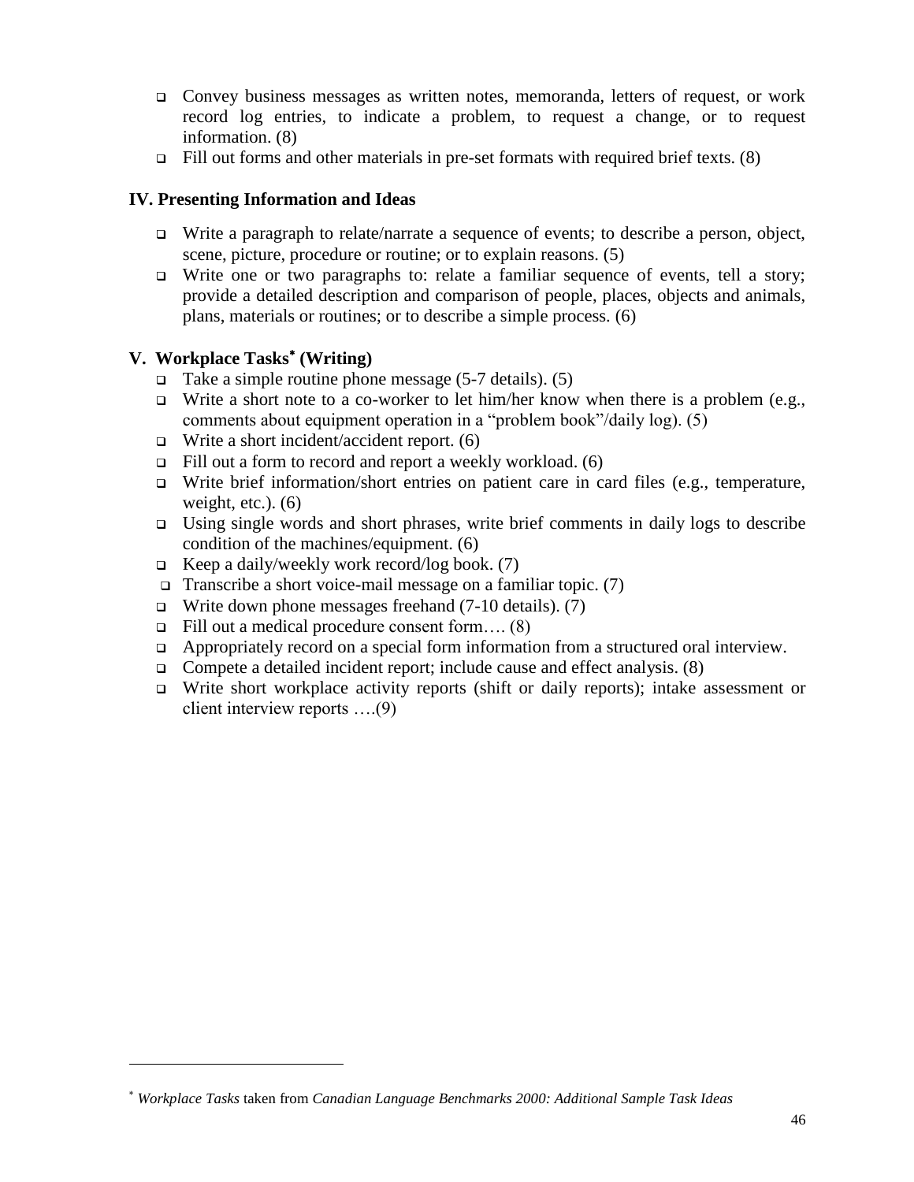- Convey business messages as written notes, memoranda, letters of request, or work record log entries, to indicate a problem, to request a change, or to request information. (8)
- Fill out forms and other materials in pre-set formats with required brief texts. (8)

### IV. Presenting Information and Ideas

- Write a paragraph to relate/narrate a sequence of events; to describe a person, object, scene, picture, procedure or routine; or to explain reasons. (5)
- Write one or two paragraphs to: relate a familiar sequence of events, tell a story; provide a detailed description and comparison of people, places, objects and animals, plans, materials or routines; or to describe a simple process. (6)

### V. Workplace Tasks* (Writing)

- Take a simple routine phone message (5-7 details). (5)
- Write a short note to a co-worker to let him/her know when there is a problem (e.g., comments about equipment operation in a "problem book"/daily log). (5)
- Write a short incident/accident report. (6)
- Fill out a form to record and report a weekly workload. (6)
- Write brief information/short entries on patient care in card files (e.g., temperature, weight, etc.). (6)
- Using single words and short phrases, write brief comments in daily logs to describe condition of the machines/equipment. (6)
- Keep a daily/weekly work record/log book. (7)
- Transcribe a short voice-mail message on a familiar topic. (7)
- Write down phone messages freehand (7-10 details). (7)
- Fill out a medical procedure consent form…. (8)
- Appropriately record on a special form information from a structured oral interview.
- Compete a detailed incident report; include cause and effect analysis. (8)
- Write short workplace activity reports (shift or daily reports); intake assessment or client interview reports ….(9)

---

\* *Workplace Tasks* taken from *Canadian Language Benchmarks 2000: Additional Sample Task Ideas*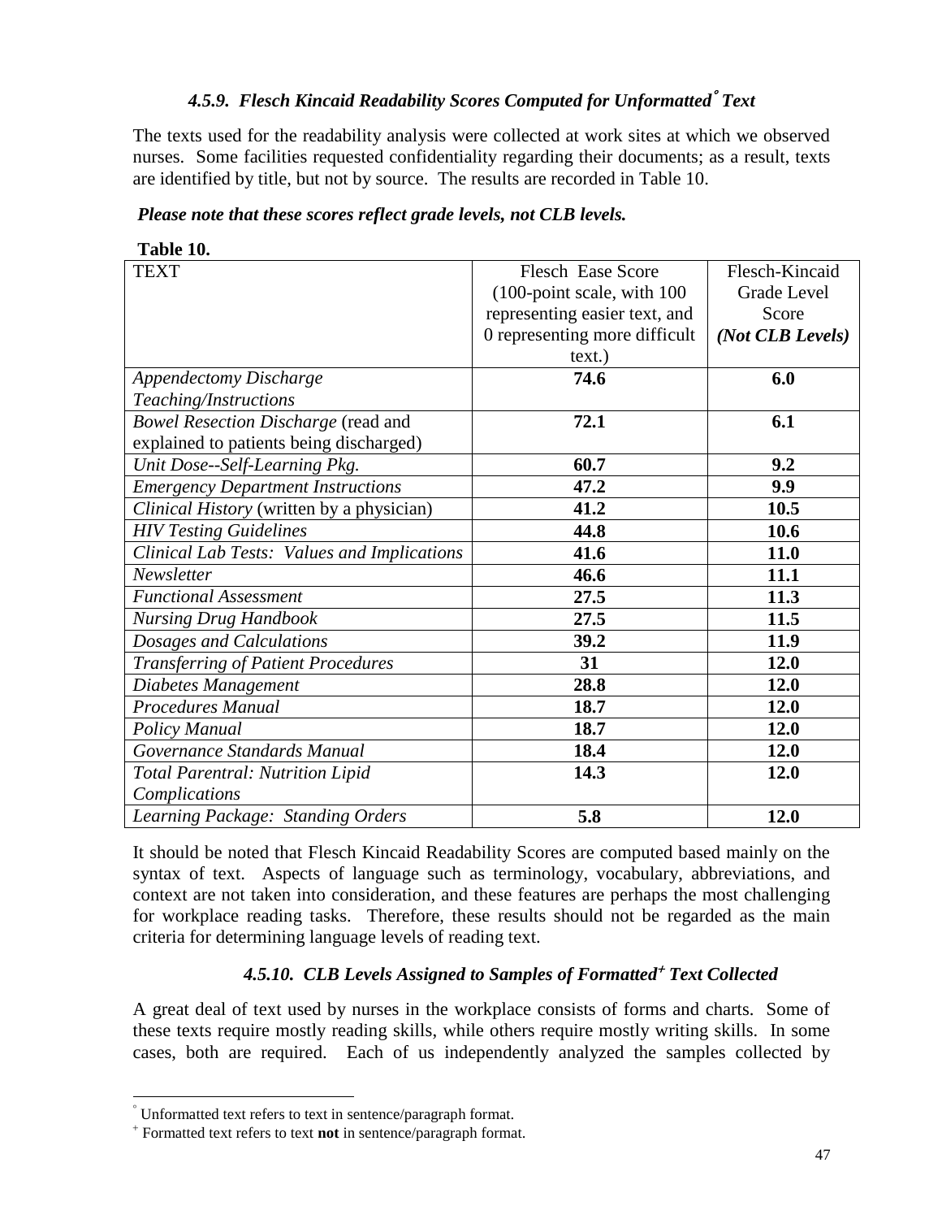### *4.5.9. Flesch Kincaid Readability Scores Computed for Unformatted° Text*

The texts used for the readability analysis were collected at work sites at which we observed nurses. Some facilities requested confidentiality regarding their documents; as a result, texts are identified by title, but not by source. The results are recorded in Table 10.

***Please note that these scores reflect grade levels, not CLB levels.***

**Table 10.**

| TEXT | Flesch Ease Score (100-point scale, with 100 representing easier text, and 0 representing more difficult text.) | Flesch-Kincaid Grade Level Score ***(Not CLB Levels)*** |
|---|---|---|
| *Appendectomy Discharge Teaching/Instructions* | **74.6** | **6.0** |
| *Bowel Resection Discharge* (read and explained to patients being discharged) | **72.1** | **6.1** |
| *Unit Dose--Self-Learning Pkg.* | **60.7** | **9.2** |
| *Emergency Department Instructions* | **47.2** | **9.9** |
| *Clinical History* (written by a physician) | **41.2** | **10.5** |
| *HIV Testing Guidelines* | **44.8** | **10.6** |
| *Clinical Lab Tests: Values and Implications* | **41.6** | **11.0** |
| *Newsletter* | **46.6** | **11.1** |
| *Functional Assessment* | **27.5** | **11.3** |
| *Nursing Drug Handbook* | **27.5** | **11.5** |
| *Dosages and Calculations* | **39.2** | **11.9** |
| *Transferring of Patient Procedures* | **31** | **12.0** |
| *Diabetes Management* | **28.8** | **12.0** |
| *Procedures Manual* | **18.7** | **12.0** |
| *Policy Manual* | **18.7** | **12.0** |
| *Governance Standards Manual* | **18.4** | **12.0** |
| *Total Parentral: Nutrition Lipid Complications* | **14.3** | **12.0** |
| *Learning Package: Standing Orders* | **5.8** | **12.0** |

It should be noted that Flesch Kincaid Readability Scores are computed based mainly on the syntax of text. Aspects of language such as terminology, vocabulary, abbreviations, and context are not taken into consideration, and these features are perhaps the most challenging for workplace reading tasks. Therefore, these results should not be regarded as the main criteria for determining language levels of reading text.

### *4.5.10. CLB Levels Assigned to Samples of Formatted+ Text Collected*

A great deal of text used by nurses in the workplace consists of forms and charts. Some of these texts require mostly reading skills, while others require mostly writing skills. In some cases, both are required. Each of us independently analyzed the samples collected by

---

° Unformatted text refers to text in sentence/paragraph format.

+ Formatted text refers to text **not** in sentence/paragraph format.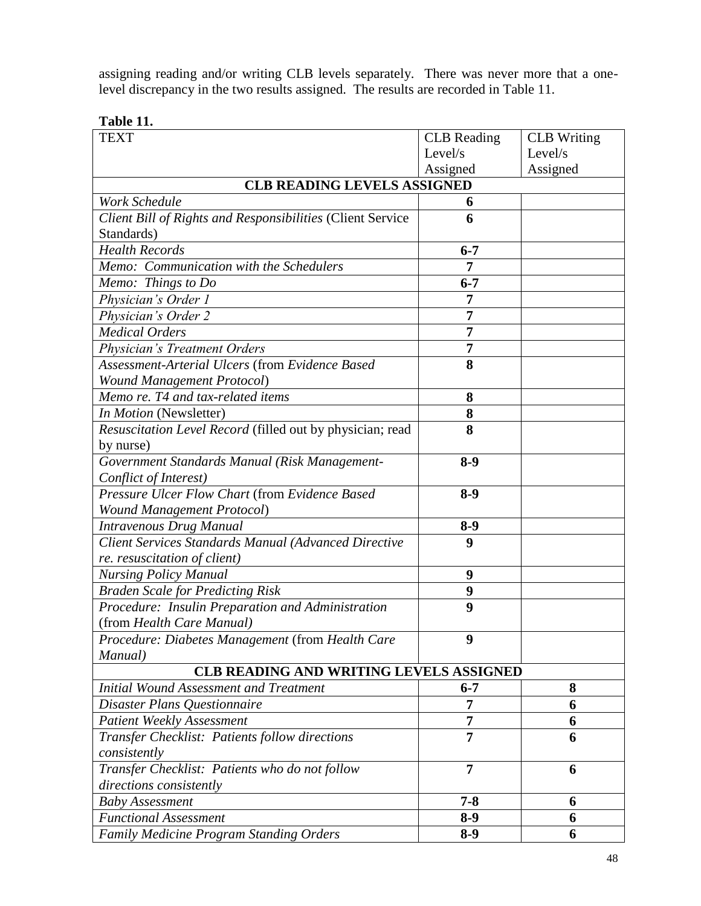assigning reading and/or writing CLB levels separately. There was never more that a one-level discrepancy in the two results assigned. The results are recorded in Table 11.

**Table 11.**

| TEXT | CLB Reading Level/s Assigned | CLB Writing Level/s Assigned |
|---|---|---|
| **CLB READING LEVELS ASSIGNED** | | |
| *Work Schedule* | **6** | |
| *Client Bill of Rights and Responsibilities* (Client Service Standards) | **6** | |
| *Health Records* | **6-7** | |
| *Memo: Communication with the Schedulers* | **7** | |
| *Memo: Things to Do* | **6-7** | |
| *Physician's Order 1* | **7** | |
| *Physician's Order 2* | **7** | |
| *Medical Orders* | **7** | |
| *Physician's Treatment Orders* | **7** | |
| *Assessment-Arterial Ulcers* (from *Evidence Based Wound Management Protocol*) | **8** | |
| *Memo re. T4 and tax-related items* | **8** | |
| *In Motion* (Newsletter) | **8** | |
| *Resuscitation Level Record* (filled out by physician; read by nurse) | **8** | |
| *Government Standards Manual (Risk Management-Conflict of Interest)* | **8-9** | |
| *Pressure Ulcer Flow Chart* (from *Evidence Based Wound Management Protocol*) | **8-9** | |
| *Intravenous Drug Manual* | **8-9** | |
| *Client Services Standards Manual (Advanced Directive re. resuscitation of client)* | **9** | |
| *Nursing Policy Manual* | **9** | |
| *Braden Scale for Predicting Risk* | **9** | |
| *Procedure: Insulin Preparation and Administration* (from *Health Care Manual)* | **9** | |
| *Procedure: Diabetes Management* (from *Health Care Manual)* | **9** | |
| **CLB READING AND WRITING LEVELS ASSIGNED** | | |
| *Initial Wound Assessment and Treatment* | **6-7** | **8** |
| *Disaster Plans Questionnaire* | **7** | **6** |
| *Patient Weekly Assessment* | **7** | **6** |
| *Transfer Checklist: Patients follow directions consistently* | **7** | **6** |
| *Transfer Checklist: Patients who do not follow directions consistently* | **7** | **6** |
| *Baby Assessment* | **7-8** | **6** |
| *Functional Assessment* | **8-9** | **6** |
| *Family Medicine Program Standing Orders* | **8-9** | **6** |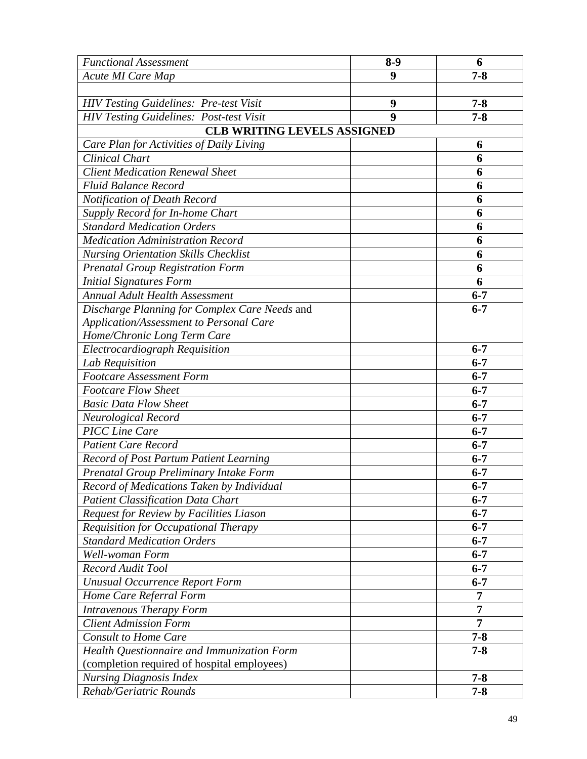| | | |
|---|---|---|
| *Functional Assessment* | **8-9** | **6** |
| *Acute MI Care Map* | **9** | **7-8** |
| | | |
| *HIV Testing Guidelines: Pre-test Visit* | **9** | **7-8** |
| *HIV Testing Guidelines: Post-test Visit* | **9** | **7-8** |
| **CLB WRITING LEVELS ASSIGNED** | | |
| *Care Plan for Activities of Daily Living* | | **6** |
| *Clinical Chart* | | **6** |
| *Client Medication Renewal Sheet* | | **6** |
| *Fluid Balance Record* | | **6** |
| *Notification of Death Record* | | **6** |
| *Supply Record for In-home Chart* | | **6** |
| *Standard Medication Orders* | | **6** |
| *Medication Administration Record* | | **6** |
| *Nursing Orientation Skills Checklist* | | **6** |
| *Prenatal Group Registration Form* | | **6** |
| *Initial Signatures Form* | | **6** |
| *Annual Adult Health Assessment* | | **6-7** |
| *Discharge Planning for Complex Care Needs* and *Application/Assessment to Personal Care Home/Chronic Long Term Care* | | **6-7** |
| *Electrocardiograph Requisition* | | **6-7** |
| *Lab Requisition* | | **6-7** |
| *Footcare Assessment Form* | | **6-7** |
| *Footcare Flow Sheet* | | **6-7** |
| *Basic Data Flow Sheet* | | **6-7** |
| *Neurological Record* | | **6-7** |
| *PICC Line Care* | | **6-7** |
| *Patient Care Record* | | **6-7** |
| *Record of Post Partum Patient Learning* | | **6-7** |
| *Prenatal Group Preliminary Intake Form* | | **6-7** |
| *Record of Medications Taken by Individual* | | **6-7** |
| *Patient Classification Data Chart* | | **6-7** |
| *Request for Review by Facilities Liason* | | **6-7** |
| *Requisition for Occupational Therapy* | | **6-7** |
| *Standard Medication Orders* | | **6-7** |
| *Well-woman Form* | | **6-7** |
| *Record Audit Tool* | | **6-7** |
| *Unusual Occurrence Report Form* | | **6-7** |
| *Home Care Referral Form* | | **7** |
| *Intravenous Therapy Form* | | **7** |
| *Client Admission Form* | | **7** |
| *Consult to Home Care* | | **7-8** |
| *Health Questionnaire and Immunization Form* (completion required of hospital employees) | | **7-8** |
| *Nursing Diagnosis Index* | | **7-8** |
| *Rehab/Geriatric Rounds* | | **7-8** |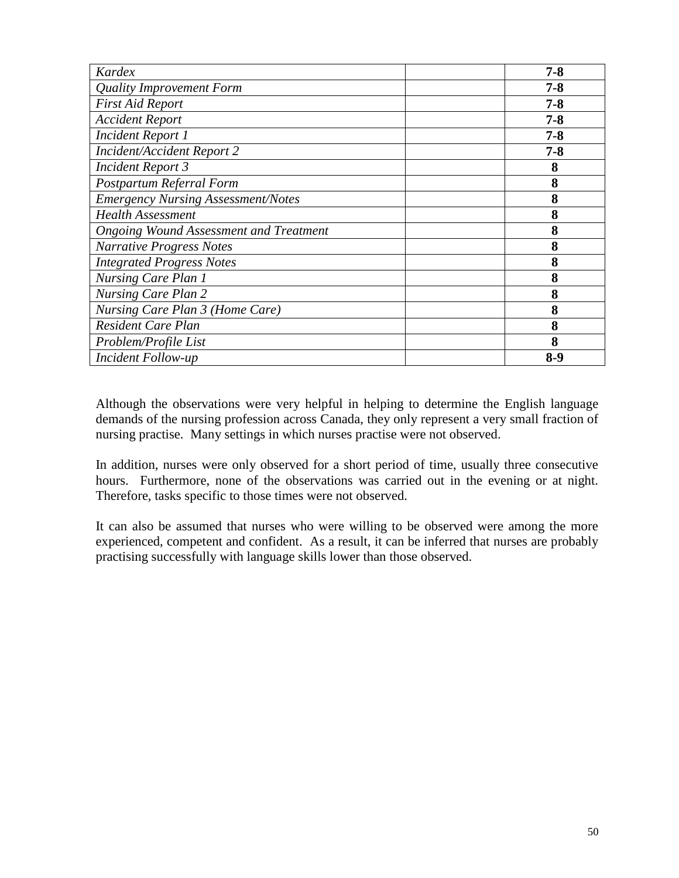| | | |
|---|---|---|
| *Kardex* | | **7-8** |
| *Quality Improvement Form* | | **7-8** |
| *First Aid Report* | | **7-8** |
| *Accident Report* | | **7-8** |
| *Incident Report 1* | | **7-8** |
| *Incident/Accident Report 2* | | **7-8** |
| *Incident Report 3* | | **8** |
| *Postpartum Referral Form* | | **8** |
| *Emergency Nursing Assessment/Notes* | | **8** |
| *Health Assessment* | | **8** |
| *Ongoing Wound Assessment and Treatment* | | **8** |
| *Narrative Progress Notes* | | **8** |
| *Integrated Progress Notes* | | **8** |
| *Nursing Care Plan 1* | | **8** |
| *Nursing Care Plan 2* | | **8** |
| *Nursing Care Plan 3 (Home Care)* | | **8** |
| *Resident Care Plan* | | **8** |
| *Problem/Profile List* | | **8** |
| *Incident Follow-up* | | **8-9** |

Although the observations were very helpful in helping to determine the English language demands of the nursing profession across Canada, they only represent a very small fraction of nursing practise. Many settings in which nurses practise were not observed.

In addition, nurses were only observed for a short period of time, usually three consecutive hours. Furthermore, none of the observations was carried out in the evening or at night. Therefore, tasks specific to those times were not observed.

It can also be assumed that nurses who were willing to be observed were among the more experienced, competent and confident. As a result, it can be inferred that nurses are probably practising successfully with language skills lower than those observed.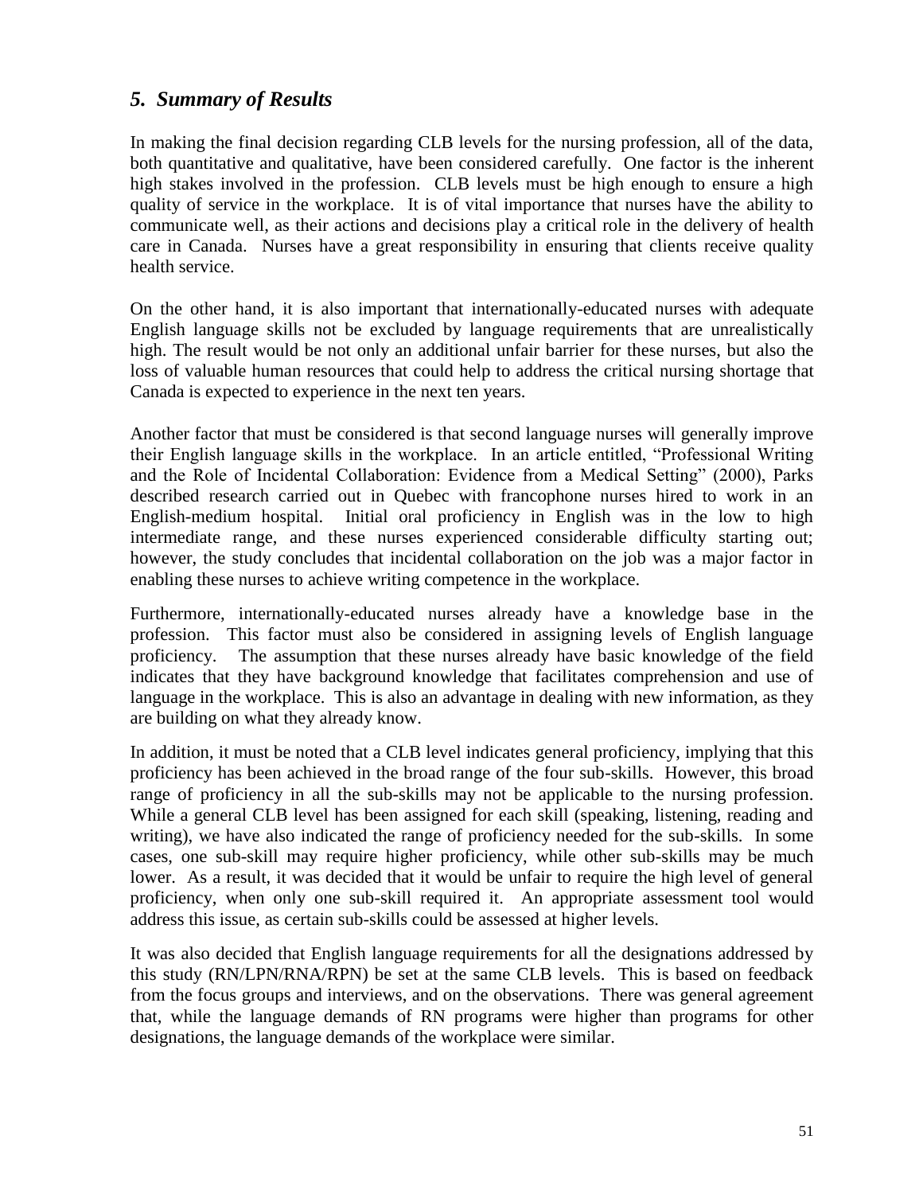## *5. Summary of Results*

In making the final decision regarding CLB levels for the nursing profession, all of the data, both quantitative and qualitative, have been considered carefully. One factor is the inherent high stakes involved in the profession. CLB levels must be high enough to ensure a high quality of service in the workplace. It is of vital importance that nurses have the ability to communicate well, as their actions and decisions play a critical role in the delivery of health care in Canada. Nurses have a great responsibility in ensuring that clients receive quality health service.

On the other hand, it is also important that internationally-educated nurses with adequate English language skills not be excluded by language requirements that are unrealistically high. The result would be not only an additional unfair barrier for these nurses, but also the loss of valuable human resources that could help to address the critical nursing shortage that Canada is expected to experience in the next ten years.

Another factor that must be considered is that second language nurses will generally improve their English language skills in the workplace. In an article entitled, "Professional Writing and the Role of Incidental Collaboration: Evidence from a Medical Setting" (2000), Parks described research carried out in Quebec with francophone nurses hired to work in an English-medium hospital. Initial oral proficiency in English was in the low to high intermediate range, and these nurses experienced considerable difficulty starting out; however, the study concludes that incidental collaboration on the job was a major factor in enabling these nurses to achieve writing competence in the workplace.

Furthermore, internationally-educated nurses already have a knowledge base in the profession. This factor must also be considered in assigning levels of English language proficiency. The assumption that these nurses already have basic knowledge of the field indicates that they have background knowledge that facilitates comprehension and use of language in the workplace. This is also an advantage in dealing with new information, as they are building on what they already know.

In addition, it must be noted that a CLB level indicates general proficiency, implying that this proficiency has been achieved in the broad range of the four sub-skills. However, this broad range of proficiency in all the sub-skills may not be applicable to the nursing profession. While a general CLB level has been assigned for each skill (speaking, listening, reading and writing), we have also indicated the range of proficiency needed for the sub-skills. In some cases, one sub-skill may require higher proficiency, while other sub-skills may be much lower. As a result, it was decided that it would be unfair to require the high level of general proficiency, when only one sub-skill required it. An appropriate assessment tool would address this issue, as certain sub-skills could be assessed at higher levels.

It was also decided that English language requirements for all the designations addressed by this study (RN/LPN/RNA/RPN) be set at the same CLB levels. This is based on feedback from the focus groups and interviews, and on the observations. There was general agreement that, while the language demands of RN programs were higher than programs for other designations, the language demands of the workplace were similar.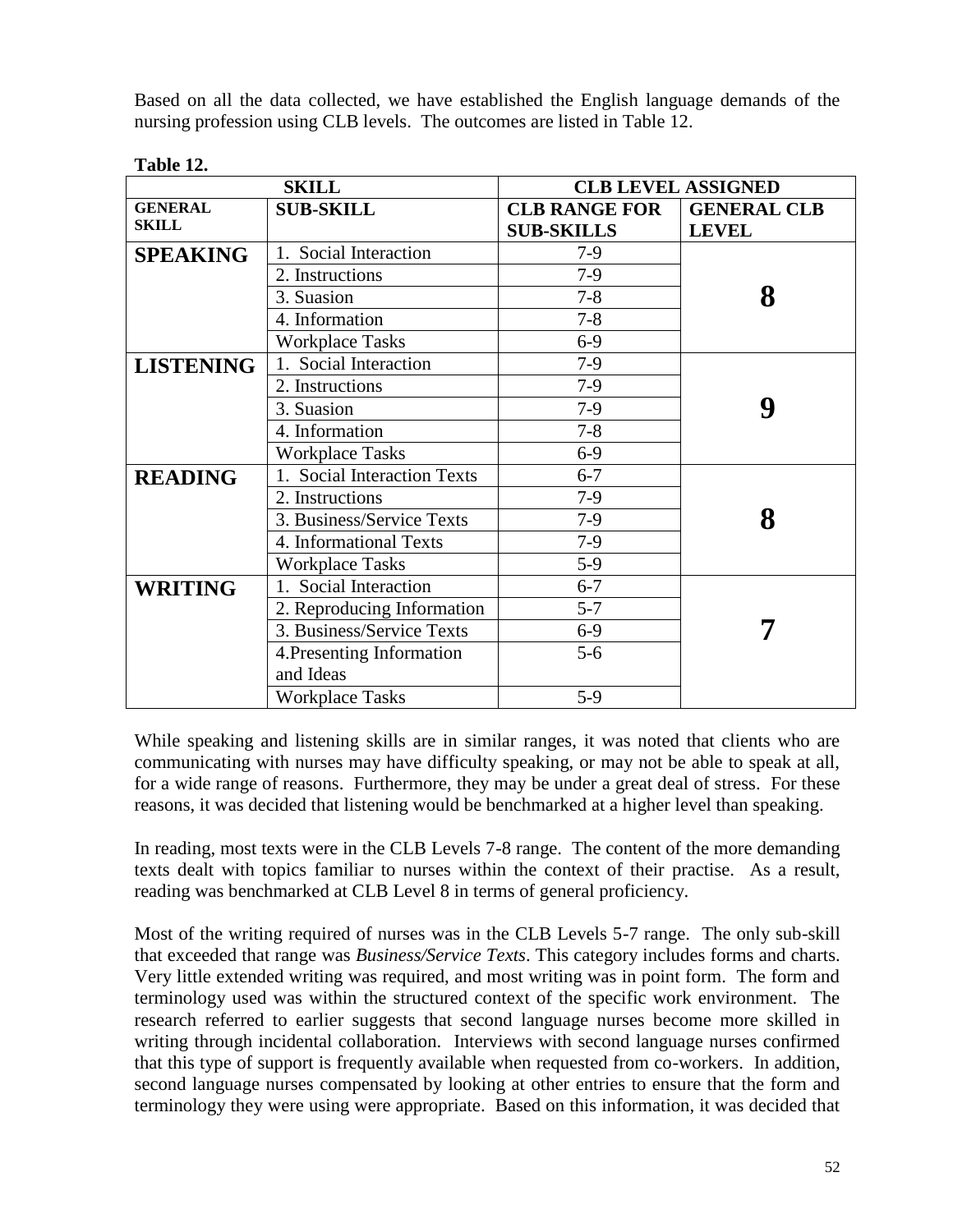Based on all the data collected, we have established the English language demands of the nursing profession using CLB levels. The outcomes are listed in Table 12.

**Table 12.**

| SKILL | | CLB LEVEL ASSIGNED | |
|---|---|---|---|
| **GENERAL SKILL** | **SUB-SKILL** | **CLB RANGE FOR SUB-SKILLS** | **GENERAL CLB LEVEL** |
| **SPEAKING** | 1. Social Interaction | 7-9 | **8** |
| | 2. Instructions | 7-9 | |
| | 3. Suasion | 7-8 | |
| | 4. Information | 7-8 | |
| | Workplace Tasks | 6-9 | |
| **LISTENING** | 1. Social Interaction | 7-9 | **9** |
| | 2. Instructions | 7-9 | |
| | 3. Suasion | 7-9 | |
| | 4. Information | 7-8 | |
| | Workplace Tasks | 6-9 | |
| **READING** | 1. Social Interaction Texts | 6-7 | **8** |
| | 2. Instructions | 7-9 | |
| | 3. Business/Service Texts | 7-9 | |
| | 4. Informational Texts | 7-9 | |
| | Workplace Tasks | 5-9 | |
| **WRITING** | 1. Social Interaction | 6-7 | **7** |
| | 2. Reproducing Information | 5-7 | |
| | 3. Business/Service Texts | 6-9 | |
| | 4.Presenting Information and Ideas | 5-6 | |
| | Workplace Tasks | 5-9 | |

While speaking and listening skills are in similar ranges, it was noted that clients who are communicating with nurses may have difficulty speaking, or may not be able to speak at all, for a wide range of reasons. Furthermore, they may be under a great deal of stress. For these reasons, it was decided that listening would be benchmarked at a higher level than speaking.

In reading, most texts were in the CLB Levels 7-8 range. The content of the more demanding texts dealt with topics familiar to nurses within the context of their practise. As a result, reading was benchmarked at CLB Level 8 in terms of general proficiency.

Most of the writing required of nurses was in the CLB Levels 5-7 range. The only sub-skill that exceeded that range was *Business/Service Texts*. This category includes forms and charts. Very little extended writing was required, and most writing was in point form. The form and terminology used was within the structured context of the specific work environment. The research referred to earlier suggests that second language nurses become more skilled in writing through incidental collaboration. Interviews with second language nurses confirmed that this type of support is frequently available when requested from co-workers. In addition, second language nurses compensated by looking at other entries to ensure that the form and terminology they were using were appropriate. Based on this information, it was decided that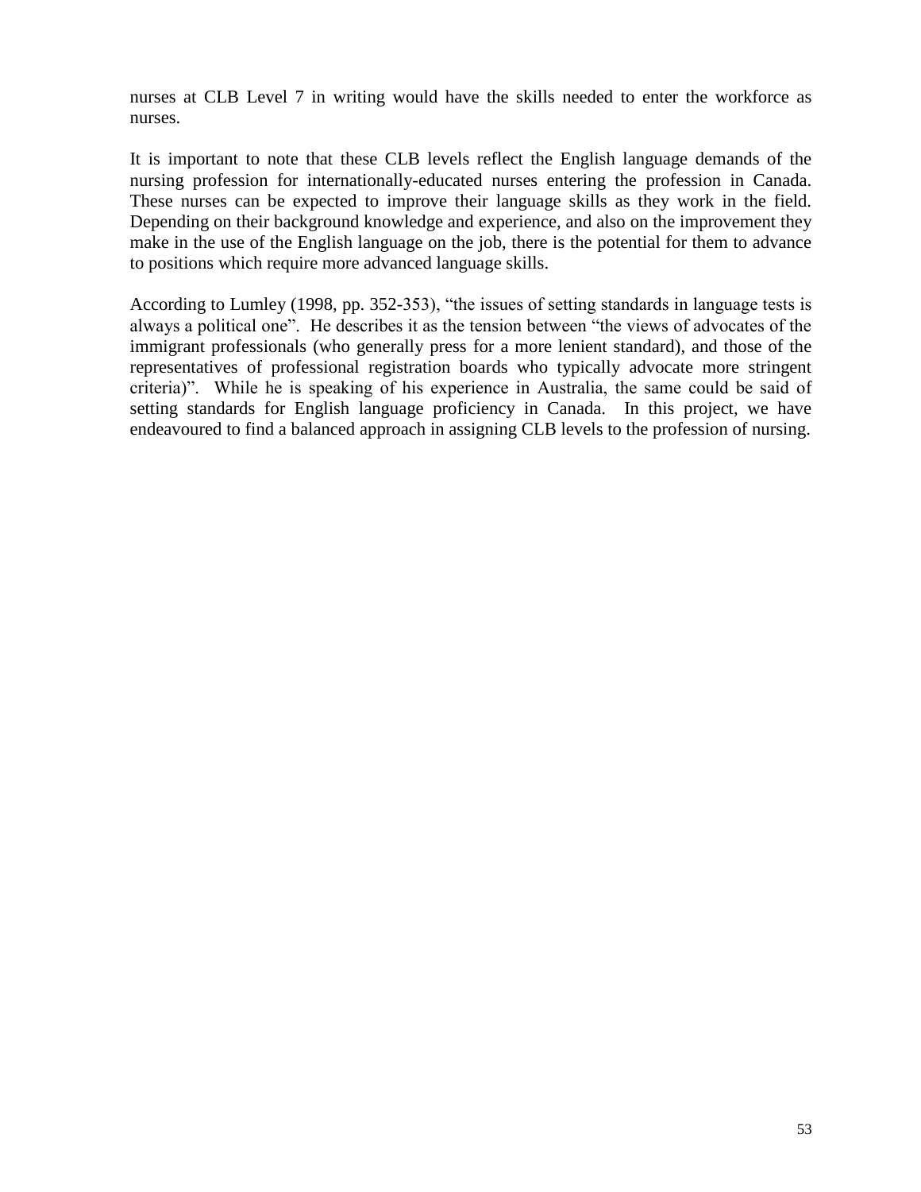nurses at CLB Level 7 in writing would have the skills needed to enter the workforce as nurses.

It is important to note that these CLB levels reflect the English language demands of the nursing profession for internationally-educated nurses entering the profession in Canada. These nurses can be expected to improve their language skills as they work in the field. Depending on their background knowledge and experience, and also on the improvement they make in the use of the English language on the job, there is the potential for them to advance to positions which require more advanced language skills.

According to Lumley (1998, pp. 352-353), "the issues of setting standards in language tests is always a political one". He describes it as the tension between "the views of advocates of the immigrant professionals (who generally press for a more lenient standard), and those of the representatives of professional registration boards who typically advocate more stringent criteria)". While he is speaking of his experience in Australia, the same could be said of setting standards for English language proficiency in Canada. In this project, we have endeavoured to find a balanced approach in assigning CLB levels to the profession of nursing.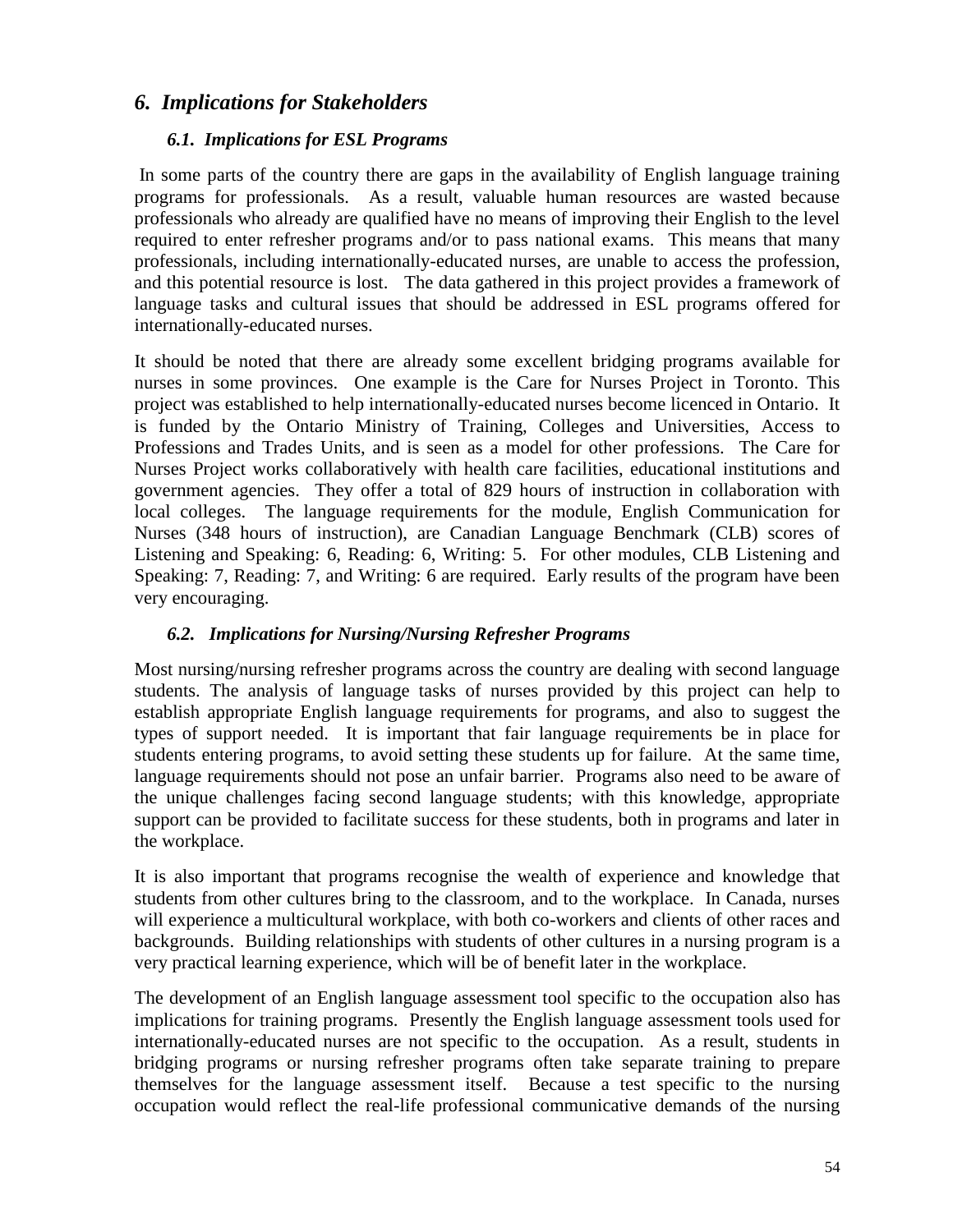## *6. Implications for Stakeholders*

### *6.1. Implications for ESL Programs*

In some parts of the country there are gaps in the availability of English language training programs for professionals. As a result, valuable human resources are wasted because professionals who already are qualified have no means of improving their English to the level required to enter refresher programs and/or to pass national exams. This means that many professionals, including internationally-educated nurses, are unable to access the profession, and this potential resource is lost. The data gathered in this project provides a framework of language tasks and cultural issues that should be addressed in ESL programs offered for internationally-educated nurses.

It should be noted that there are already some excellent bridging programs available for nurses in some provinces. One example is the Care for Nurses Project in Toronto. This project was established to help internationally-educated nurses become licenced in Ontario. It is funded by the Ontario Ministry of Training, Colleges and Universities, Access to Professions and Trades Units, and is seen as a model for other professions. The Care for Nurses Project works collaboratively with health care facilities, educational institutions and government agencies. They offer a total of 829 hours of instruction in collaboration with local colleges. The language requirements for the module, English Communication for Nurses (348 hours of instruction), are Canadian Language Benchmark (CLB) scores of Listening and Speaking: 6, Reading: 6, Writing: 5. For other modules, CLB Listening and Speaking: 7, Reading: 7, and Writing: 6 are required. Early results of the program have been very encouraging.

### *6.2. Implications for Nursing/Nursing Refresher Programs*

Most nursing/nursing refresher programs across the country are dealing with second language students. The analysis of language tasks of nurses provided by this project can help to establish appropriate English language requirements for programs, and also to suggest the types of support needed. It is important that fair language requirements be in place for students entering programs, to avoid setting these students up for failure. At the same time, language requirements should not pose an unfair barrier. Programs also need to be aware of the unique challenges facing second language students; with this knowledge, appropriate support can be provided to facilitate success for these students, both in programs and later in the workplace.

It is also important that programs recognise the wealth of experience and knowledge that students from other cultures bring to the classroom, and to the workplace. In Canada, nurses will experience a multicultural workplace, with both co-workers and clients of other races and backgrounds. Building relationships with students of other cultures in a nursing program is a very practical learning experience, which will be of benefit later in the workplace.

The development of an English language assessment tool specific to the occupation also has implications for training programs. Presently the English language assessment tools used for internationally-educated nurses are not specific to the occupation. As a result, students in bridging programs or nursing refresher programs often take separate training to prepare themselves for the language assessment itself. Because a test specific to the nursing occupation would reflect the real-life professional communicative demands of the nursing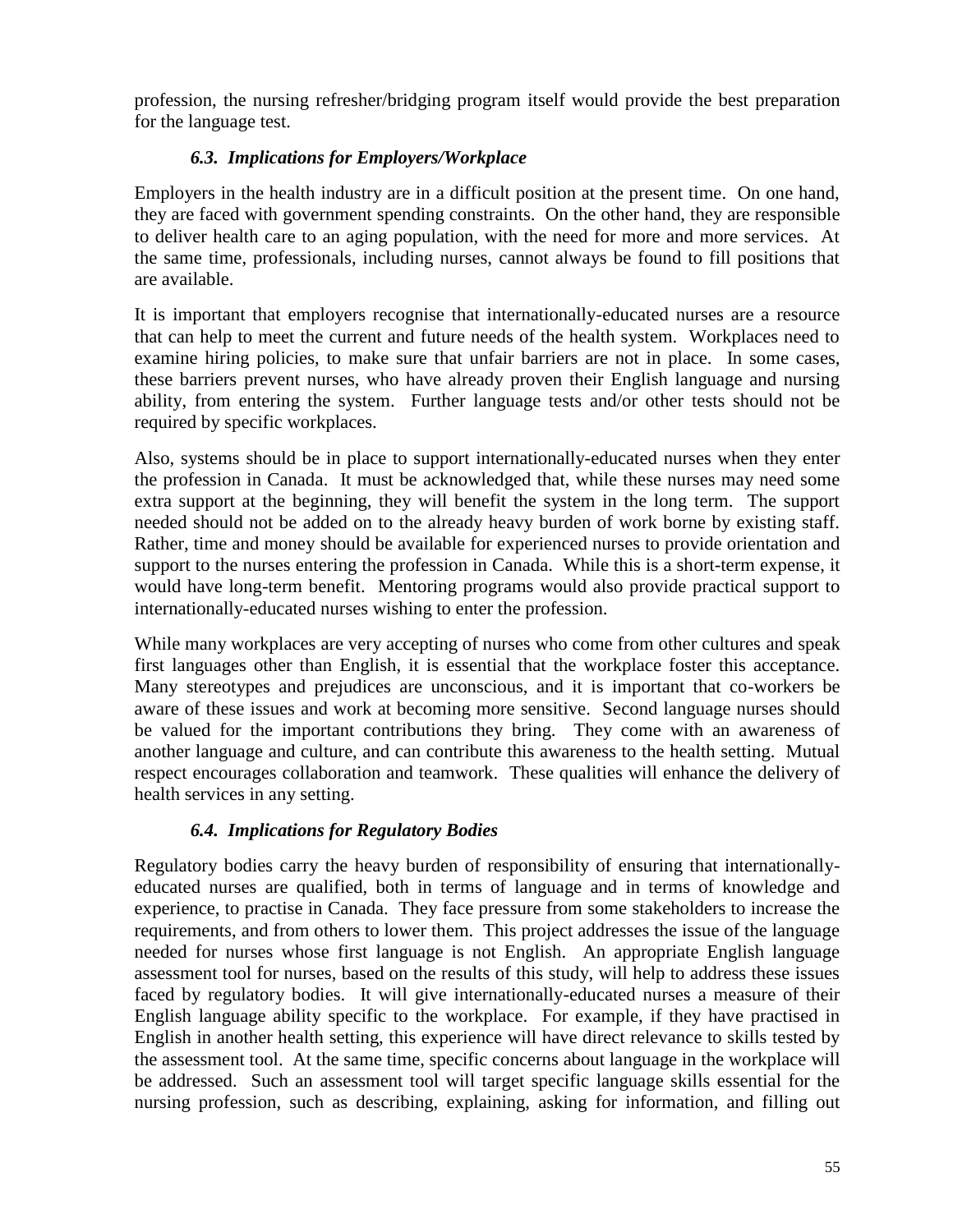profession, the nursing refresher/bridging program itself would provide the best preparation for the language test.

### *6.3. Implications for Employers/Workplace*

Employers in the health industry are in a difficult position at the present time. On one hand, they are faced with government spending constraints. On the other hand, they are responsible to deliver health care to an aging population, with the need for more and more services. At the same time, professionals, including nurses, cannot always be found to fill positions that are available.

It is important that employers recognise that internationally-educated nurses are a resource that can help to meet the current and future needs of the health system. Workplaces need to examine hiring policies, to make sure that unfair barriers are not in place. In some cases, these barriers prevent nurses, who have already proven their English language and nursing ability, from entering the system. Further language tests and/or other tests should not be required by specific workplaces.

Also, systems should be in place to support internationally-educated nurses when they enter the profession in Canada. It must be acknowledged that, while these nurses may need some extra support at the beginning, they will benefit the system in the long term. The support needed should not be added on to the already heavy burden of work borne by existing staff. Rather, time and money should be available for experienced nurses to provide orientation and support to the nurses entering the profession in Canada. While this is a short-term expense, it would have long-term benefit. Mentoring programs would also provide practical support to internationally-educated nurses wishing to enter the profession.

While many workplaces are very accepting of nurses who come from other cultures and speak first languages other than English, it is essential that the workplace foster this acceptance. Many stereotypes and prejudices are unconscious, and it is important that co-workers be aware of these issues and work at becoming more sensitive. Second language nurses should be valued for the important contributions they bring. They come with an awareness of another language and culture, and can contribute this awareness to the health setting. Mutual respect encourages collaboration and teamwork. These qualities will enhance the delivery of health services in any setting.

### *6.4. Implications for Regulatory Bodies*

Regulatory bodies carry the heavy burden of responsibility of ensuring that internationally-educated nurses are qualified, both in terms of language and in terms of knowledge and experience, to practise in Canada. They face pressure from some stakeholders to increase the requirements, and from others to lower them. This project addresses the issue of the language needed for nurses whose first language is not English. An appropriate English language assessment tool for nurses, based on the results of this study, will help to address these issues faced by regulatory bodies. It will give internationally-educated nurses a measure of their English language ability specific to the workplace. For example, if they have practised in English in another health setting, this experience will have direct relevance to skills tested by the assessment tool. At the same time, specific concerns about language in the workplace will be addressed. Such an assessment tool will target specific language skills essential for the nursing profession, such as describing, explaining, asking for information, and filling out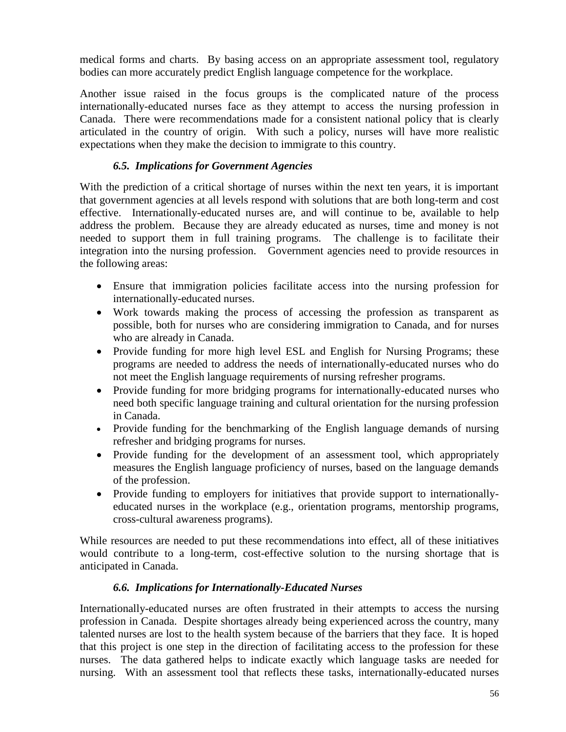medical forms and charts. By basing access on an appropriate assessment tool, regulatory bodies can more accurately predict English language competence for the workplace.

Another issue raised in the focus groups is the complicated nature of the process internationally-educated nurses face as they attempt to access the nursing profession in Canada. There were recommendations made for a consistent national policy that is clearly articulated in the country of origin. With such a policy, nurses will have more realistic expectations when they make the decision to immigrate to this country.

### *6.5. Implications for Government Agencies*

With the prediction of a critical shortage of nurses within the next ten years, it is important that government agencies at all levels respond with solutions that are both long-term and cost effective. Internationally-educated nurses are, and will continue to be, available to help address the problem. Because they are already educated as nurses, time and money is not needed to support them in full training programs. The challenge is to facilitate their integration into the nursing profession. Government agencies need to provide resources in the following areas:

- Ensure that immigration policies facilitate access into the nursing profession for internationally-educated nurses.
- Work towards making the process of accessing the profession as transparent as possible, both for nurses who are considering immigration to Canada, and for nurses who are already in Canada.
- Provide funding for more high level ESL and English for Nursing Programs; these programs are needed to address the needs of internationally-educated nurses who do not meet the English language requirements of nursing refresher programs.
- Provide funding for more bridging programs for internationally-educated nurses who need both specific language training and cultural orientation for the nursing profession in Canada.
- Provide funding for the benchmarking of the English language demands of nursing refresher and bridging programs for nurses.
- Provide funding for the development of an assessment tool, which appropriately measures the English language proficiency of nurses, based on the language demands of the profession.
- Provide funding to employers for initiatives that provide support to internationally-educated nurses in the workplace (e.g., orientation programs, mentorship programs, cross-cultural awareness programs).

While resources are needed to put these recommendations into effect, all of these initiatives would contribute to a long-term, cost-effective solution to the nursing shortage that is anticipated in Canada.

### *6.6. Implications for Internationally-Educated Nurses*

Internationally-educated nurses are often frustrated in their attempts to access the nursing profession in Canada. Despite shortages already being experienced across the country, many talented nurses are lost to the health system because of the barriers that they face. It is hoped that this project is one step in the direction of facilitating access to the profession for these nurses. The data gathered helps to indicate exactly which language tasks are needed for nursing. With an assessment tool that reflects these tasks, internationally-educated nurses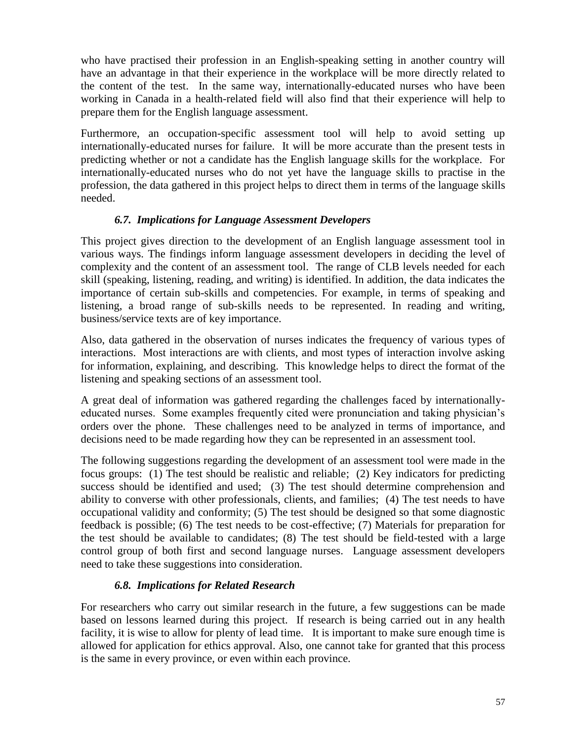who have practised their profession in an English-speaking setting in another country will have an advantage in that their experience in the workplace will be more directly related to the content of the test. In the same way, internationally-educated nurses who have been working in Canada in a health-related field will also find that their experience will help to prepare them for the English language assessment.

Furthermore, an occupation-specific assessment tool will help to avoid setting up internationally-educated nurses for failure. It will be more accurate than the present tests in predicting whether or not a candidate has the English language skills for the workplace. For internationally-educated nurses who do not yet have the language skills to practise in the profession, the data gathered in this project helps to direct them in terms of the language skills needed.

### *6.7. Implications for Language Assessment Developers*

This project gives direction to the development of an English language assessment tool in various ways. The findings inform language assessment developers in deciding the level of complexity and the content of an assessment tool. The range of CLB levels needed for each skill (speaking, listening, reading, and writing) is identified. In addition, the data indicates the importance of certain sub-skills and competencies. For example, in terms of speaking and listening, a broad range of sub-skills needs to be represented. In reading and writing, business/service texts are of key importance.

Also, data gathered in the observation of nurses indicates the frequency of various types of interactions. Most interactions are with clients, and most types of interaction involve asking for information, explaining, and describing. This knowledge helps to direct the format of the listening and speaking sections of an assessment tool.

A great deal of information was gathered regarding the challenges faced by internationally-educated nurses. Some examples frequently cited were pronunciation and taking physician's orders over the phone. These challenges need to be analyzed in terms of importance, and decisions need to be made regarding how they can be represented in an assessment tool.

The following suggestions regarding the development of an assessment tool were made in the focus groups: (1) The test should be realistic and reliable; (2) Key indicators for predicting success should be identified and used; (3) The test should determine comprehension and ability to converse with other professionals, clients, and families; (4) The test needs to have occupational validity and conformity; (5) The test should be designed so that some diagnostic feedback is possible; (6) The test needs to be cost-effective; (7) Materials for preparation for the test should be available to candidates; (8) The test should be field-tested with a large control group of both first and second language nurses. Language assessment developers need to take these suggestions into consideration.

### *6.8. Implications for Related Research*

For researchers who carry out similar research in the future, a few suggestions can be made based on lessons learned during this project. If research is being carried out in any health facility, it is wise to allow for plenty of lead time. It is important to make sure enough time is allowed for application for ethics approval. Also, one cannot take for granted that this process is the same in every province, or even within each province.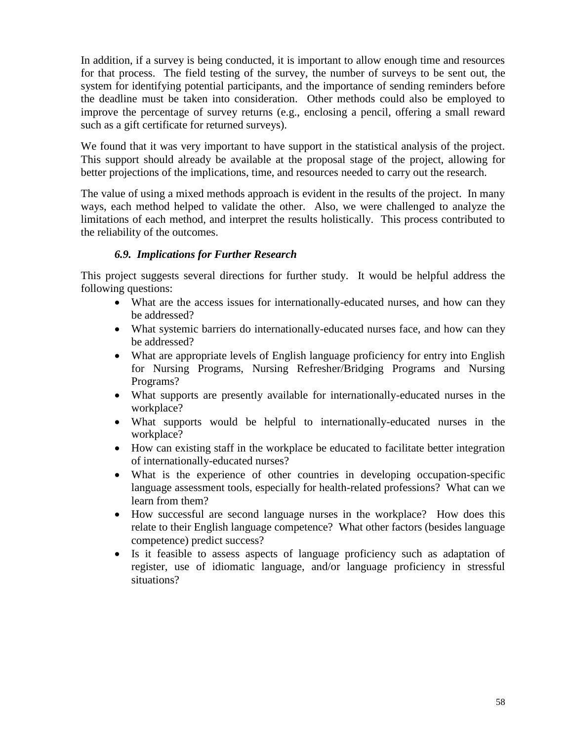In addition, if a survey is being conducted, it is important to allow enough time and resources for that process. The field testing of the survey, the number of surveys to be sent out, the system for identifying potential participants, and the importance of sending reminders before the deadline must be taken into consideration. Other methods could also be employed to improve the percentage of survey returns (e.g., enclosing a pencil, offering a small reward such as a gift certificate for returned surveys).

We found that it was very important to have support in the statistical analysis of the project. This support should already be available at the proposal stage of the project, allowing for better projections of the implications, time, and resources needed to carry out the research.

The value of using a mixed methods approach is evident in the results of the project. In many ways, each method helped to validate the other. Also, we were challenged to analyze the limitations of each method, and interpret the results holistically. This process contributed to the reliability of the outcomes.

### *6.9. Implications for Further Research*

This project suggests several directions for further study. It would be helpful address the following questions:

- What are the access issues for internationally-educated nurses, and how can they be addressed?
- What systemic barriers do internationally-educated nurses face, and how can they be addressed?
- What are appropriate levels of English language proficiency for entry into English for Nursing Programs, Nursing Refresher/Bridging Programs and Nursing Programs?
- What supports are presently available for internationally-educated nurses in the workplace?
- What supports would be helpful to internationally-educated nurses in the workplace?
- How can existing staff in the workplace be educated to facilitate better integration of internationally-educated nurses?
- What is the experience of other countries in developing occupation-specific language assessment tools, especially for health-related professions? What can we learn from them?
- How successful are second language nurses in the workplace? How does this relate to their English language competence? What other factors (besides language competence) predict success?
- Is it feasible to assess aspects of language proficiency such as adaptation of register, use of idiomatic language, and/or language proficiency in stressful situations?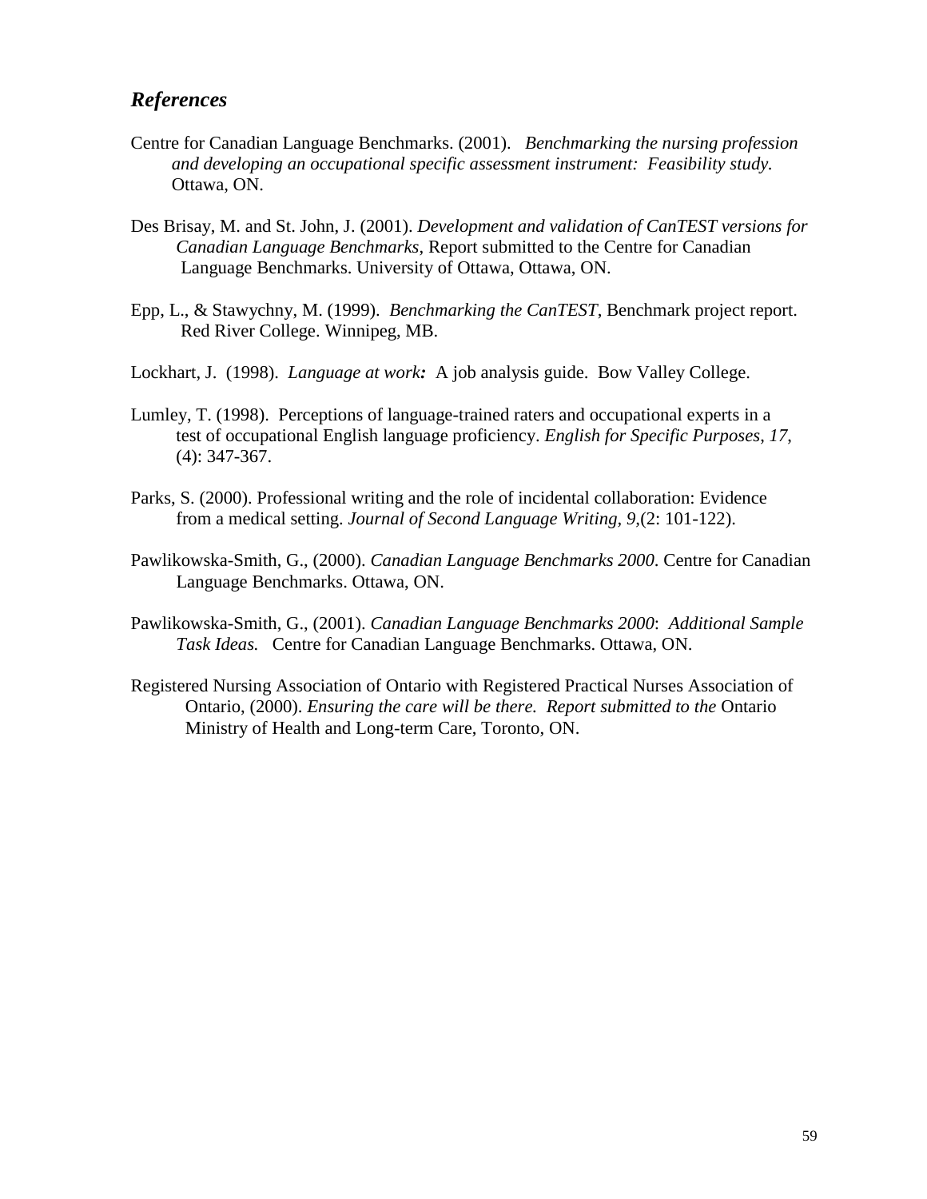## *References*

Centre for Canadian Language Benchmarks. (2001). *Benchmarking the nursing profession and developing an occupational specific assessment instrument: Feasibility study.* Ottawa, ON.

Des Brisay, M. and St. John, J. (2001). *Development and validation of CanTEST versions for Canadian Language Benchmarks*, Report submitted to the Centre for Canadian Language Benchmarks. University of Ottawa, Ottawa, ON.

Epp, L., & Stawychny, M. (1999). *Benchmarking the CanTEST*, Benchmark project report. Red River College. Winnipeg, MB.

Lockhart, J. (1998). *Language at work:* A job analysis guide. Bow Valley College.

Lumley, T. (1998). Perceptions of language-trained raters and occupational experts in a test of occupational English language proficiency. *English for Specific Purposes, 17*, (4): 347-367.

Parks, S. (2000). Professional writing and the role of incidental collaboration: Evidence from a medical setting. *Journal of Second Language Writing, 9*,(2: 101-122).

Pawlikowska-Smith, G., (2000). *Canadian Language Benchmarks 2000*. Centre for Canadian Language Benchmarks. Ottawa, ON.

Pawlikowska-Smith, G., (2001). *Canadian Language Benchmarks 2000*: *Additional Sample Task Ideas.* Centre for Canadian Language Benchmarks. Ottawa, ON.

Registered Nursing Association of Ontario with Registered Practical Nurses Association of Ontario, (2000). *Ensuring the care will be there. Report submitted to the* Ontario Ministry of Health and Long-term Care, Toronto, ON.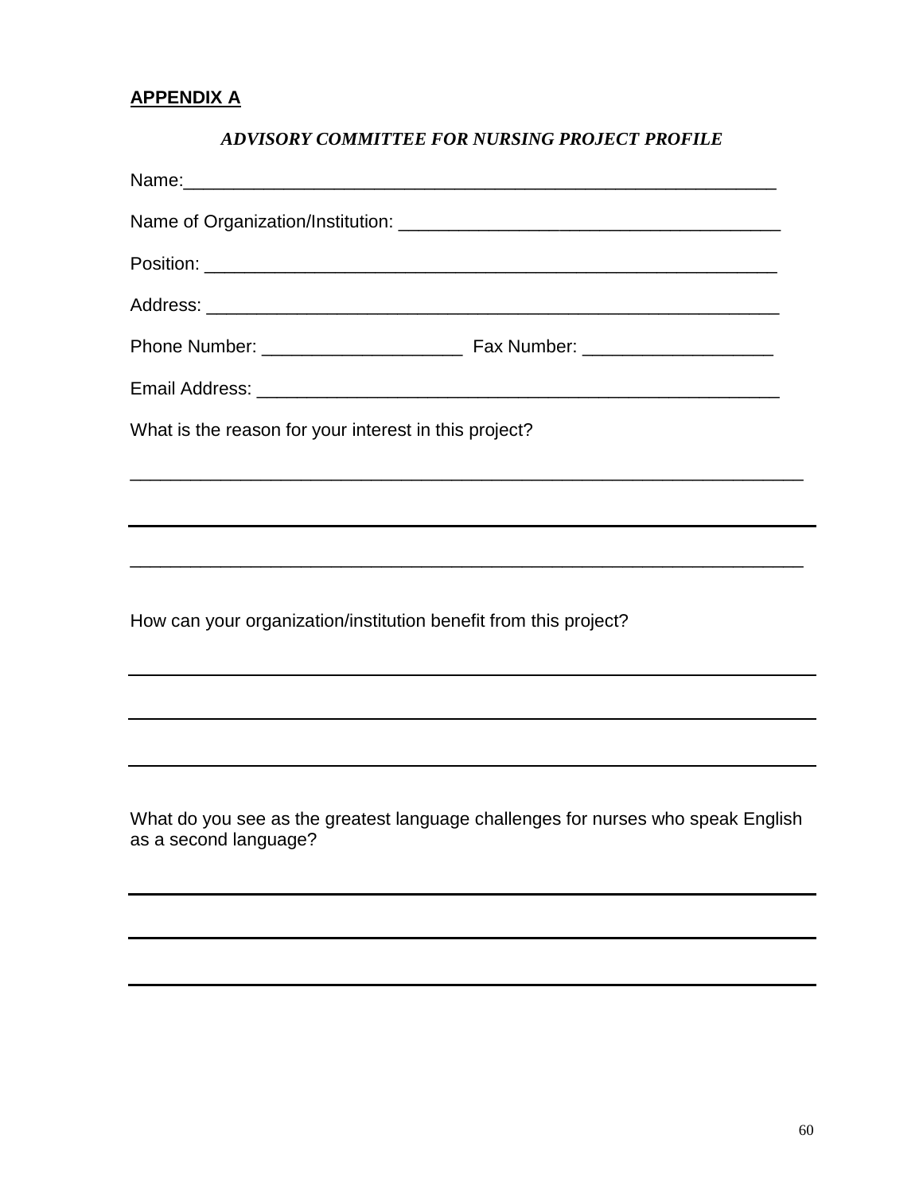**APPENDIX A**

***ADVISORY COMMITTEE FOR NURSING PROJECT PROFILE***

Name:___________________________________________________________

Name of Organization/Institution: _____________________________________

Position: ________________________________________________________

Address: ________________________________________________________

Phone Number: ____________________ Fax Number: ___________________

Email Address: ____________________________________________________

What is the reason for your interest in this project?

_____________________________________________________________________

_____________________________________________________________________

_____________________________________________________________________

How can your organization/institution benefit from this project?

_____________________________________________________________________

_____________________________________________________________________

_____________________________________________________________________

What do you see as the greatest language challenges for nurses who speak English as a second language?

_____________________________________________________________________

_____________________________________________________________________

_____________________________________________________________________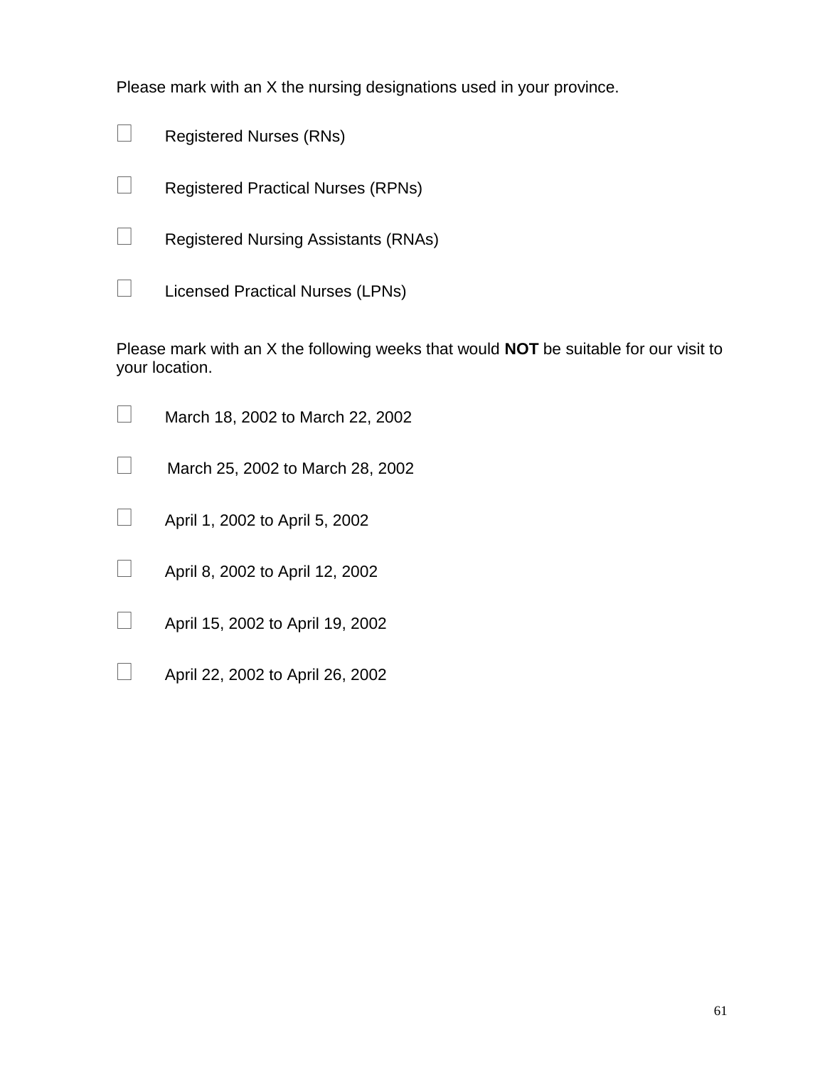Please mark with an X the nursing designations used in your province.

- ☐ Registered Nurses (RNs)
- ☐ Registered Practical Nurses (RPNs)
- ☐ Registered Nursing Assistants (RNAs)
- ☐ Licensed Practical Nurses (LPNs)

Please mark with an X the following weeks that would **NOT** be suitable for our visit to your location.

- ☐ March 18, 2002 to March 22, 2002
- ☐ March 25, 2002 to March 28, 2002
- ☐ April 1, 2002 to April 5, 2002
- ☐ April 8, 2002 to April 12, 2002
- ☐ April 15, 2002 to April 19, 2002
- ☐ April 22, 2002 to April 26, 2002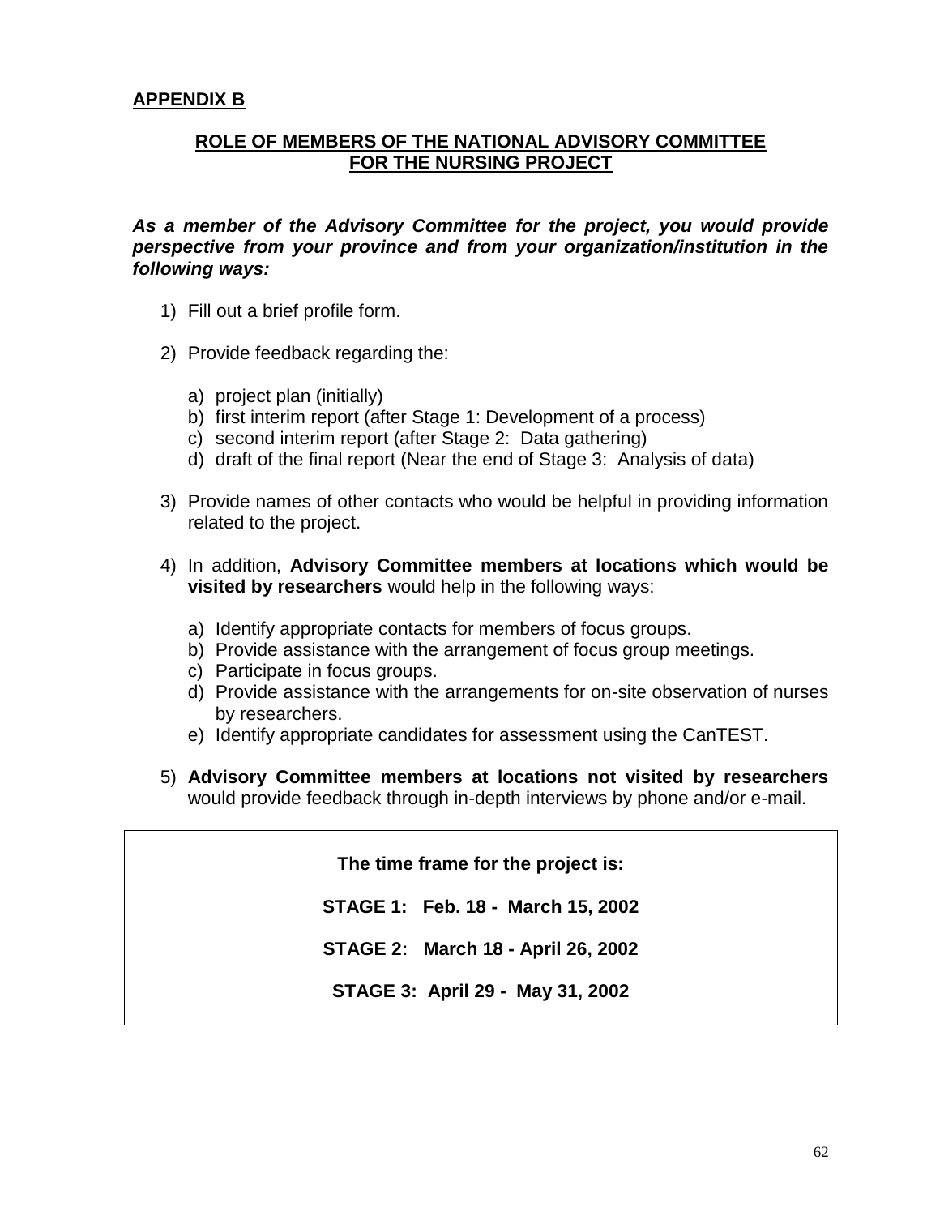## APPENDIX B

## ROLE OF MEMBERS OF THE NATIONAL ADVISORY COMMITTEE FOR THE NURSING PROJECT

***As a member of the Advisory Committee for the project, you would provide perspective from your province and from your organization/institution in the following ways:***

1) Fill out a brief profile form.

2) Provide feedback regarding the:

   a) project plan (initially)
   b) first interim report (after Stage 1: Development of a process)
   c) second interim report (after Stage 2: Data gathering)
   d) draft of the final report (Near the end of Stage 3: Analysis of data)

3) Provide names of other contacts who would be helpful in providing information related to the project.

4) In addition, **Advisory Committee members at locations which would be visited by researchers** would help in the following ways:

   a) Identify appropriate contacts for members of focus groups.
   b) Provide assistance with the arrangement of focus group meetings.
   c) Participate in focus groups.
   d) Provide assistance with the arrangements for on-site observation of nurses by researchers.
   e) Identify appropriate candidates for assessment using the CanTEST.

5) **Advisory Committee members at locations not visited by researchers** would provide feedback through in-depth interviews by phone and/or e-mail.

**The time frame for the project is:**

**STAGE 1: Feb. 18 - March 15, 2002**

**STAGE 2: March 18 - April 26, 2002**

**STAGE 3: April 29 - May 31, 2002**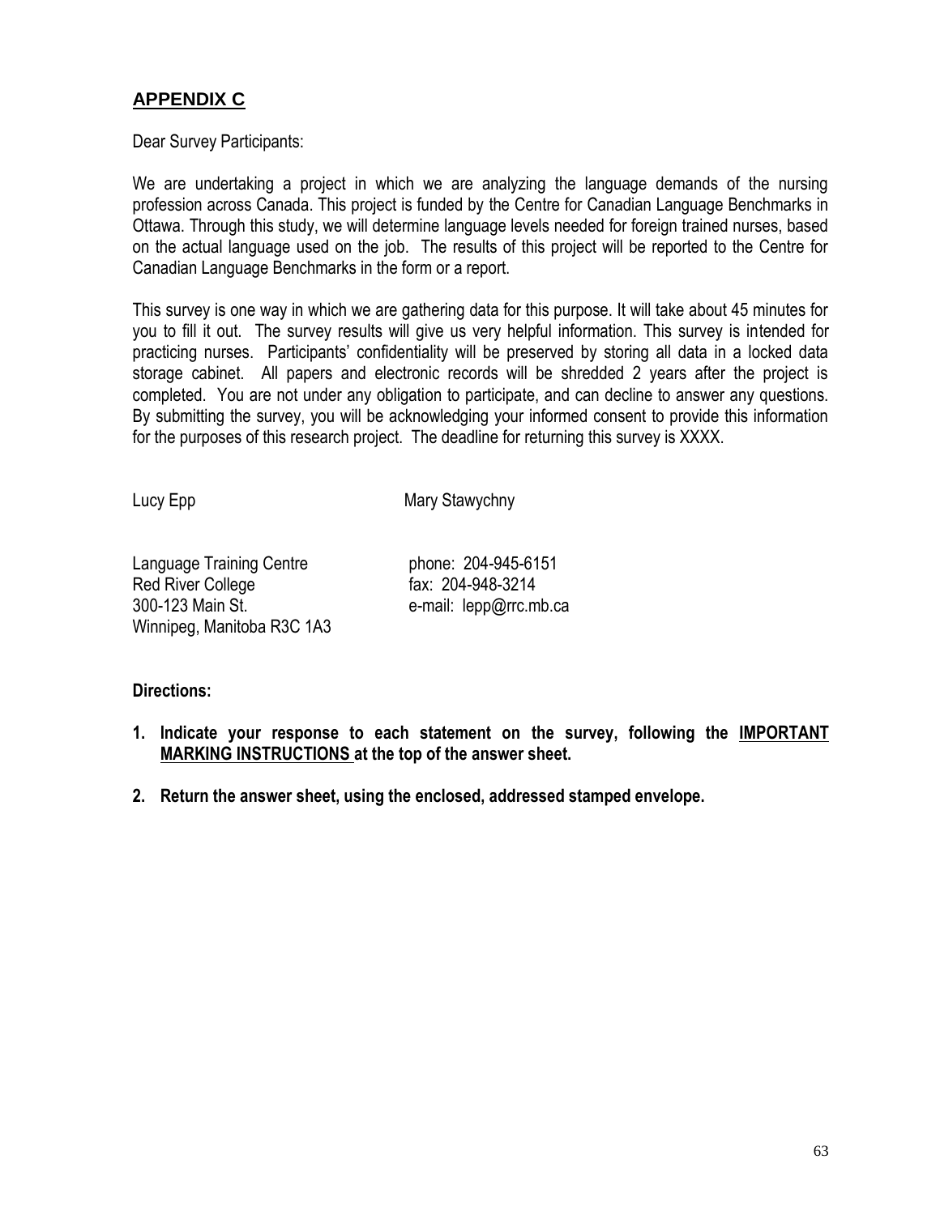## APPENDIX C

Dear Survey Participants:

We are undertaking a project in which we are analyzing the language demands of the nursing profession across Canada. This project is funded by the Centre for Canadian Language Benchmarks in Ottawa. Through this study, we will determine language levels needed for foreign trained nurses, based on the actual language used on the job. The results of this project will be reported to the Centre for Canadian Language Benchmarks in the form or a report.

This survey is one way in which we are gathering data for this purpose. It will take about 45 minutes for you to fill it out. The survey results will give us very helpful information. This survey is intended for practicing nurses. Participants' confidentiality will be preserved by storing all data in a locked data storage cabinet. All papers and electronic records will be shredded 2 years after the project is completed. You are not under any obligation to participate, and can decline to answer any questions. By submitting the survey, you will be acknowledging your informed consent to provide this information for the purposes of this research project. The deadline for returning this survey is XXXX.

Lucy Epp    Mary Stawychny

Language Training Centre
Red River College
300-123 Main St.
Winnipeg, Manitoba R3C 1A3

phone: 204-945-6151
fax: 204-948-3214
e-mail: lepp@rrc.mb.ca

**Directions:**

1. **Indicate your response to each statement on the survey, following the <u>IMPORTANT MARKING INSTRUCTIONS</u> at the top of the answer sheet.**
2. **Return the answer sheet, using the enclosed, addressed stamped envelope.**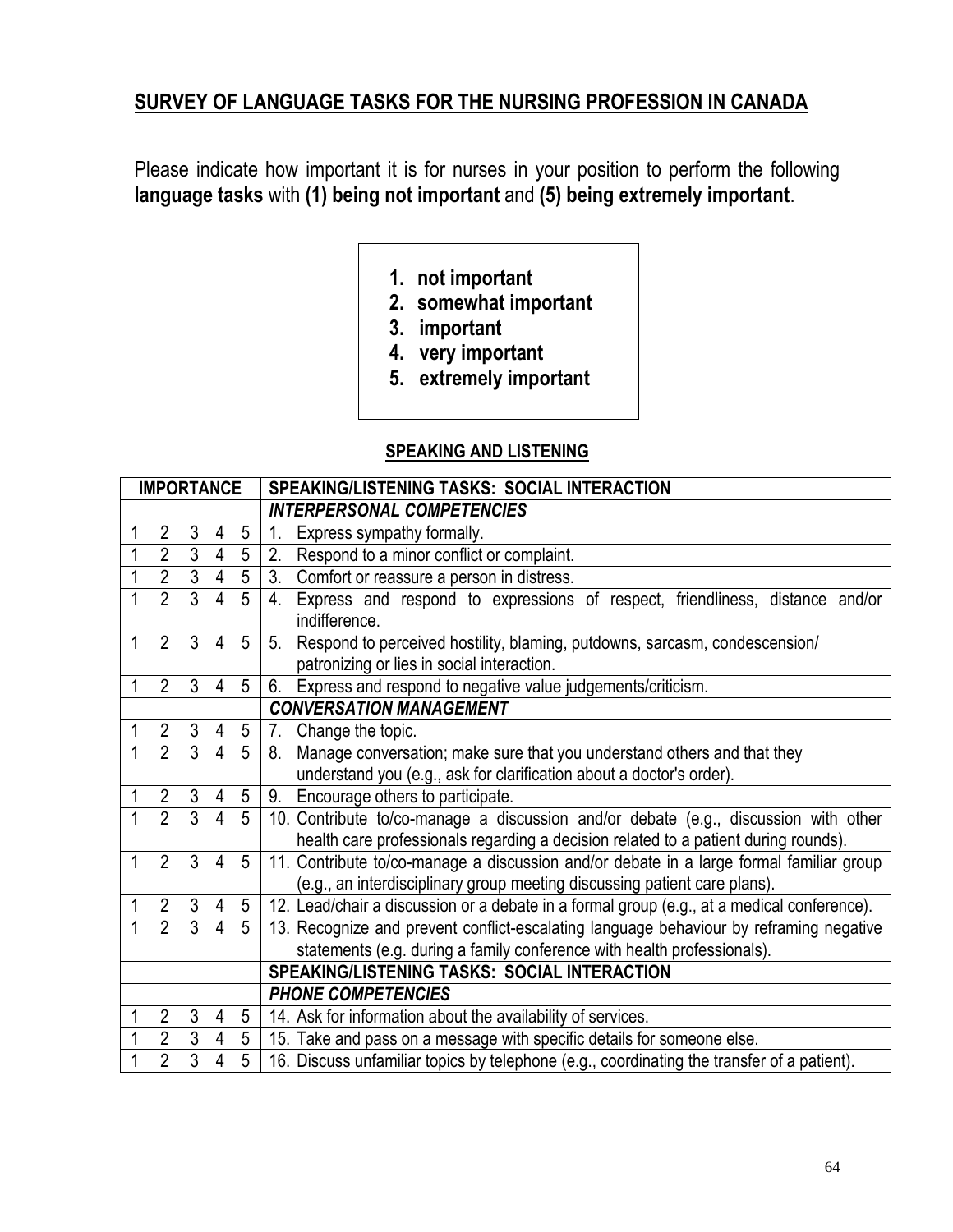## SURVEY OF LANGUAGE TASKS FOR THE NURSING PROFESSION IN CANADA

Please indicate how important it is for nurses in your position to perform the following **language tasks** with **(1) being not important** and **(5) being extremely important**.

1. **not important**
2. **somewhat important**
3. **important**
4. **very important**
5. **extremely important**

### SPEAKING AND LISTENING

| IMPORTANCE | | | | | SPEAKING/LISTENING TASKS: SOCIAL INTERACTION |
|---|---|---|---|---|---|
| | | | | | ***INTERPERSONAL COMPETENCIES*** |
| 1 | 2 | 3 | 4 | 5 | 1. Express sympathy formally. |
| 1 | 2 | 3 | 4 | 5 | 2. Respond to a minor conflict or complaint. |
| 1 | 2 | 3 | 4 | 5 | 3. Comfort or reassure a person in distress. |
| 1 | 2 | 3 | 4 | 5 | 4. Express and respond to expressions of respect, friendliness, distance and/or indifference. |
| 1 | 2 | 3 | 4 | 5 | 5. Respond to perceived hostility, blaming, putdowns, sarcasm, condescension/ patronizing or lies in social interaction. |
| 1 | 2 | 3 | 4 | 5 | 6. Express and respond to negative value judgements/criticism. |
| | | | | | ***CONVERSATION MANAGEMENT*** |
| 1 | 2 | 3 | 4 | 5 | 7. Change the topic. |
| 1 | 2 | 3 | 4 | 5 | 8. Manage conversation; make sure that you understand others and that they understand you (e.g., ask for clarification about a doctor's order). |
| 1 | 2 | 3 | 4 | 5 | 9. Encourage others to participate. |
| 1 | 2 | 3 | 4 | 5 | 10. Contribute to/co-manage a discussion and/or debate (e.g., discussion with other health care professionals regarding a decision related to a patient during rounds). |
| 1 | 2 | 3 | 4 | 5 | 11. Contribute to/co-manage a discussion and/or debate in a large formal familiar group (e.g., an interdisciplinary group meeting discussing patient care plans). |
| 1 | 2 | 3 | 4 | 5 | 12. Lead/chair a discussion or a debate in a formal group (e.g., at a medical conference). |
| 1 | 2 | 3 | 4 | 5 | 13. Recognize and prevent conflict-escalating language behaviour by reframing negative statements (e.g. during a family conference with health professionals). |
| | | | | | **SPEAKING/LISTENING TASKS: SOCIAL INTERACTION** |
| | | | | | ***PHONE COMPETENCIES*** |
| 1 | 2 | 3 | 4 | 5 | 14. Ask for information about the availability of services. |
| 1 | 2 | 3 | 4 | 5 | 15. Take and pass on a message with specific details for someone else. |
| 1 | 2 | 3 | 4 | 5 | 16. Discuss unfamiliar topics by telephone (e.g., coordinating the transfer of a patient). |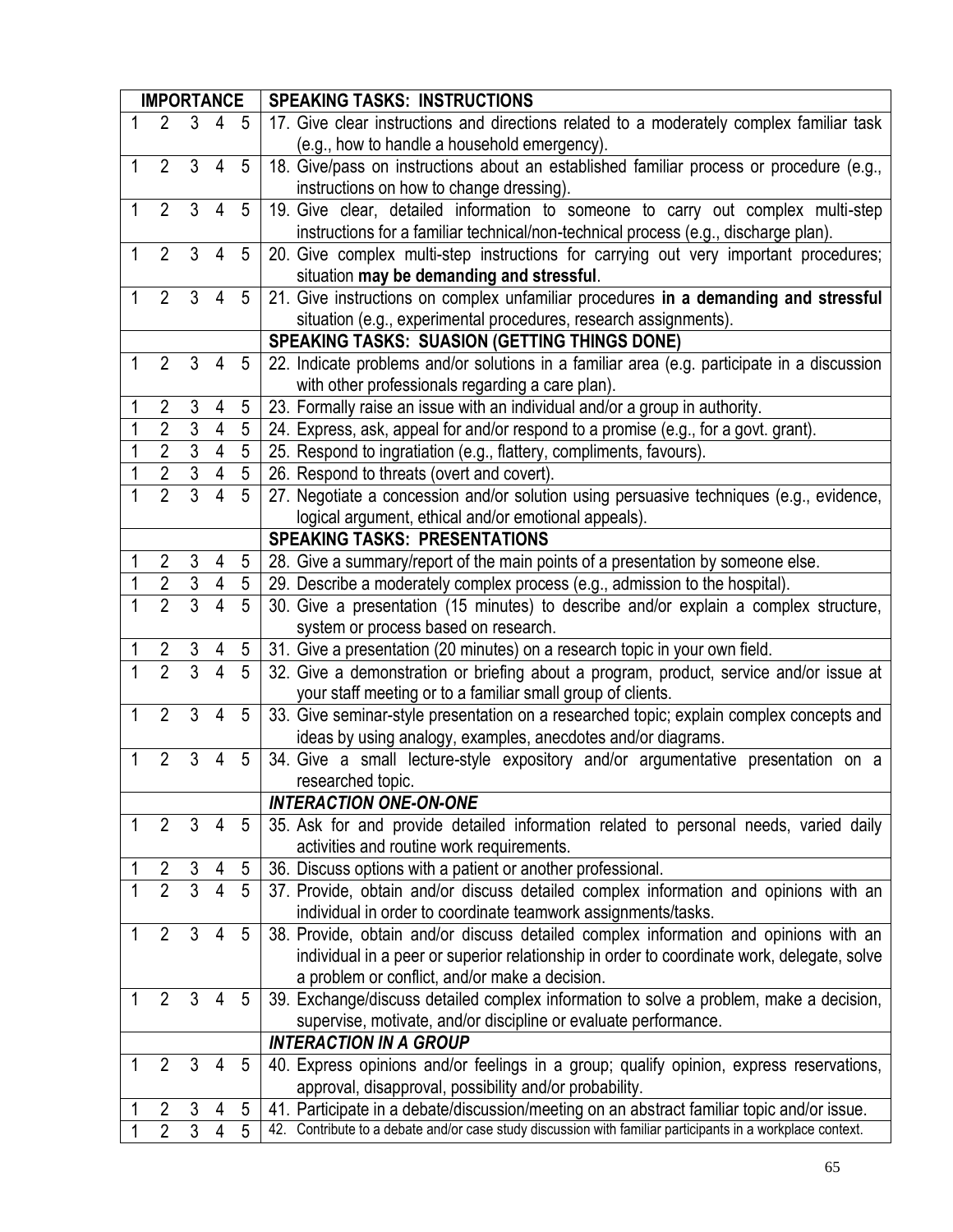| IMPORTANCE | SPEAKING TASKS: INSTRUCTIONS |
|---|---|
| 1 2 3 4 5 | 17. Give clear instructions and directions related to a moderately complex familiar task (e.g., how to handle a household emergency). |
| 1 2 3 4 5 | 18. Give/pass on instructions about an established familiar process or procedure (e.g., instructions on how to change dressing). |
| 1 2 3 4 5 | 19. Give clear, detailed information to someone to carry out complex multi-step instructions for a familiar technical/non-technical process (e.g., discharge plan). |
| 1 2 3 4 5 | 20. Give complex multi-step instructions for carrying out very important procedures; situation **may be demanding and stressful**. |
| 1 2 3 4 5 | 21. Give instructions on complex unfamiliar procedures **in a demanding and stressful** situation (e.g., experimental procedures, research assignments). |
| | **SPEAKING TASKS: SUASION (GETTING THINGS DONE)** |
| 1 2 3 4 5 | 22. Indicate problems and/or solutions in a familiar area (e.g. participate in a discussion with other professionals regarding a care plan). |
| 1 2 3 4 5 | 23. Formally raise an issue with an individual and/or a group in authority. |
| 1 2 3 4 5 | 24. Express, ask, appeal for and/or respond to a promise (e.g., for a govt. grant). |
| 1 2 3 4 5 | 25. Respond to ingratiation (e.g., flattery, compliments, favours). |
| 1 2 3 4 5 | 26. Respond to threats (overt and covert). |
| 1 2 3 4 5 | 27. Negotiate a concession and/or solution using persuasive techniques (e.g., evidence, logical argument, ethical and/or emotional appeals). |
| | **SPEAKING TASKS: PRESENTATIONS** |
| 1 2 3 4 5 | 28. Give a summary/report of the main points of a presentation by someone else. |
| 1 2 3 4 5 | 29. Describe a moderately complex process (e.g., admission to the hospital). |
| 1 2 3 4 5 | 30. Give a presentation (15 minutes) to describe and/or explain a complex structure, system or process based on research. |
| 1 2 3 4 5 | 31. Give a presentation (20 minutes) on a research topic in your own field. |
| 1 2 3 4 5 | 32. Give a demonstration or briefing about a program, product, service and/or issue at your staff meeting or to a familiar small group of clients. |
| 1 2 3 4 5 | 33. Give seminar-style presentation on a researched topic; explain complex concepts and ideas by using analogy, examples, anecdotes and/or diagrams. |
| 1 2 3 4 5 | 34. Give a small lecture-style expository and/or argumentative presentation on a researched topic. |
| | ***INTERACTION ONE-ON-ONE*** |
| 1 2 3 4 5 | 35. Ask for and provide detailed information related to personal needs, varied daily activities and routine work requirements. |
| 1 2 3 4 5 | 36. Discuss options with a patient or another professional. |
| 1 2 3 4 5 | 37. Provide, obtain and/or discuss detailed complex information and opinions with an individual in order to coordinate teamwork assignments/tasks. |
| 1 2 3 4 5 | 38. Provide, obtain and/or discuss detailed complex information and opinions with an individual in a peer or superior relationship in order to coordinate work, delegate, solve a problem or conflict, and/or make a decision. |
| 1 2 3 4 5 | 39. Exchange/discuss detailed complex information to solve a problem, make a decision, supervise, motivate, and/or discipline or evaluate performance. |
| | ***INTERACTION IN A GROUP*** |
| 1 2 3 4 5 | 40. Express opinions and/or feelings in a group; qualify opinion, express reservations, approval, disapproval, possibility and/or probability. |
| 1 2 3 4 5 | 41. Participate in a debate/discussion/meeting on an abstract familiar topic and/or issue. |
| 1 2 3 4 5 | 42. Contribute to a debate and/or case study discussion with familiar participants in a workplace context. |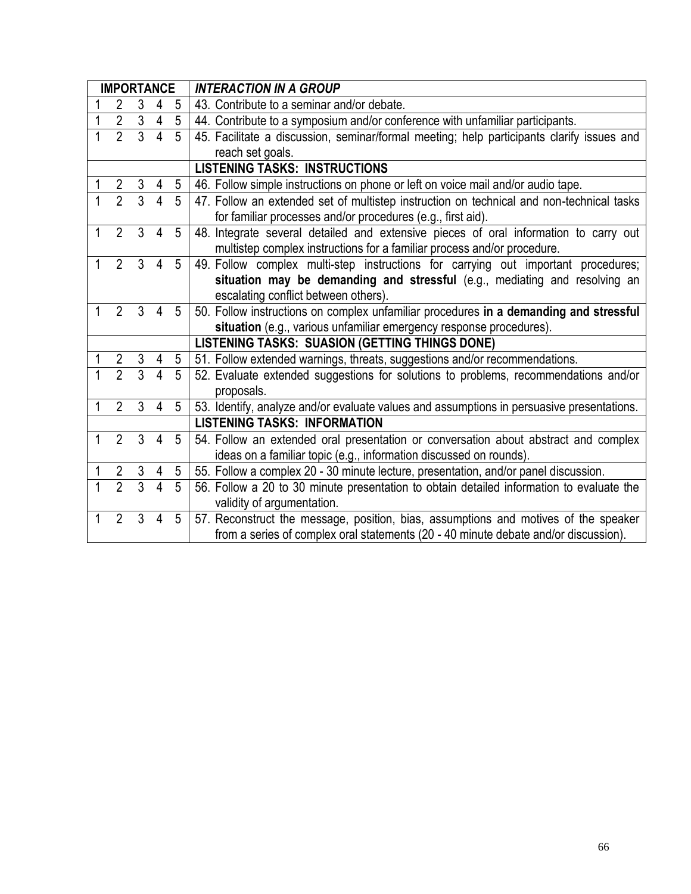| IMPORTANCE | | | | | *INTERACTION IN A GROUP* |
|---|---|---|---|---|---|
| 1 | 2 | 3 | 4 | 5 | 43. Contribute to a seminar and/or debate. |
| 1 | 2 | 3 | 4 | 5 | 44. Contribute to a symposium and/or conference with unfamiliar participants. |
| 1 | 2 | 3 | 4 | 5 | 45. Facilitate a discussion, seminar/formal meeting; help participants clarify issues and reach set goals. |
| | | | | | **LISTENING TASKS: INSTRUCTIONS** |
| 1 | 2 | 3 | 4 | 5 | 46. Follow simple instructions on phone or left on voice mail and/or audio tape. |
| 1 | 2 | 3 | 4 | 5 | 47. Follow an extended set of multistep instruction on technical and non-technical tasks for familiar processes and/or procedures (e.g., first aid). |
| 1 | 2 | 3 | 4 | 5 | 48. Integrate several detailed and extensive pieces of oral information to carry out multistep complex instructions for a familiar process and/or procedure. |
| 1 | 2 | 3 | 4 | 5 | 49. Follow complex multi-step instructions for carrying out important procedures; **situation may be demanding and stressful** (e.g., mediating and resolving an escalating conflict between others). |
| 1 | 2 | 3 | 4 | 5 | 50. Follow instructions on complex unfamiliar procedures **in a demanding and stressful situation** (e.g., various unfamiliar emergency response procedures). |
| | | | | | **LISTENING TASKS: SUASION (GETTING THINGS DONE)** |
| 1 | 2 | 3 | 4 | 5 | 51. Follow extended warnings, threats, suggestions and/or recommendations. |
| 1 | 2 | 3 | 4 | 5 | 52. Evaluate extended suggestions for solutions to problems, recommendations and/or proposals. |
| 1 | 2 | 3 | 4 | 5 | 53. Identify, analyze and/or evaluate values and assumptions in persuasive presentations. |
| | | | | | **LISTENING TASKS: INFORMATION** |
| 1 | 2 | 3 | 4 | 5 | 54. Follow an extended oral presentation or conversation about abstract and complex ideas on a familiar topic (e.g., information discussed on rounds). |
| 1 | 2 | 3 | 4 | 5 | 55. Follow a complex 20 - 30 minute lecture, presentation, and/or panel discussion. |
| 1 | 2 | 3 | 4 | 5 | 56. Follow a 20 to 30 minute presentation to obtain detailed information to evaluate the validity of argumentation. |
| 1 | 2 | 3 | 4 | 5 | 57. Reconstruct the message, position, bias, assumptions and motives of the speaker from a series of complex oral statements (20 - 40 minute debate and/or discussion). |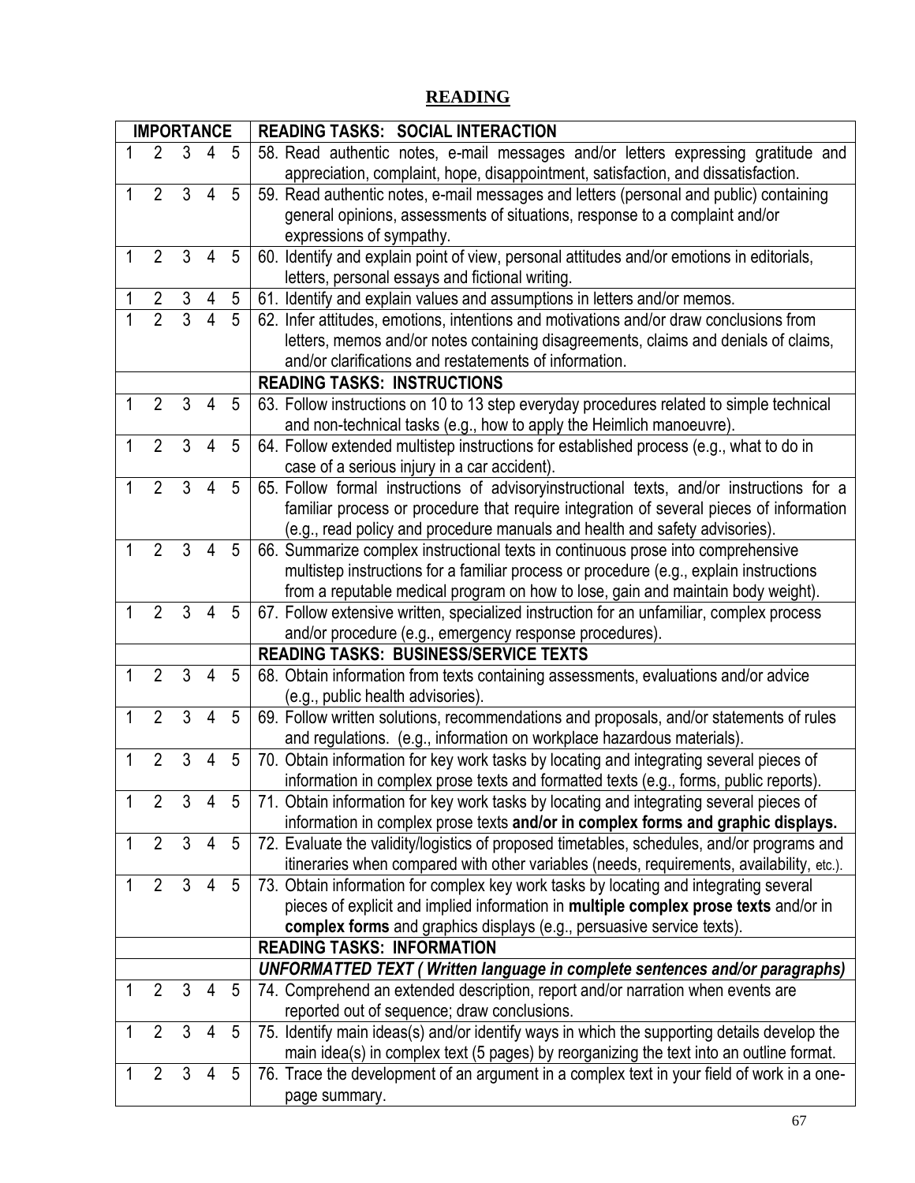# READING

| IMPORTANCE | READING TASKS: SOCIAL INTERACTION |
|---|---|
| 1 2 3 4 5 | 58. Read authentic notes, e-mail messages and/or letters expressing gratitude and appreciation, complaint, hope, disappointment, satisfaction, and dissatisfaction. |
| 1 2 3 4 5 | 59. Read authentic notes, e-mail messages and letters (personal and public) containing general opinions, assessments of situations, response to a complaint and/or expressions of sympathy. |
| 1 2 3 4 5 | 60. Identify and explain point of view, personal attitudes and/or emotions in editorials, letters, personal essays and fictional writing. |
| 1 2 3 4 5 | 61. Identify and explain values and assumptions in letters and/or memos. |
| 1 2 3 4 5 | 62. Infer attitudes, emotions, intentions and motivations and/or draw conclusions from letters, memos and/or notes containing disagreements, claims and denials of claims, and/or clarifications and restatements of information. |
| | **READING TASKS: INSTRUCTIONS** |
| 1 2 3 4 5 | 63. Follow instructions on 10 to 13 step everyday procedures related to simple technical and non-technical tasks (e.g., how to apply the Heimlich manoeuvre). |
| 1 2 3 4 5 | 64. Follow extended multistep instructions for established process (e.g., what to do in case of a serious injury in a car accident). |
| 1 2 3 4 5 | 65. Follow formal instructions of advisoryinstructional texts, and/or instructions for a familiar process or procedure that require integration of several pieces of information (e.g., read policy and procedure manuals and health and safety advisories). |
| 1 2 3 4 5 | 66. Summarize complex instructional texts in continuous prose into comprehensive multistep instructions for a familiar process or procedure (e.g., explain instructions from a reputable medical program on how to lose, gain and maintain body weight). |
| 1 2 3 4 5 | 67. Follow extensive written, specialized instruction for an unfamiliar, complex process and/or procedure (e.g., emergency response procedures). |
| | **READING TASKS: BUSINESS/SERVICE TEXTS** |
| 1 2 3 4 5 | 68. Obtain information from texts containing assessments, evaluations and/or advice (e.g., public health advisories). |
| 1 2 3 4 5 | 69. Follow written solutions, recommendations and proposals, and/or statements of rules and regulations. (e.g., information on workplace hazardous materials). |
| 1 2 3 4 5 | 70. Obtain information for key work tasks by locating and integrating several pieces of information in complex prose texts and formatted texts (e.g., forms, public reports). |
| 1 2 3 4 5 | 71. Obtain information for key work tasks by locating and integrating several pieces of information in complex prose texts **and/or in complex forms and graphic displays.** |
| 1 2 3 4 5 | 72. Evaluate the validity/logistics of proposed timetables, schedules, and/or programs and itineraries when compared with other variables (needs, requirements, availability, etc.). |
| 1 2 3 4 5 | 73. Obtain information for complex key work tasks by locating and integrating several pieces of explicit and implied information in **multiple complex prose texts** and/or in **complex forms** and graphics displays (e.g., persuasive service texts). |
| | **READING TASKS: INFORMATION** |
| | ***UNFORMATTED TEXT ( Written language in complete sentences and/or paragraphs)*** |
| 1 2 3 4 5 | 74. Comprehend an extended description, report and/or narration when events are reported out of sequence; draw conclusions. |
| 1 2 3 4 5 | 75. Identify main ideas(s) and/or identify ways in which the supporting details develop the main idea(s) in complex text (5 pages) by reorganizing the text into an outline format. |
| 1 2 3 4 5 | 76. Trace the development of an argument in a complex text in your field of work in a one-page summary. |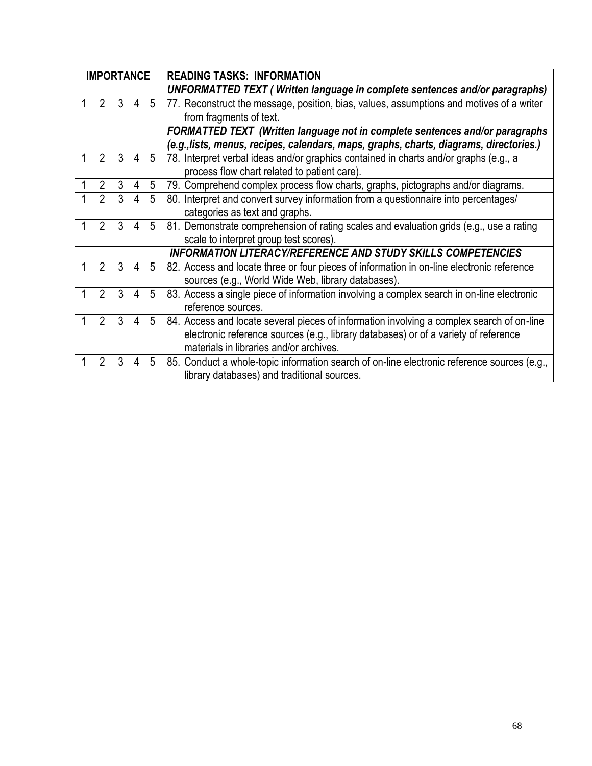| IMPORTANCE | READING TASKS: INFORMATION |
|---|---|
| | ***UNFORMATTED TEXT ( Written language in complete sentences and/or paragraphs)*** |
| 1 2 3 4 5 | 77. Reconstruct the message, position, bias, values, assumptions and motives of a writer from fragments of text. |
| | ***FORMATTED TEXT (Written language not in complete sentences and/or paragraphs (e.g.,lists, menus, recipes, calendars, maps, graphs, charts, diagrams, directories.)*** |
| 1 2 3 4 5 | 78. Interpret verbal ideas and/or graphics contained in charts and/or graphs (e.g., a process flow chart related to patient care). |
| 1 2 3 4 5 | 79. Comprehend complex process flow charts, graphs, pictographs and/or diagrams. |
| 1 2 3 4 5 | 80. Interpret and convert survey information from a questionnaire into percentages/ categories as text and graphs. |
| 1 2 3 4 5 | 81. Demonstrate comprehension of rating scales and evaluation grids (e.g., use a rating scale to interpret group test scores). |
| | ***INFORMATION LITERACY/REFERENCE AND STUDY SKILLS COMPETENCIES*** |
| 1 2 3 4 5 | 82. Access and locate three or four pieces of information in on-line electronic reference sources (e.g., World Wide Web, library databases). |
| 1 2 3 4 5 | 83. Access a single piece of information involving a complex search in on-line electronic reference sources. |
| 1 2 3 4 5 | 84. Access and locate several pieces of information involving a complex search of on-line electronic reference sources (e.g., library databases) or of a variety of reference materials in libraries and/or archives. |
| 1 2 3 4 5 | 85. Conduct a whole-topic information search of on-line electronic reference sources (e.g., library databases) and traditional sources. |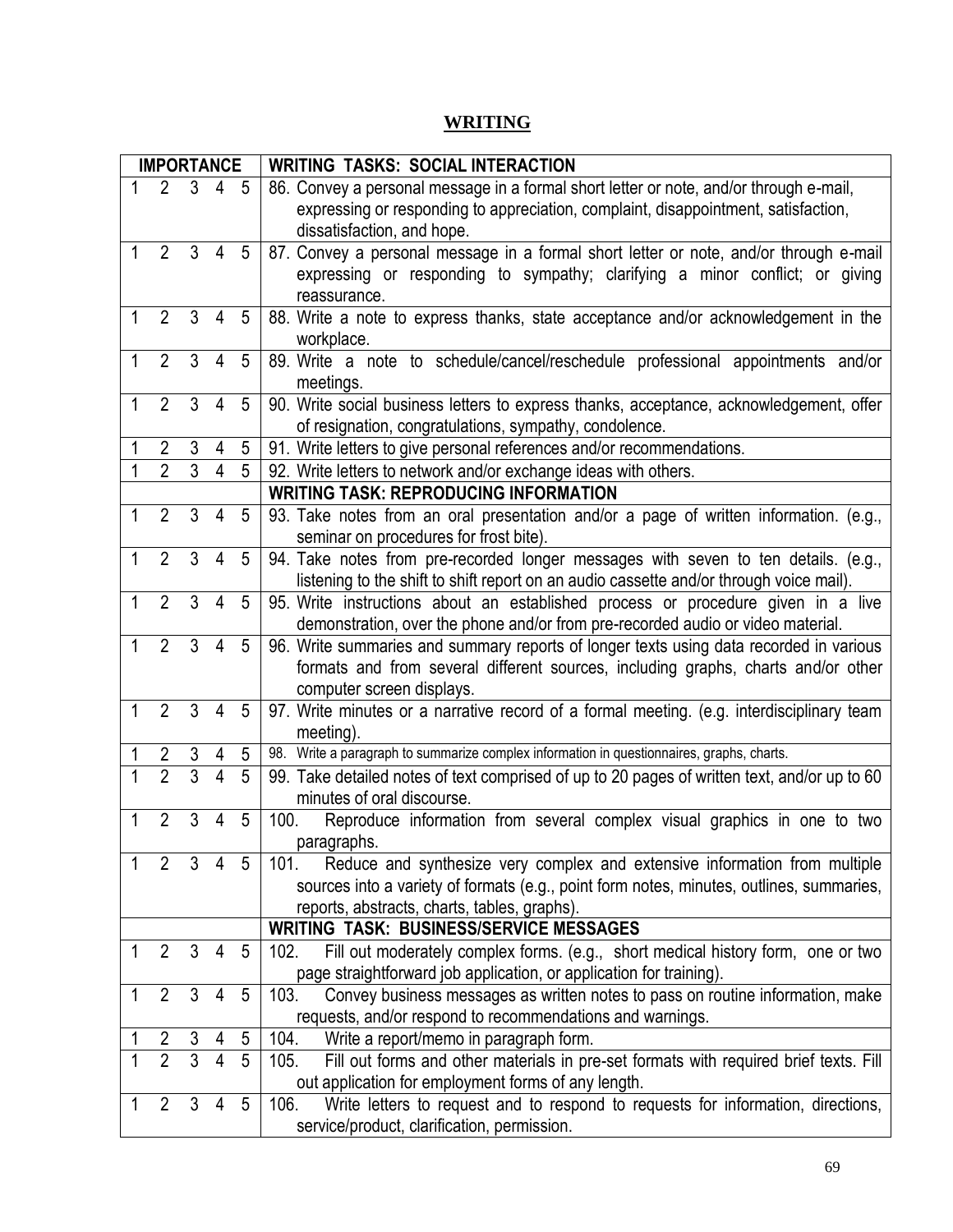# WRITING

| IMPORTANCE | WRITING TASKS: SOCIAL INTERACTION |
|---|---|
| 1 2 3 4 5 | 86. Convey a personal message in a formal short letter or note, and/or through e-mail, expressing or responding to appreciation, complaint, disappointment, satisfaction, dissatisfaction, and hope. |
| 1 2 3 4 5 | 87. Convey a personal message in a formal short letter or note, and/or through e-mail expressing or responding to sympathy; clarifying a minor conflict; or giving reassurance. |
| 1 2 3 4 5 | 88. Write a note to express thanks, state acceptance and/or acknowledgement in the workplace. |
| 1 2 3 4 5 | 89. Write a note to schedule/cancel/reschedule professional appointments and/or meetings. |
| 1 2 3 4 5 | 90. Write social business letters to express thanks, acceptance, acknowledgement, offer of resignation, congratulations, sympathy, condolence. |
| 1 2 3 4 5 | 91. Write letters to give personal references and/or recommendations. |
| 1 2 3 4 5 | 92. Write letters to network and/or exchange ideas with others. |
| | **WRITING TASK: REPRODUCING INFORMATION** |
| 1 2 3 4 5 | 93. Take notes from an oral presentation and/or a page of written information. (e.g., seminar on procedures for frost bite). |
| 1 2 3 4 5 | 94. Take notes from pre-recorded longer messages with seven to ten details. (e.g., listening to the shift to shift report on an audio cassette and/or through voice mail). |
| 1 2 3 4 5 | 95. Write instructions about an established process or procedure given in a live demonstration, over the phone and/or from pre-recorded audio or video material. |
| 1 2 3 4 5 | 96. Write summaries and summary reports of longer texts using data recorded in various formats and from several different sources, including graphs, charts and/or other computer screen displays. |
| 1 2 3 4 5 | 97. Write minutes or a narrative record of a formal meeting. (e.g. interdisciplinary team meeting). |
| 1 2 3 4 5 | 98. Write a paragraph to summarize complex information in questionnaires, graphs, charts. |
| 1 2 3 4 5 | 99. Take detailed notes of text comprised of up to 20 pages of written text, and/or up to 60 minutes of oral discourse. |
| 1 2 3 4 5 | 100. Reproduce information from several complex visual graphics in one to two paragraphs. |
| 1 2 3 4 5 | 101. Reduce and synthesize very complex and extensive information from multiple sources into a variety of formats (e.g., point form notes, minutes, outlines, summaries, reports, abstracts, charts, tables, graphs). |
| | **WRITING TASK: BUSINESS/SERVICE MESSAGES** |
| 1 2 3 4 5 | 102. Fill out moderately complex forms. (e.g., short medical history form, one or two page straightforward job application, or application for training). |
| 1 2 3 4 5 | 103. Convey business messages as written notes to pass on routine information, make requests, and/or respond to recommendations and warnings. |
| 1 2 3 4 5 | 104. Write a report/memo in paragraph form. |
| 1 2 3 4 5 | 105. Fill out forms and other materials in pre-set formats with required brief texts. Fill out application for employment forms of any length. |
| 1 2 3 4 5 | 106. Write letters to request and to respond to requests for information, directions, service/product, clarification, permission. |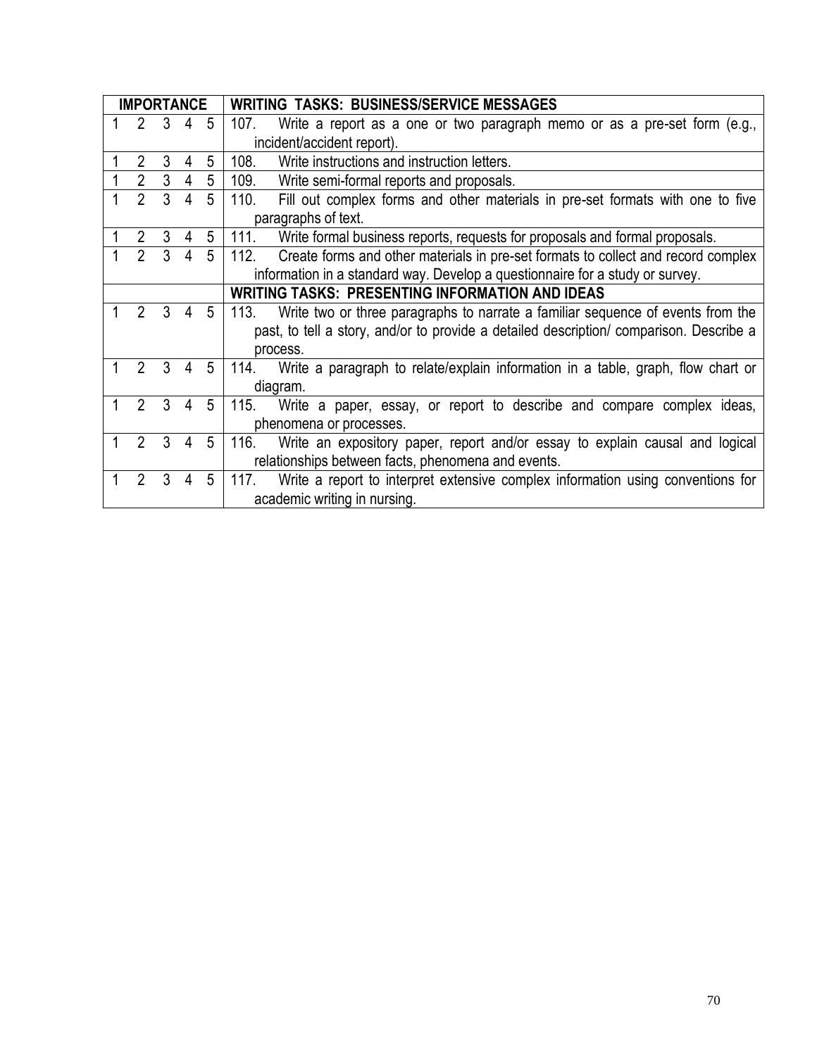| IMPORTANCE | WRITING TASKS: BUSINESS/SERVICE MESSAGES |
|---|---|
| 1 2 3 4 5 | 107. Write a report as a one or two paragraph memo or as a pre-set form (e.g., incident/accident report). |
| 1 2 3 4 5 | 108. Write instructions and instruction letters. |
| 1 2 3 4 5 | 109. Write semi-formal reports and proposals. |
| 1 2 3 4 5 | 110. Fill out complex forms and other materials in pre-set formats with one to five paragraphs of text. |
| 1 2 3 4 5 | 111. Write formal business reports, requests for proposals and formal proposals. |
| 1 2 3 4 5 | 112. Create forms and other materials in pre-set formats to collect and record complex information in a standard way. Develop a questionnaire for a study or survey. |
| | **WRITING TASKS: PRESENTING INFORMATION AND IDEAS** |
| 1 2 3 4 5 | 113. Write two or three paragraphs to narrate a familiar sequence of events from the past, to tell a story, and/or to provide a detailed description/ comparison. Describe a process. |
| 1 2 3 4 5 | 114. Write a paragraph to relate/explain information in a table, graph, flow chart or diagram. |
| 1 2 3 4 5 | 115. Write a paper, essay, or report to describe and compare complex ideas, phenomena or processes. |
| 1 2 3 4 5 | 116. Write an expository paper, report and/or essay to explain causal and logical relationships between facts, phenomena and events. |
| 1 2 3 4 5 | 117. Write a report to interpret extensive complex information using conventions for academic writing in nursing. |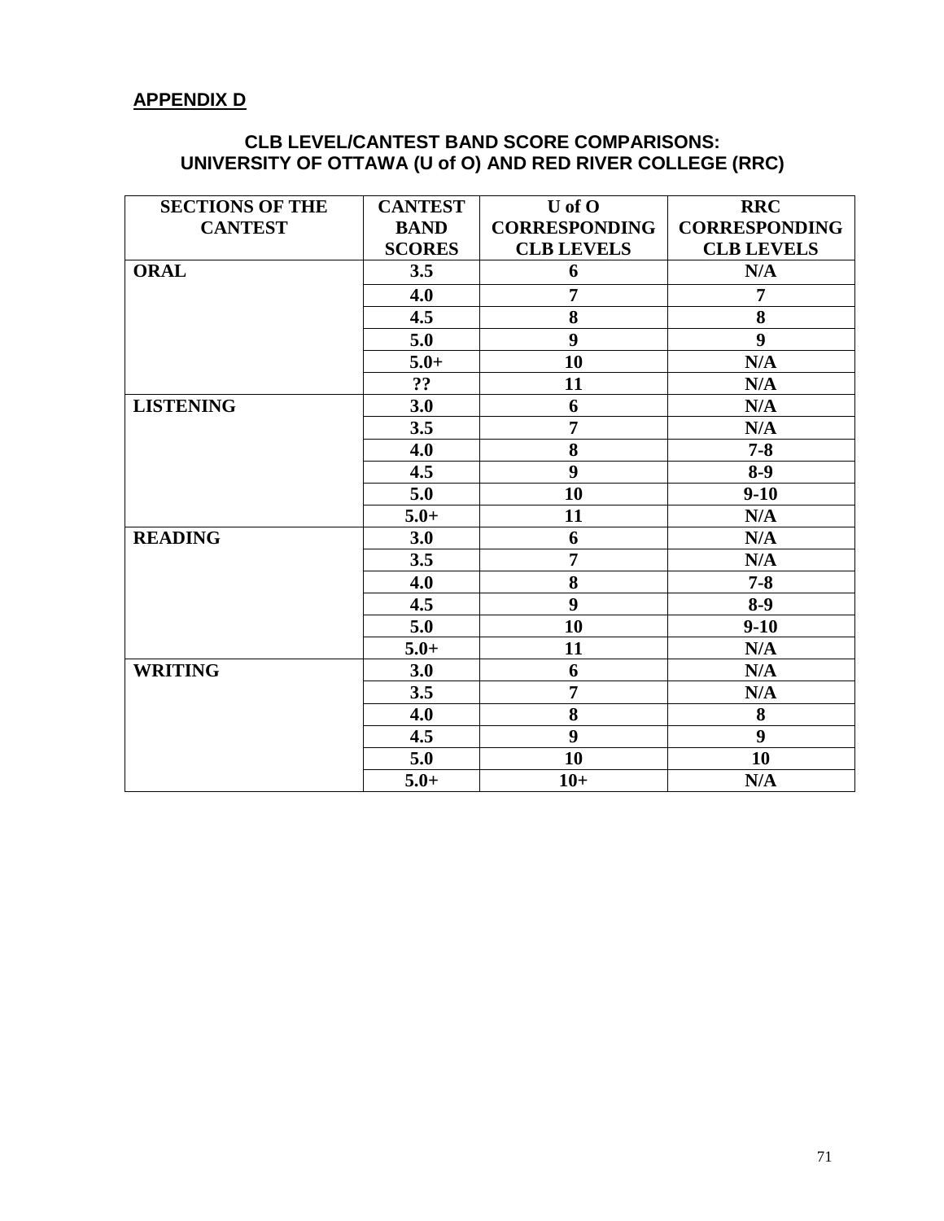## APPENDIX D

### CLB LEVEL/CANTEST BAND SCORE COMPARISONS: UNIVERSITY OF OTTAWA (U of O) AND RED RIVER COLLEGE (RRC)

| SECTIONS OF THE CANTEST | CANTEST BAND SCORES | U of O CORRESPONDING CLB LEVELS | RRC CORRESPONDING CLB LEVELS |
|---|---|---|---|
| **ORAL** | **3.5** | **6** | **N/A** |
| | **4.0** | **7** | **7** |
| | **4.5** | **8** | **8** |
| | **5.0** | **9** | **9** |
| | **5.0+** | **10** | **N/A** |
| | **??** | **11** | **N/A** |
| **LISTENING** | **3.0** | **6** | **N/A** |
| | **3.5** | **7** | **N/A** |
| | **4.0** | **8** | **7-8** |
| | **4.5** | **9** | **8-9** |
| | **5.0** | **10** | **9-10** |
| | **5.0+** | **11** | **N/A** |
| **READING** | **3.0** | **6** | **N/A** |
| | **3.5** | **7** | **N/A** |
| | **4.0** | **8** | **7-8** |
| | **4.5** | **9** | **8-9** |
| | **5.0** | **10** | **9-10** |
| | **5.0+** | **11** | **N/A** |
| **WRITING** | **3.0** | **6** | **N/A** |
| | **3.5** | **7** | **N/A** |
| | **4.0** | **8** | **8** |
| | **4.5** | **9** | **9** |
| | **5.0** | **10** | **10** |
| | **5.0+** | **10+** | **N/A** |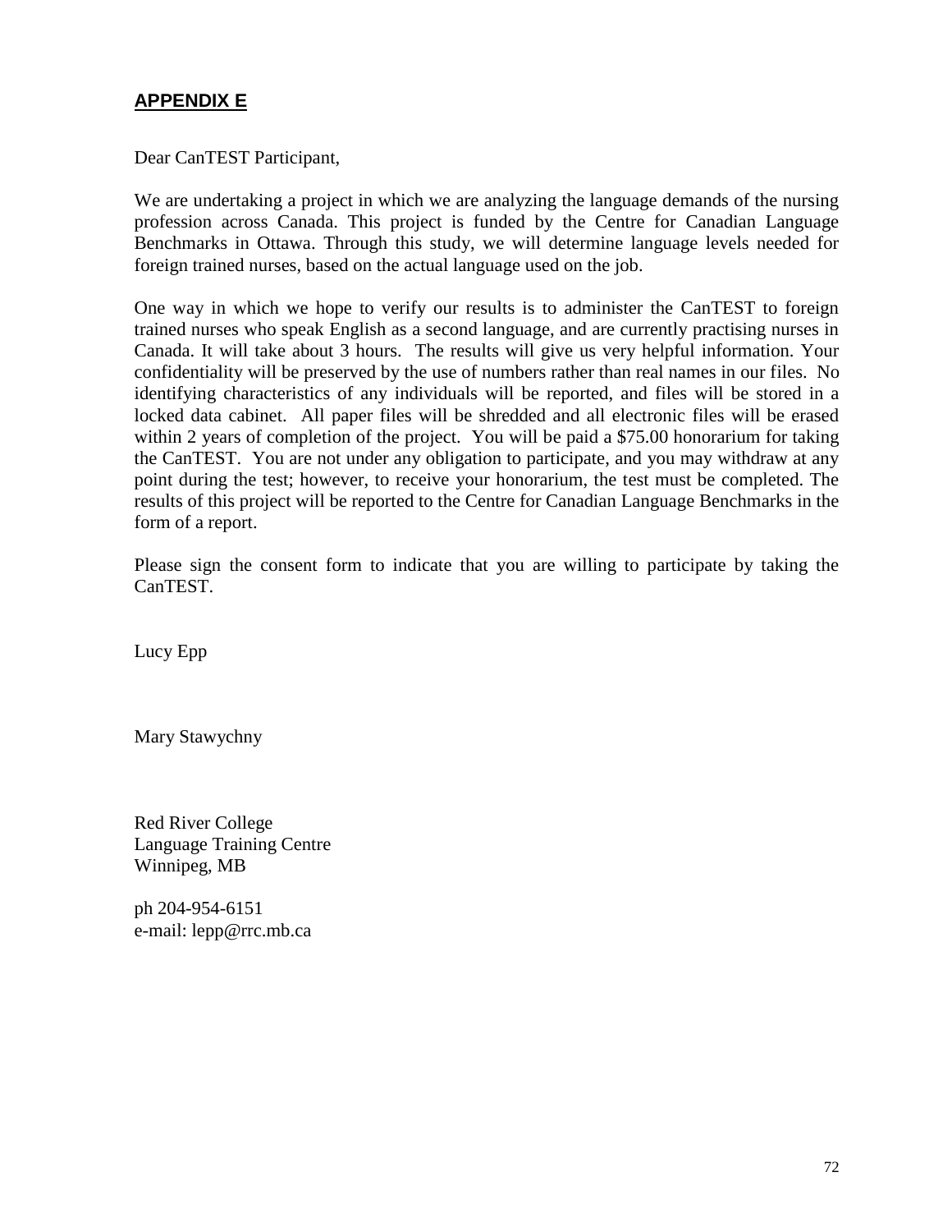## APPENDIX E

Dear CanTEST Participant,

We are undertaking a project in which we are analyzing the language demands of the nursing profession across Canada. This project is funded by the Centre for Canadian Language Benchmarks in Ottawa. Through this study, we will determine language levels needed for foreign trained nurses, based on the actual language used on the job.

One way in which we hope to verify our results is to administer the CanTEST to foreign trained nurses who speak English as a second language, and are currently practising nurses in Canada. It will take about 3 hours. The results will give us very helpful information. Your confidentiality will be preserved by the use of numbers rather than real names in our files. No identifying characteristics of any individuals will be reported, and files will be stored in a locked data cabinet. All paper files will be shredded and all electronic files will be erased within 2 years of completion of the project. You will be paid a $75.00 honorarium for taking the CanTEST. You are not under any obligation to participate, and you may withdraw at any point during the test; however, to receive your honorarium, the test must be completed. The results of this project will be reported to the Centre for Canadian Language Benchmarks in the form of a report.

Please sign the consent form to indicate that you are willing to participate by taking the CanTEST.

Lucy Epp

Mary Stawychny

Red River College
Language Training Centre
Winnipeg, MB

ph 204-954-6151
e-mail: lepp@rrc.mb.ca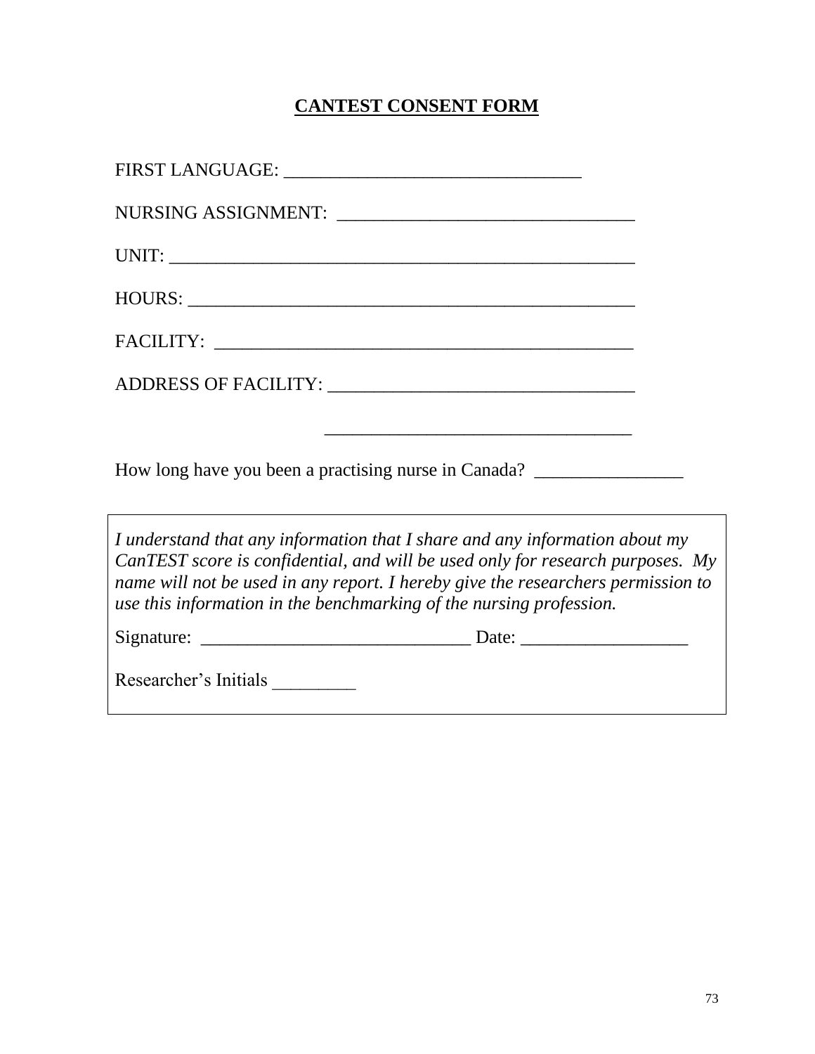**CANTEST CONSENT FORM**

FIRST LANGUAGE: ________________________________

NURSING ASSIGNMENT: ________________________________

UNIT: __________________________________________________

HOURS: ________________________________________________

FACILITY: _____________________________________________

ADDRESS OF FACILITY: _________________________________

_________________________________

How long have you been a practising nurse in Canada? ________________

*I understand that any information that I share and any information about my CanTEST score is confidential, and will be used only for research purposes. My name will not be used in any report. I hereby give the researchers permission to use this information in the benchmarking of the nursing profession.*

Signature: _____________________________ Date: __________________

Researcher's Initials _________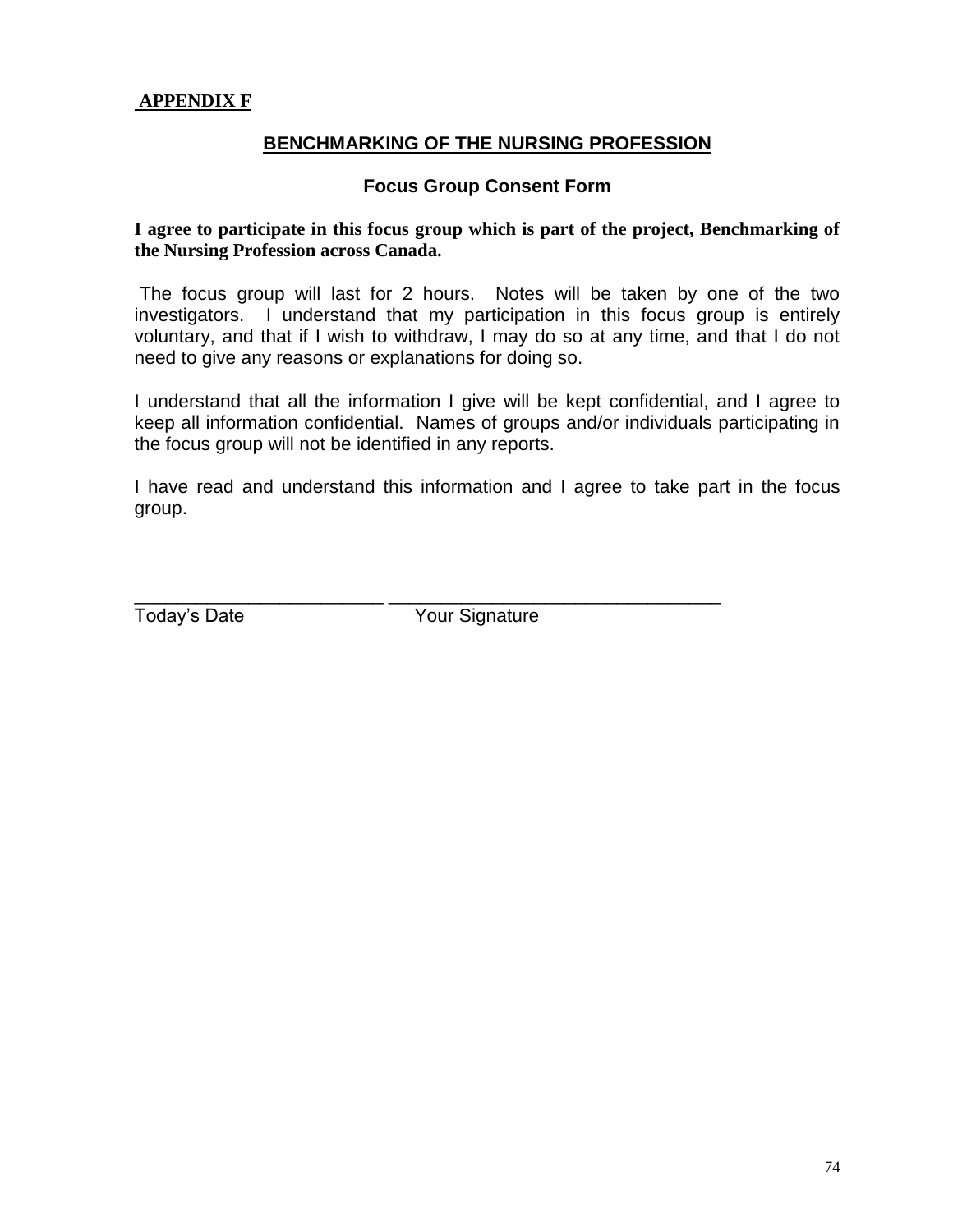**APPENDIX F**

## BENCHMARKING OF THE NURSING PROFESSION

### Focus Group Consent Form

**I agree to participate in this focus group which is part of the project, Benchmarking of the Nursing Profession across Canada.**

The focus group will last for 2 hours. Notes will be taken by one of the two investigators. I understand that my participation in this focus group is entirely voluntary, and that if I wish to withdraw, I may do so at any time, and that I do not need to give any reasons or explanations for doing so.

I understand that all the information I give will be kept confidential, and I agree to keep all information confidential. Names of groups and/or individuals participating in the focus group will not be identified in any reports.

I have read and understand this information and I agree to take part in the focus group.

_________________________ _________________________________

Today's Date Your Signature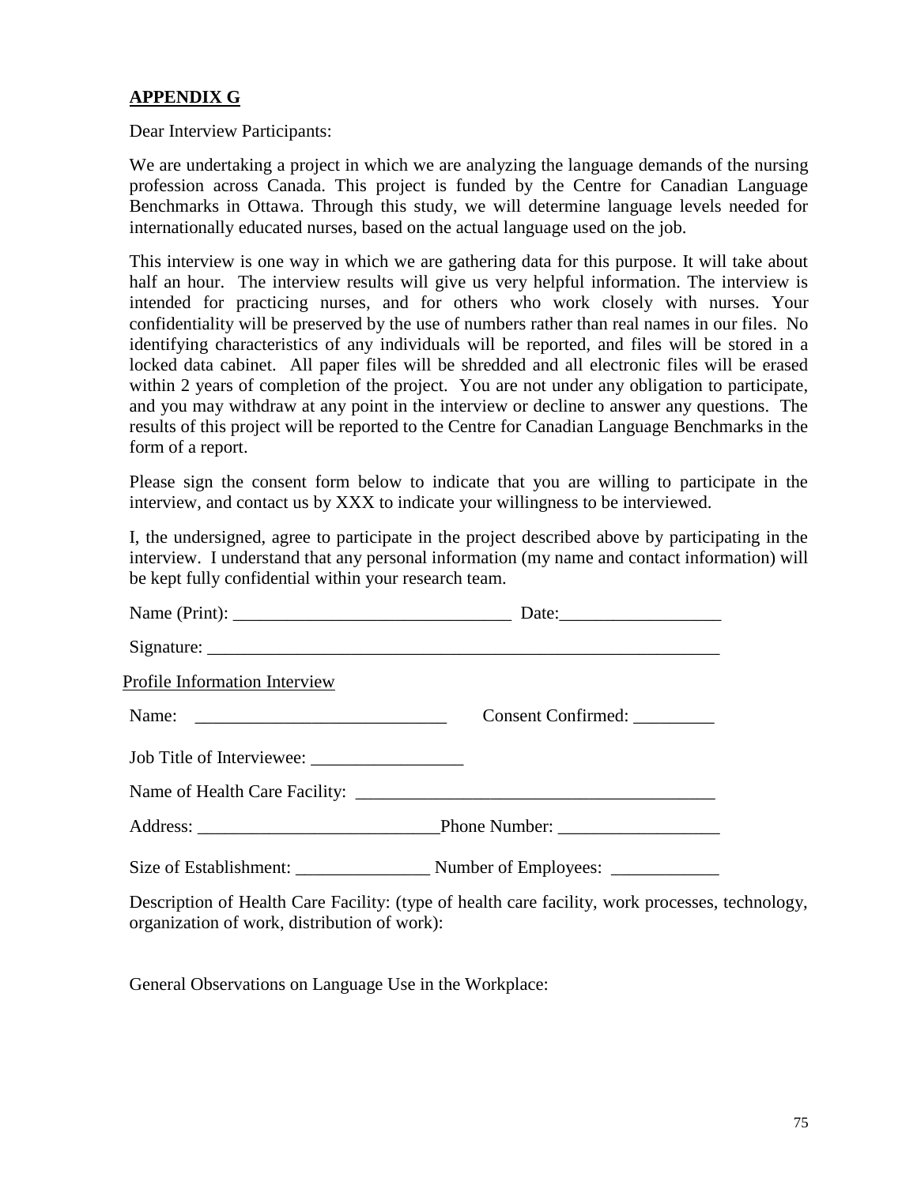**APPENDIX G**

Dear Interview Participants:

We are undertaking a project in which we are analyzing the language demands of the nursing profession across Canada. This project is funded by the Centre for Canadian Language Benchmarks in Ottawa. Through this study, we will determine language levels needed for internationally educated nurses, based on the actual language used on the job.

This interview is one way in which we are gathering data for this purpose. It will take about half an hour. The interview results will give us very helpful information. The interview is intended for practicing nurses, and for others who work closely with nurses. Your confidentiality will be preserved by the use of numbers rather than real names in our files. No identifying characteristics of any individuals will be reported, and files will be stored in a locked data cabinet. All paper files will be shredded and all electronic files will be erased within 2 years of completion of the project. You are not under any obligation to participate, and you may withdraw at any point in the interview or decline to answer any questions. The results of this project will be reported to the Centre for Canadian Language Benchmarks in the form of a report.

Please sign the consent form below to indicate that you are willing to participate in the interview, and contact us by XXX to indicate your willingness to be interviewed.

I, the undersigned, agree to participate in the project described above by participating in the interview. I understand that any personal information (my name and contact information) will be kept fully confidential within your research team.

Name (Print): _______________________________ Date:__________________

Signature: ___________________________________________________________

Profile Information Interview

Name: ____________________________ Consent Confirmed: _________

Job Title of Interviewee: _________________

Name of Health Care Facility: ________________________________________

Address: ___________________________Phone Number: __________________

Size of Establishment: _______________ Number of Employees: ____________

Description of Health Care Facility: (type of health care facility, work processes, technology, organization of work, distribution of work):

General Observations on Language Use in the Workplace: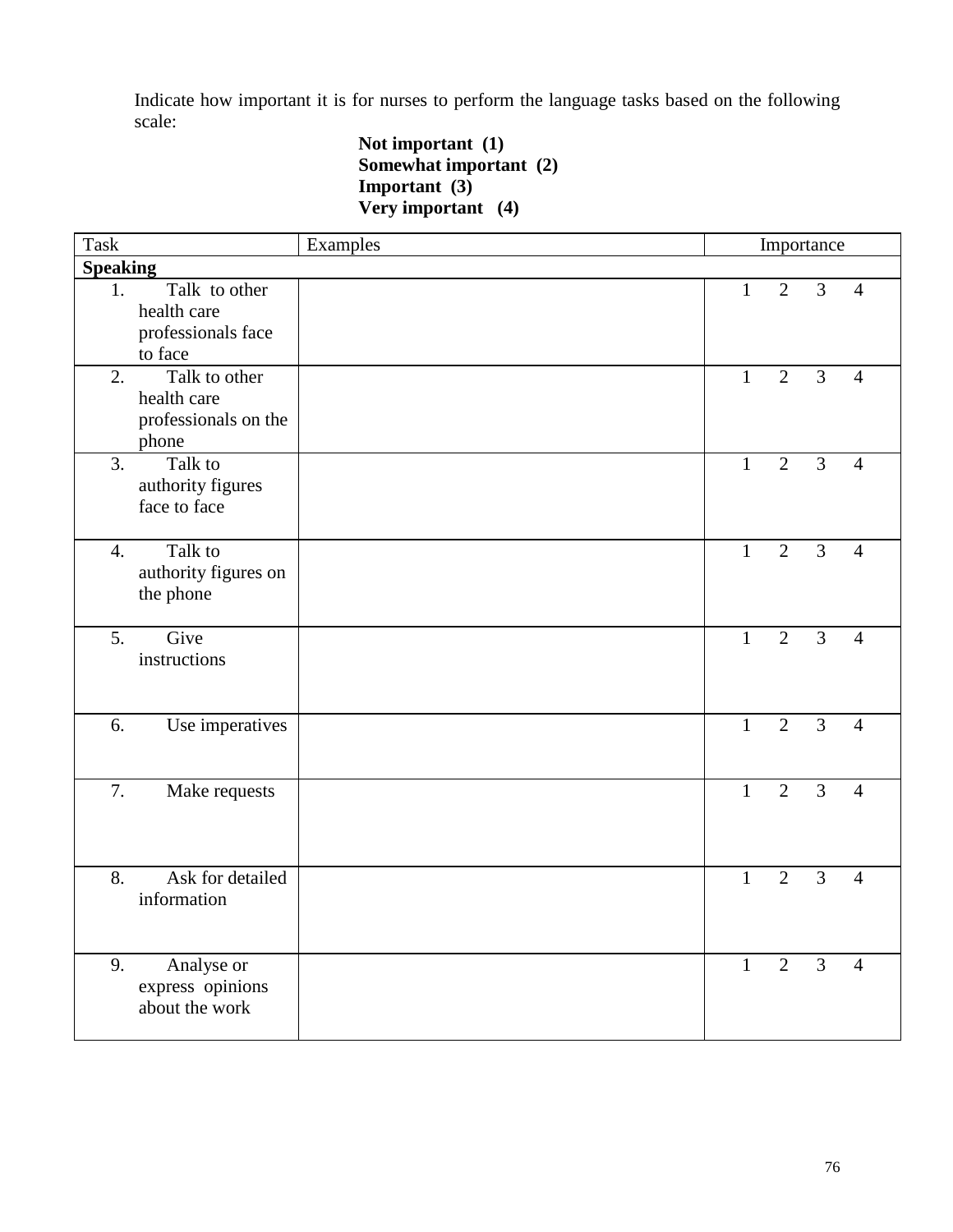Indicate how important it is for nurses to perform the language tasks based on the following scale:

**Not important (1)**
**Somewhat important (2)**
**Important (3)**
**Very important (4)**

| Task | Examples | Importance |
|---|---|---|
| **Speaking** | | |
| 1. Talk to other health care professionals face to face | | 1 2 3 4 |
| 2. Talk to other health care professionals on the phone | | 1 2 3 4 |
| 3. Talk to authority figures face to face | | 1 2 3 4 |
| 4. Talk to authority figures on the phone | | 1 2 3 4 |
| 5. Give instructions | | 1 2 3 4 |
| 6. Use imperatives | | 1 2 3 4 |
| 7. Make requests | | 1 2 3 4 |
| 8. Ask for detailed information | | 1 2 3 4 |
| 9. Analyse or express opinions about the work | | 1 2 3 4 |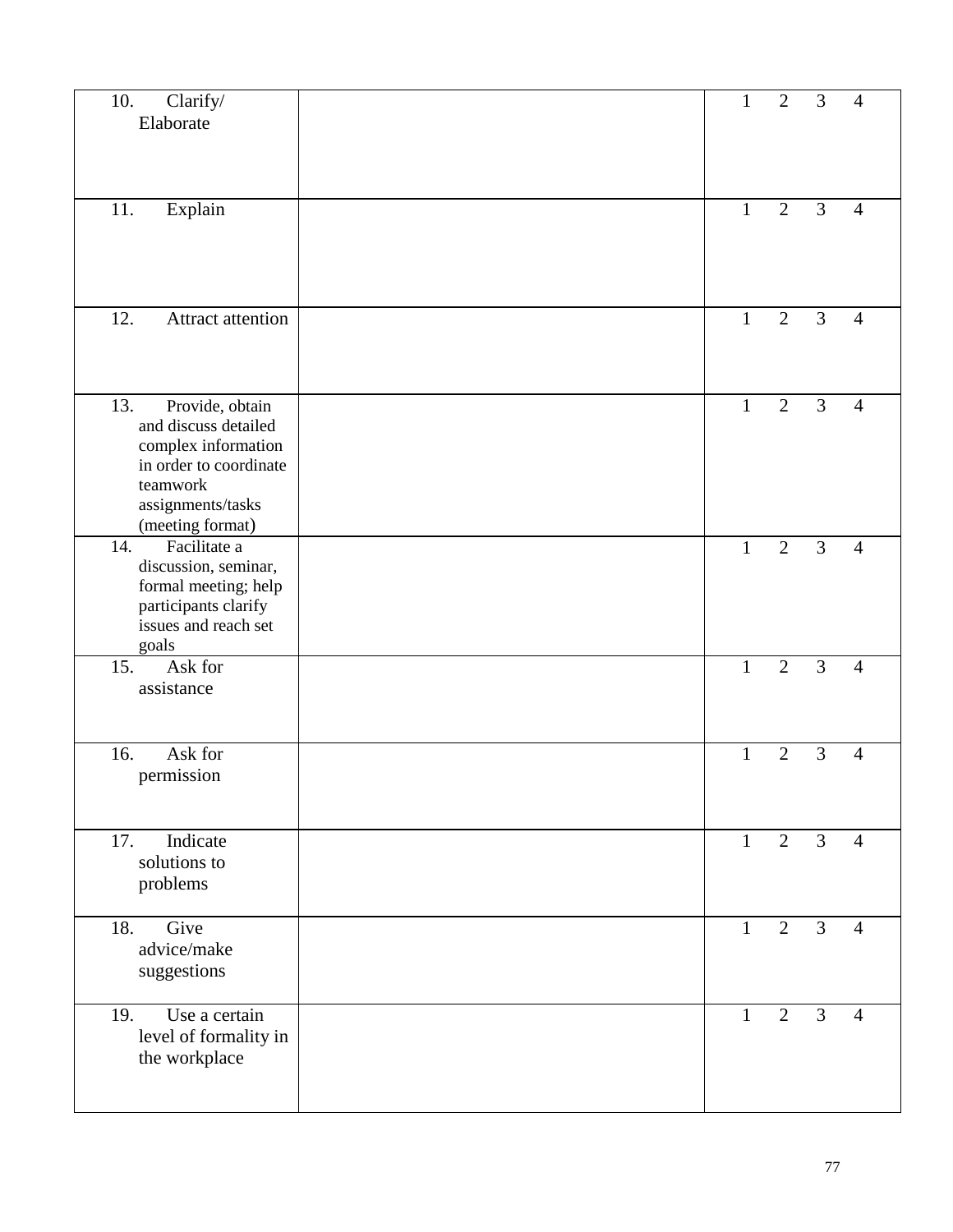| | | |
|---|---|---|
| 10. Clarify/ Elaborate | | 1 2 3 4 |
| 11. Explain | | 1 2 3 4 |
| 12. Attract attention | | 1 2 3 4 |
| 13. Provide, obtain and discuss detailed complex information in order to coordinate teamwork assignments/tasks (meeting format) | | 1 2 3 4 |
| 14. Facilitate a discussion, seminar, formal meeting; help participants clarify issues and reach set goals | | 1 2 3 4 |
| 15. Ask for assistance | | 1 2 3 4 |
| 16. Ask for permission | | 1 2 3 4 |
| 17. Indicate solutions to problems | | 1 2 3 4 |
| 18. Give advice/make suggestions | | 1 2 3 4 |
| 19. Use a certain level of formality in the workplace | | 1 2 3 4 |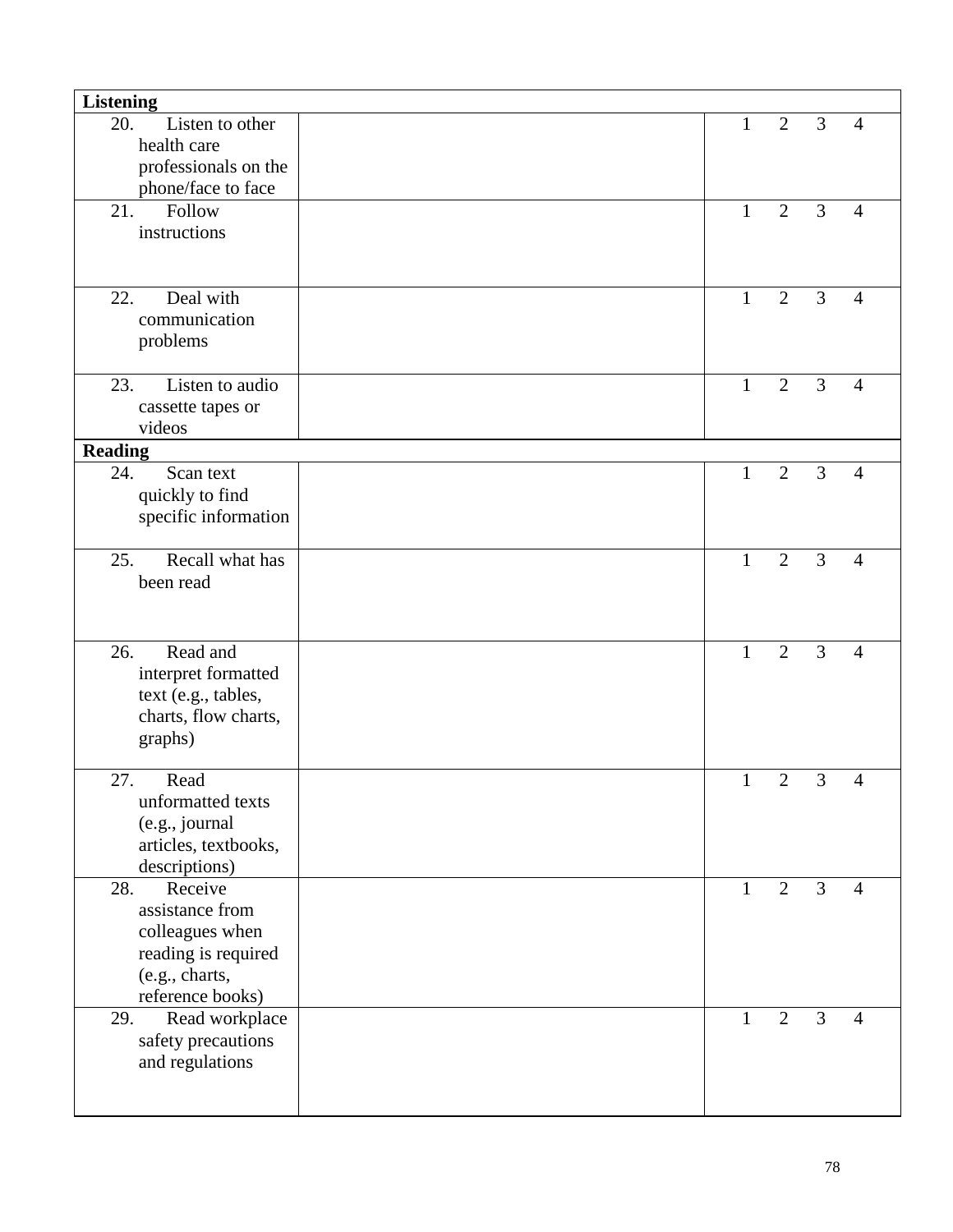| Listening | | |
|---|---|---|
| 20. Listen to other health care professionals on the phone/face to face | | 1 2 3 4 |
| 21. Follow instructions | | 1 2 3 4 |
| 22. Deal with communication problems | | 1 2 3 4 |
| 23. Listen to audio cassette tapes or videos | | 1 2 3 4 |
| **Reading** | | |
| 24. Scan text quickly to find specific information | | 1 2 3 4 |
| 25. Recall what has been read | | 1 2 3 4 |
| 26. Read and interpret formatted text (e.g., tables, charts, flow charts, graphs) | | 1 2 3 4 |
| 27. Read unformatted texts (e.g., journal articles, textbooks, descriptions) | | 1 2 3 4 |
| 28. Receive assistance from colleagues when reading is required (e.g., charts, reference books) | | 1 2 3 4 |
| 29. Read workplace safety precautions and regulations | | 1 2 3 4 |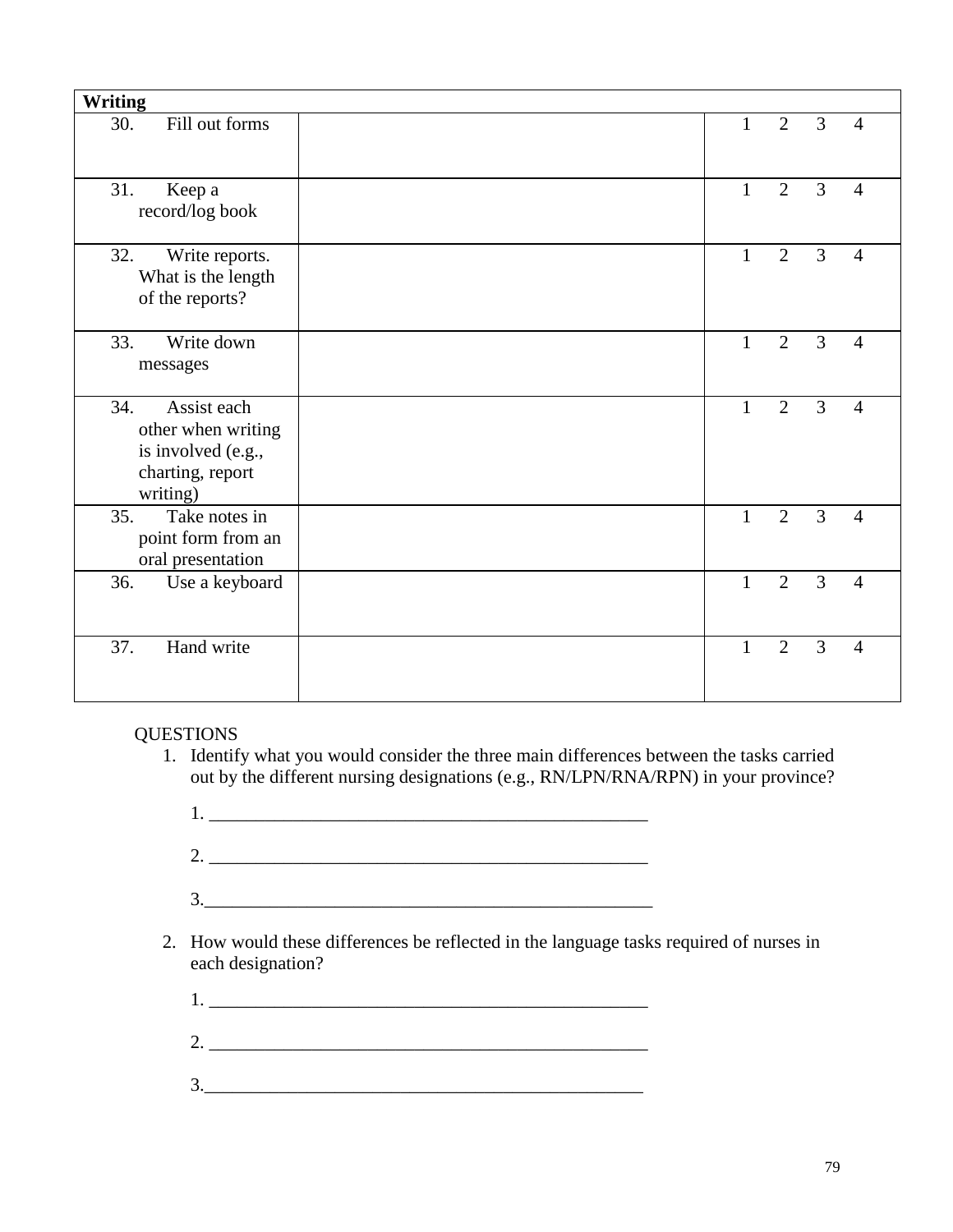| Writing | | |
|---|---|---|
| 30. Fill out forms | | 1 2 3 4 |
| 31. Keep a record/log book | | 1 2 3 4 |
| 32. Write reports. What is the length of the reports? | | 1 2 3 4 |
| 33. Write down messages | | 1 2 3 4 |
| 34. Assist each other when writing is involved (e.g., charting, report writing) | | 1 2 3 4 |
| 35. Take notes in point form from an oral presentation | | 1 2 3 4 |
| 36. Use a keyboard | | 1 2 3 4 |
| 37. Hand write | | 1 2 3 4 |

QUESTIONS

1. Identify what you would consider the three main differences between the tasks carried out by the different nursing designations (e.g., RN/LPN/RNA/RPN) in your province?

   1. ______________________________________________

   2. ______________________________________________

   3. ______________________________________________

2. How would these differences be reflected in the language tasks required of nurses in each designation?

   1. ______________________________________________

   2. ______________________________________________

   3. ______________________________________________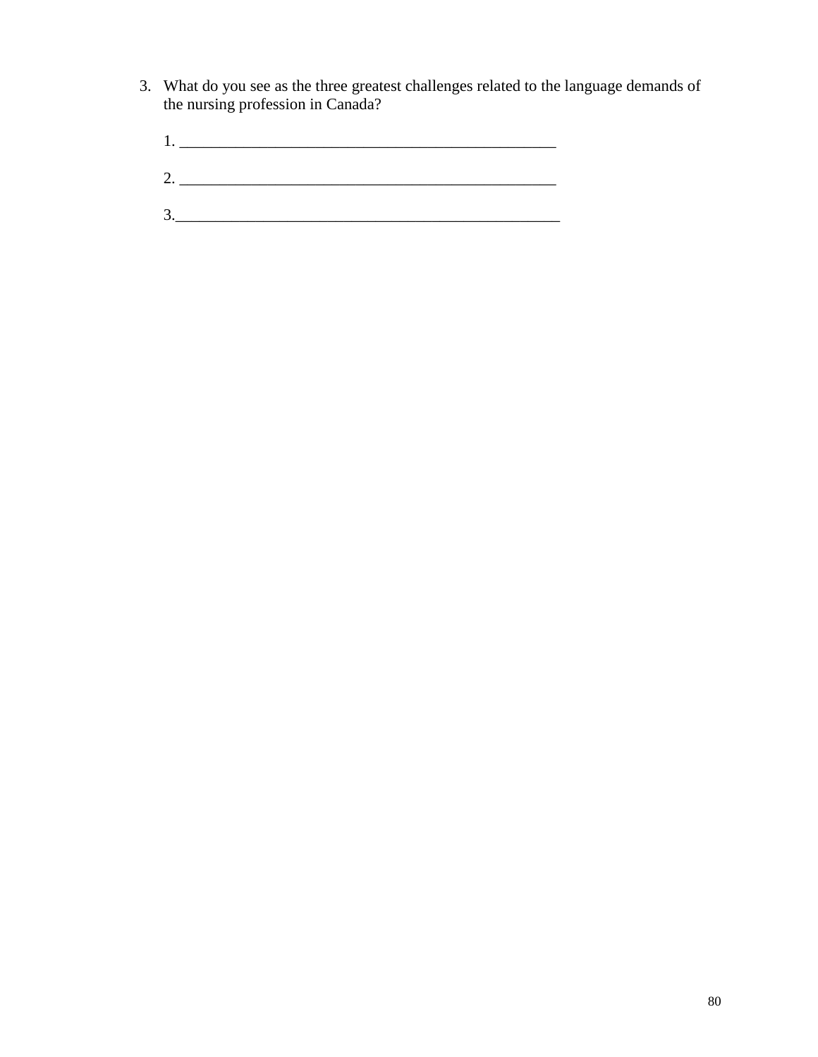3. What do you see as the three greatest challenges related to the language demands of the nursing profession in Canada?

   1. _________________________________________________

   2. _________________________________________________

   3. _________________________________________________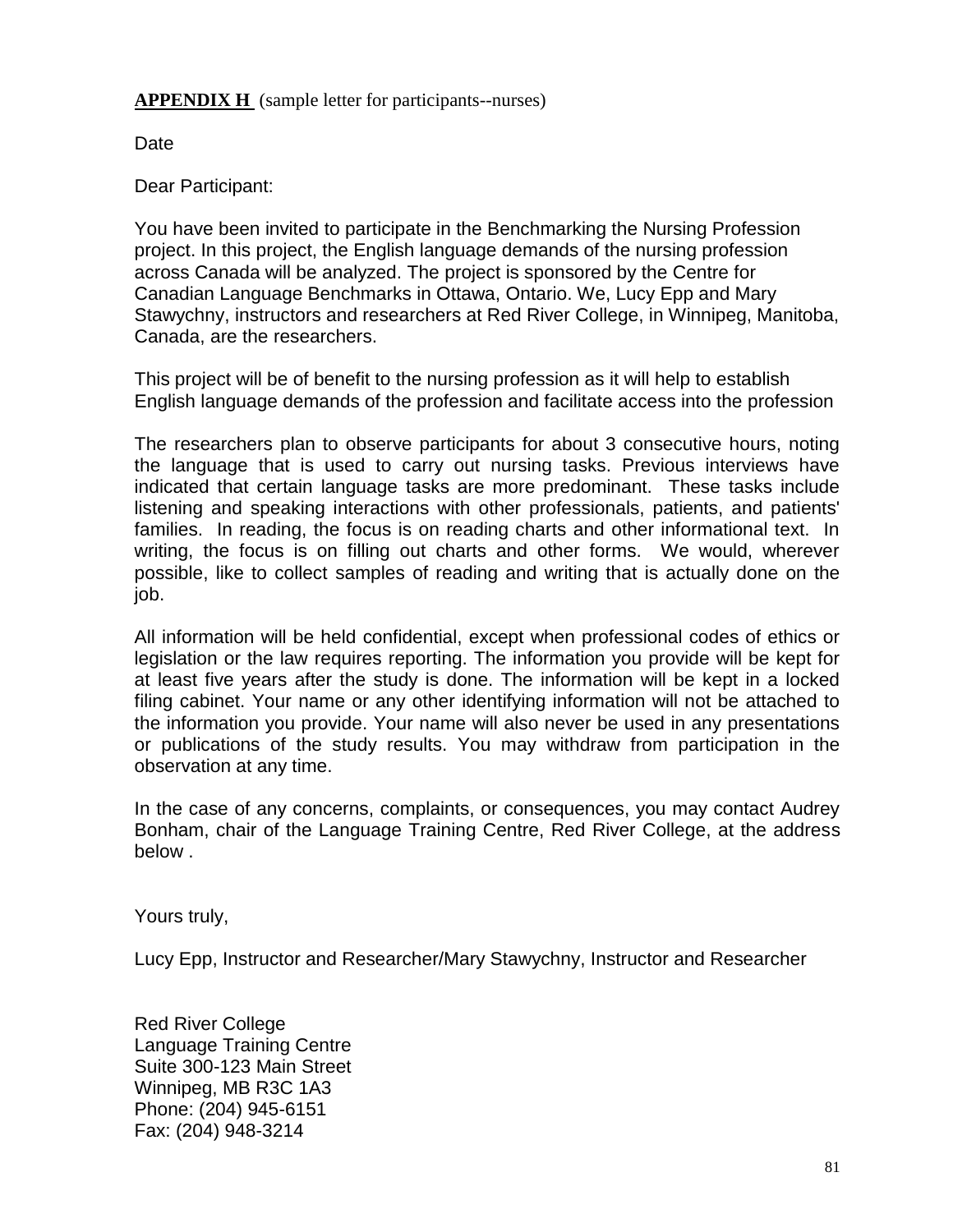**APPENDIX H** (sample letter for participants--nurses)

Date

Dear Participant:

You have been invited to participate in the Benchmarking the Nursing Profession project. In this project, the English language demands of the nursing profession across Canada will be analyzed. The project is sponsored by the Centre for Canadian Language Benchmarks in Ottawa, Ontario. We, Lucy Epp and Mary Stawychny, instructors and researchers at Red River College, in Winnipeg, Manitoba, Canada, are the researchers.

This project will be of benefit to the nursing profession as it will help to establish English language demands of the profession and facilitate access into the profession

The researchers plan to observe participants for about 3 consecutive hours, noting the language that is used to carry out nursing tasks. Previous interviews have indicated that certain language tasks are more predominant. These tasks include listening and speaking interactions with other professionals, patients, and patients' families. In reading, the focus is on reading charts and other informational text. In writing, the focus is on filling out charts and other forms. We would, wherever possible, like to collect samples of reading and writing that is actually done on the job.

All information will be held confidential, except when professional codes of ethics or legislation or the law requires reporting. The information you provide will be kept for at least five years after the study is done. The information will be kept in a locked filing cabinet. Your name or any other identifying information will not be attached to the information you provide. Your name will also never be used in any presentations or publications of the study results. You may withdraw from participation in the observation at any time.

In the case of any concerns, complaints, or consequences, you may contact Audrey Bonham, chair of the Language Training Centre, Red River College, at the address below .

Yours truly,

Lucy Epp, Instructor and Researcher/Mary Stawychny, Instructor and Researcher

Red River College
Language Training Centre
Suite 300-123 Main Street
Winnipeg, MB R3C 1A3
Phone: (204) 945-6151
Fax: (204) 948-3214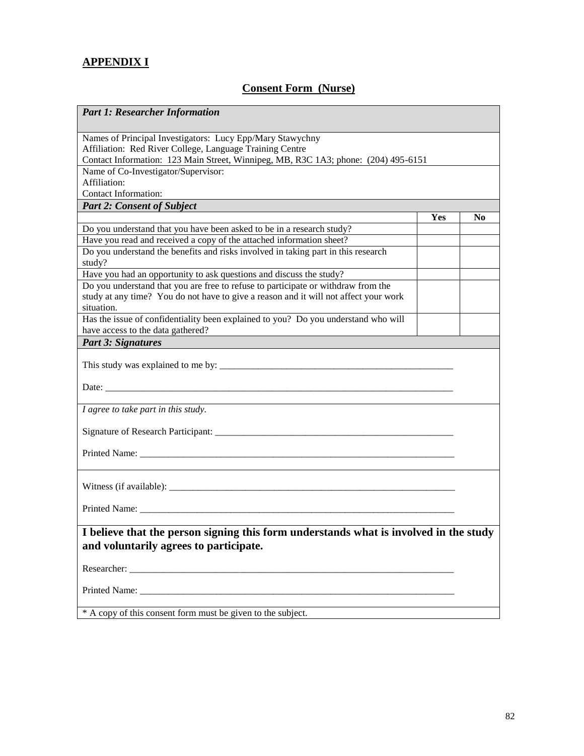## APPENDIX I

### Consent Form (Nurse)

| ***Part 1: Researcher Information*** | | |
|---|---|---|
| Names of Principal Investigators: Lucy Epp/Mary Stawychny<br>Affiliation: Red River College, Language Training Centre<br>Contact Information: 123 Main Street, Winnipeg, MB, R3C 1A3; phone: (204) 495-6151 | | |
| Name of Co-Investigator/Supervisor:<br>Affiliation:<br>Contact Information: | | |
| ***Part 2: Consent of Subject*** | | |
| | **Yes** | **No** |
| Do you understand that you have been asked to be in a research study? | | |
| Have you read and received a copy of the attached information sheet? | | |
| Do you understand the benefits and risks involved in taking part in this research study? | | |
| Have you had an opportunity to ask questions and discuss the study? | | |
| Do you understand that you are free to refuse to participate or withdraw from the study at any time? You do not have to give a reason and it will not affect your work situation. | | |
| Has the issue of confidentiality been explained to you? Do you understand who will have access to the data gathered? | | |

***Part 3: Signatures***

This study was explained to me by: ___________________________________________________

Date: _____________________________________________________________________________

*I agree to take part in this study.*

Signature of Research Participant: ___________________________________________________

Printed Name: _____________________________________________________________________

Witness (if available): ______________________________________________________________

Printed Name: _____________________________________________________________________

**I believe that the person signing this form understands what is involved in the study and voluntarily agrees to participate.**

Researcher: _______________________________________________________________________

Printed Name: _____________________________________________________________________

* A copy of this consent form must be given to the subject.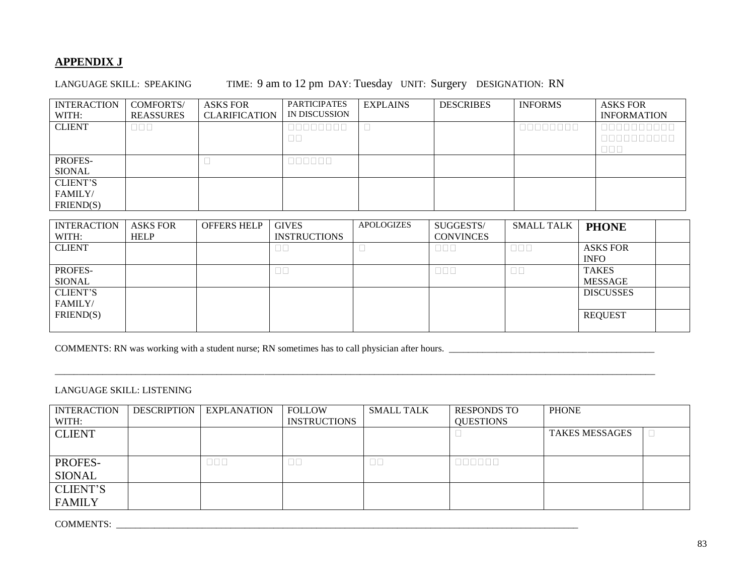## APPENDIX J

LANGUAGE SKILL: SPEAKING TIME: 9 am to 12 pm DAY: Tuesday UNIT: Surgery DESIGNATION: RN

| INTERACTION WITH: | COMFORTS/ REASSURES | ASKS FOR CLARIFICATION | PARTICIPATES IN DISCUSSION | EXPLAINS | DESCRIBES | INFORMS | ASKS FOR INFORMATION |
|---|---|---|---|---|---|---|---|
| CLIENT | □□□ | | □□□□□□□□□□ | □ | | □□□□□□□□ | □□□□□□□□□□□□□□□□□□□□□□□ |
| PROFES-SIONAL | | □ | □□□□□□ | | | | |
| CLIENT'S FAMILY/ FRIEND(S) | | | | | | | |

| INTERACTION WITH: | ASKS FOR HELP | OFFERS HELP | GIVES INSTRUCTIONS | APOLOGIZES | SUGGESTS/ CONVINCES | SMALL TALK | **PHONE** | |
|---|---|---|---|---|---|---|---|---|
| CLIENT | | | □□ | □ | □□□ | □□□ | ASKS FOR INFO | |
| PROFES-SIONAL | | | □□ | | □□□ | □□ | TAKES MESSAGE | |
| CLIENT'S FAMILY/ FRIEND(S) | | | | | | | DISCUSSES | |
| | | | | | | | REQUEST | |

COMMENTS: RN was working with a student nurse; RN sometimes has to call physician after hours. ____________________________________________

________________________________________________________________________________________________________________________

LANGUAGE SKILL: LISTENING

| INTERACTION WITH: | DESCRIPTION | EXPLANATION | FOLLOW INSTRUCTIONS | SMALL TALK | RESPONDS TO QUESTIONS | PHONE | |
|---|---|---|---|---|---|---|---|
| CLIENT | | | | | □ | TAKES MESSAGES | □ |
| PROFES-SIONAL | | □□□ | □□ | □□ | □□□□□□ | | |
| CLIENT'S FAMILY | | | | | | | |

COMMENTS: ____________________________________________________________________________________________________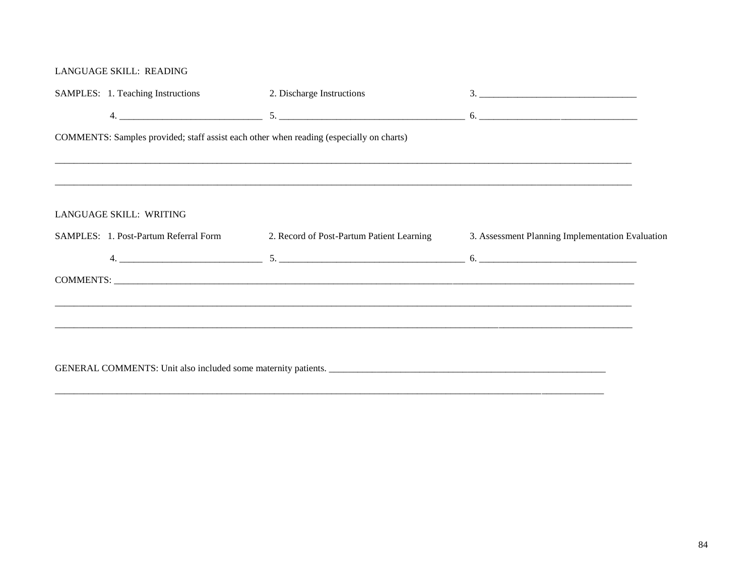LANGUAGE SKILL: READING

SAMPLES: 1. Teaching Instructions 2. Discharge Instructions 3. ______________________________

4. ____________________________ 5. ____________________________________ 6. ______________________________

COMMENTS: Samples provided; staff assist each other when reading (especially on charts)

________________________________________________________________________________________________________

________________________________________________________________________________________________________

LANGUAGE SKILL: WRITING

SAMPLES: 1. Post-Partum Referral Form 2. Record of Post-Partum Patient Learning 3. Assessment Planning Implementation Evaluation

4. ____________________________ 5. ____________________________________ 6. ______________________________

COMMENTS: ______________________________________________________________________________________________

________________________________________________________________________________________________________

________________________________________________________________________________________________________

GENERAL COMMENTS: Unit also included some maternity patients. ______________________________________________________

________________________________________________________________________________________________________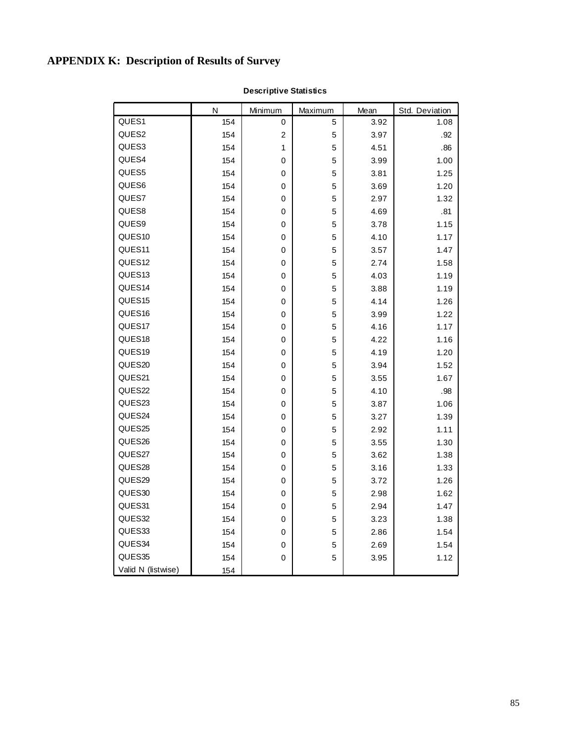## APPENDIX K:  Description of Results of Survey

**Descriptive Statistics**

| | N | Minimum | Maximum | Mean | Std. Deviation |
|---|---|---|---|---|---|
| QUES1 | 154 | 0 | 5 | 3.92 | 1.08 |
| QUES2 | 154 | 2 | 5 | 3.97 | .92 |
| QUES3 | 154 | 1 | 5 | 4.51 | .86 |
| QUES4 | 154 | 0 | 5 | 3.99 | 1.00 |
| QUES5 | 154 | 0 | 5 | 3.81 | 1.25 |
| QUES6 | 154 | 0 | 5 | 3.69 | 1.20 |
| QUES7 | 154 | 0 | 5 | 2.97 | 1.32 |
| QUES8 | 154 | 0 | 5 | 4.69 | .81 |
| QUES9 | 154 | 0 | 5 | 3.78 | 1.15 |
| QUES10 | 154 | 0 | 5 | 4.10 | 1.17 |
| QUES11 | 154 | 0 | 5 | 3.57 | 1.47 |
| QUES12 | 154 | 0 | 5 | 2.74 | 1.58 |
| QUES13 | 154 | 0 | 5 | 4.03 | 1.19 |
| QUES14 | 154 | 0 | 5 | 3.88 | 1.19 |
| QUES15 | 154 | 0 | 5 | 4.14 | 1.26 |
| QUES16 | 154 | 0 | 5 | 3.99 | 1.22 |
| QUES17 | 154 | 0 | 5 | 4.16 | 1.17 |
| QUES18 | 154 | 0 | 5 | 4.22 | 1.16 |
| QUES19 | 154 | 0 | 5 | 4.19 | 1.20 |
| QUES20 | 154 | 0 | 5 | 3.94 | 1.52 |
| QUES21 | 154 | 0 | 5 | 3.55 | 1.67 |
| QUES22 | 154 | 0 | 5 | 4.10 | .98 |
| QUES23 | 154 | 0 | 5 | 3.87 | 1.06 |
| QUES24 | 154 | 0 | 5 | 3.27 | 1.39 |
| QUES25 | 154 | 0 | 5 | 2.92 | 1.11 |
| QUES26 | 154 | 0 | 5 | 3.55 | 1.30 |
| QUES27 | 154 | 0 | 5 | 3.62 | 1.38 |
| QUES28 | 154 | 0 | 5 | 3.16 | 1.33 |
| QUES29 | 154 | 0 | 5 | 3.72 | 1.26 |
| QUES30 | 154 | 0 | 5 | 2.98 | 1.62 |
| QUES31 | 154 | 0 | 5 | 2.94 | 1.47 |
| QUES32 | 154 | 0 | 5 | 3.23 | 1.38 |
| QUES33 | 154 | 0 | 5 | 2.86 | 1.54 |
| QUES34 | 154 | 0 | 5 | 2.69 | 1.54 |
| QUES35 | 154 | 0 | 5 | 3.95 | 1.12 |
| Valid N (listwise) | 154 | | | | |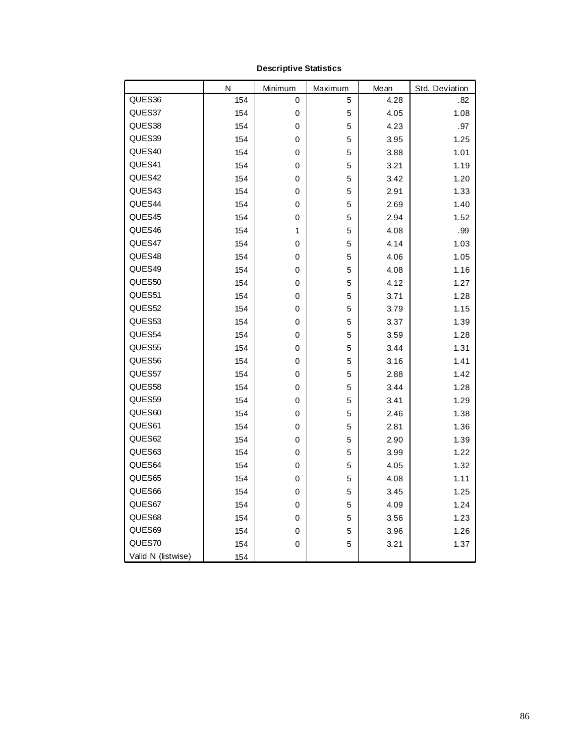**Descriptive Statistics**

| | N | Minimum | Maximum | Mean | Std. Deviation |
|---|---|---|---|---|---|
| QUES36 | 154 | 0 | 5 | 4.28 | .82 |
| QUES37 | 154 | 0 | 5 | 4.05 | 1.08 |
| QUES38 | 154 | 0 | 5 | 4.23 | .97 |
| QUES39 | 154 | 0 | 5 | 3.95 | 1.25 |
| QUES40 | 154 | 0 | 5 | 3.88 | 1.01 |
| QUES41 | 154 | 0 | 5 | 3.21 | 1.19 |
| QUES42 | 154 | 0 | 5 | 3.42 | 1.20 |
| QUES43 | 154 | 0 | 5 | 2.91 | 1.33 |
| QUES44 | 154 | 0 | 5 | 2.69 | 1.40 |
| QUES45 | 154 | 0 | 5 | 2.94 | 1.52 |
| QUES46 | 154 | 1 | 5 | 4.08 | .99 |
| QUES47 | 154 | 0 | 5 | 4.14 | 1.03 |
| QUES48 | 154 | 0 | 5 | 4.06 | 1.05 |
| QUES49 | 154 | 0 | 5 | 4.08 | 1.16 |
| QUES50 | 154 | 0 | 5 | 4.12 | 1.27 |
| QUES51 | 154 | 0 | 5 | 3.71 | 1.28 |
| QUES52 | 154 | 0 | 5 | 3.79 | 1.15 |
| QUES53 | 154 | 0 | 5 | 3.37 | 1.39 |
| QUES54 | 154 | 0 | 5 | 3.59 | 1.28 |
| QUES55 | 154 | 0 | 5 | 3.44 | 1.31 |
| QUES56 | 154 | 0 | 5 | 3.16 | 1.41 |
| QUES57 | 154 | 0 | 5 | 2.88 | 1.42 |
| QUES58 | 154 | 0 | 5 | 3.44 | 1.28 |
| QUES59 | 154 | 0 | 5 | 3.41 | 1.29 |
| QUES60 | 154 | 0 | 5 | 2.46 | 1.38 |
| QUES61 | 154 | 0 | 5 | 2.81 | 1.36 |
| QUES62 | 154 | 0 | 5 | 2.90 | 1.39 |
| QUES63 | 154 | 0 | 5 | 3.99 | 1.22 |
| QUES64 | 154 | 0 | 5 | 4.05 | 1.32 |
| QUES65 | 154 | 0 | 5 | 4.08 | 1.11 |
| QUES66 | 154 | 0 | 5 | 3.45 | 1.25 |
| QUES67 | 154 | 0 | 5 | 4.09 | 1.24 |
| QUES68 | 154 | 0 | 5 | 3.56 | 1.23 |
| QUES69 | 154 | 0 | 5 | 3.96 | 1.26 |
| QUES70 | 154 | 0 | 5 | 3.21 | 1.37 |
| Valid N (listwise) | 154 | | | | |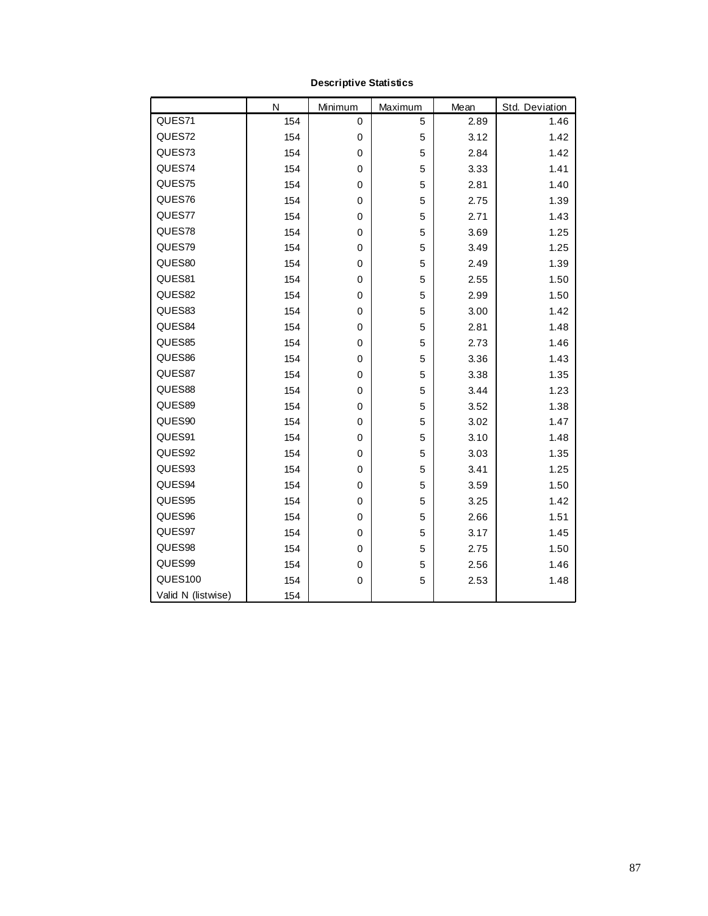**Descriptive Statistics**

| | N | Minimum | Maximum | Mean | Std. Deviation |
|---|---|---|---|---|---|
| QUES71 | 154 | 0 | 5 | 2.89 | 1.46 |
| QUES72 | 154 | 0 | 5 | 3.12 | 1.42 |
| QUES73 | 154 | 0 | 5 | 2.84 | 1.42 |
| QUES74 | 154 | 0 | 5 | 3.33 | 1.41 |
| QUES75 | 154 | 0 | 5 | 2.81 | 1.40 |
| QUES76 | 154 | 0 | 5 | 2.75 | 1.39 |
| QUES77 | 154 | 0 | 5 | 2.71 | 1.43 |
| QUES78 | 154 | 0 | 5 | 3.69 | 1.25 |
| QUES79 | 154 | 0 | 5 | 3.49 | 1.25 |
| QUES80 | 154 | 0 | 5 | 2.49 | 1.39 |
| QUES81 | 154 | 0 | 5 | 2.55 | 1.50 |
| QUES82 | 154 | 0 | 5 | 2.99 | 1.50 |
| QUES83 | 154 | 0 | 5 | 3.00 | 1.42 |
| QUES84 | 154 | 0 | 5 | 2.81 | 1.48 |
| QUES85 | 154 | 0 | 5 | 2.73 | 1.46 |
| QUES86 | 154 | 0 | 5 | 3.36 | 1.43 |
| QUES87 | 154 | 0 | 5 | 3.38 | 1.35 |
| QUES88 | 154 | 0 | 5 | 3.44 | 1.23 |
| QUES89 | 154 | 0 | 5 | 3.52 | 1.38 |
| QUES90 | 154 | 0 | 5 | 3.02 | 1.47 |
| QUES91 | 154 | 0 | 5 | 3.10 | 1.48 |
| QUES92 | 154 | 0 | 5 | 3.03 | 1.35 |
| QUES93 | 154 | 0 | 5 | 3.41 | 1.25 |
| QUES94 | 154 | 0 | 5 | 3.59 | 1.50 |
| QUES95 | 154 | 0 | 5 | 3.25 | 1.42 |
| QUES96 | 154 | 0 | 5 | 2.66 | 1.51 |
| QUES97 | 154 | 0 | 5 | 3.17 | 1.45 |
| QUES98 | 154 | 0 | 5 | 2.75 | 1.50 |
| QUES99 | 154 | 0 | 5 | 2.56 | 1.46 |
| QUES100 | 154 | 0 | 5 | 2.53 | 1.48 |
| Valid N (listwise) | 154 | | | | |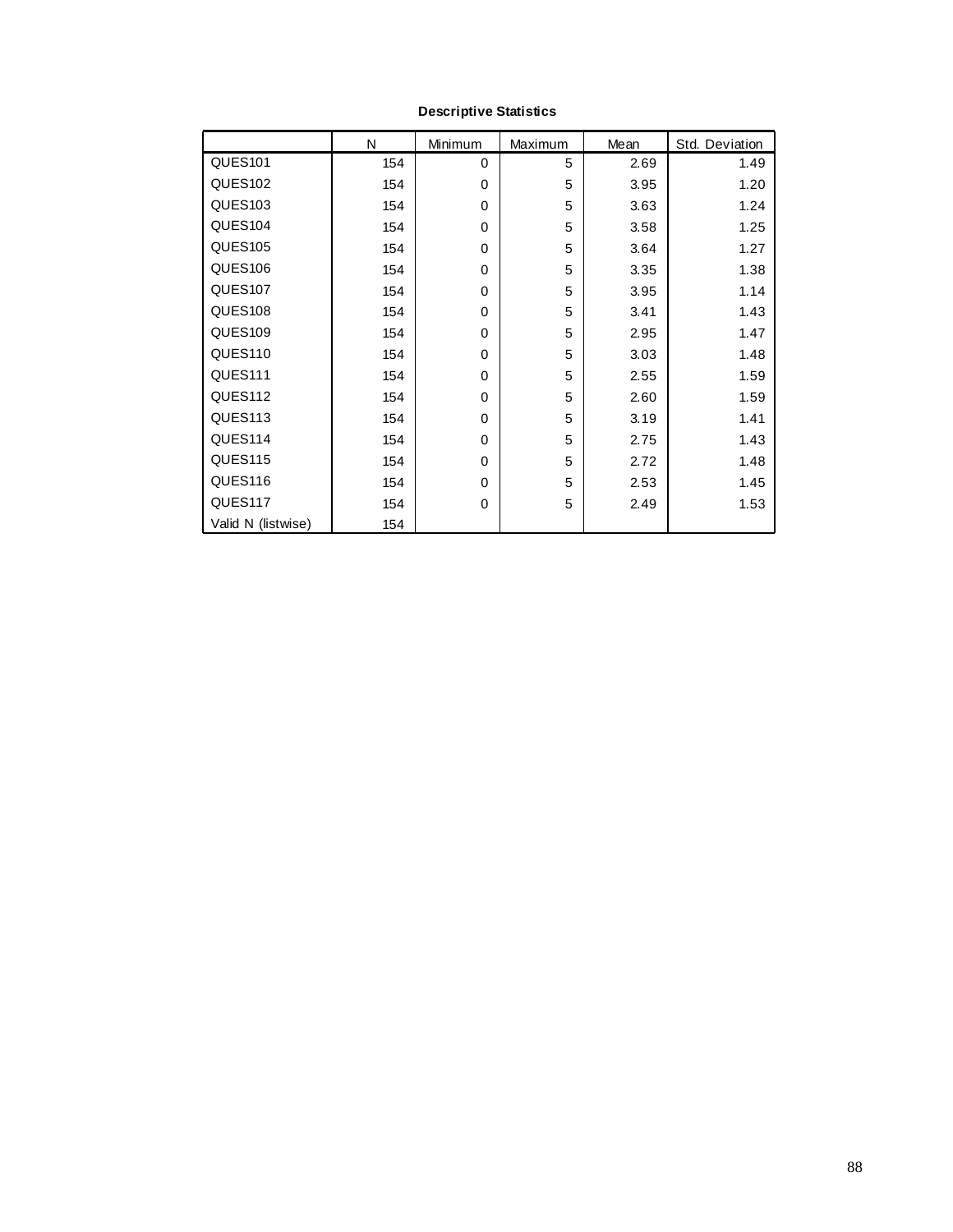**Descriptive Statistics**

| | N | Minimum | Maximum | Mean | Std. Deviation |
|---|---|---|---|---|---|
| QUES101 | 154 | 0 | 5 | 2.69 | 1.49 |
| QUES102 | 154 | 0 | 5 | 3.95 | 1.20 |
| QUES103 | 154 | 0 | 5 | 3.63 | 1.24 |
| QUES104 | 154 | 0 | 5 | 3.58 | 1.25 |
| QUES105 | 154 | 0 | 5 | 3.64 | 1.27 |
| QUES106 | 154 | 0 | 5 | 3.35 | 1.38 |
| QUES107 | 154 | 0 | 5 | 3.95 | 1.14 |
| QUES108 | 154 | 0 | 5 | 3.41 | 1.43 |
| QUES109 | 154 | 0 | 5 | 2.95 | 1.47 |
| QUES110 | 154 | 0 | 5 | 3.03 | 1.48 |
| QUES111 | 154 | 0 | 5 | 2.55 | 1.59 |
| QUES112 | 154 | 0 | 5 | 2.60 | 1.59 |
| QUES113 | 154 | 0 | 5 | 3.19 | 1.41 |
| QUES114 | 154 | 0 | 5 | 2.75 | 1.43 |
| QUES115 | 154 | 0 | 5 | 2.72 | 1.48 |
| QUES116 | 154 | 0 | 5 | 2.53 | 1.45 |
| QUES117 | 154 | 0 | 5 | 2.49 | 1.53 |
| Valid N (listwise) | 154 | | | | |